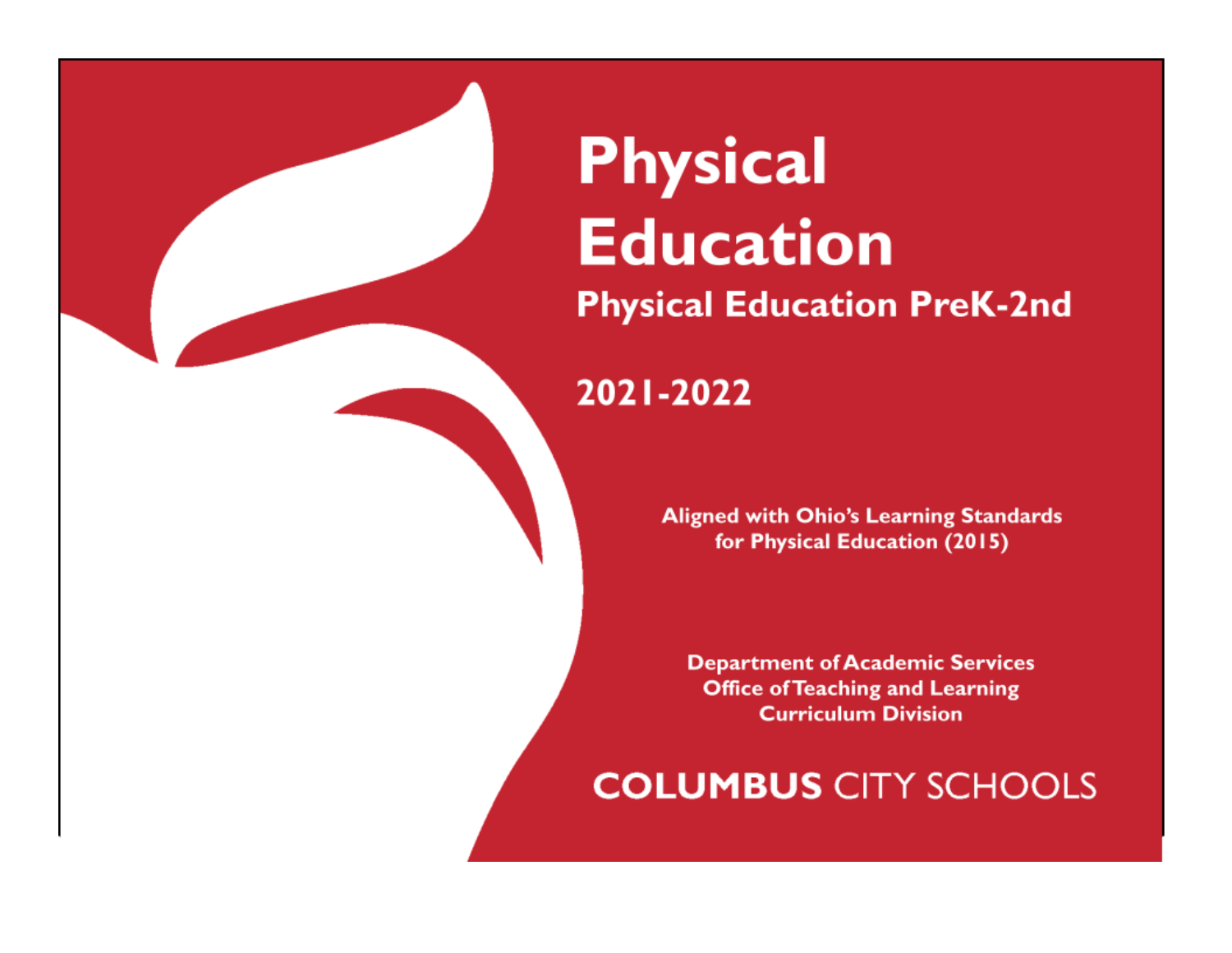# Physical Education

## Physical Education PreK-2nd

## 2021-2022

**Aligned with Ohio's Learning Standards for Physical Education (2015)**

**Department of Academic Services**
**Office of Teaching and Learning**
**Curriculum Division**

**COLUMBUS** CITY SCHOOLS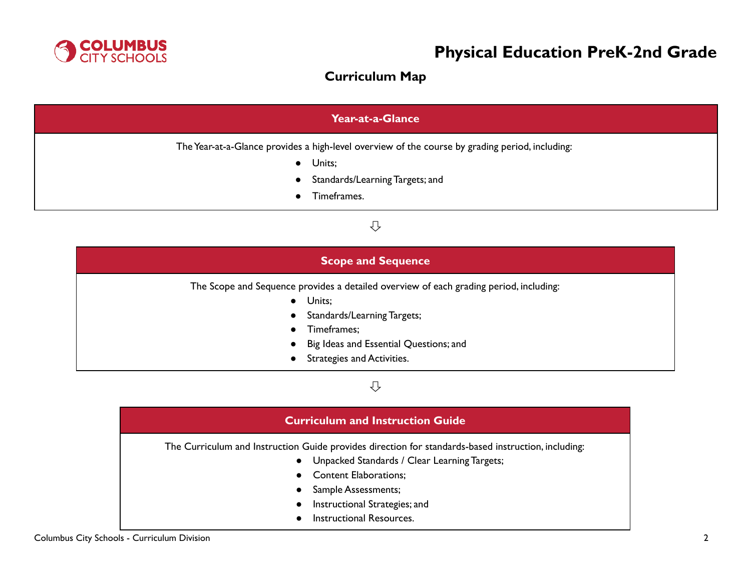# Physical Education PreK-2nd Grade

## Curriculum Map

### Year-at-a-Glance

The Year-at-a-Glance provides a high-level overview of the course by grading period, including:

- Units;
- Standards/Learning Targets; and
- Timeframes.

⇩

### Scope and Sequence

The Scope and Sequence provides a detailed overview of each grading period, including:

- Units;
- Standards/Learning Targets;
- Timeframes;
- Big Ideas and Essential Questions; and
- Strategies and Activities.

⇩

### Curriculum and Instruction Guide

The Curriculum and Instruction Guide provides direction for standards-based instruction, including:

- Unpacked Standards / Clear Learning Targets;
- Content Elaborations;
- Sample Assessments;
- Instructional Strategies; and
- Instructional Resources.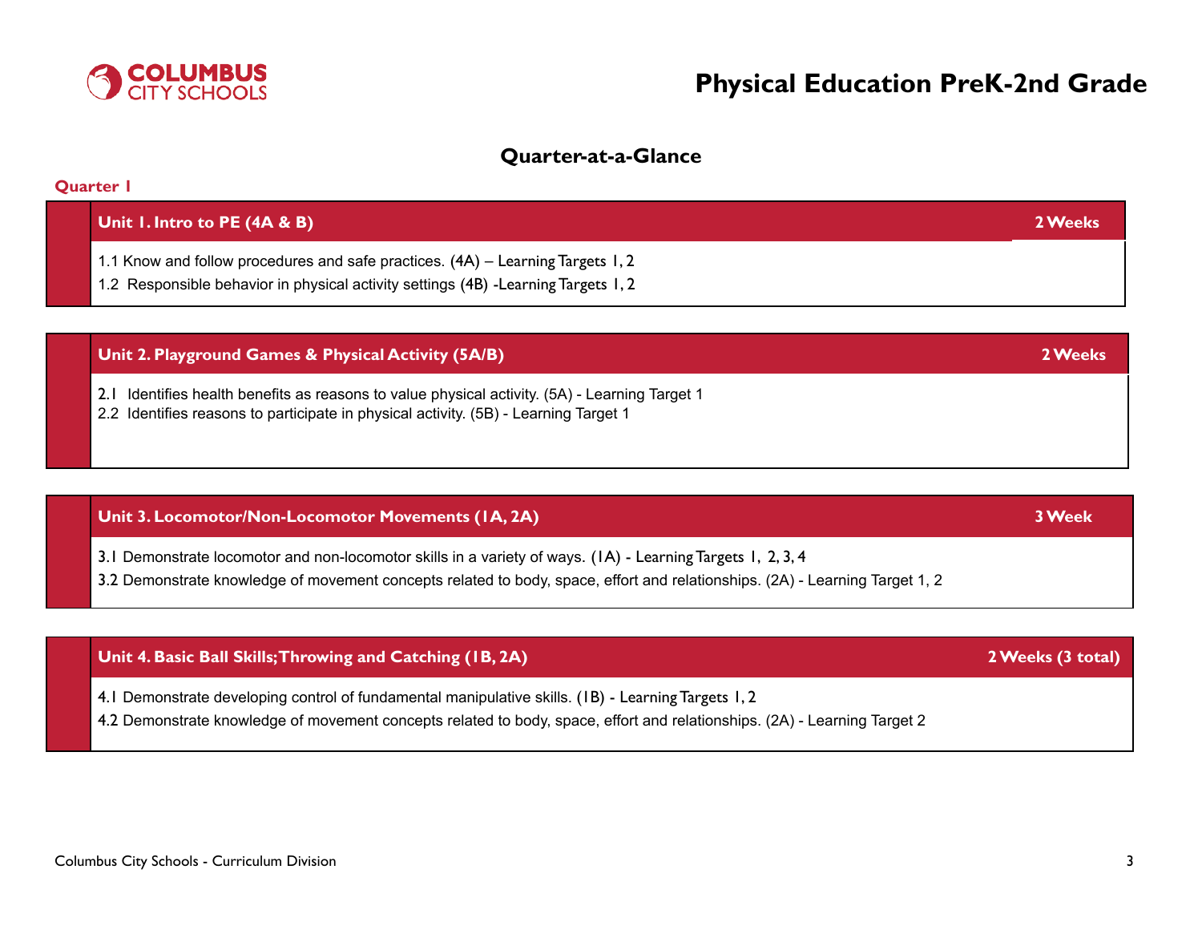# Physical Education PreK-2nd Grade

## Quarter-at-a-Glance

### Quarter 1

| **Unit 1. Intro to PE (4A & B)** | **2 Weeks** |
|---|---|
| 1.1 Know and follow procedures and safe practices. (4A) – Learning Targets 1, 2<br>1.2 Responsible behavior in physical activity settings (4B) -Learning Targets 1, 2 | |

| **Unit 2. Playground Games & Physical Activity (5A/B)** | **2 Weeks** |
|---|---|
| 2.1 Identifies health benefits as reasons to value physical activity. (5A) - Learning Target 1<br>2.2 Identifies reasons to participate in physical activity. (5B) - Learning Target 1 | |

| **Unit 3. Locomotor/Non-Locomotor Movements (1A, 2A)** | **3 Week** |
|---|---|
| 3.1 Demonstrate locomotor and non-locomotor skills in a variety of ways. (1A) - Learning Targets 1, 2, 3, 4<br>3.2 Demonstrate knowledge of movement concepts related to body, space, effort and relationships. (2A) - Learning Target 1, 2 | |

| **Unit 4. Basic Ball Skills; Throwing and Catching (1B, 2A)** | **2 Weeks (3 total)** |
|---|---|
| 4.1 Demonstrate developing control of fundamental manipulative skills. (1B) - Learning Targets 1, 2<br>4.2 Demonstrate knowledge of movement concepts related to body, space, effort and relationships. (2A) - Learning Target 2 | |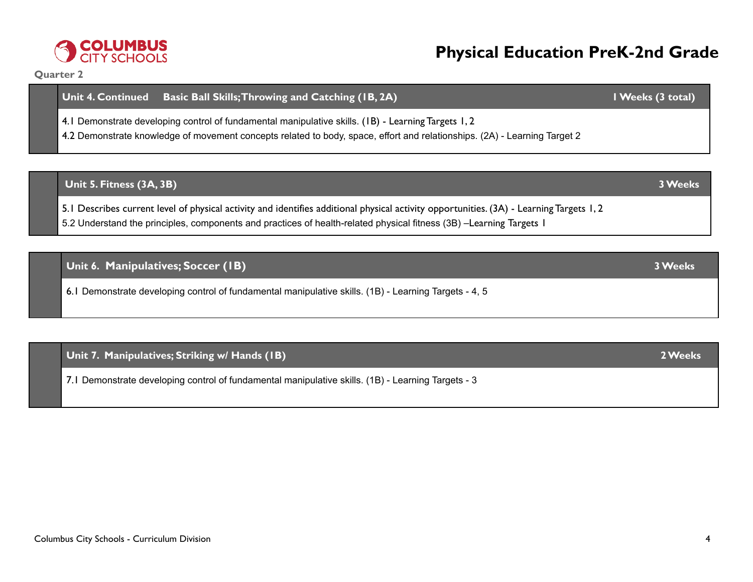# Physical Education PreK-2nd Grade

**Quarter 2**

| Unit 4. Continued — Basic Ball Skills; Throwing and Catching (1B, 2A) | 1 Weeks (3 total) |
|---|---|
| 4.1 Demonstrate developing control of fundamental manipulative skills. (1B) - Learning Targets 1, 2<br>4.2 Demonstrate knowledge of movement concepts related to body, space, effort and relationships. (2A) - Learning Target 2 | |

| Unit 5. Fitness (3A, 3B) | 3 Weeks |
|---|---|
| 5.1 Describes current level of physical activity and identifies additional physical activity opportunities. (3A) - Learning Targets 1, 2<br>5.2 Understand the principles, components and practices of health-related physical fitness (3B) –Learning Targets 1 | |

| Unit 6. Manipulatives; Soccer (1B) | 3 Weeks |
|---|---|
| 6.1 Demonstrate developing control of fundamental manipulative skills. (1B) - Learning Targets - 4, 5 | |

| Unit 7. Manipulatives; Striking w/ Hands (1B) | 2 Weeks |
|---|---|
| 7.1 Demonstrate developing control of fundamental manipulative skills. (1B) - Learning Targets - 3 | |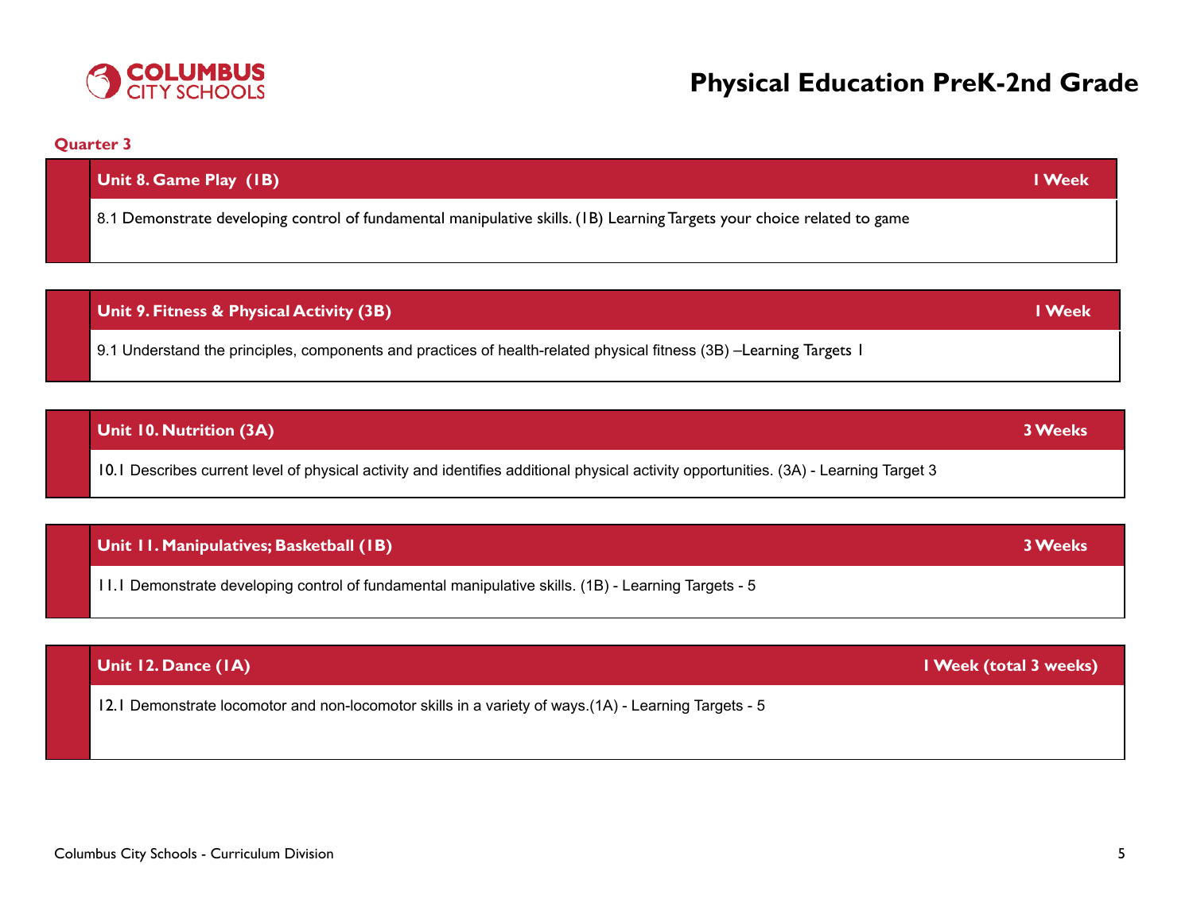**Quarter 3**

| Unit 8. Game Play (1B) | 1 Week |
| --- | --- |
| 8.1 Demonstrate developing control of fundamental manipulative skills. (1B) Learning Targets your choice related to game | |

| Unit 9. Fitness & Physical Activity (3B) | 1 Week |
| --- | --- |
| 9.1 Understand the principles, components and practices of health-related physical fitness (3B) –Learning Targets 1 | |

| Unit 10. Nutrition (3A) | 3 Weeks |
| --- | --- |
| 10.1 Describes current level of physical activity and identifies additional physical activity opportunities. (3A) - Learning Target 3 | |

| Unit 11. Manipulatives; Basketball (1B) | 3 Weeks |
| --- | --- |
| 11.1 Demonstrate developing control of fundamental manipulative skills. (1B) - Learning Targets - 5 | |

| Unit 12. Dance (1A) | 1 Week (total 3 weeks) |
| --- | --- |
| 12.1 Demonstrate locomotor and non-locomotor skills in a variety of ways.(1A) - Learning Targets - 5 | |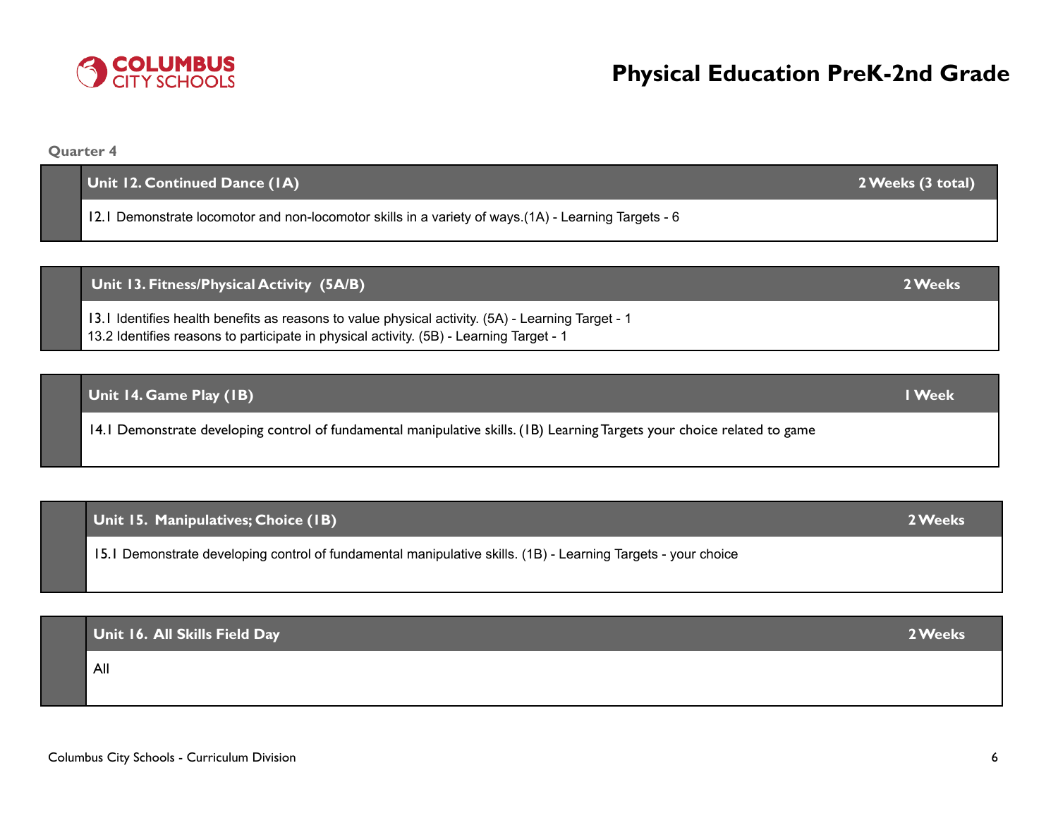# Physical Education PreK-2nd Grade

**Quarter 4**

| Unit 12. Continued Dance (1A) | 2 Weeks (3 total) |
| --- | --- |
| 12.1 Demonstrate locomotor and non-locomotor skills in a variety of ways.(1A) - Learning Targets - 6 | |

| Unit 13. Fitness/Physical Activity (5A/B) | 2 Weeks |
| --- | --- |
| 13.1 Identifies health benefits as reasons to value physical activity. (5A) - Learning Target - 1<br>13.2 Identifies reasons to participate in physical activity. (5B) - Learning Target - 1 | |

| Unit 14. Game Play (1B) | 1 Week |
| --- | --- |
| 14.1 Demonstrate developing control of fundamental manipulative skills. (1B) Learning Targets your choice related to game | |

| Unit 15. Manipulatives; Choice (1B) | 2 Weeks |
| --- | --- |
| 15.1 Demonstrate developing control of fundamental manipulative skills. (1B) - Learning Targets - your choice | |

| Unit 16. All Skills Field Day | 2 Weeks |
| --- | --- |
| All | |

Columbus City Schools - Curriculum Division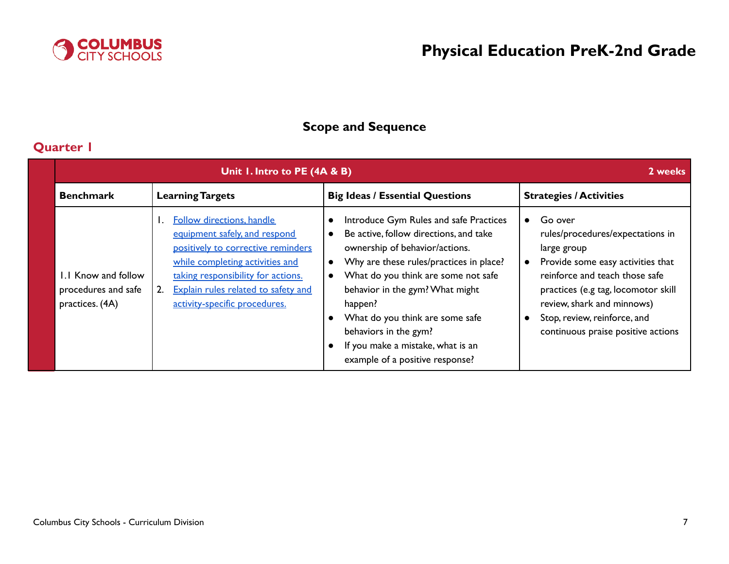## Scope and Sequence

### Quarter 1

| Unit 1. Intro to PE (4A & B) | | | 2 weeks |
|---|---|---|---|
| **Benchmark** | **Learning Targets** | **Big Ideas / Essential Questions** | **Strategies / Activities** |
| 1.1 Know and follow procedures and safe practices. (4A) | 1. Follow directions, handle equipment safely, and respond positively to corrective reminders while completing activities and taking responsibility for actions.<br>2. Explain rules related to safety and activity-specific procedures. | • Introduce Gym Rules and safe Practices<br>• Be active, follow directions, and take ownership of behavior/actions.<br>• Why are these rules/practices in place?<br>• What do you think are some not safe behavior in the gym? What might happen?<br>• What do you think are some safe behaviors in the gym?<br>• If you make a mistake, what is an example of a positive response? | • Go over rules/procedures/expectations in large group<br>• Provide some easy activities that reinforce and teach those safe practices (e.g tag, locomotor skill review, shark and minnows)<br>• Stop, review, reinforce, and continuous praise positive actions |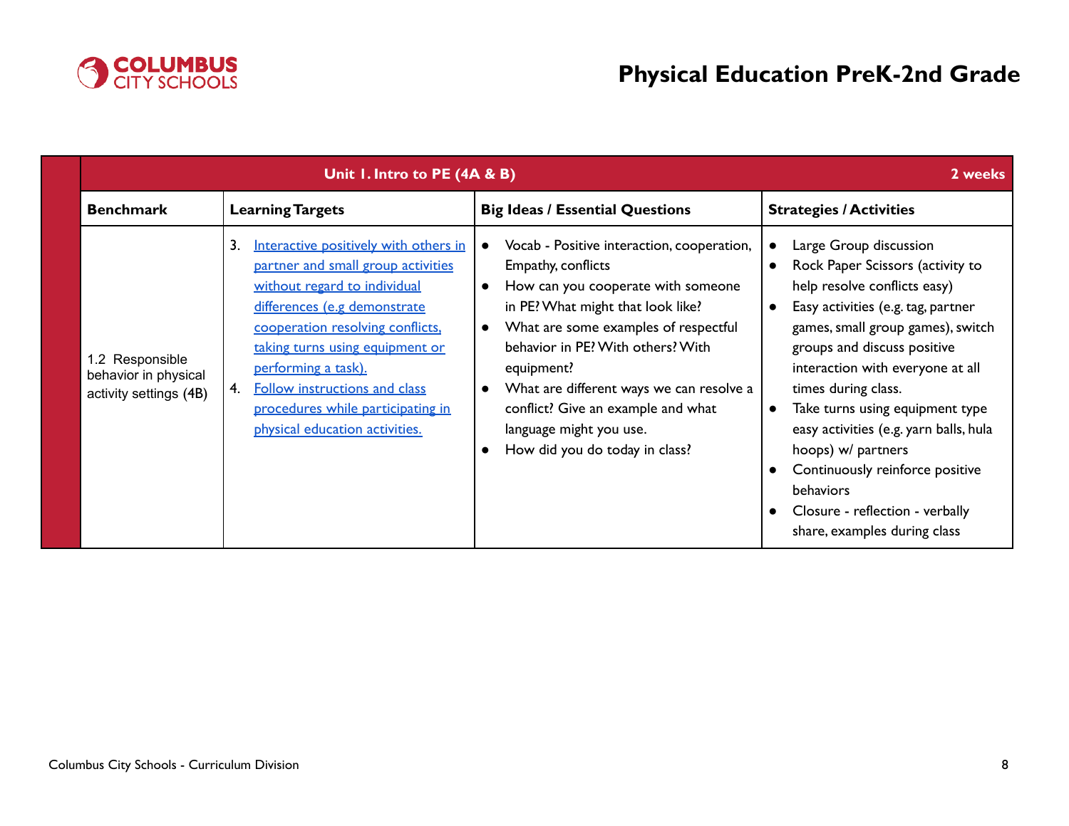# Physical Education PreK-2nd Grade

| Unit 1. Intro to PE (4A & B) | | | 2 weeks |
|---|---|---|---|
| **Benchmark** | **Learning Targets** | **Big Ideas / Essential Questions** | **Strategies / Activities** |
| 1.2 Responsible behavior in physical activity settings (4B) | 3. Interactive positively with others in partner and small group activities without regard to individual differences (e.g demonstrate cooperation resolving conflicts, taking turns using equipment or performing a task).<br>4. Follow instructions and class procedures while participating in physical education activities. | • Vocab - Positive interaction, cooperation, Empathy, conflicts<br>• How can you cooperate with someone in PE? What might that look like?<br>• What are some examples of respectful behavior in PE? With others? With equipment?<br>• What are different ways we can resolve a conflict? Give an example and what language might you use.<br>• How did you do today in class? | • Large Group discussion<br>• Rock Paper Scissors (activity to help resolve conflicts easy)<br>• Easy activities (e.g. tag, partner games, small group games), switch groups and discuss positive interaction with everyone at all times during class.<br>• Take turns using equipment type easy activities (e.g. yarn balls, hula hoops) w/ partners<br>• Continuously reinforce positive behaviors<br>• Closure - reflection - verbally share, examples during class |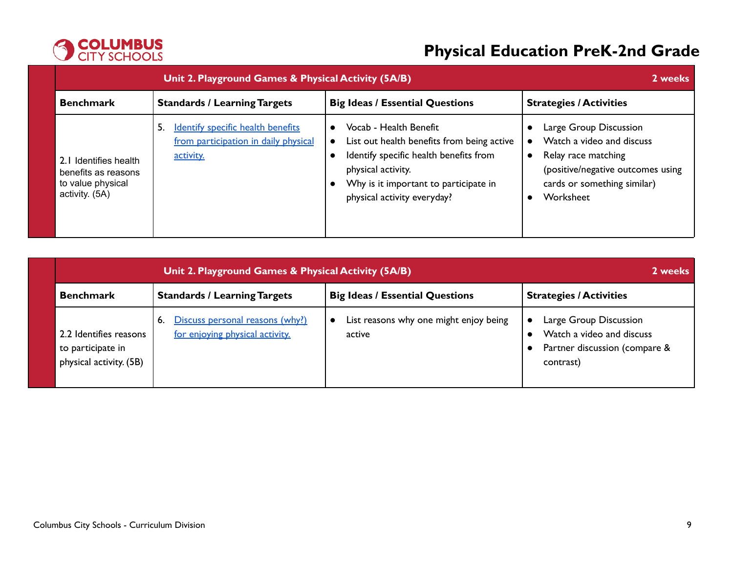# Physical Education PreK-2nd Grade

| Unit 2. Playground Games & Physical Activity (5A/B) | | | 2 weeks |
|---|---|---|---|
| **Benchmark** | **Standards / Learning Targets** | **Big Ideas / Essential Questions** | **Strategies / Activities** |
| 2.1 Identifies health benefits as reasons to value physical activity. (5A) | 5. Identify specific health benefits from participation in daily physical activity. | • Vocab - Health Benefit<br>• List out health benefits from being active<br>• Identify specific health benefits from physical activity.<br>• Why is it important to participate in physical activity everyday? | • Large Group Discussion<br>• Watch a video and discuss<br>• Relay race matching (positive/negative outcomes using cards or something similar)<br>• Worksheet |

| Unit 2. Playground Games & Physical Activity (5A/B) | | | 2 weeks |
|---|---|---|---|
| **Benchmark** | **Standards / Learning Targets** | **Big Ideas / Essential Questions** | **Strategies / Activities** |
| 2.2 Identifies reasons to participate in physical activity. (5B) | 6. Discuss personal reasons (why?) for enjoying physical activity. | • List reasons why one might enjoy being active | • Large Group Discussion<br>• Watch a video and discuss<br>• Partner discussion (compare & contrast) |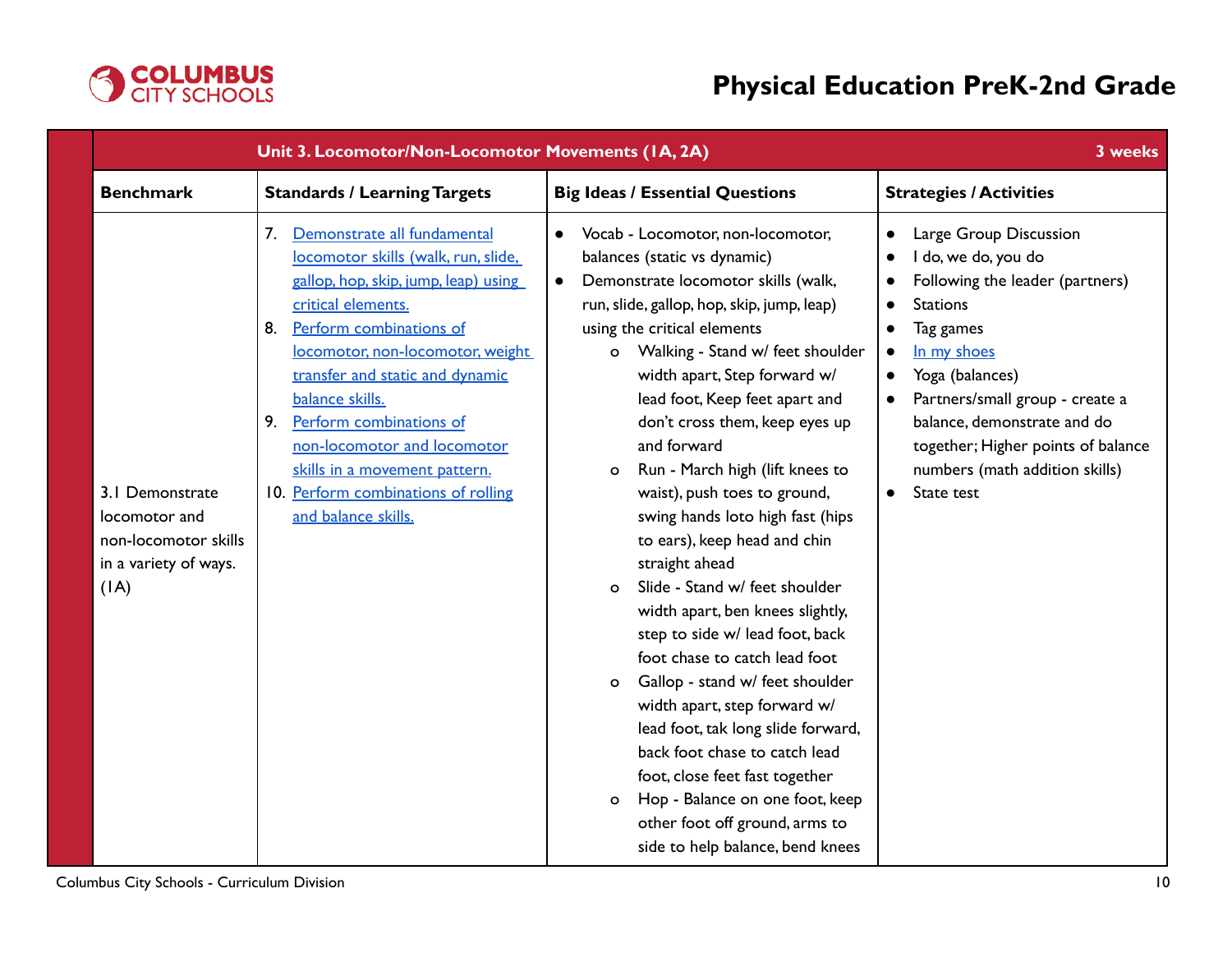# Physical Education PreK-2nd Grade

| Unit 3. Locomotor/Non-Locomotor Movements (1A, 2A) | | | 3 weeks |
|---|---|---|---|
| **Benchmark** | **Standards / Learning Targets** | **Big Ideas / Essential Questions** | **Strategies / Activities** |
| 3.1 Demonstrate locomotor and non-locomotor skills in a variety of ways. (1A) | 7. Demonstrate all fundamental locomotor skills (walk, run, slide, gallop, hop, skip, jump, leap) using critical elements.<br>8. Perform combinations of locomotor, non-locomotor, weight transfer and static and dynamic balance skills.<br>9. Perform combinations of non-locomotor and locomotor skills in a movement pattern.<br>10. Perform combinations of rolling and balance skills. | • Vocab - Locomotor, non-locomotor, balances (static vs dynamic)<br>• Demonstrate locomotor skills (walk, run, slide, gallop, hop, skip, jump, leap) using the critical elements<br>&nbsp;&nbsp;o Walking - Stand w/ feet shoulder width apart, Step forward w/ lead foot, Keep feet apart and don't cross them, keep eyes up and forward<br>&nbsp;&nbsp;o Run - March high (lift knees to waist), push toes to ground, swing hands loto high fast (hips to ears), keep head and chin straight ahead<br>&nbsp;&nbsp;o Slide - Stand w/ feet shoulder width apart, ben knees slightly, step to side w/ lead foot, back foot chase to catch lead foot<br>&nbsp;&nbsp;o Gallop - stand w/ feet shoulder width apart, step forward w/ lead foot, tak long slide forward, back foot chase to catch lead foot, close feet fast together<br>&nbsp;&nbsp;o Hop - Balance on one foot, keep other foot off ground, arms to side to help balance, bend knees | • Large Group Discussion<br>• I do, we do, you do<br>• Following the leader (partners)<br>• Stations<br>• Tag games<br>• In my shoes<br>• Yoga (balances)<br>• Partners/small group - create a balance, demonstrate and do together; Higher points of balance numbers (math addition skills)<br>• State test |

Columbus City Schools - Curriculum Division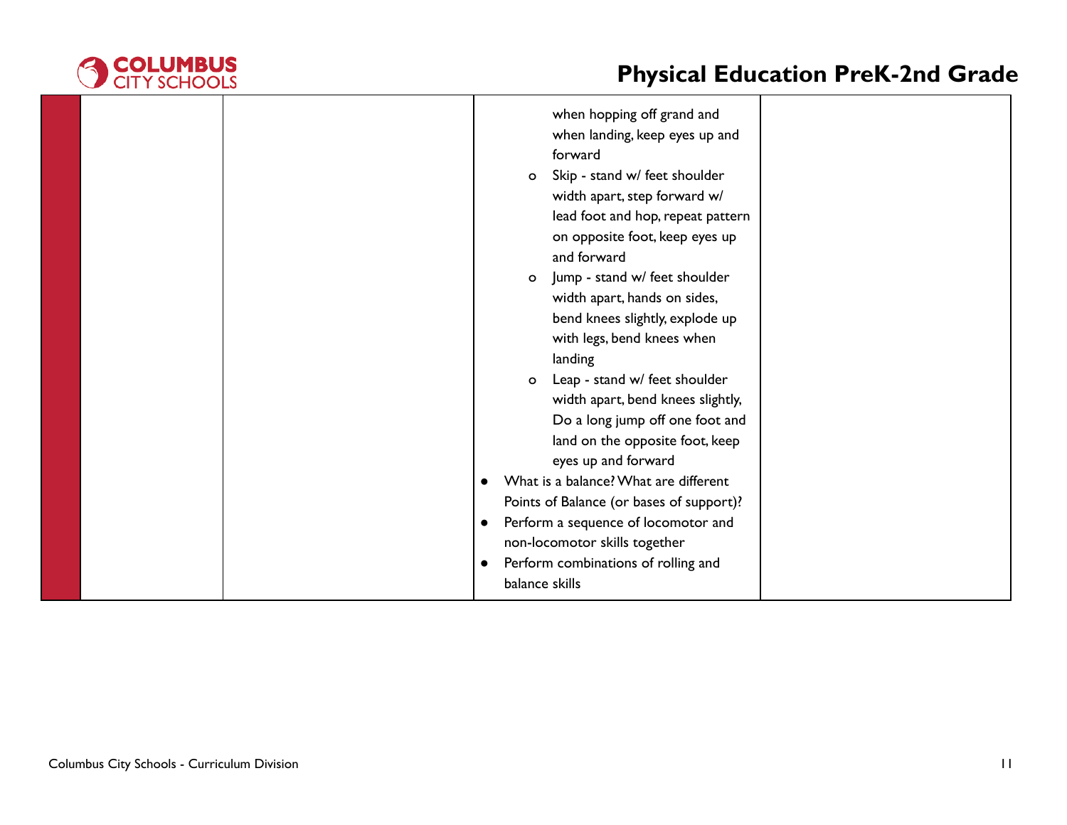| | | | | |
|---|---|---|---|---|
| | | | when hopping off grand and when landing, keep eyes up and forward<br>o Skip - stand w/ feet shoulder width apart, step forward w/ lead foot and hop, repeat pattern on opposite foot, keep eyes up and forward<br>o Jump - stand w/ feet shoulder width apart, hands on sides, bend knees slightly, explode up with legs, bend knees when landing<br>o Leap - stand w/ feet shoulder width apart, bend knees slightly, Do a long jump off one foot and land on the opposite foot, keep eyes up and forward<br>● What is a balance? What are different Points of Balance (or bases of support)?<br>● Perform a sequence of locomotor and non-locomotor skills together<br>● Perform combinations of rolling and balance skills | |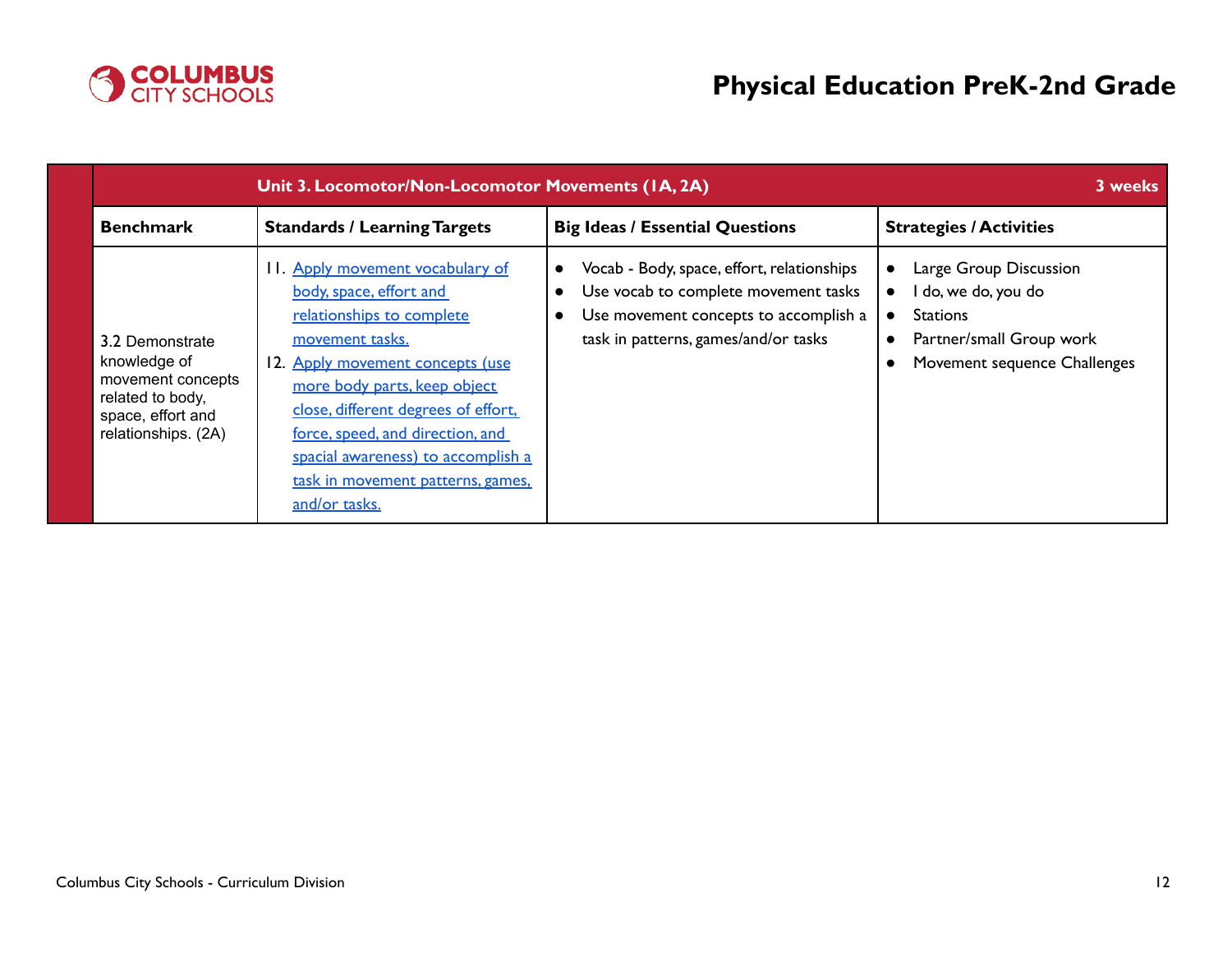# Physical Education PreK-2nd Grade

| Unit 3. Locomotor/Non-Locomotor Movements (1A, 2A) | | | 3 weeks |
|---|---|---|---|
| **Benchmark** | **Standards / Learning Targets** | **Big Ideas / Essential Questions** | **Strategies / Activities** |
| 3.2 Demonstrate knowledge of movement concepts related to body, space, effort and relationships. (2A) | 11. Apply movement vocabulary of body, space, effort and relationships to complete movement tasks.<br>12. Apply movement concepts (use more body parts, keep object close, different degrees of effort, force, speed, and direction, and spacial awareness) to accomplish a task in movement patterns, games, and/or tasks. | • Vocab - Body, space, effort, relationships<br>• Use vocab to complete movement tasks<br>• Use movement concepts to accomplish a task in patterns, games/and/or tasks | • Large Group Discussion<br>• I do, we do, you do<br>• Stations<br>• Partner/small Group work<br>• Movement sequence Challenges |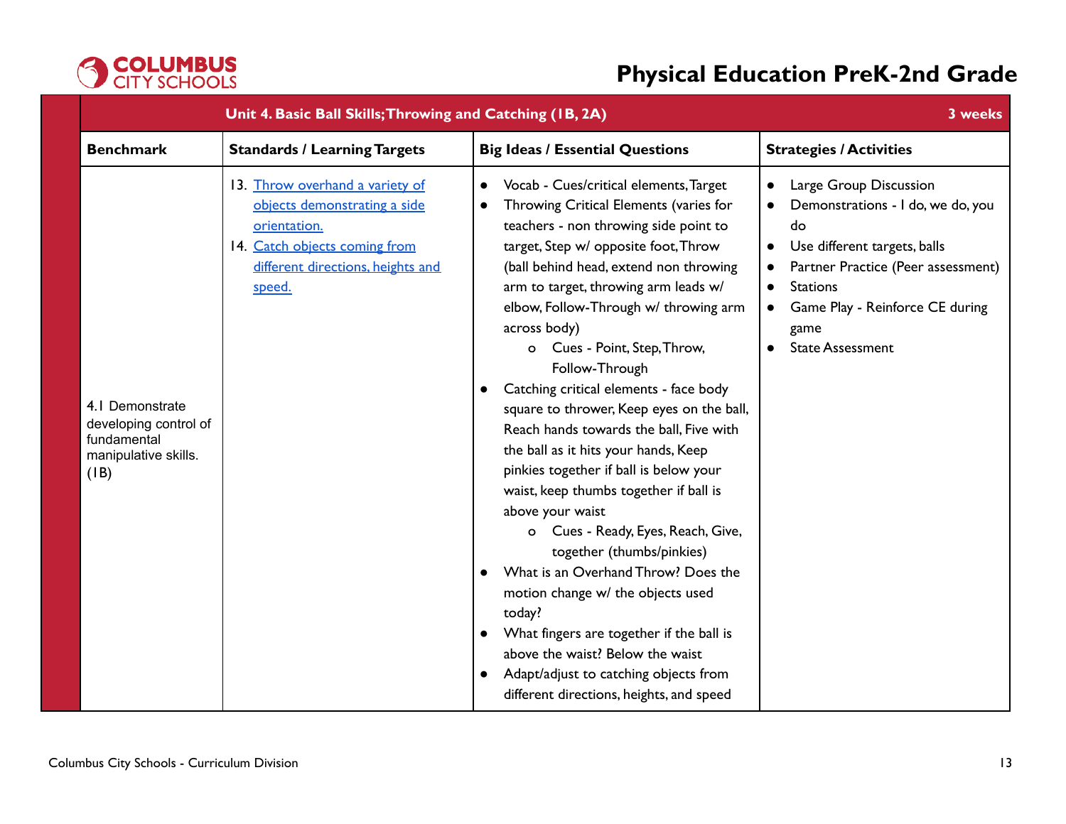# Physical Education PreK-2nd Grade

| Unit 4. Basic Ball Skills; Throwing and Catching (1B, 2A) | | | 3 weeks |
|---|---|---|---|
| **Benchmark** | **Standards / Learning Targets** | **Big Ideas / Essential Questions** | **Strategies / Activities** |
| 4.1 Demonstrate developing control of fundamental manipulative skills. (1B) | 13. Throw overhand a variety of objects demonstrating a side orientation.<br>14. Catch objects coming from different directions, heights and speed. | • Vocab - Cues/critical elements, Target<br>• Throwing Critical Elements (varies for teachers - non throwing side point to target, Step w/ opposite foot, Throw (ball behind head, extend non throwing arm to target, throwing arm leads w/ elbow, Follow-Through w/ throwing arm across body)<br>  o Cues - Point, Step, Throw, Follow-Through<br>• Catching critical elements - face body square to thrower, Keep eyes on the ball, Reach hands towards the ball, Five with the ball as it hits your hands, Keep pinkies together if ball is below your waist, keep thumbs together if ball is above your waist<br>  o Cues - Ready, Eyes, Reach, Give, together (thumbs/pinkies)<br>• What is an Overhand Throw? Does the motion change w/ the objects used today?<br>• What fingers are together if the ball is above the waist? Below the waist<br>• Adapt/adjust to catching objects from different directions, heights, and speed | • Large Group Discussion<br>• Demonstrations - I do, we do, you do<br>• Use different targets, balls<br>• Partner Practice (Peer assessment)<br>• Stations<br>• Game Play - Reinforce CE during game<br>• State Assessment |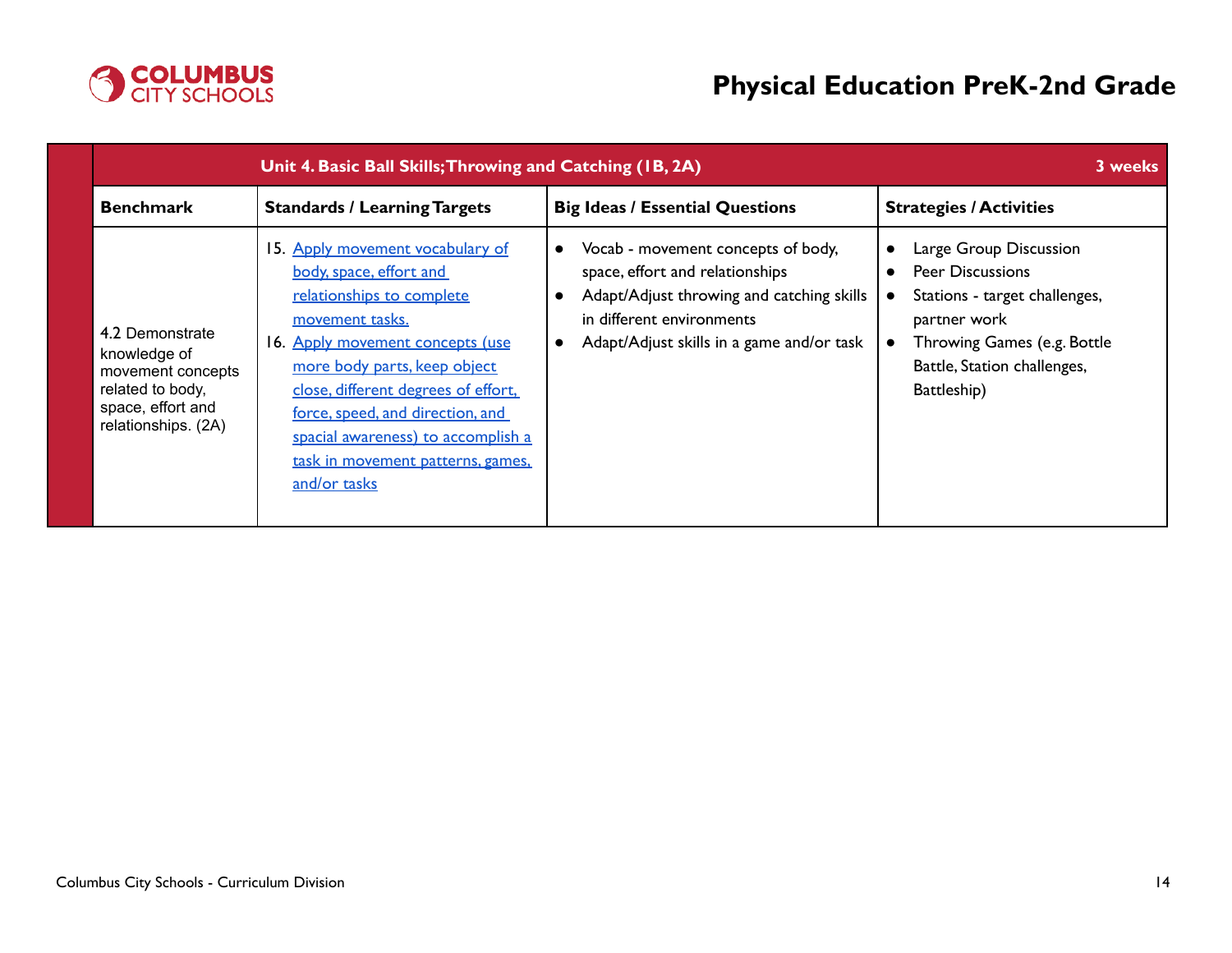# Physical Education PreK-2nd Grade

| Unit 4. Basic Ball Skills; Throwing and Catching (1B, 2A) | | | 3 weeks |
|---|---|---|---|
| **Benchmark** | **Standards / Learning Targets** | **Big Ideas / Essential Questions** | **Strategies / Activities** |
| 4.2 Demonstrate knowledge of movement concepts related to body, space, effort and relationships. (2A) | 15. Apply movement vocabulary of body, space, effort and relationships to complete movement tasks.<br>16. Apply movement concepts (use more body parts, keep object close, different degrees of effort, force, speed, and direction, and spacial awareness) to accomplish a task in movement patterns, games, and/or tasks | • Vocab - movement concepts of body, space, effort and relationships<br>• Adapt/Adjust throwing and catching skills in different environments<br>• Adapt/Adjust skills in a game and/or task | • Large Group Discussion<br>• Peer Discussions<br>• Stations - target challenges, partner work<br>• Throwing Games (e.g. Bottle Battle, Station challenges, Battleship) |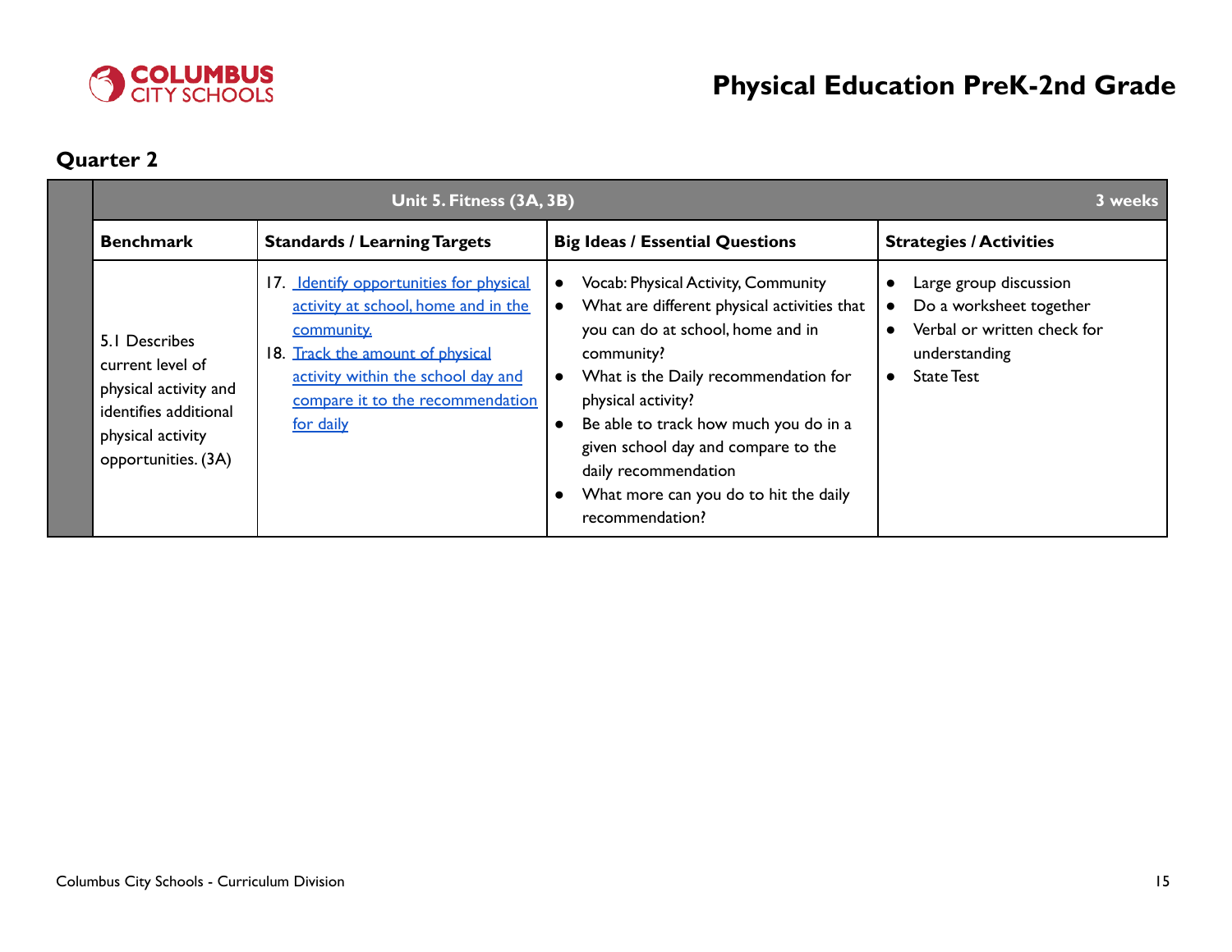# Physical Education PreK-2nd Grade

## Quarter 2

| Unit 5. Fitness (3A, 3B) | | | 3 weeks |
|---|---|---|---|
| **Benchmark** | **Standards / Learning Targets** | **Big Ideas / Essential Questions** | **Strategies / Activities** |
| 5.1 Describes current level of physical activity and identifies additional physical activity opportunities. (3A) | 17. Identify opportunities for physical activity at school, home and in the community.<br>18. Track the amount of physical activity within the school day and compare it to the recommendation for daily | • Vocab: Physical Activity, Community<br>• What are different physical activities that you can do at school, home and in community?<br>• What is the Daily recommendation for physical activity?<br>• Be able to track how much you do in a given school day and compare to the daily recommendation<br>• What more can you do to hit the daily recommendation? | • Large group discussion<br>• Do a worksheet together<br>• Verbal or written check for understanding<br>• State Test |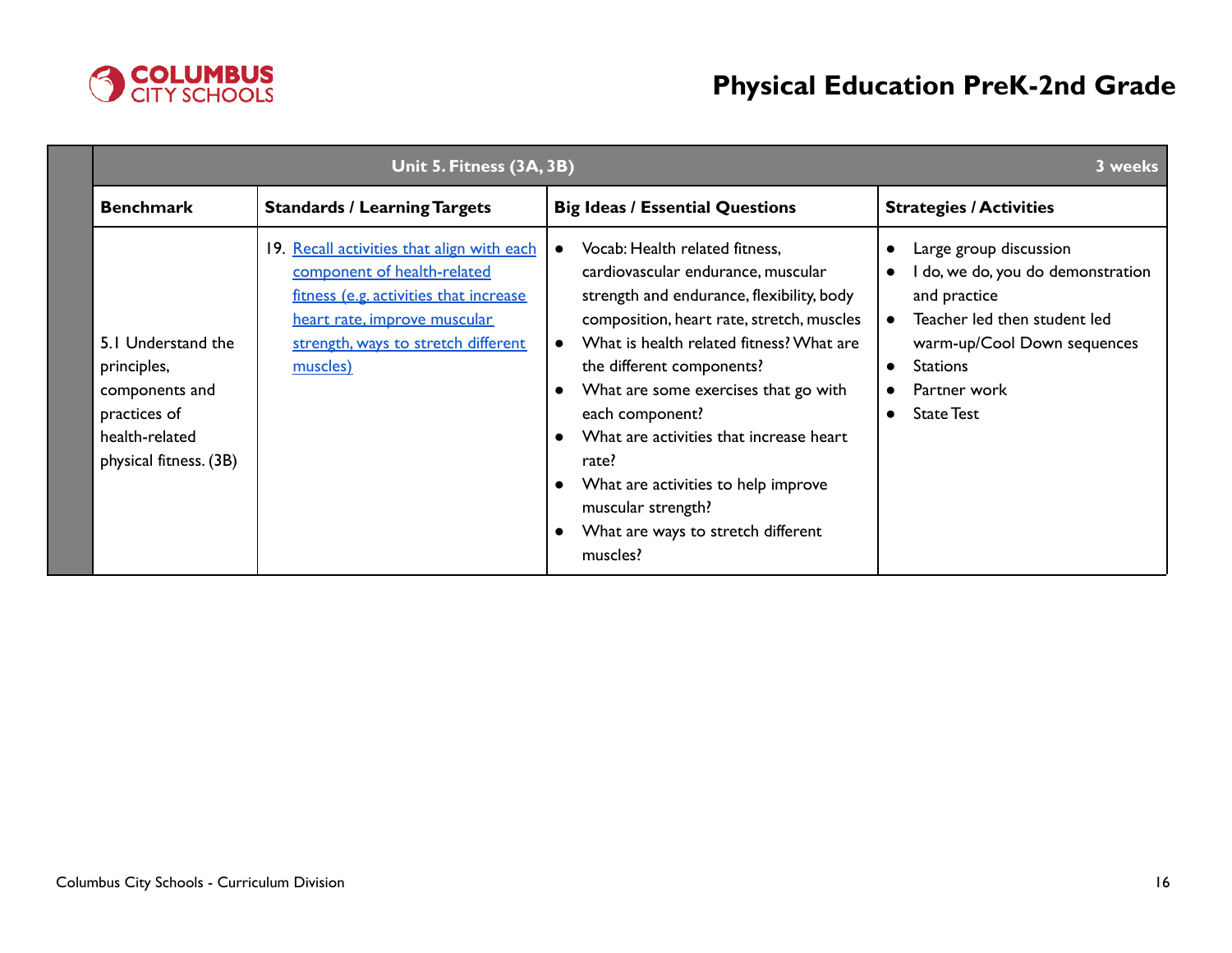# Physical Education PreK-2nd Grade

| Unit 5. Fitness (3A, 3B) | | | 3 weeks |
|---|---|---|---|
| **Benchmark** | **Standards / Learning Targets** | **Big Ideas / Essential Questions** | **Strategies / Activities** |
| 5.1 Understand the principles, components and practices of health-related physical fitness. (3B) | 19. Recall activities that align with each component of health-related fitness (e.g. activities that increase heart rate, improve muscular strength, ways to stretch different muscles) | • Vocab: Health related fitness, cardiovascular endurance, muscular strength and endurance, flexibility, body composition, heart rate, stretch, muscles<br>• What is health related fitness? What are the different components?<br>• What are some exercises that go with each component?<br>• What are activities that increase heart rate?<br>• What are activities to help improve muscular strength?<br>• What are ways to stretch different muscles? | • Large group discussion<br>• I do, we do, you do demonstration and practice<br>• Teacher led then student led warm-up/Cool Down sequences<br>• Stations<br>• Partner work<br>• State Test |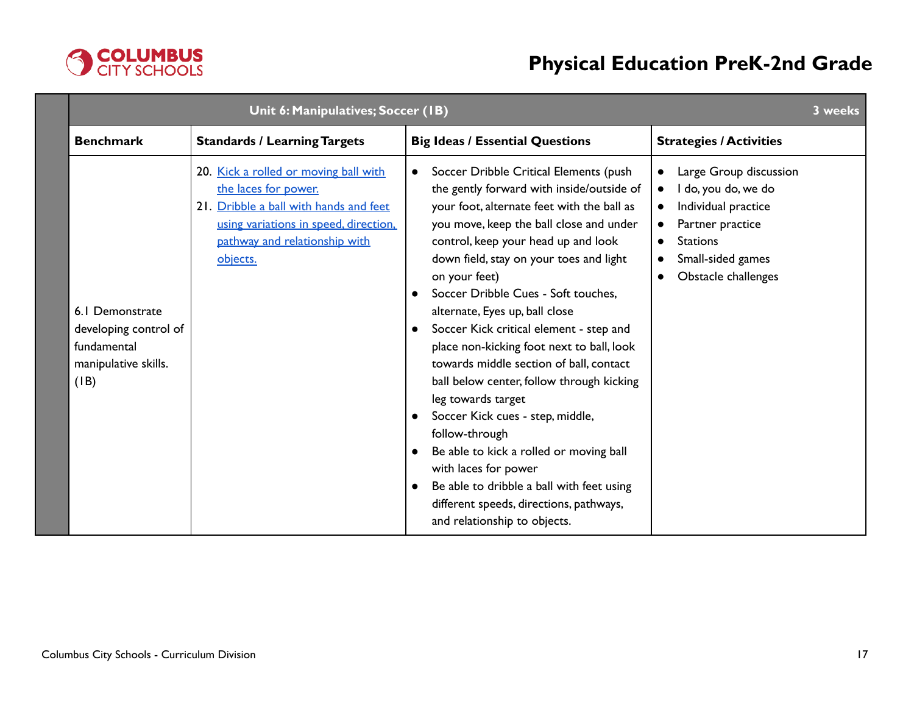# Physical Education PreK-2nd Grade

| Unit 6: Manipulatives; Soccer (1B) | | | 3 weeks |
|---|---|---|---|
| **Benchmark** | **Standards / Learning Targets** | **Big Ideas / Essential Questions** | **Strategies / Activities** |
| 6.1 Demonstrate developing control of fundamental manipulative skills. (1B) | 20. Kick a rolled or moving ball with the laces for power.<br>21. Dribble a ball with hands and feet using variations in speed, direction, pathway and relationship with objects. | • Soccer Dribble Critical Elements (push the gently forward with inside/outside of your foot, alternate feet with the ball as you move, keep the ball close and under control, keep your head up and look down field, stay on your toes and light on your feet)<br>• Soccer Dribble Cues - Soft touches, alternate, Eyes up, ball close<br>• Soccer Kick critical element - step and place non-kicking foot next to ball, look towards middle section of ball, contact ball below center, follow through kicking leg towards target<br>• Soccer Kick cues - step, middle, follow-through<br>• Be able to kick a rolled or moving ball with laces for power<br>• Be able to dribble a ball with feet using different speeds, directions, pathways, and relationship to objects. | • Large Group discussion<br>• I do, you do, we do<br>• Individual practice<br>• Partner practice<br>• Stations<br>• Small-sided games<br>• Obstacle challenges |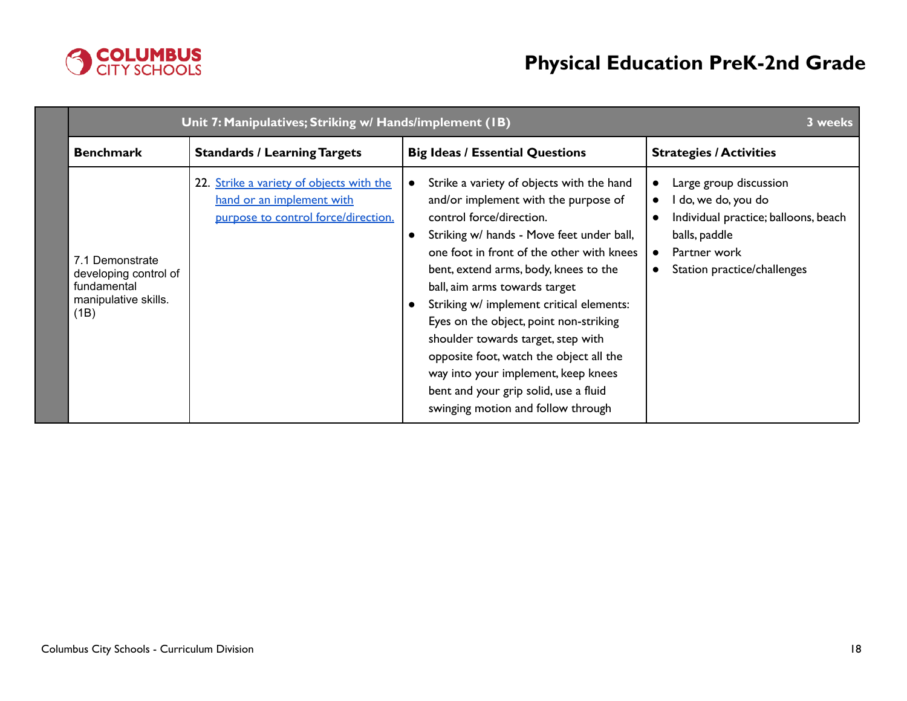| Unit 7: Manipulatives; Striking w/ Hands/implement (1B) | | | 3 weeks |
|---|---|---|---|
| **Benchmark** | **Standards / Learning Targets** | **Big Ideas / Essential Questions** | **Strategies / Activities** |
| 7.1 Demonstrate developing control of fundamental manipulative skills. (1B) | 22. [Strike a variety of objects with the hand or an implement with purpose to control force/direction.]() | • Strike a variety of objects with the hand and/or implement with the purpose of control force/direction.<br>• Striking w/ hands - Move feet under ball, one foot in front of the other with knees bent, extend arms, body, knees to the ball, aim arms towards target<br>• Striking w/ implement critical elements: Eyes on the object, point non-striking shoulder towards target, step with opposite foot, watch the object all the way into your implement, keep knees bent and your grip solid, use a fluid swinging motion and follow through | • Large group discussion<br>• I do, we do, you do<br>• Individual practice; balloons, beach balls, paddle<br>• Partner work<br>• Station practice/challenges |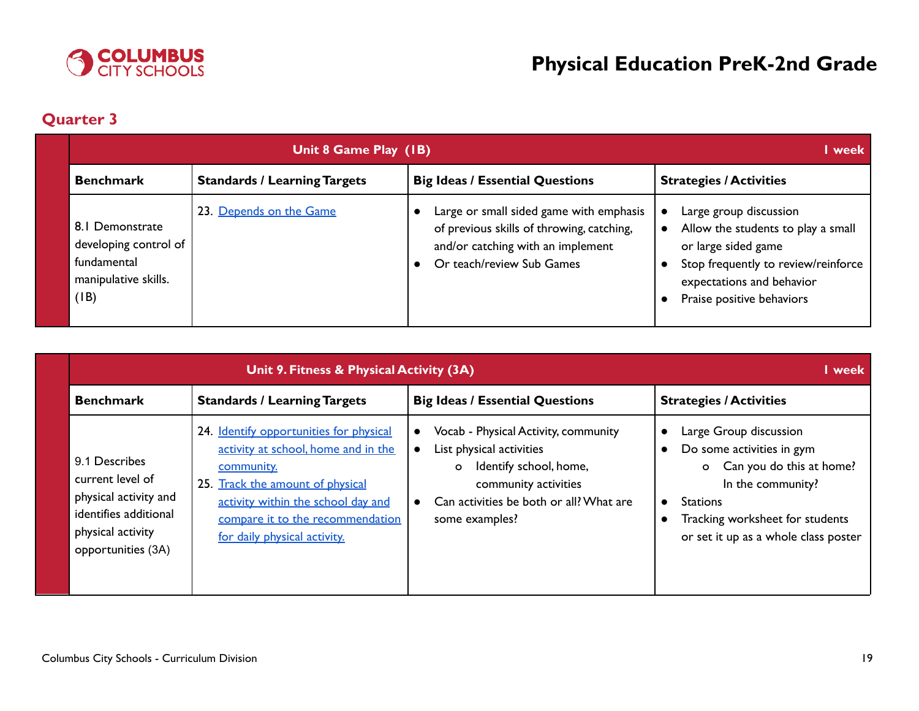## Quarter 3

| Unit 8 Game Play (1B) | | | 1 week |
|---|---|---|---|
| **Benchmark** | **Standards / Learning Targets** | **Big Ideas / Essential Questions** | **Strategies / Activities** |
| 8.1 Demonstrate developing control of fundamental manipulative skills. (1B) | 23. Depends on the Game | • Large or small sided game with emphasis of previous skills of throwing, catching, and/or catching with an implement<br>• Or teach/review Sub Games | • Large group discussion<br>• Allow the students to play a small or large sided game<br>• Stop frequently to review/reinforce expectations and behavior<br>• Praise positive behaviors |

| Unit 9. Fitness & Physical Activity (3A) | | | 1 week |
|---|---|---|---|
| **Benchmark** | **Standards / Learning Targets** | **Big Ideas / Essential Questions** | **Strategies / Activities** |
| 9.1 Describes current level of physical activity and identifies additional physical activity opportunities (3A) | 24. Identify opportunities for physical activity at school, home and in the community.<br>25. Track the amount of physical activity within the school day and compare it to the recommendation for daily physical activity. | • Vocab - Physical Activity, community<br>• List physical activities<br>  o Identify school, home, community activities<br>• Can activities be both or all? What are some examples? | • Large Group discussion<br>• Do some activities in gym<br>  o Can you do this at home? In the community?<br>• Stations<br>• Tracking worksheet for students or set it up as a whole class poster |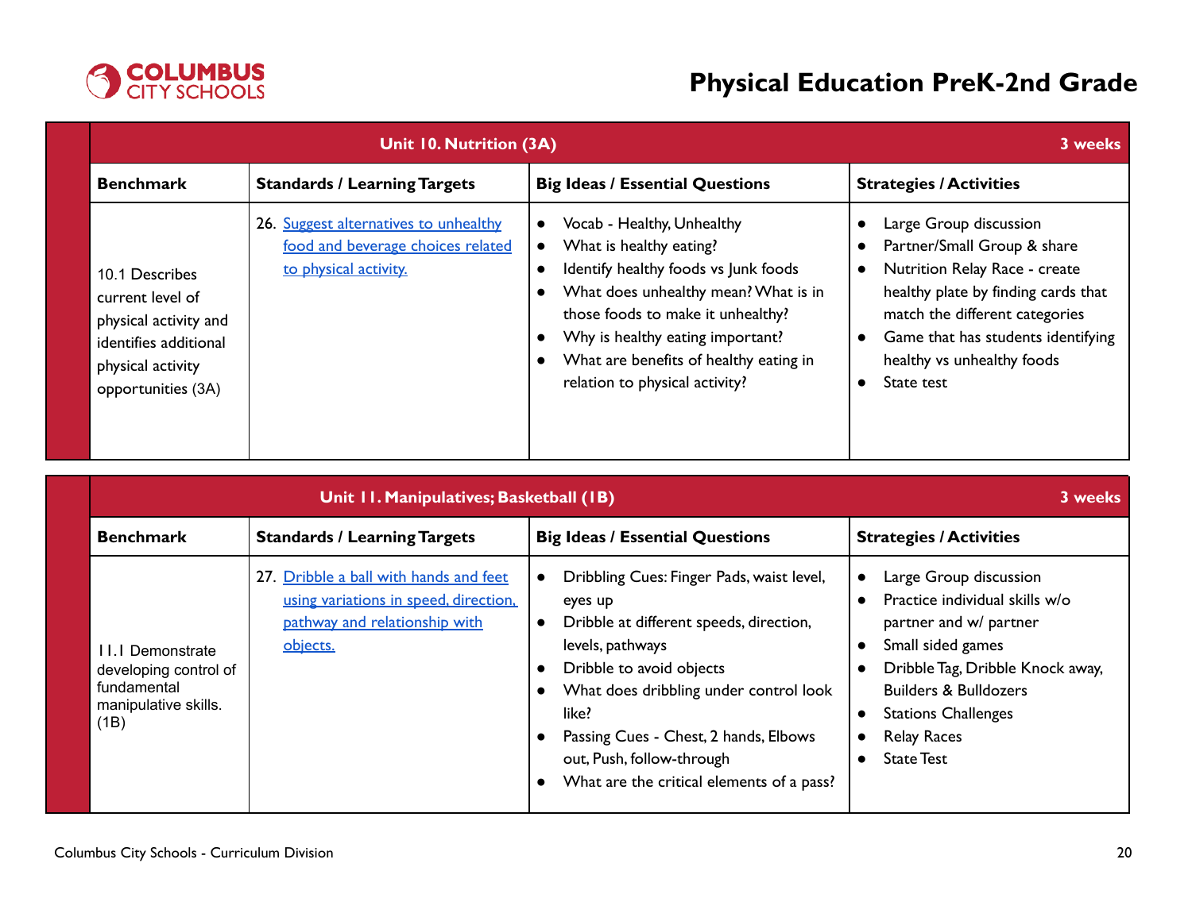# Physical Education PreK-2nd Grade

| Unit 10. Nutrition (3A) | | | 3 weeks |
|---|---|---|---|
| **Benchmark** | **Standards / Learning Targets** | **Big Ideas / Essential Questions** | **Strategies / Activities** |
| 10.1 Describes current level of physical activity and identifies additional physical activity opportunities (3A) | 26. Suggest alternatives to unhealthy food and beverage choices related to physical activity. | • Vocab - Healthy, Unhealthy<br>• What is healthy eating?<br>• Identify healthy foods vs Junk foods<br>• What does unhealthy mean? What is in those foods to make it unhealthy?<br>• Why is healthy eating important?<br>• What are benefits of healthy eating in relation to physical activity? | • Large Group discussion<br>• Partner/Small Group & share<br>• Nutrition Relay Race - create healthy plate by finding cards that match the different categories<br>• Game that has students identifying healthy vs unhealthy foods<br>• State test |

| Unit 11. Manipulatives; Basketball (1B) | | | 3 weeks |
|---|---|---|---|
| **Benchmark** | **Standards / Learning Targets** | **Big Ideas / Essential Questions** | **Strategies / Activities** |
| 11.1 Demonstrate developing control of fundamental manipulative skills. (1B) | 27. Dribble a ball with hands and feet using variations in speed, direction, pathway and relationship with objects. | • Dribbling Cues: Finger Pads, waist level, eyes up<br>• Dribble at different speeds, direction, levels, pathways<br>• Dribble to avoid objects<br>• What does dribbling under control look like?<br>• Passing Cues - Chest, 2 hands, Elbows out, Push, follow-through<br>• What are the critical elements of a pass? | • Large Group discussion<br>• Practice individual skills w/o partner and w/ partner<br>• Small sided games<br>• Dribble Tag, Dribble Knock away, Builders & Bulldozers<br>• Stations Challenges<br>• Relay Races<br>• State Test |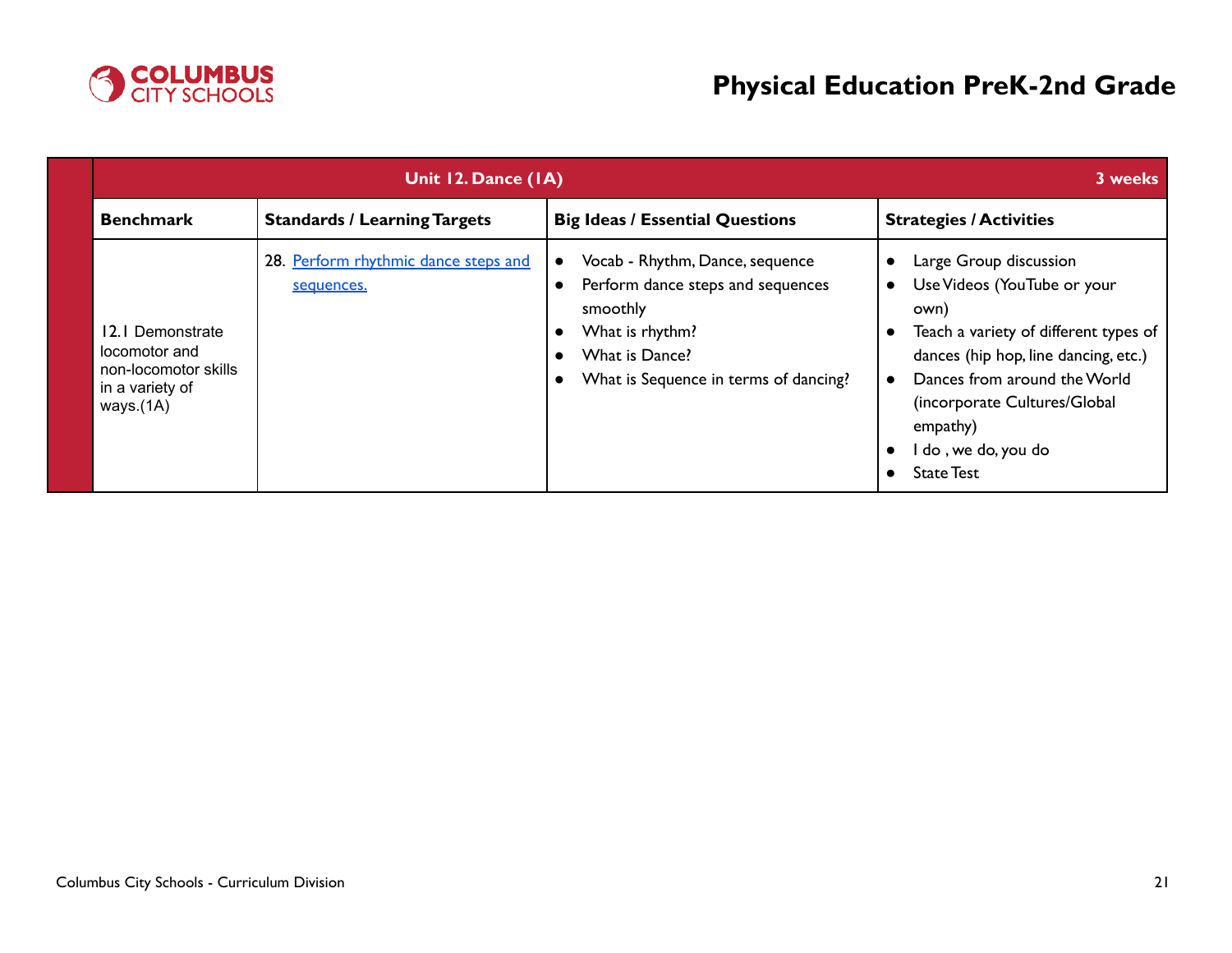# Physical Education PreK-2nd Grade

| Unit 12. Dance (1A) | | | 3 weeks |
|---|---|---|---|
| **Benchmark** | **Standards / Learning Targets** | **Big Ideas / Essential Questions** | **Strategies / Activities** |
| 12.1 Demonstrate locomotor and non-locomotor skills in a variety of ways.(1A) | 28. Perform rhythmic dance steps and sequences. | • Vocab - Rhythm, Dance, sequence<br>• Perform dance steps and sequences smoothly<br>• What is rhythm?<br>• What is Dance?<br>• What is Sequence in terms of dancing? | • Large Group discussion<br>• Use Videos (YouTube or your own)<br>• Teach a variety of different types of dances (hip hop, line dancing, etc.)<br>• Dances from around the World (incorporate Cultures/Global empathy)<br>• I do , we do, you do<br>• State Test |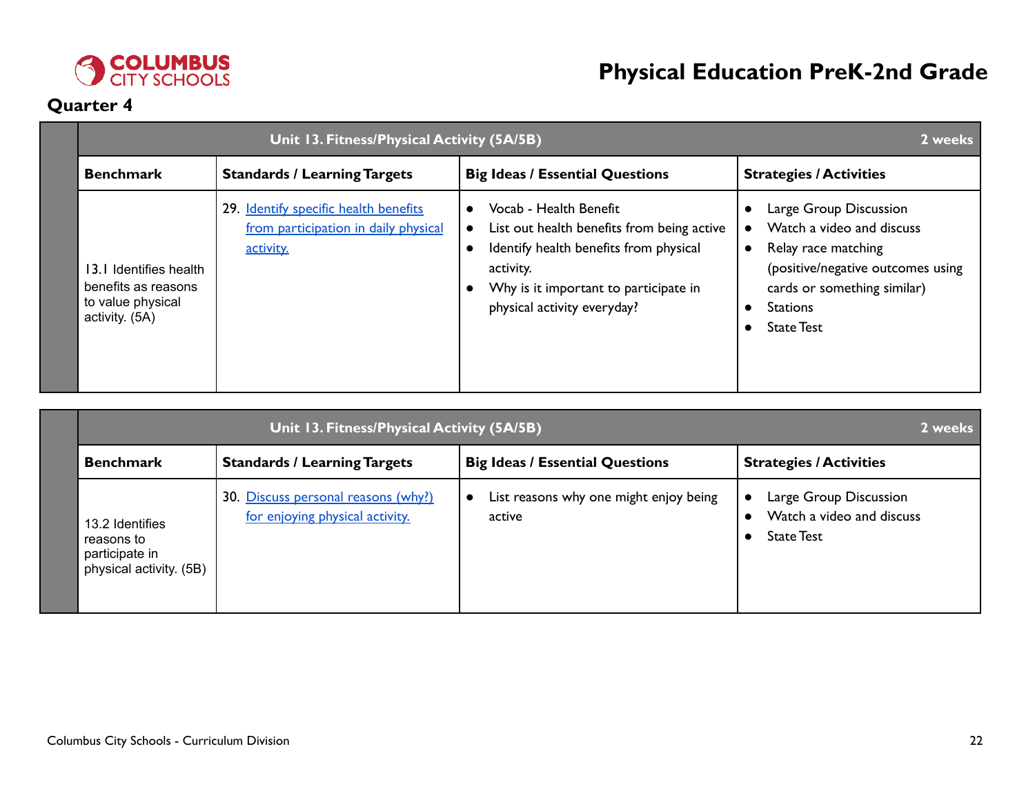# Physical Education PreK-2nd Grade

## Quarter 4

| Unit 13. Fitness/Physical Activity (5A/5B) | | | 2 weeks |
|---|---|---|---|
| **Benchmark** | **Standards / Learning Targets** | **Big Ideas / Essential Questions** | **Strategies / Activities** |
| 13.1 Identifies health benefits as reasons to value physical activity. (5A) | 29. Identify specific health benefits from participation in daily physical activity. | • Vocab - Health Benefit<br>• List out health benefits from being active<br>• Identify health benefits from physical activity.<br>• Why is it important to participate in physical activity everyday? | • Large Group Discussion<br>• Watch a video and discuss<br>• Relay race matching (positive/negative outcomes using cards or something similar)<br>• Stations<br>• State Test |

| Unit 13. Fitness/Physical Activity (5A/5B) | | | 2 weeks |
|---|---|---|---|
| **Benchmark** | **Standards / Learning Targets** | **Big Ideas / Essential Questions** | **Strategies / Activities** |
| 13.2 Identifies reasons to participate in physical activity. (5B) | 30. Discuss personal reasons (why?) for enjoying physical activity. | • List reasons why one might enjoy being active | • Large Group Discussion<br>• Watch a video and discuss<br>• State Test |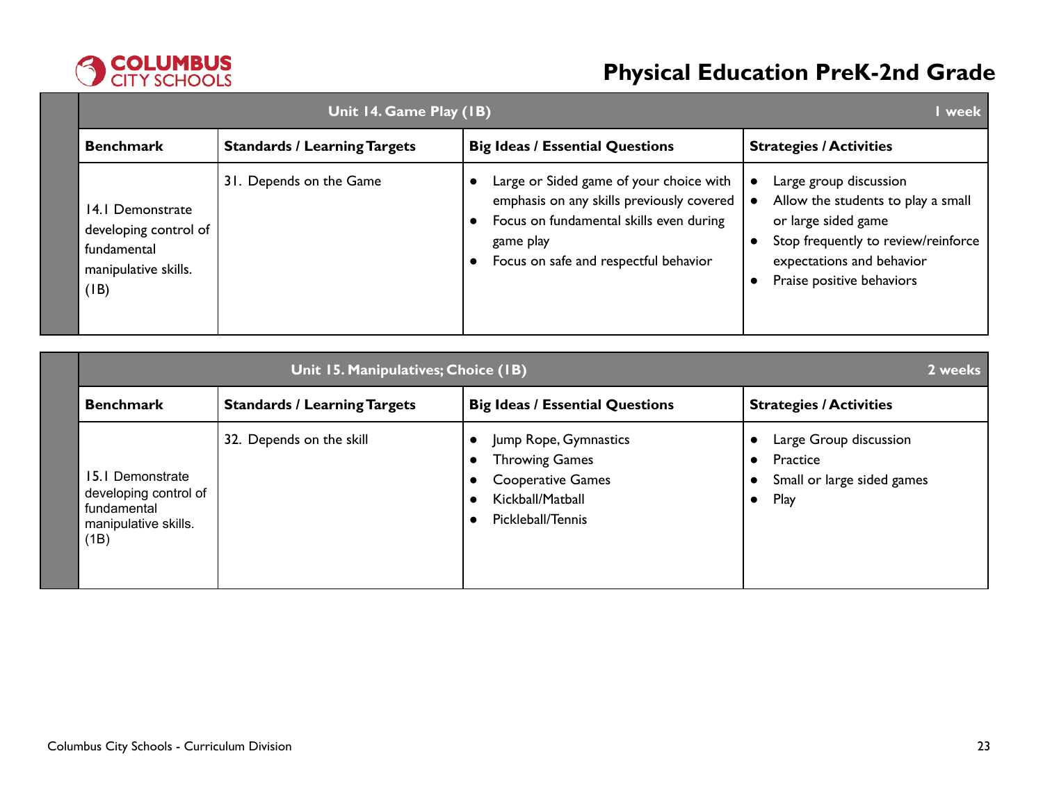# Physical Education PreK-2nd Grade

| Unit 14. Game Play (1B) | | | 1 week |
|---|---|---|---|
| **Benchmark** | **Standards / Learning Targets** | **Big Ideas / Essential Questions** | **Strategies / Activities** |
| 14.1 Demonstrate developing control of fundamental manipulative skills. (1B) | 31. Depends on the Game | • Large or Sided game of your choice with emphasis on any skills previously covered<br>• Focus on fundamental skills even during game play<br>• Focus on safe and respectful behavior | • Large group discussion<br>• Allow the students to play a small or large sided game<br>• Stop frequently to review/reinforce expectations and behavior<br>• Praise positive behaviors |

| Unit 15. Manipulatives; Choice (1B) | | | 2 weeks |
|---|---|---|---|
| **Benchmark** | **Standards / Learning Targets** | **Big Ideas / Essential Questions** | **Strategies / Activities** |
| 15.1 Demonstrate developing control of fundamental manipulative skills. (1B) | 32. Depends on the skill | • Jump Rope, Gymnastics<br>• Throwing Games<br>• Cooperative Games<br>• Kickball/Matball<br>• Pickleball/Tennis | • Large Group discussion<br>• Practice<br>• Small or large sided games<br>• Play |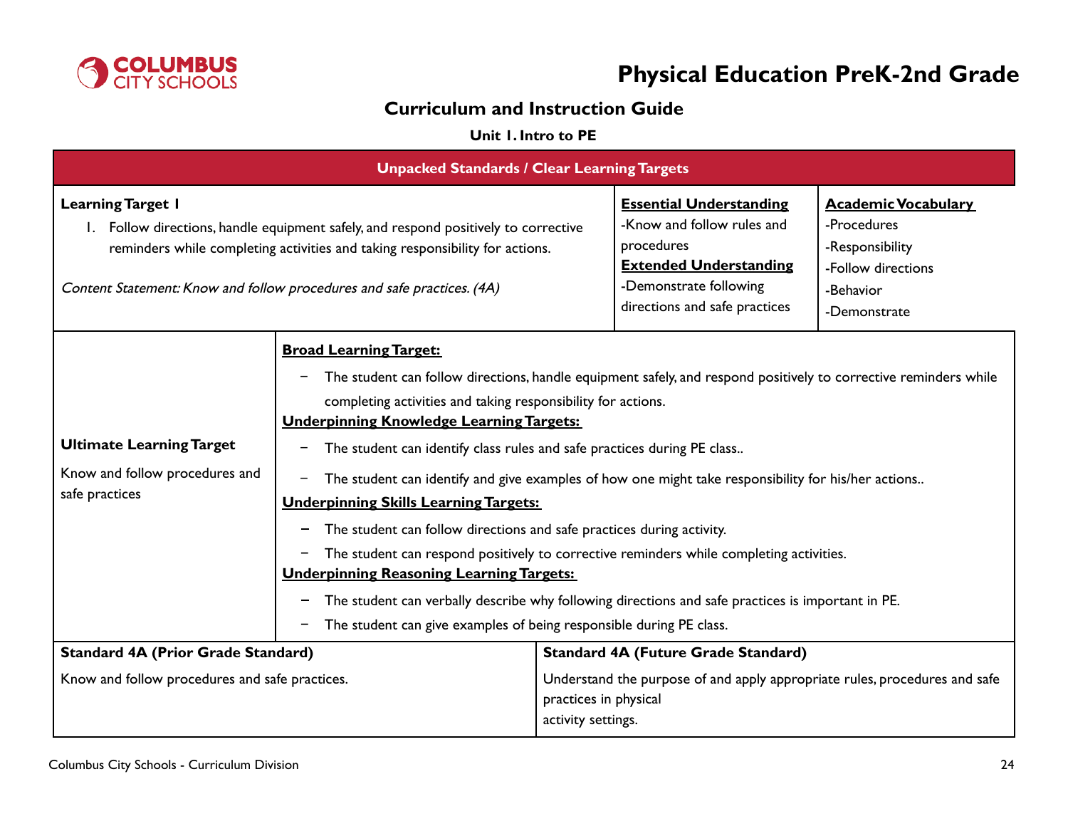# Physical Education PreK-2nd Grade

## Curriculum and Instruction Guide

### Unit 1. Intro to PE

| Unpacked Standards / Clear Learning Targets | | |
|---|---|---|
| **Learning Target 1**<br>1. Follow directions, handle equipment safely, and respond positively to corrective reminders while completing activities and taking responsibility for actions.<br><br>*Content Statement: Know and follow procedures and safe practices. (4A)* | **Essential Understanding**<br>-Know and follow rules and procedures<br>**Extended Understanding**<br>-Demonstrate following directions and safe practices | **Academic Vocabulary**<br>-Procedures<br>-Responsibility<br>-Follow directions<br>-Behavior<br>-Demonstrate |

| | |
|---|---|
| **Ultimate Learning Target**<br><br>Know and follow procedures and safe practices | **Broad Learning Target:**<br>− The student can follow directions, handle equipment safely, and respond positively to corrective reminders while completing activities and taking responsibility for actions.<br>**Underpinning Knowledge Learning Targets:**<br>− The student can identify class rules and safe practices during PE class..<br>− The student can identify and give examples of how one might take responsibility for his/her actions..<br>**Underpinning Skills Learning Targets:**<br>− The student can follow directions and safe practices during activity.<br>− The student can respond positively to corrective reminders while completing activities.<br>**Underpinning Reasoning Learning Targets:**<br>− The student can verbally describe why following directions and safe practices is important in PE.<br>− The student can give examples of being responsible during PE class. |

| Standard 4A (Prior Grade Standard) | Standard 4A (Future Grade Standard) |
|---|---|
| Know and follow procedures and safe practices. | Understand the purpose of and apply appropriate rules, procedures and safe practices in physical activity settings. |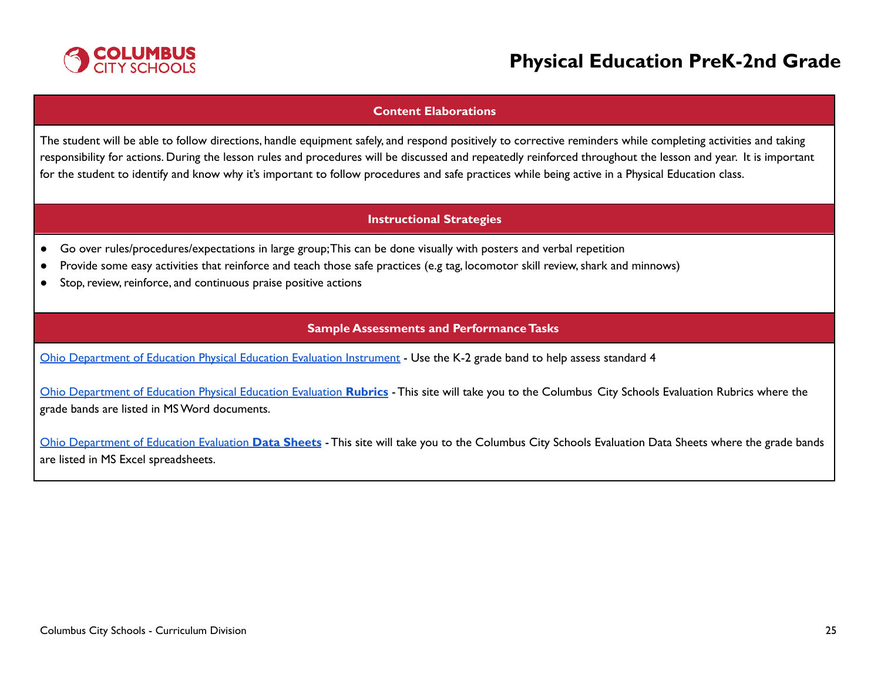#### Content Elaborations

The student will be able to follow directions, handle equipment safely, and respond positively to corrective reminders while completing activities and taking responsibility for actions. During the lesson rules and procedures will be discussed and repeatedly reinforced throughout the lesson and year. It is important for the student to identify and know why it's important to follow procedures and safe practices while being active in a Physical Education class.

#### Instructional Strategies

- Go over rules/procedures/expectations in large group; This can be done visually with posters and verbal repetition
- Provide some easy activities that reinforce and teach those safe practices (e.g tag, locomotor skill review, shark and minnows)
- Stop, review, reinforce, and continuous praise positive actions

#### Sample Assessments and Performance Tasks

Ohio Department of Education Physical Education Evaluation Instrument - Use the K-2 grade band to help assess standard 4

Ohio Department of Education Physical Education Evaluation **Rubrics** - This site will take you to the Columbus City Schools Evaluation Rubrics where the grade bands are listed in MS Word documents.

Ohio Department of Education Evaluation **Data Sheets** - This site will take you to the Columbus City Schools Evaluation Data Sheets where the grade bands are listed in MS Excel spreadsheets.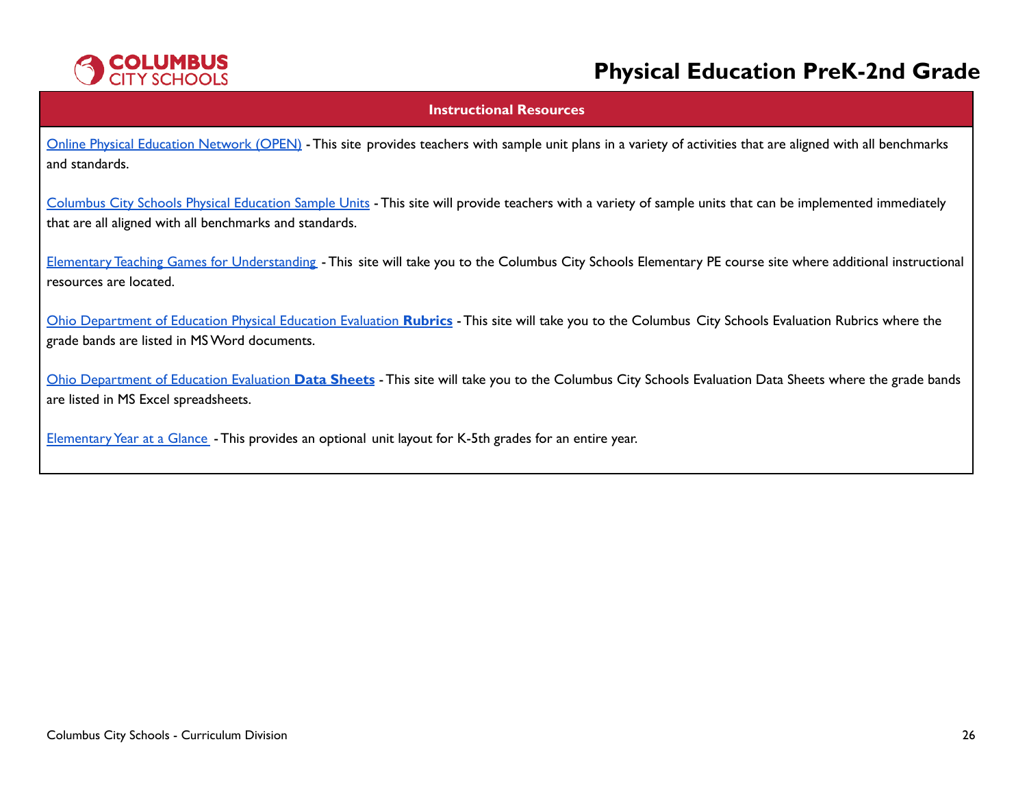# Physical Education PreK-2nd Grade

## Instructional Resources

Online Physical Education Network (OPEN) - This site provides teachers with sample unit plans in a variety of activities that are aligned with all benchmarks and standards.

Columbus City Schools Physical Education Sample Units - This site will provide teachers with a variety of sample units that can be implemented immediately that are all aligned with all benchmarks and standards.

Elementary Teaching Games for Understanding - This site will take you to the Columbus City Schools Elementary PE course site where additional instructional resources are located.

Ohio Department of Education Physical Education Evaluation **Rubrics** - This site will take you to the Columbus City Schools Evaluation Rubrics where the grade bands are listed in MS Word documents.

Ohio Department of Education Evaluation **Data Sheets** - This site will take you to the Columbus City Schools Evaluation Data Sheets where the grade bands are listed in MS Excel spreadsheets.

Elementary Year at a Glance - This provides an optional unit layout for K-5th grades for an entire year.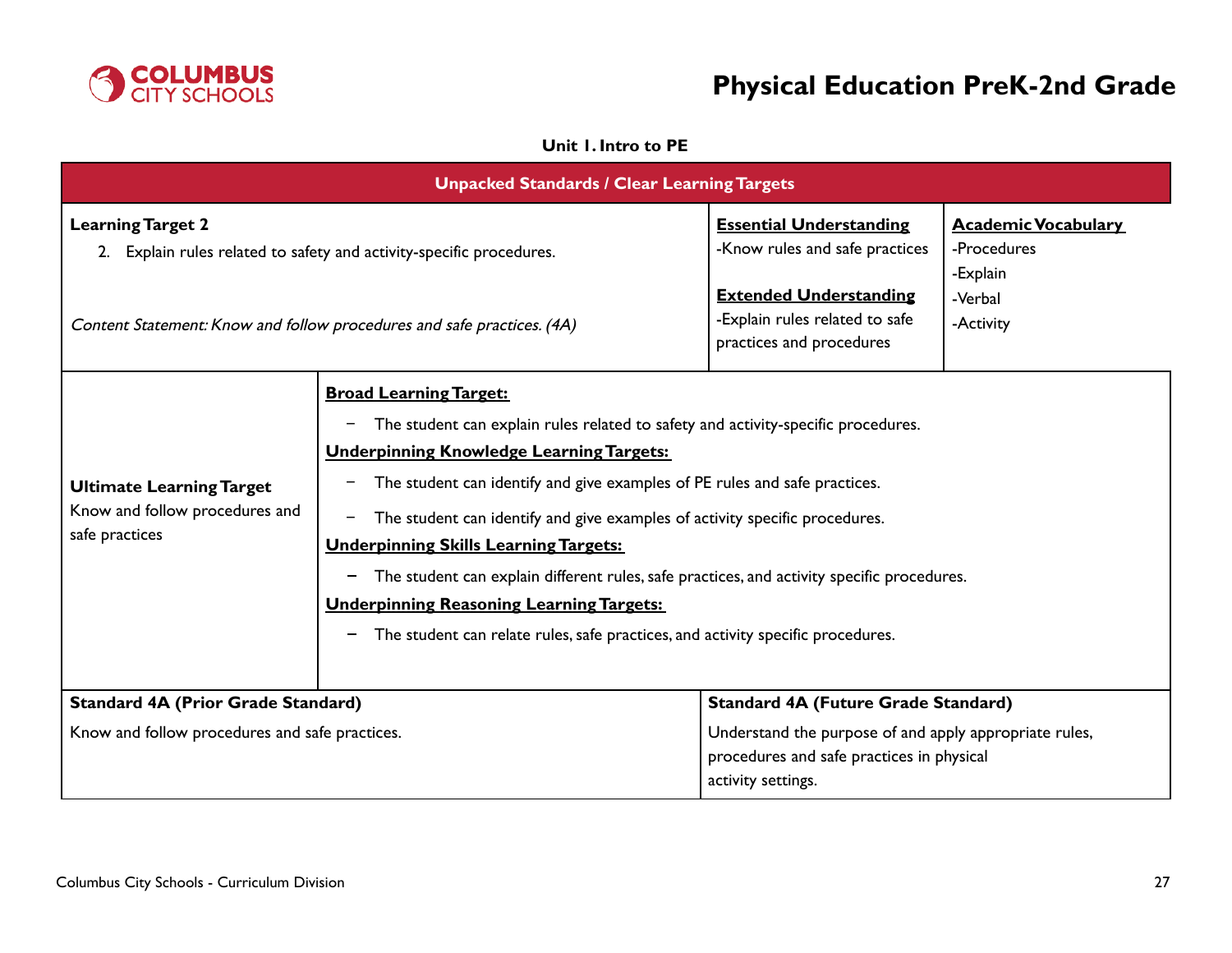## Unit 1. Intro to PE

### Unpacked Standards / Clear Learning Targets

| **Learning Target 2** | **Essential Understanding** | **Academic Vocabulary** |
|---|---|---|
| 2. Explain rules related to safety and activity-specific procedures.<br><br>*Content Statement: Know and follow procedures and safe practices. (4A)* | -Know rules and safe practices<br><br>**Extended Understanding**<br>-Explain rules related to safe practices and procedures | -Procedures<br>-Explain<br>-Verbal<br>-Activity |

| **Ultimate Learning Target** | |
|---|---|
| Know and follow procedures and safe practices | **Broad Learning Target:**<br>– The student can explain rules related to safety and activity-specific procedures.<br>**Underpinning Knowledge Learning Targets:**<br>– The student can identify and give examples of PE rules and safe practices.<br>– The student can identify and give examples of activity specific procedures.<br>**Underpinning Skills Learning Targets:**<br>– The student can explain different rules, safe practices, and activity specific procedures.<br>**Underpinning Reasoning Learning Targets:**<br>– The student can relate rules, safe practices, and activity specific procedures. |

| **Standard 4A (Prior Grade Standard)** | **Standard 4A (Future Grade Standard)** |
|---|---|
| Know and follow procedures and safe practices. | Understand the purpose of and apply appropriate rules, procedures and safe practices in physical activity settings. |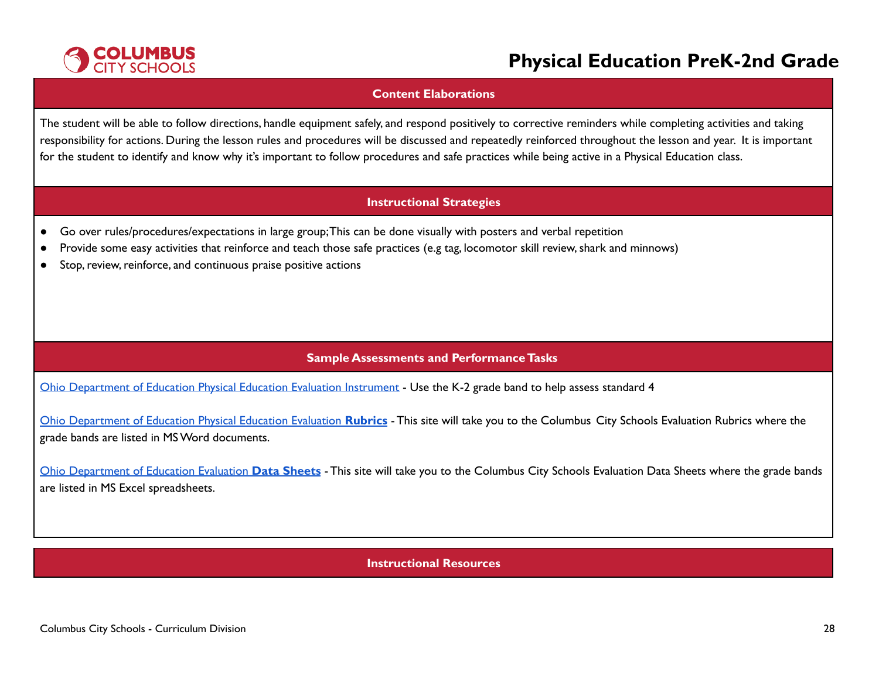## Content Elaborations

The student will be able to follow directions, handle equipment safely, and respond positively to corrective reminders while completing activities and taking responsibility for actions. During the lesson rules and procedures will be discussed and repeatedly reinforced throughout the lesson and year. It is important for the student to identify and know why it's important to follow procedures and safe practices while being active in a Physical Education class.

## Instructional Strategies

- Go over rules/procedures/expectations in large group; This can be done visually with posters and verbal repetition
- Provide some easy activities that reinforce and teach those safe practices (e.g tag, locomotor skill review, shark and minnows)
- Stop, review, reinforce, and continuous praise positive actions

## Sample Assessments and Performance Tasks

Ohio Department of Education Physical Education Evaluation Instrument - Use the K-2 grade band to help assess standard 4

Ohio Department of Education Physical Education Evaluation **Rubrics** - This site will take you to the Columbus City Schools Evaluation Rubrics where the grade bands are listed in MS Word documents.

Ohio Department of Education Evaluation **Data Sheets** - This site will take you to the Columbus City Schools Evaluation Data Sheets where the grade bands are listed in MS Excel spreadsheets.

## Instructional Resources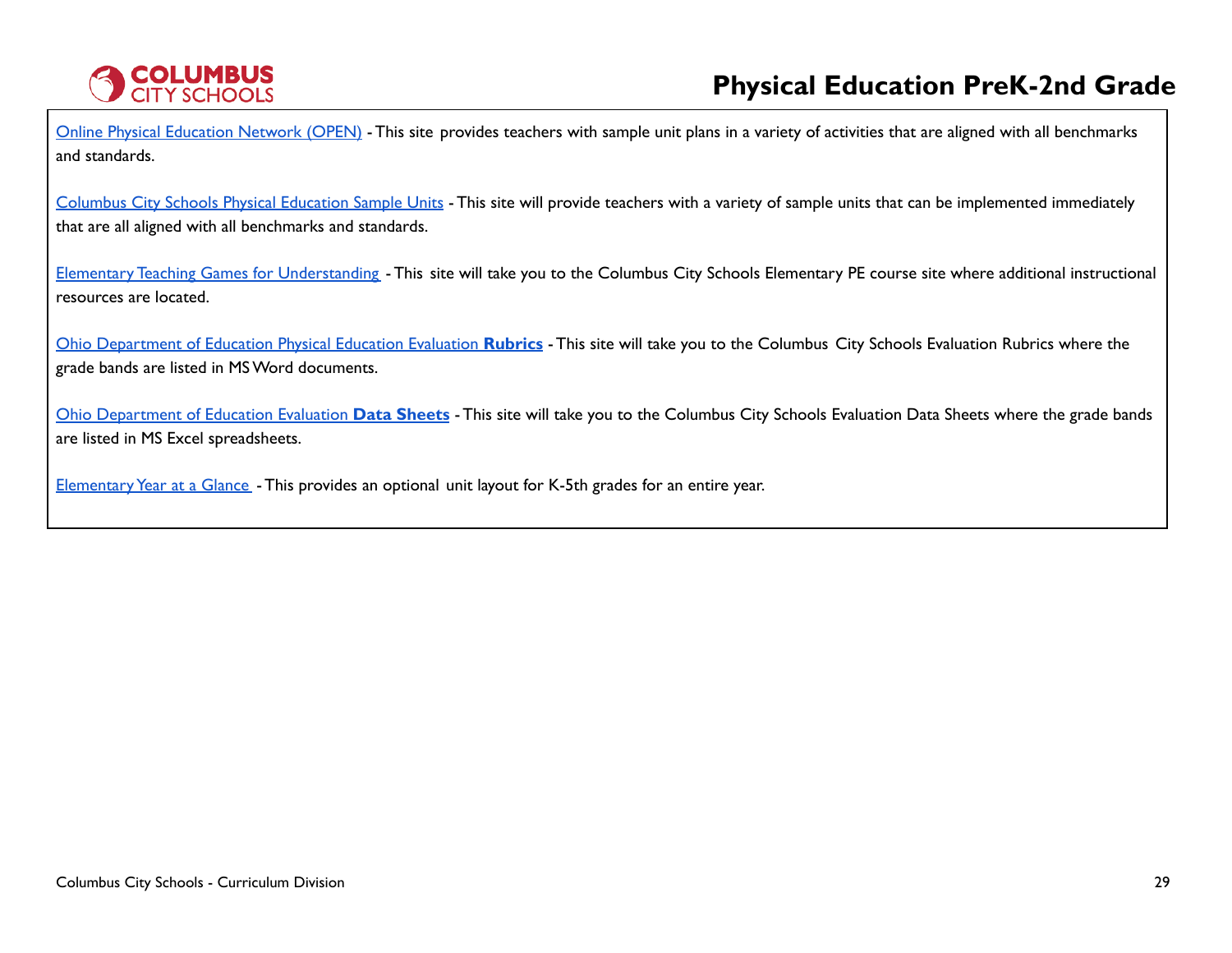Online Physical Education Network (OPEN) - This site provides teachers with sample unit plans in a variety of activities that are aligned with all benchmarks and standards.

Columbus City Schools Physical Education Sample Units - This site will provide teachers with a variety of sample units that can be implemented immediately that are all aligned with all benchmarks and standards.

Elementary Teaching Games for Understanding - This site will take you to the Columbus City Schools Elementary PE course site where additional instructional resources are located.

Ohio Department of Education Physical Education Evaluation **Rubrics** - This site will take you to the Columbus City Schools Evaluation Rubrics where the grade bands are listed in MS Word documents.

Ohio Department of Education Evaluation **Data Sheets** - This site will take you to the Columbus City Schools Evaluation Data Sheets where the grade bands are listed in MS Excel spreadsheets.

Elementary Year at a Glance - This provides an optional unit layout for K-5th grades for an entire year.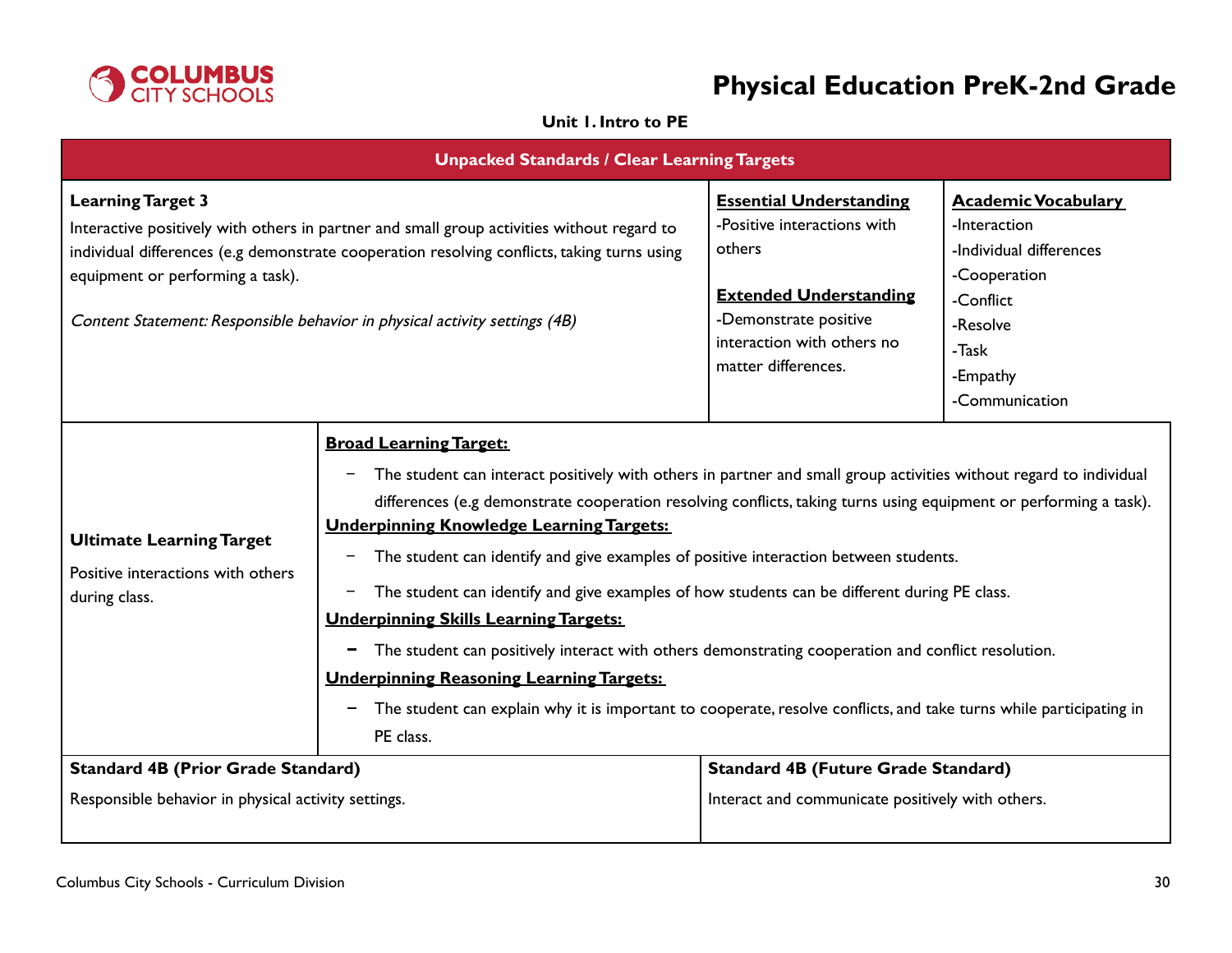# Physical Education PreK-2nd Grade

**Unit 1. Intro to PE**

## Unpacked Standards / Clear Learning Targets

| Learning Target 3 | Essential Understanding / Extended Understanding | Academic Vocabulary |
|---|---|---|
| **Learning Target 3**<br>Interactive positively with others in partner and small group activities without regard to individual differences (e.g demonstrate cooperation resolving conflicts, taking turns using equipment or performing a task).<br><br>*Content Statement: Responsible behavior in physical activity settings (4B)* | **Essential Understanding**<br>-Positive interactions with others<br><br>**Extended Understanding**<br>-Demonstrate positive interaction with others no matter differences. | **Academic Vocabulary**<br>-Interaction<br>-Individual differences<br>-Cooperation<br>-Conflict<br>-Resolve<br>-Task<br>-Empathy<br>-Communication |

| Ultimate Learning Target | Learning Targets |
|---|---|
| **Ultimate Learning Target**<br>Positive interactions with others during class. | **Broad Learning Target:**<br>– The student can interact positively with others in partner and small group activities without regard to individual differences (e.g demonstrate cooperation resolving conflicts, taking turns using equipment or performing a task).<br>**Underpinning Knowledge Learning Targets:**<br>– The student can identify and give examples of positive interaction between students.<br>– The student can identify and give examples of how students can be different during PE class.<br>**Underpinning Skills Learning Targets:**<br>– The student can positively interact with others demonstrating cooperation and conflict resolution.<br>**Underpinning Reasoning Learning Targets:**<br>– The student can explain why it is important to cooperate, resolve conflicts, and take turns while participating in PE class. |

| Standard 4B (Prior Grade Standard) | Standard 4B (Future Grade Standard) |
|---|---|
| Responsible behavior in physical activity settings. | Interact and communicate positively with others. |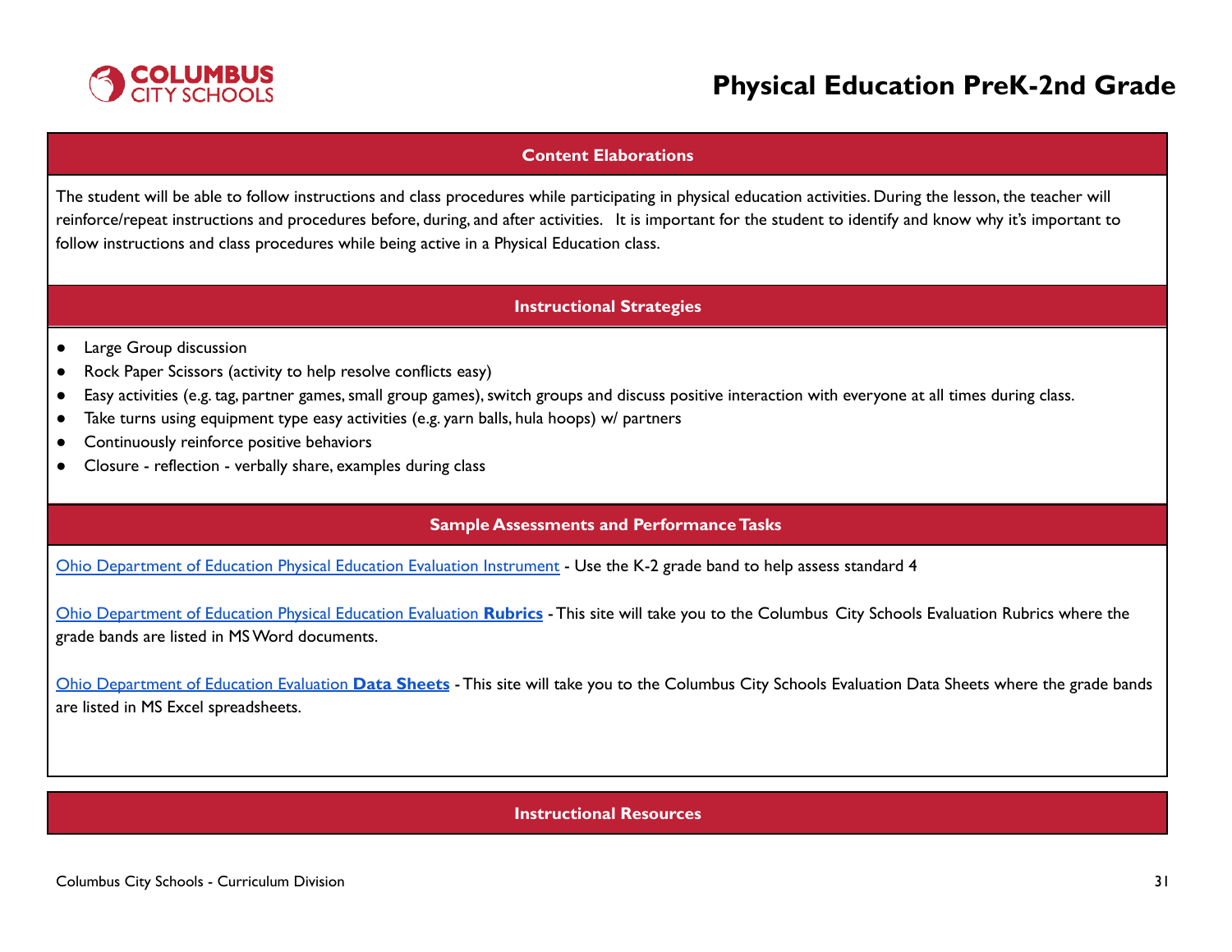## Content Elaborations

The student will be able to follow instructions and class procedures while participating in physical education activities. During the lesson, the teacher will reinforce/repeat instructions and procedures before, during, and after activities. It is important for the student to identify and know why it's important to follow instructions and class procedures while being active in a Physical Education class.

## Instructional Strategies

- Large Group discussion
- Rock Paper Scissors (activity to help resolve conflicts easy)
- Easy activities (e.g. tag, partner games, small group games), switch groups and discuss positive interaction with everyone at all times during class.
- Take turns using equipment type easy activities (e.g. yarn balls, hula hoops) w/ partners
- Continuously reinforce positive behaviors
- Closure - reflection - verbally share, examples during class

## Sample Assessments and Performance Tasks

Ohio Department of Education Physical Education Evaluation Instrument - Use the K-2 grade band to help assess standard 4

Ohio Department of Education Physical Education Evaluation **Rubrics** - This site will take you to the Columbus City Schools Evaluation Rubrics where the grade bands are listed in MS Word documents.

Ohio Department of Education Evaluation **Data Sheets** - This site will take you to the Columbus City Schools Evaluation Data Sheets where the grade bands are listed in MS Excel spreadsheets.

## Instructional Resources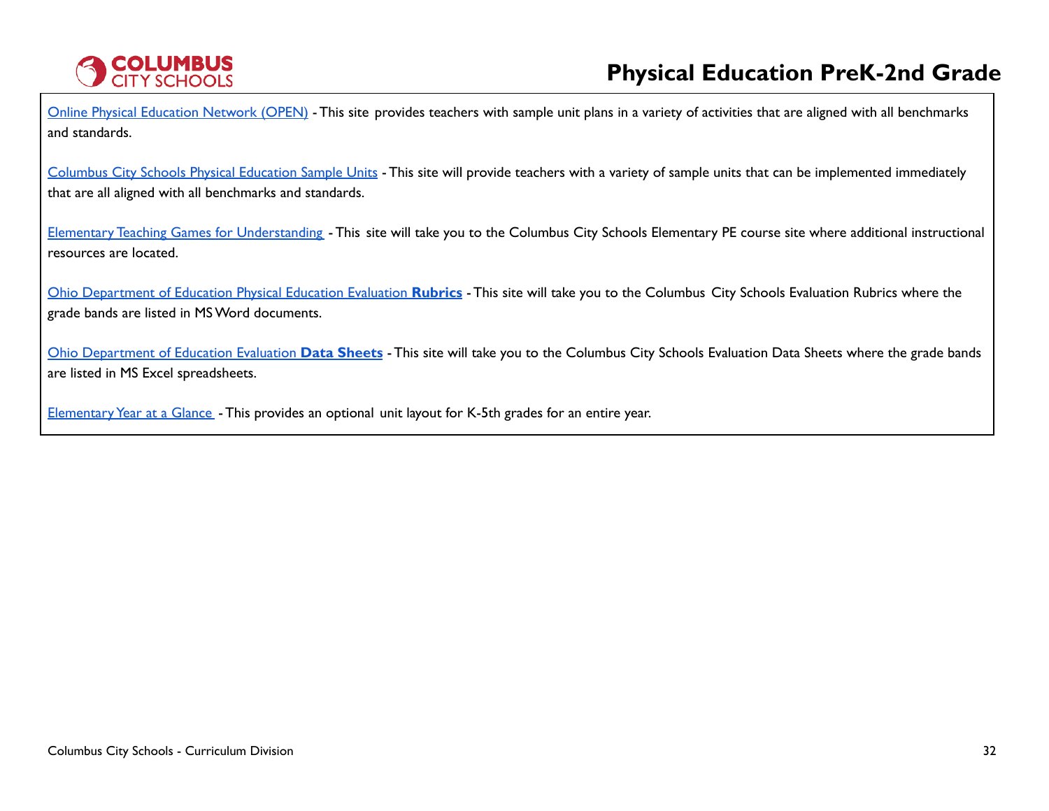Online Physical Education Network (OPEN) - This site provides teachers with sample unit plans in a variety of activities that are aligned with all benchmarks and standards.

Columbus City Schools Physical Education Sample Units - This site will provide teachers with a variety of sample units that can be implemented immediately that are all aligned with all benchmarks and standards.

Elementary Teaching Games for Understanding - This site will take you to the Columbus City Schools Elementary PE course site where additional instructional resources are located.

Ohio Department of Education Physical Education Evaluation **Rubrics** - This site will take you to the Columbus City Schools Evaluation Rubrics where the grade bands are listed in MS Word documents.

Ohio Department of Education Evaluation **Data Sheets** - This site will take you to the Columbus City Schools Evaluation Data Sheets where the grade bands are listed in MS Excel spreadsheets.

Elementary Year at a Glance - This provides an optional unit layout for K-5th grades for an entire year.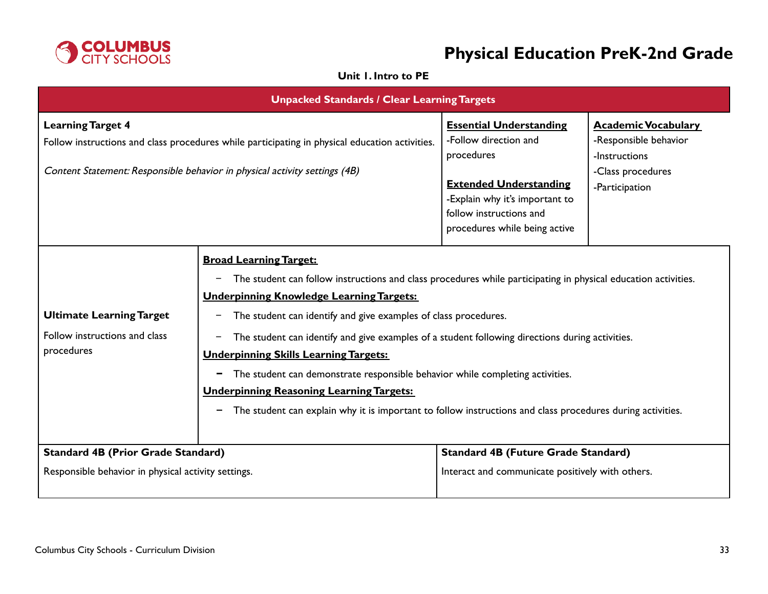# Physical Education PreK-2nd Grade

**Unit 1. Intro to PE**

## Unpacked Standards / Clear Learning Targets

| **Learning Target 4** | **Essential Understanding** | **Academic Vocabulary** |
|---|---|---|
| Follow instructions and class procedures while participating in physical education activities.<br><br>*Content Statement: Responsible behavior in physical activity settings (4B)* | -Follow direction and procedures<br><br>**Extended Understanding**<br>-Explain why it's important to follow instructions and procedures while being active | -Responsible behavior<br>-Instructions<br>-Class procedures<br>-Participation |

| **Ultimate Learning Target** | |
|---|---|
| Follow instructions and class procedures | **Broad Learning Target:**<br>− The student can follow instructions and class procedures while participating in physical education activities.<br>**Underpinning Knowledge Learning Targets:**<br>− The student can identify and give examples of class procedures.<br>− The student can identify and give examples of a student following directions during activities.<br>**Underpinning Skills Learning Targets:**<br>− The student can demonstrate responsible behavior while completing activities.<br>**Underpinning Reasoning Learning Targets:**<br>− The student can explain why it is important to follow instructions and class procedures during activities. |

| **Standard 4B (Prior Grade Standard)** | **Standard 4B (Future Grade Standard)** |
|---|---|
| Responsible behavior in physical activity settings. | Interact and communicate positively with others. |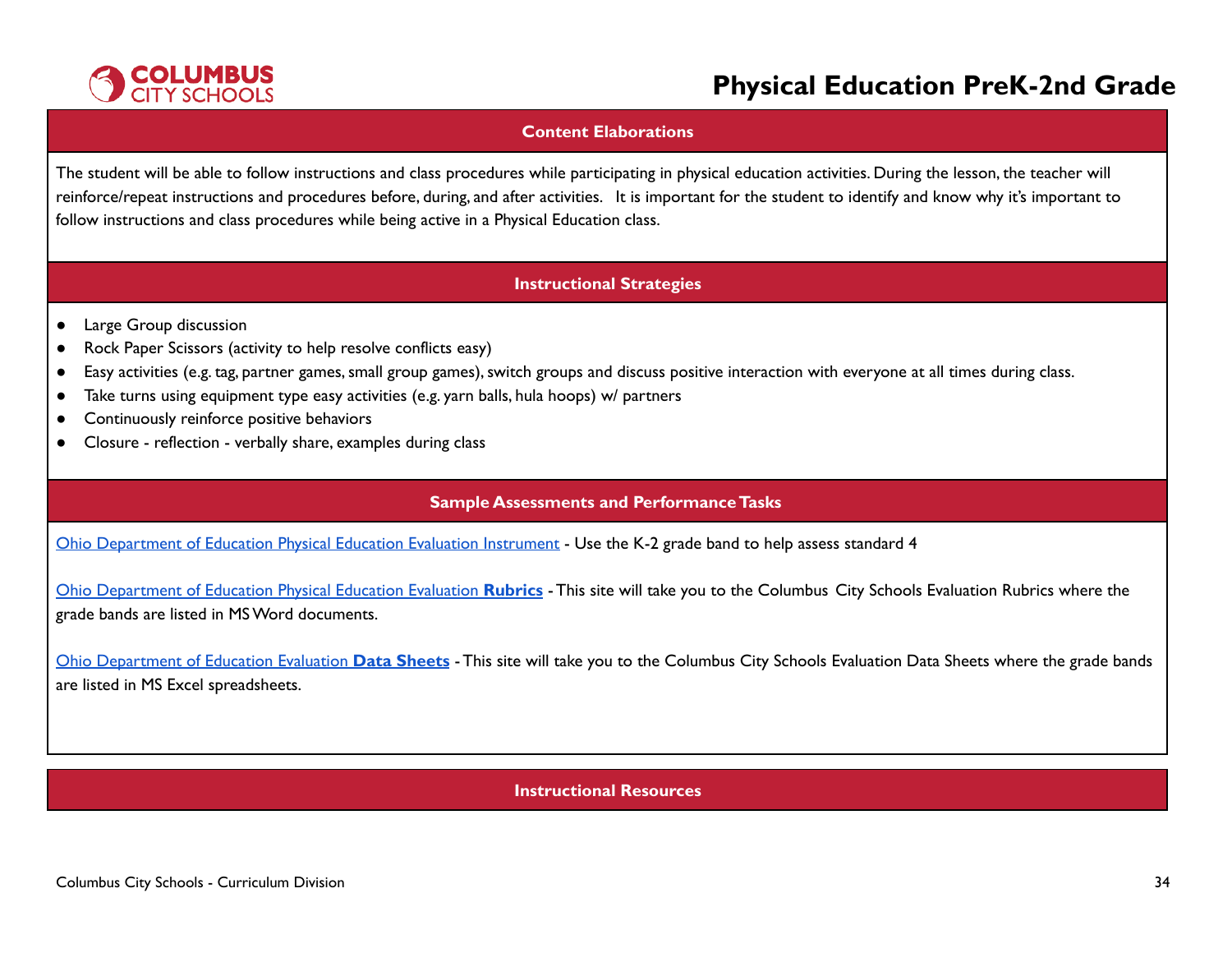# Physical Education PreK-2nd Grade

## Content Elaborations

The student will be able to follow instructions and class procedures while participating in physical education activities. During the lesson, the teacher will reinforce/repeat instructions and procedures before, during, and after activities. It is important for the student to identify and know why it's important to follow instructions and class procedures while being active in a Physical Education class.

## Instructional Strategies

- Large Group discussion
- Rock Paper Scissors (activity to help resolve conflicts easy)
- Easy activities (e.g. tag, partner games, small group games), switch groups and discuss positive interaction with everyone at all times during class.
- Take turns using equipment type easy activities (e.g. yarn balls, hula hoops) w/ partners
- Continuously reinforce positive behaviors
- Closure - reflection - verbally share, examples during class

## Sample Assessments and Performance Tasks

Ohio Department of Education Physical Education Evaluation Instrument - Use the K-2 grade band to help assess standard 4

Ohio Department of Education Physical Education Evaluation **Rubrics** - This site will take you to the Columbus City Schools Evaluation Rubrics where the grade bands are listed in MS Word documents.

Ohio Department of Education Evaluation **Data Sheets** - This site will take you to the Columbus City Schools Evaluation Data Sheets where the grade bands are listed in MS Excel spreadsheets.

## Instructional Resources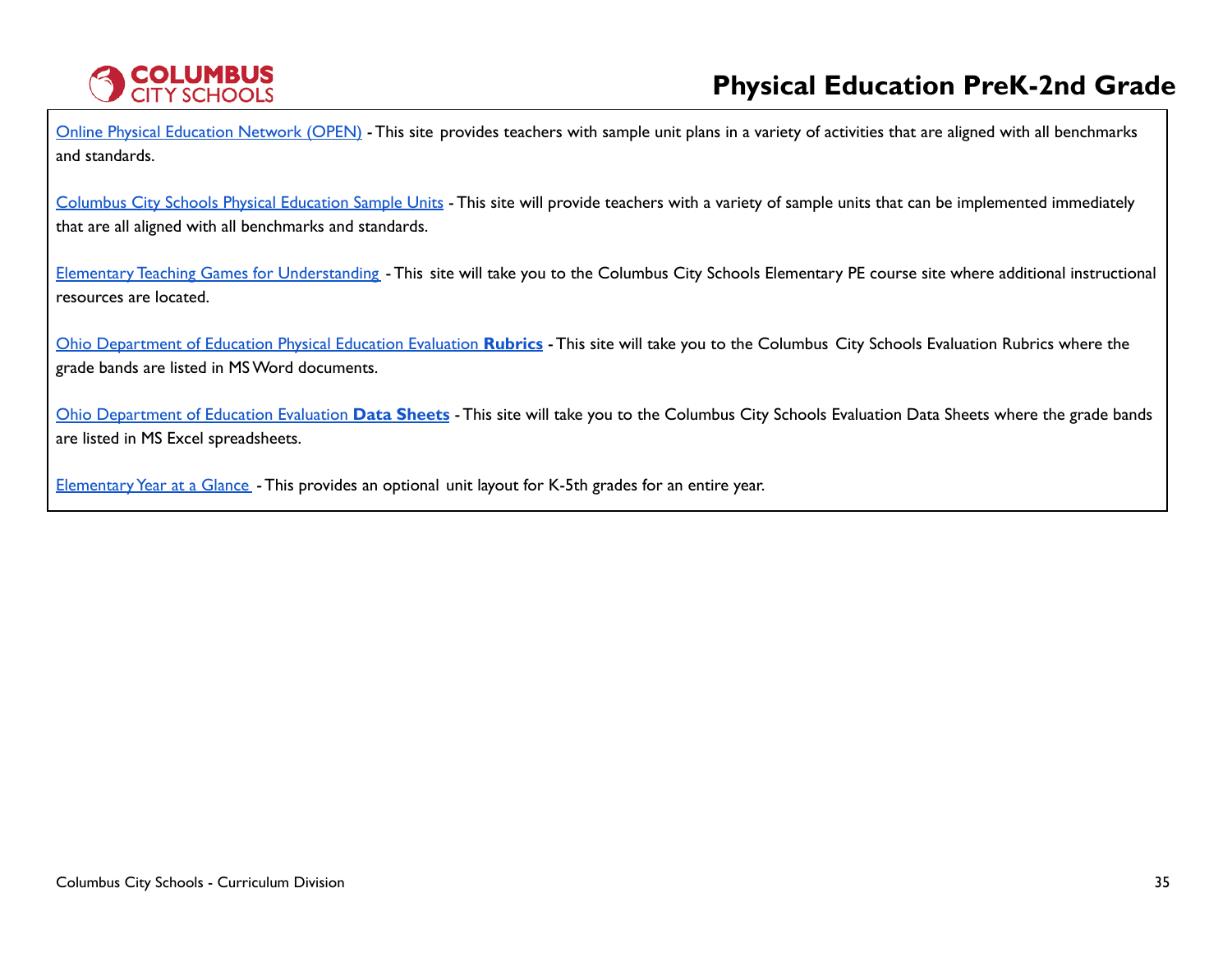Online Physical Education Network (OPEN) - This site provides teachers with sample unit plans in a variety of activities that are aligned with all benchmarks and standards.

Columbus City Schools Physical Education Sample Units - This site will provide teachers with a variety of sample units that can be implemented immediately that are all aligned with all benchmarks and standards.

Elementary Teaching Games for Understanding - This site will take you to the Columbus City Schools Elementary PE course site where additional instructional resources are located.

Ohio Department of Education Physical Education Evaluation **Rubrics** - This site will take you to the Columbus City Schools Evaluation Rubrics where the grade bands are listed in MS Word documents.

Ohio Department of Education Evaluation **Data Sheets** - This site will take you to the Columbus City Schools Evaluation Data Sheets where the grade bands are listed in MS Excel spreadsheets.

Elementary Year at a Glance - This provides an optional unit layout for K-5th grades for an entire year.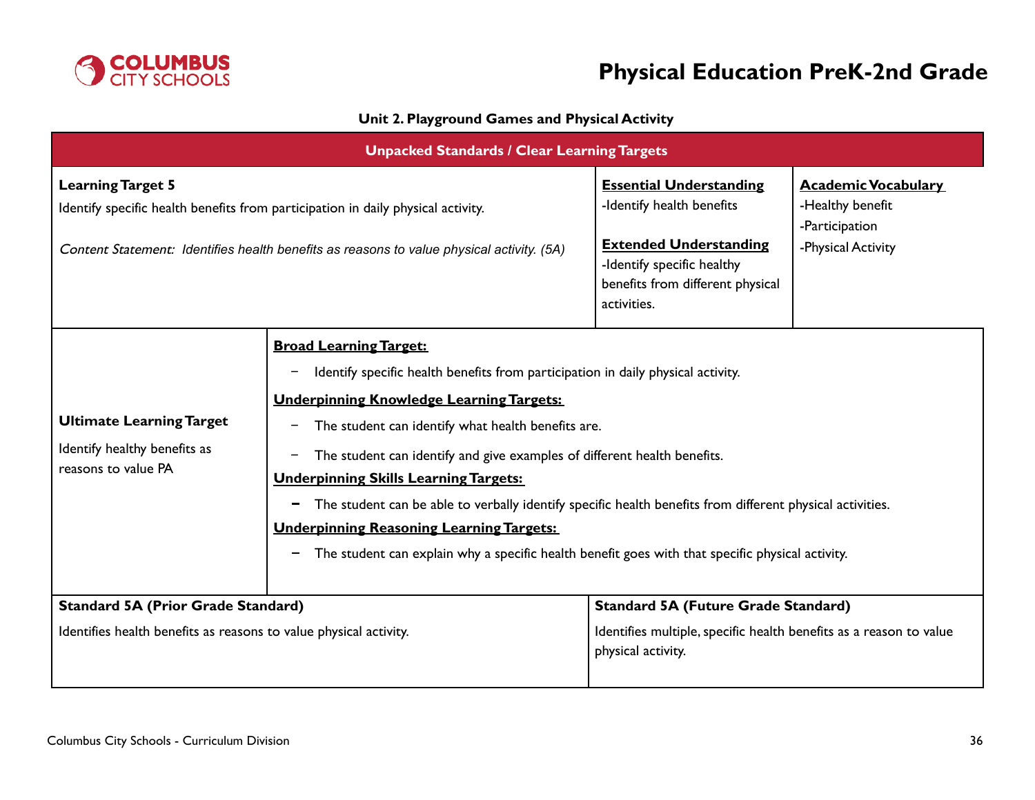# Physical Education PreK-2nd Grade

## Unit 2. Playground Games and Physical Activity

| Unpacked Standards / Clear Learning Targets | | |
|---|---|---|
| **Learning Target 5**<br>Identify specific health benefits from participation in daily physical activity.<br><br>*Content Statement: Identifies health benefits as reasons to value physical activity. (5A)* | **Essential Understanding**<br>-Identify health benefits<br><br>**Extended Understanding**<br>-Identify specific healthy benefits from different physical activities. | **Academic Vocabulary**<br>-Healthy benefit<br>-Participation<br>-Physical Activity |

| | |
|---|---|
| **Ultimate Learning Target**<br>Identify healthy benefits as reasons to value PA | **Broad Learning Target:**<br>− Identify specific health benefits from participation in daily physical activity.<br>**Underpinning Knowledge Learning Targets:**<br>− The student can identify what health benefits are.<br>− The student can identify and give examples of different health benefits.<br>**Underpinning Skills Learning Targets:**<br>− The student can be able to verbally identify specific health benefits from different physical activities.<br>**Underpinning Reasoning Learning Targets:**<br>− The student can explain why a specific health benefit goes with that specific physical activity. |

| **Standard 5A (Prior Grade Standard)** | **Standard 5A (Future Grade Standard)** |
|---|---|
| Identifies health benefits as reasons to value physical activity. | Identifies multiple, specific health benefits as a reason to value physical activity. |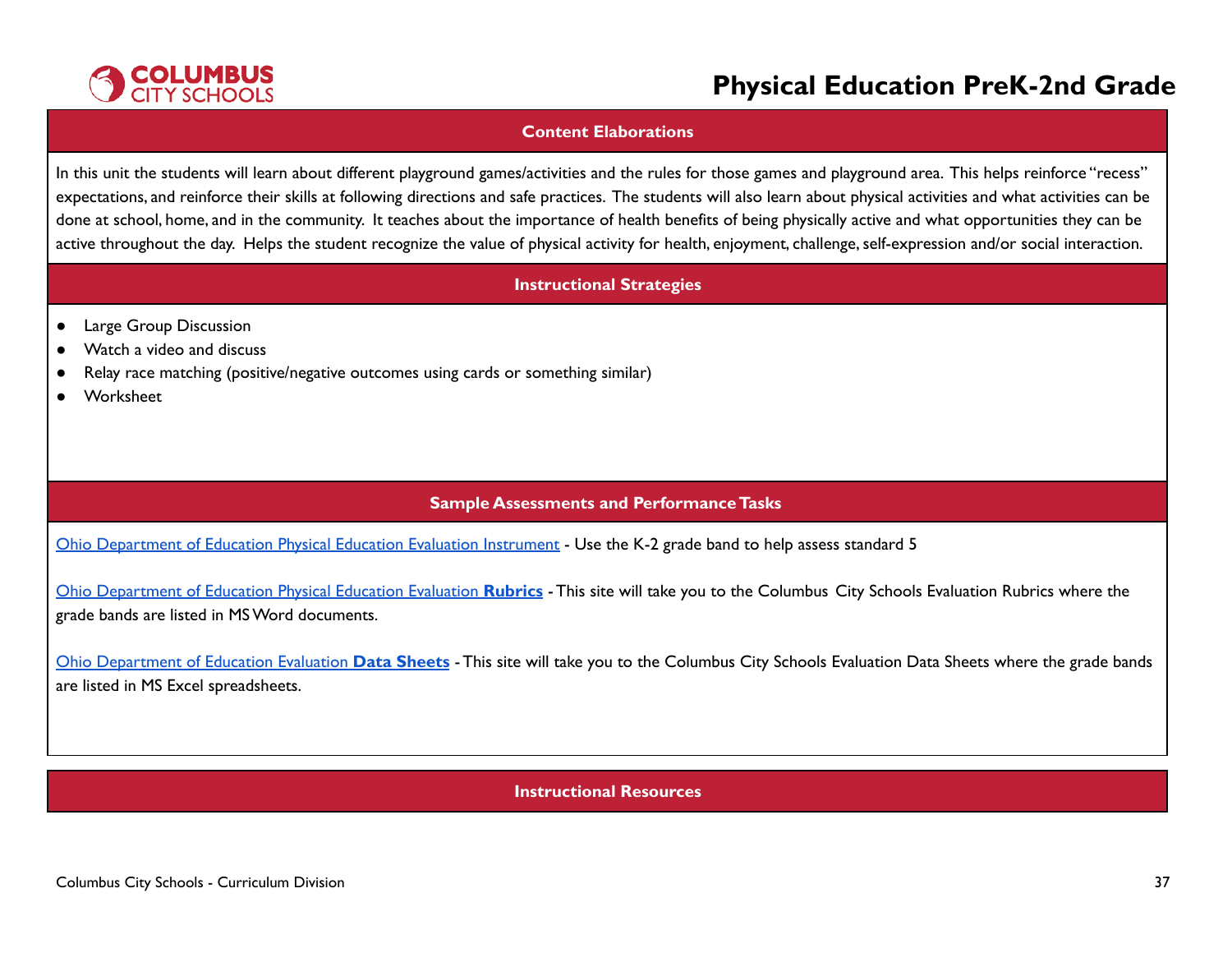## Content Elaborations

In this unit the students will learn about different playground games/activities and the rules for those games and playground area. This helps reinforce "recess" expectations, and reinforce their skills at following directions and safe practices. The students will also learn about physical activities and what activities can be done at school, home, and in the community. It teaches about the importance of health benefits of being physically active and what opportunities they can be active throughout the day. Helps the student recognize the value of physical activity for health, enjoyment, challenge, self-expression and/or social interaction.

## Instructional Strategies

- Large Group Discussion
- Watch a video and discuss
- Relay race matching (positive/negative outcomes using cards or something similar)
- Worksheet

## Sample Assessments and Performance Tasks

Ohio Department of Education Physical Education Evaluation Instrument - Use the K-2 grade band to help assess standard 5

Ohio Department of Education Physical Education Evaluation **Rubrics** - This site will take you to the Columbus City Schools Evaluation Rubrics where the grade bands are listed in MS Word documents.

Ohio Department of Education Evaluation **Data Sheets** - This site will take you to the Columbus City Schools Evaluation Data Sheets where the grade bands are listed in MS Excel spreadsheets.

## Instructional Resources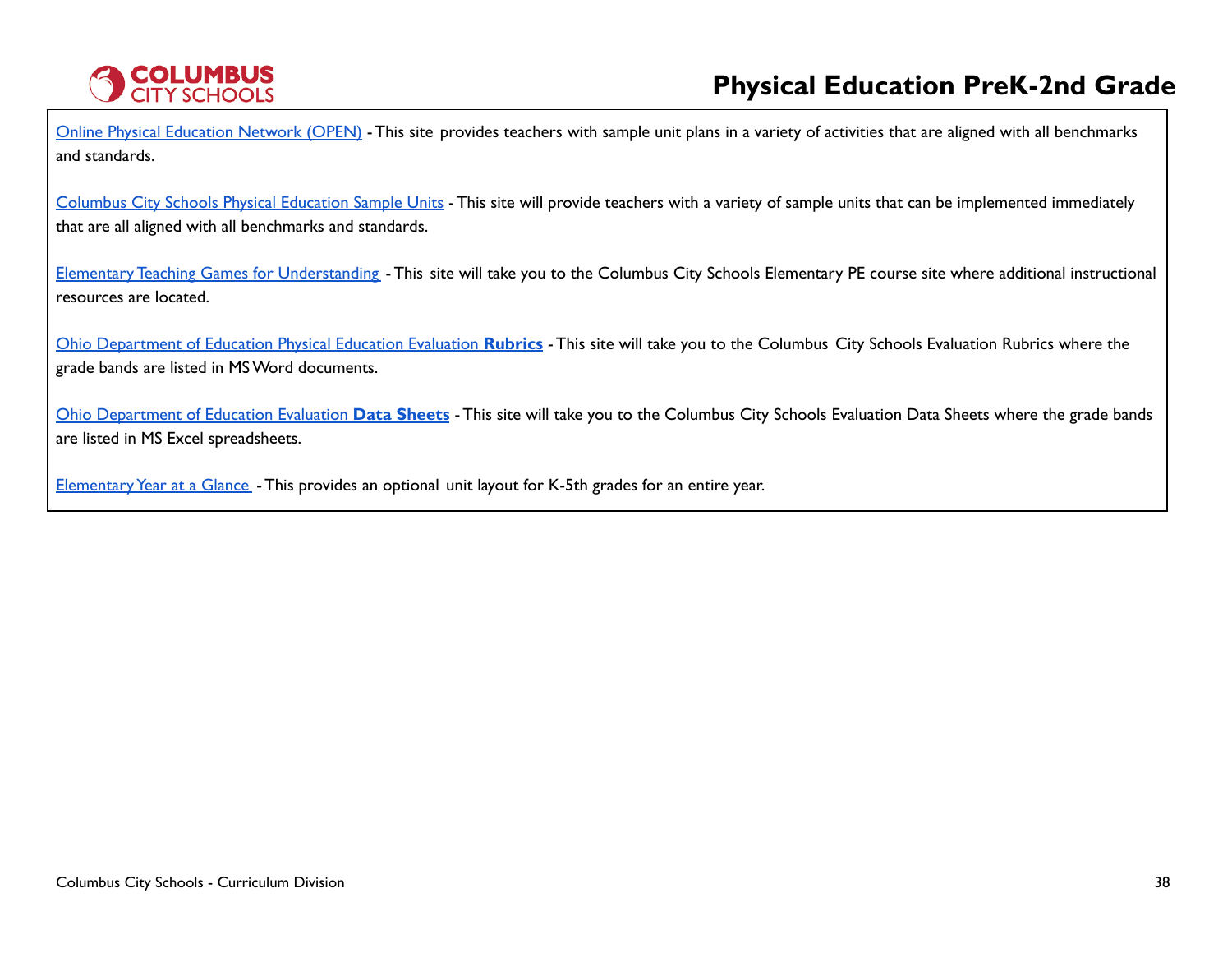Online Physical Education Network (OPEN) - This site provides teachers with sample unit plans in a variety of activities that are aligned with all benchmarks and standards.

Columbus City Schools Physical Education Sample Units - This site will provide teachers with a variety of sample units that can be implemented immediately that are all aligned with all benchmarks and standards.

Elementary Teaching Games for Understanding - This site will take you to the Columbus City Schools Elementary PE course site where additional instructional resources are located.

Ohio Department of Education Physical Education Evaluation **Rubrics** - This site will take you to the Columbus City Schools Evaluation Rubrics where the grade bands are listed in MS Word documents.

Ohio Department of Education Evaluation **Data Sheets** - This site will take you to the Columbus City Schools Evaluation Data Sheets where the grade bands are listed in MS Excel spreadsheets.

Elementary Year at a Glance - This provides an optional unit layout for K-5th grades for an entire year.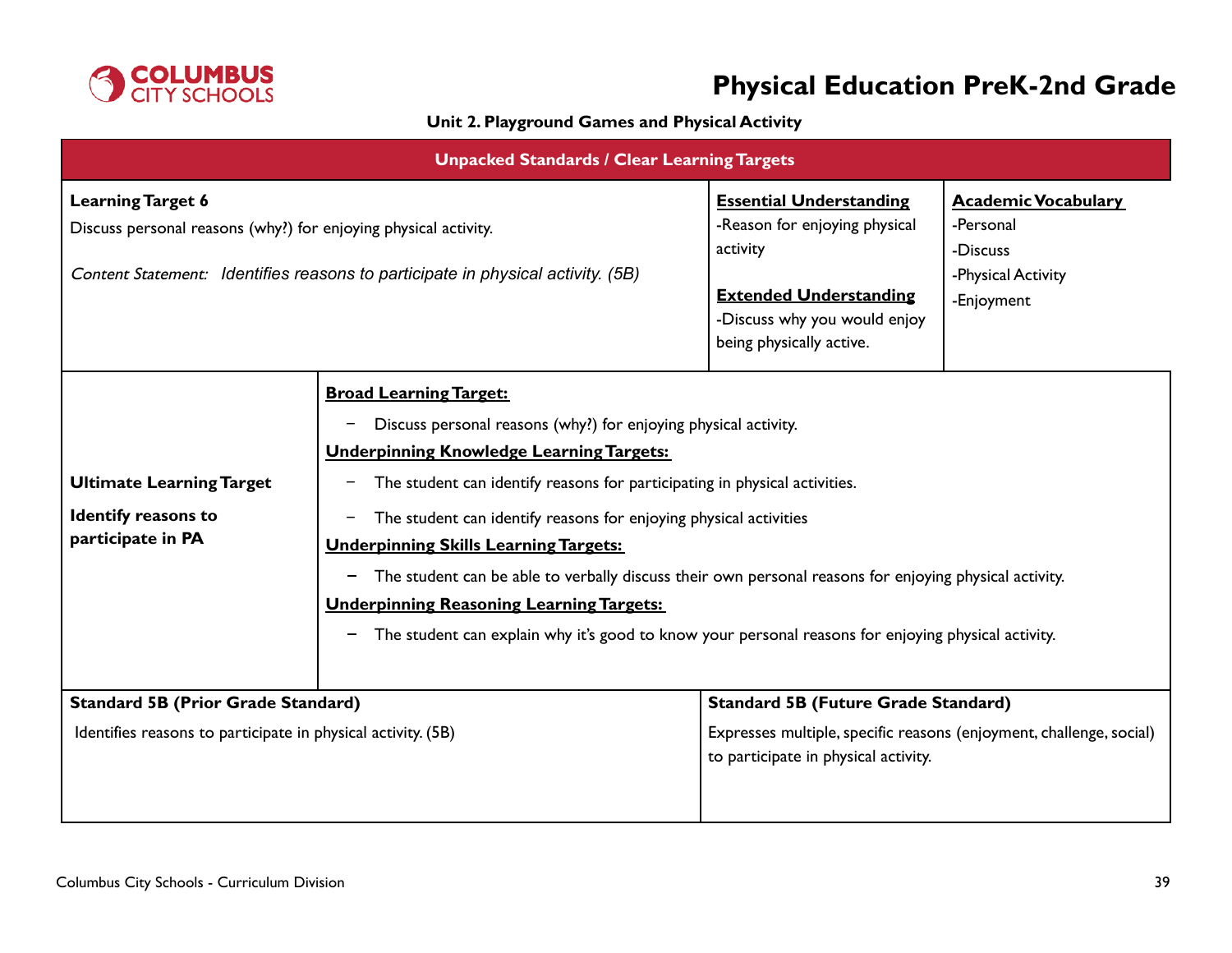# Physical Education PreK-2nd Grade

**Unit 2. Playground Games and Physical Activity**

**Unpacked Standards / Clear Learning Targets**

| **Learning Target 6**<br>Discuss personal reasons (why?) for enjoying physical activity.<br><br>*Content Statement: Identifies reasons to participate in physical activity. (5B)* | **Essential Understanding**<br>-Reason for enjoying physical activity<br><br>**Extended Understanding**<br>-Discuss why you would enjoy being physically active. | **Academic Vocabulary**<br>-Personal<br>-Discuss<br>-Physical Activity<br>-Enjoyment |
|---|---|---|

| **Ultimate Learning Target**<br><br>**Identify reasons to participate in PA** | **Broad Learning Target:**<br>− Discuss personal reasons (why?) for enjoying physical activity.<br>**Underpinning Knowledge Learning Targets:**<br>− The student can identify reasons for participating in physical activities.<br>− The student can identify reasons for enjoying physical activities<br>**Underpinning Skills Learning Targets:**<br>− The student can be able to verbally discuss their own personal reasons for enjoying physical activity.<br>**Underpinning Reasoning Learning Targets:**<br>− The student can explain why it's good to know your personal reasons for enjoying physical activity. |
|---|---|

| **Standard 5B (Prior Grade Standard)** | **Standard 5B (Future Grade Standard)** |
|---|---|
| Identifies reasons to participate in physical activity. (5B) | Expresses multiple, specific reasons (enjoyment, challenge, social) to participate in physical activity. |

Columbus City Schools - Curriculum Division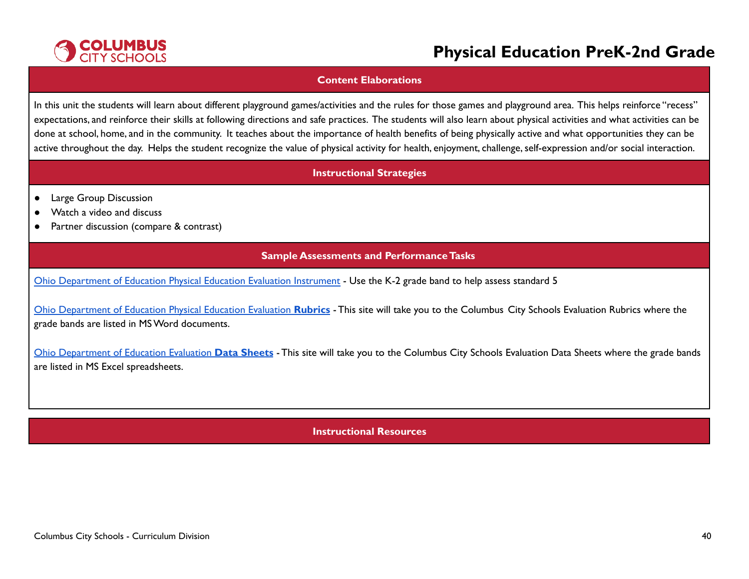## Content Elaborations

In this unit the students will learn about different playground games/activities and the rules for those games and playground area. This helps reinforce "recess" expectations, and reinforce their skills at following directions and safe practices. The students will also learn about physical activities and what activities can be done at school, home, and in the community. It teaches about the importance of health benefits of being physically active and what opportunities they can be active throughout the day. Helps the student recognize the value of physical activity for health, enjoyment, challenge, self-expression and/or social interaction.

## Instructional Strategies

- Large Group Discussion
- Watch a video and discuss
- Partner discussion (compare & contrast)

## Sample Assessments and Performance Tasks

Ohio Department of Education Physical Education Evaluation Instrument - Use the K-2 grade band to help assess standard 5

Ohio Department of Education Physical Education Evaluation **Rubrics** - This site will take you to the Columbus City Schools Evaluation Rubrics where the grade bands are listed in MS Word documents.

Ohio Department of Education Evaluation **Data Sheets** - This site will take you to the Columbus City Schools Evaluation Data Sheets where the grade bands are listed in MS Excel spreadsheets.

## Instructional Resources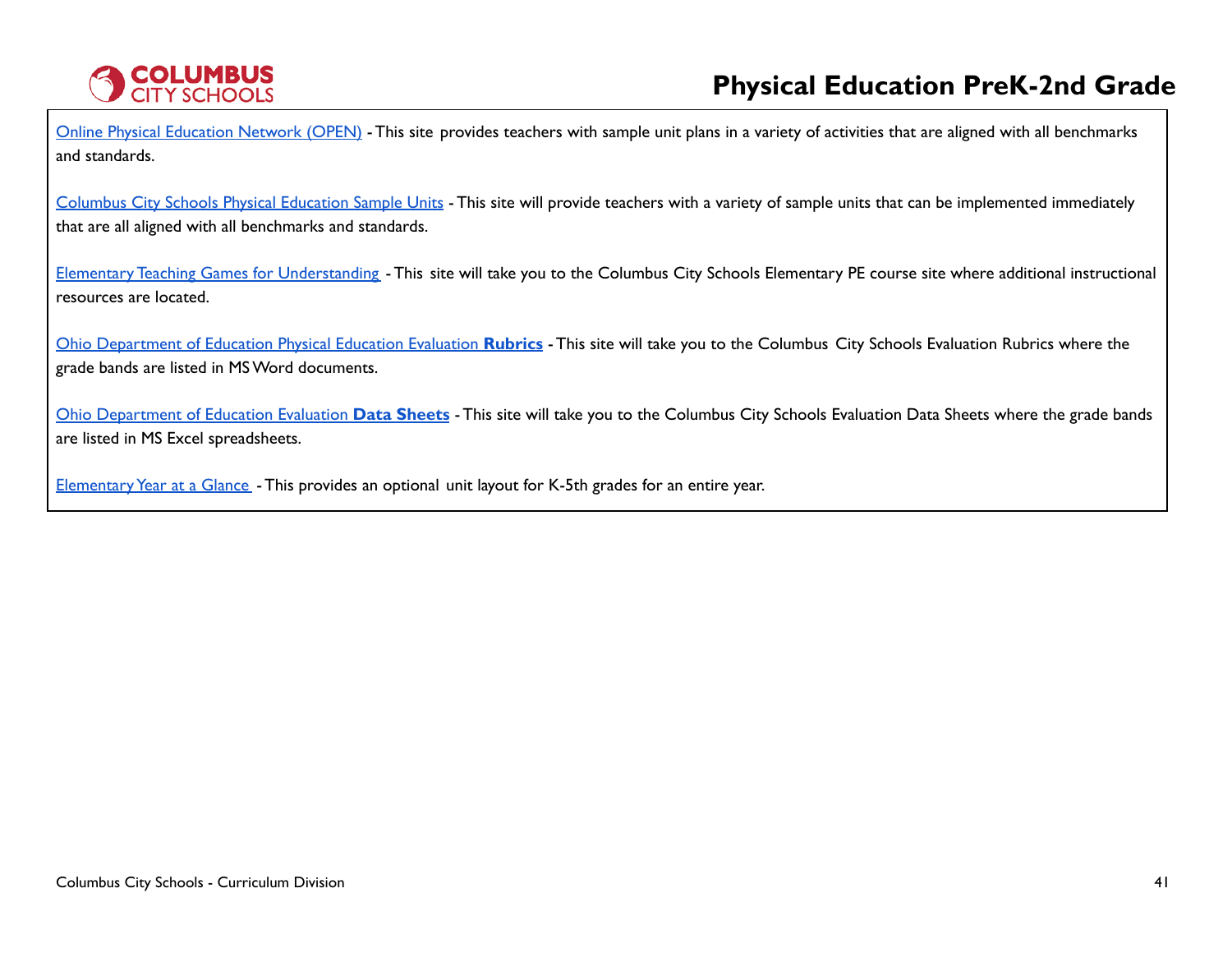Online Physical Education Network (OPEN) - This site provides teachers with sample unit plans in a variety of activities that are aligned with all benchmarks and standards.

Columbus City Schools Physical Education Sample Units - This site will provide teachers with a variety of sample units that can be implemented immediately that are all aligned with all benchmarks and standards.

Elementary Teaching Games for Understanding - This site will take you to the Columbus City Schools Elementary PE course site where additional instructional resources are located.

Ohio Department of Education Physical Education Evaluation **Rubrics** - This site will take you to the Columbus City Schools Evaluation Rubrics where the grade bands are listed in MS Word documents.

Ohio Department of Education Evaluation **Data Sheets** - This site will take you to the Columbus City Schools Evaluation Data Sheets where the grade bands are listed in MS Excel spreadsheets.

Elementary Year at a Glance - This provides an optional unit layout for K-5th grades for an entire year.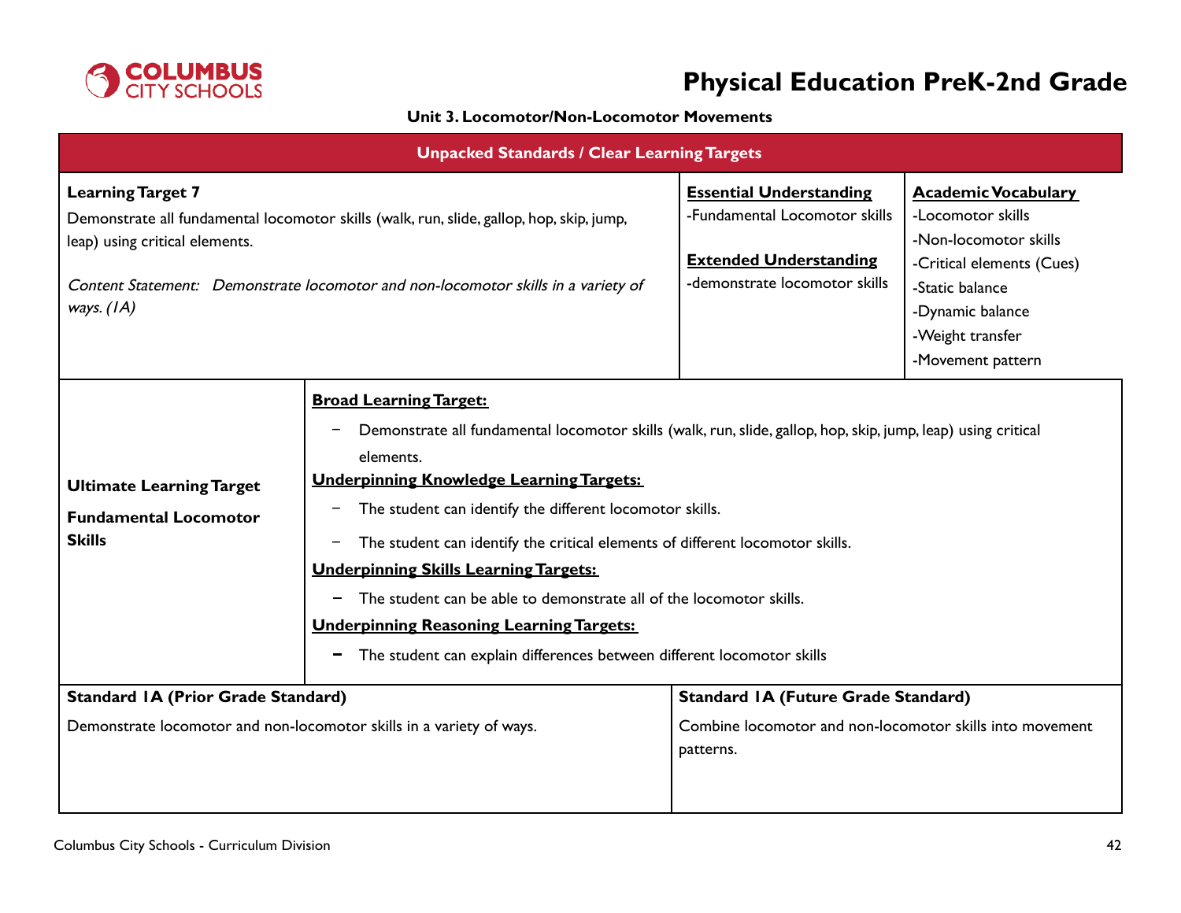# Physical Education PreK-2nd Grade

**Unit 3. Locomotor/Non-Locomotor Movements**

## Unpacked Standards / Clear Learning Targets

| **Learning Target 7**<br>Demonstrate all fundamental locomotor skills (walk, run, slide, gallop, hop, skip, jump, leap) using critical elements.<br><br>*Content Statement: Demonstrate locomotor and non-locomotor skills in a variety of ways. (1A)* | **Essential Understanding**<br>-Fundamental Locomotor skills<br><br>**Extended Understanding**<br>-demonstrate locomotor skills | **Academic Vocabulary**<br>-Locomotor skills<br>-Non-locomotor skills<br>-Critical elements (Cues)<br>-Static balance<br>-Dynamic balance<br>-Weight transfer<br>-Movement pattern |
|---|---|---|

| **Ultimate Learning Target**<br><br>**Fundamental Locomotor Skills** | **Broad Learning Target:**<br>- Demonstrate all fundamental locomotor skills (walk, run, slide, gallop, hop, skip, jump, leap) using critical elements.<br><br>**Underpinning Knowledge Learning Targets:**<br>- The student can identify the different locomotor skills.<br>- The student can identify the critical elements of different locomotor skills.<br><br>**Underpinning Skills Learning Targets:**<br>- The student can be able to demonstrate all of the locomotor skills.<br><br>**Underpinning Reasoning Learning Targets:**<br>- The student can explain differences between different locomotor skills |
|---|---|

| **Standard 1A (Prior Grade Standard)** | **Standard 1A (Future Grade Standard)** |
|---|---|
| Demonstrate locomotor and non-locomotor skills in a variety of ways. | Combine locomotor and non-locomotor skills into movement patterns. |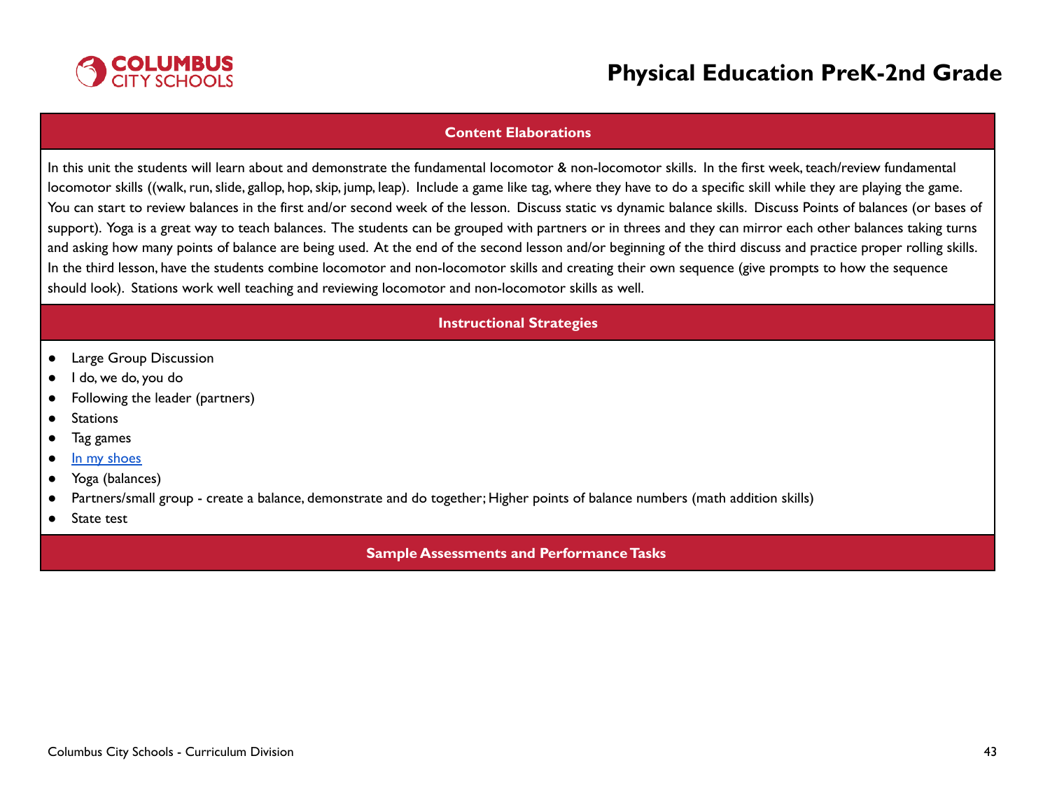## Content Elaborations

In this unit the students will learn about and demonstrate the fundamental locomotor & non-locomotor skills. In the first week, teach/review fundamental locomotor skills ((walk, run, slide, gallop, hop, skip, jump, leap). Include a game like tag, where they have to do a specific skill while they are playing the game. You can start to review balances in the first and/or second week of the lesson. Discuss static vs dynamic balance skills. Discuss Points of balances (or bases of support). Yoga is a great way to teach balances. The students can be grouped with partners or in threes and they can mirror each other balances taking turns and asking how many points of balance are being used. At the end of the second lesson and/or beginning of the third discuss and practice proper rolling skills. In the third lesson, have the students combine locomotor and non-locomotor skills and creating their own sequence (give prompts to how the sequence should look). Stations work well teaching and reviewing locomotor and non-locomotor skills as well.

## Instructional Strategies

- Large Group Discussion
- I do, we do, you do
- Following the leader (partners)
- Stations
- Tag games
- In my shoes
- Yoga (balances)
- Partners/small group - create a balance, demonstrate and do together; Higher points of balance numbers (math addition skills)
- State test

## Sample Assessments and Performance Tasks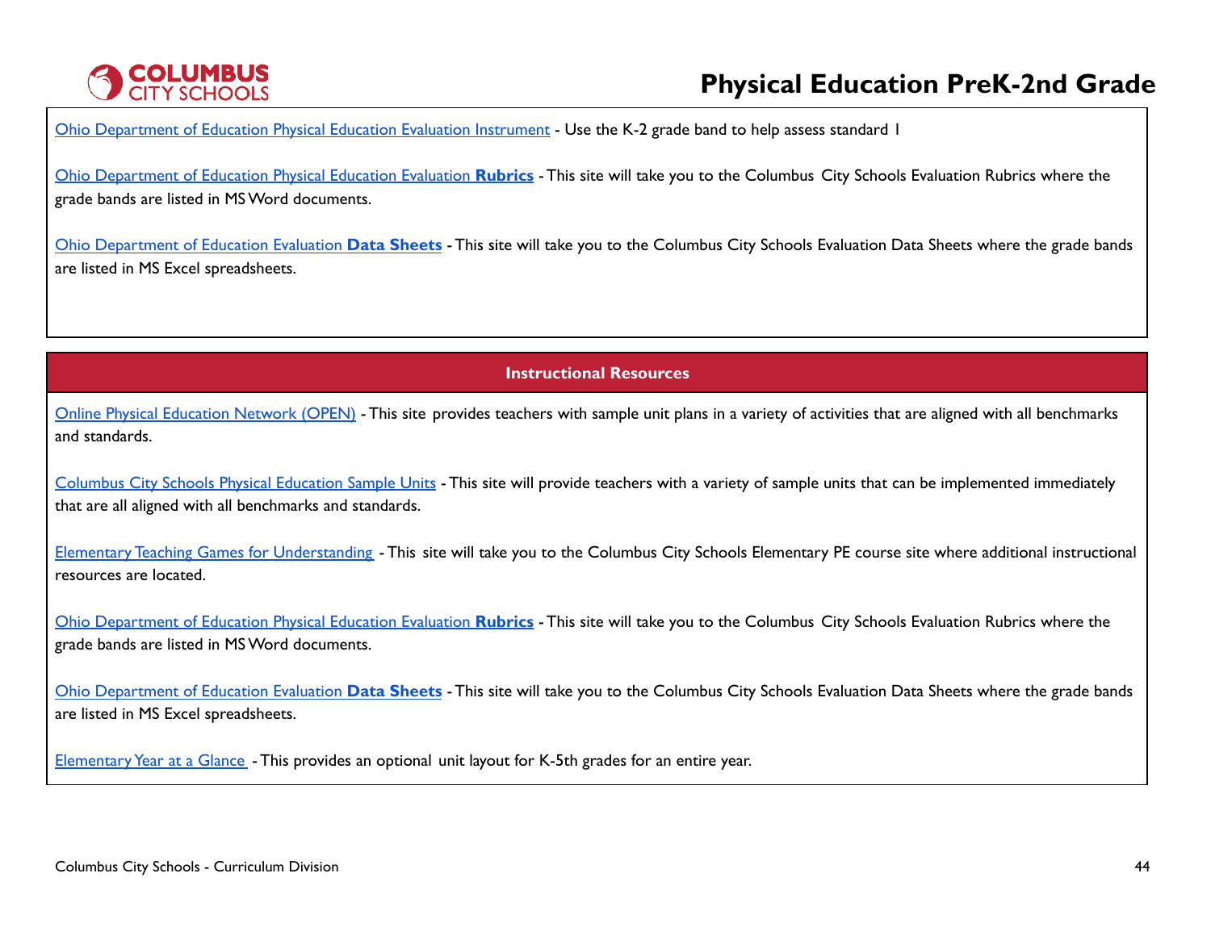Ohio Department of Education Physical Education Evaluation Instrument - Use the K-2 grade band to help assess standard 1

Ohio Department of Education Physical Education Evaluation **Rubrics** - This site will take you to the Columbus City Schools Evaluation Rubrics where the grade bands are listed in MS Word documents.

Ohio Department of Education Evaluation **Data Sheets** - This site will take you to the Columbus City Schools Evaluation Data Sheets where the grade bands are listed in MS Excel spreadsheets.

## Instructional Resources

Online Physical Education Network (OPEN) - This site provides teachers with sample unit plans in a variety of activities that are aligned with all benchmarks and standards.

Columbus City Schools Physical Education Sample Units - This site will provide teachers with a variety of sample units that can be implemented immediately that are all aligned with all benchmarks and standards.

Elementary Teaching Games for Understanding - This site will take you to the Columbus City Schools Elementary PE course site where additional instructional resources are located.

Ohio Department of Education Physical Education Evaluation **Rubrics** - This site will take you to the Columbus City Schools Evaluation Rubrics where the grade bands are listed in MS Word documents.

Ohio Department of Education Evaluation **Data Sheets** - This site will take you to the Columbus City Schools Evaluation Data Sheets where the grade bands are listed in MS Excel spreadsheets.

Elementary Year at a Glance - This provides an optional unit layout for K-5th grades for an entire year.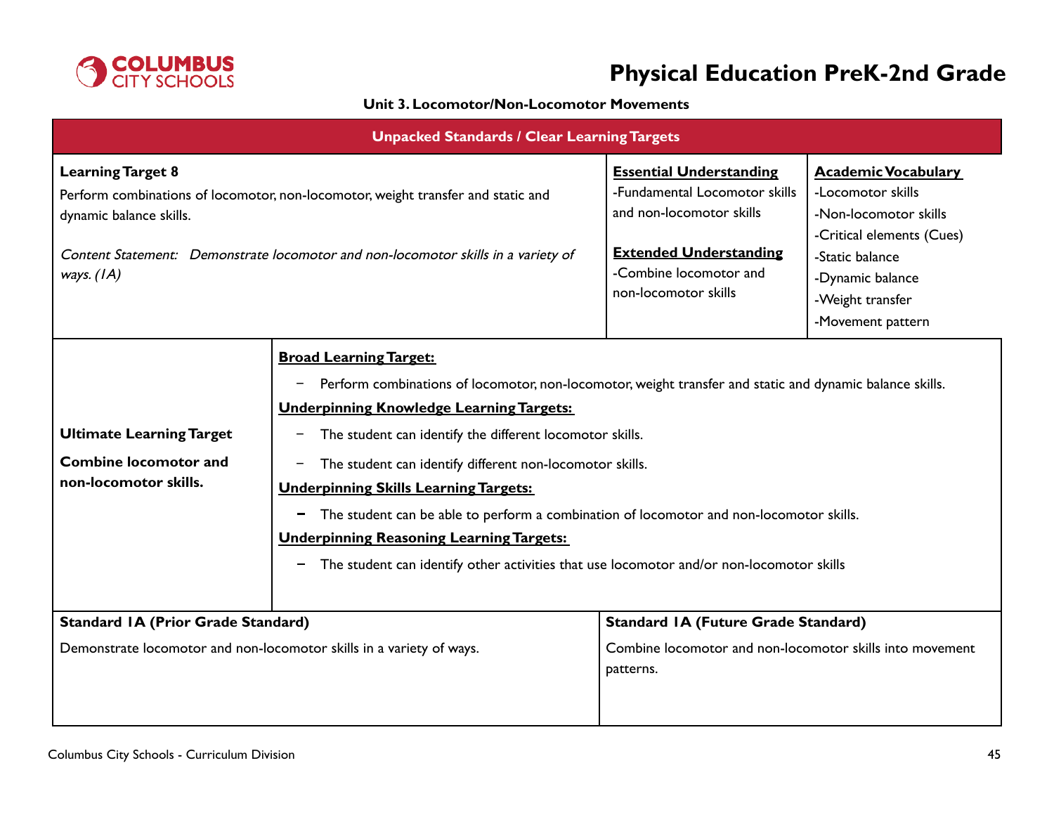# Physical Education PreK-2nd Grade

### Unit 3. Locomotor/Non-Locomotor Movements

| Unpacked Standards / Clear Learning Targets | | |
|---|---|---|
| **Learning Target 8**<br>Perform combinations of locomotor, non-locomotor, weight transfer and static and dynamic balance skills.<br><br>*Content Statement: Demonstrate locomotor and non-locomotor skills in a variety of ways. (1A)* | **Essential Understanding**<br>-Fundamental Locomotor skills and non-locomotor skills<br><br>**Extended Understanding**<br>-Combine locomotor and non-locomotor skills | **Academic Vocabulary**<br>-Locomotor skills<br>-Non-locomotor skills<br>-Critical elements (Cues)<br>-Static balance<br>-Dynamic balance<br>-Weight transfer<br>-Movement pattern |

| Ultimate Learning Target | |
|---|---|
| **Combine locomotor and non-locomotor skills.** | **Broad Learning Target:**<br>− Perform combinations of locomotor, non-locomotor, weight transfer and static and dynamic balance skills.<br>**Underpinning Knowledge Learning Targets:**<br>− The student can identify the different locomotor skills.<br>− The student can identify different non-locomotor skills.<br>**Underpinning Skills Learning Targets:**<br>− The student can be able to perform a combination of locomotor and non-locomotor skills.<br>**Underpinning Reasoning Learning Targets:**<br>− The student can identify other activities that use locomotor and/or non-locomotor skills |

| Standard 1A (Prior Grade Standard) | Standard 1A (Future Grade Standard) |
|---|---|
| Demonstrate locomotor and non-locomotor skills in a variety of ways. | Combine locomotor and non-locomotor skills into movement patterns. |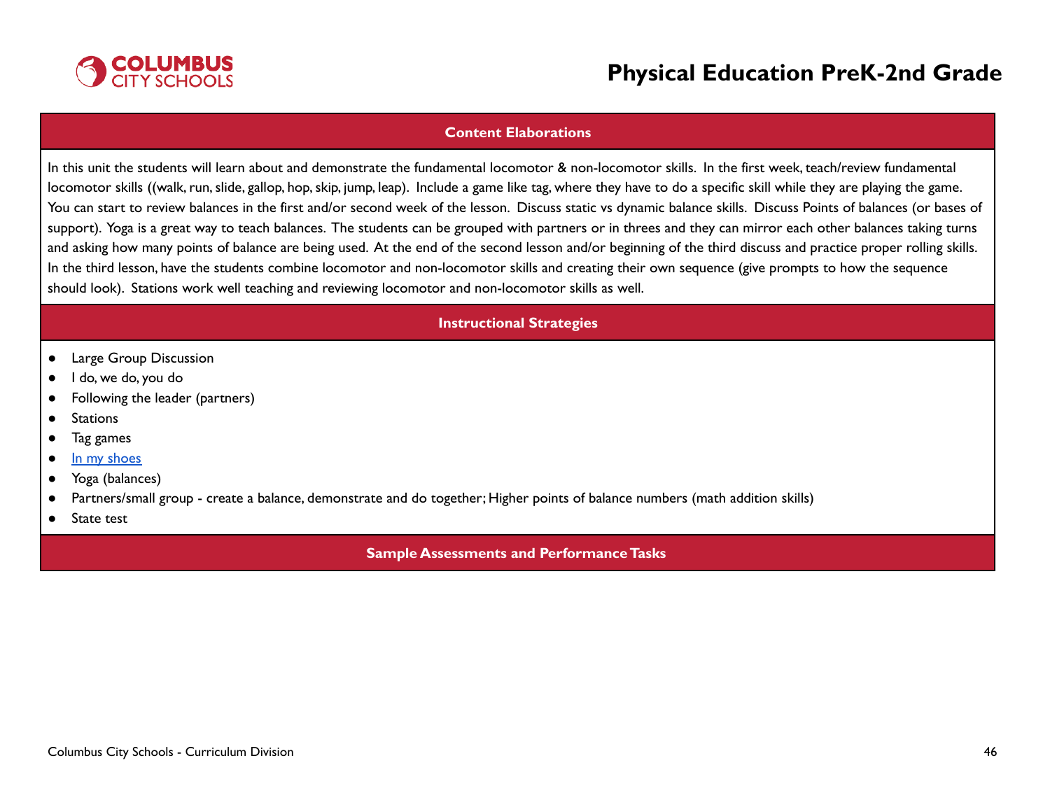## Content Elaborations

In this unit the students will learn about and demonstrate the fundamental locomotor & non-locomotor skills. In the first week, teach/review fundamental locomotor skills ((walk, run, slide, gallop, hop, skip, jump, leap). Include a game like tag, where they have to do a specific skill while they are playing the game. You can start to review balances in the first and/or second week of the lesson. Discuss static vs dynamic balance skills. Discuss Points of balances (or bases of support). Yoga is a great way to teach balances. The students can be grouped with partners or in threes and they can mirror each other balances taking turns and asking how many points of balance are being used. At the end of the second lesson and/or beginning of the third discuss and practice proper rolling skills. In the third lesson, have the students combine locomotor and non-locomotor skills and creating their own sequence (give prompts to how the sequence should look). Stations work well teaching and reviewing locomotor and non-locomotor skills as well.

## Instructional Strategies

- Large Group Discussion
- I do, we do, you do
- Following the leader (partners)
- Stations
- Tag games
- In my shoes
- Yoga (balances)
- Partners/small group - create a balance, demonstrate and do together; Higher points of balance numbers (math addition skills)
- State test

## Sample Assessments and Performance Tasks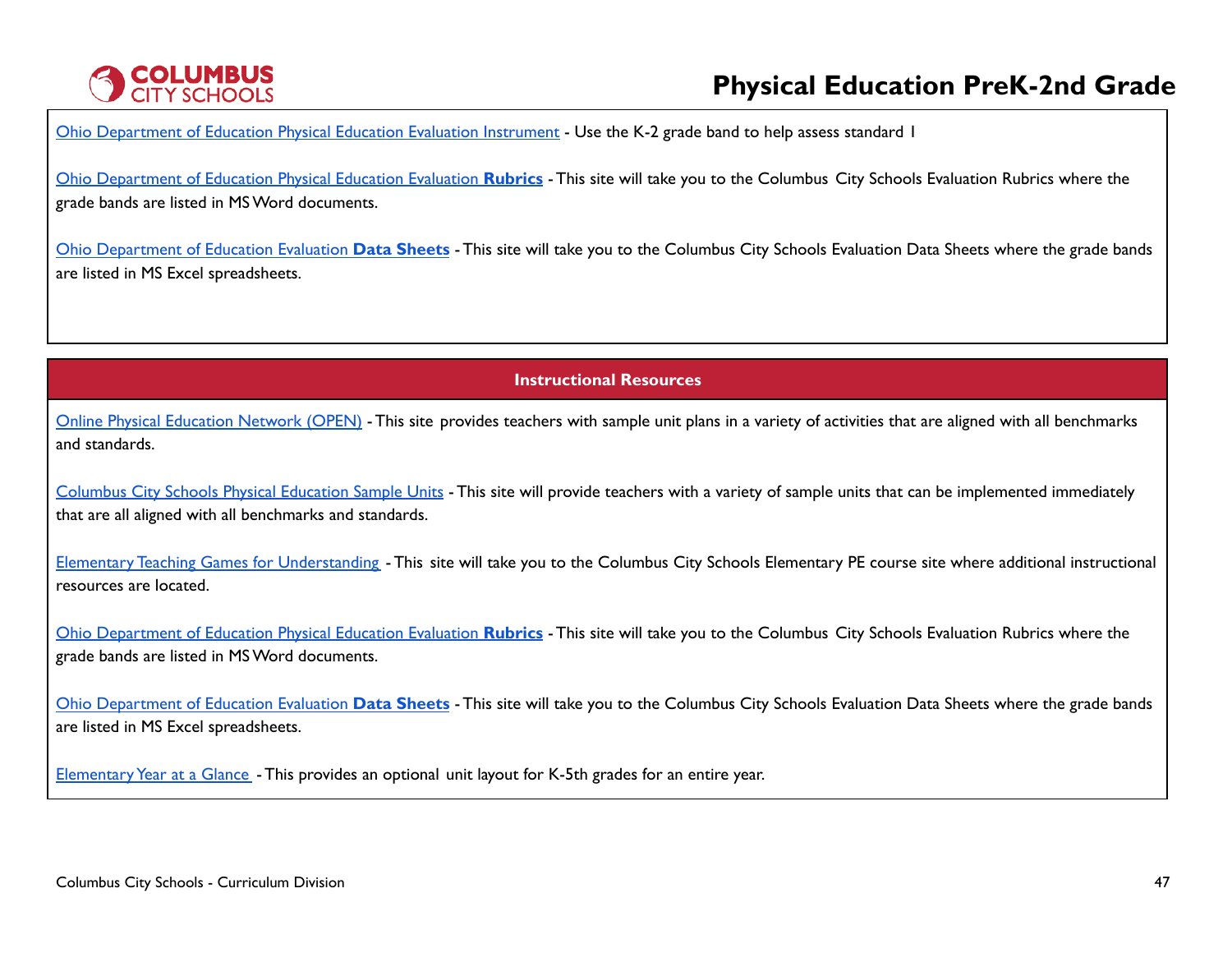Ohio Department of Education Physical Education Evaluation Instrument - Use the K-2 grade band to help assess standard 1

Ohio Department of Education Physical Education Evaluation **Rubrics** - This site will take you to the Columbus City Schools Evaluation Rubrics where the grade bands are listed in MS Word documents.

Ohio Department of Education Evaluation **Data Sheets** - This site will take you to the Columbus City Schools Evaluation Data Sheets where the grade bands are listed in MS Excel spreadsheets.

## Instructional Resources

Online Physical Education Network (OPEN) - This site provides teachers with sample unit plans in a variety of activities that are aligned with all benchmarks and standards.

Columbus City Schools Physical Education Sample Units - This site will provide teachers with a variety of sample units that can be implemented immediately that are all aligned with all benchmarks and standards.

Elementary Teaching Games for Understanding - This site will take you to the Columbus City Schools Elementary PE course site where additional instructional resources are located.

Ohio Department of Education Physical Education Evaluation **Rubrics** - This site will take you to the Columbus City Schools Evaluation Rubrics where the grade bands are listed in MS Word documents.

Ohio Department of Education Evaluation **Data Sheets** - This site will take you to the Columbus City Schools Evaluation Data Sheets where the grade bands are listed in MS Excel spreadsheets.

Elementary Year at a Glance - This provides an optional unit layout for K-5th grades for an entire year.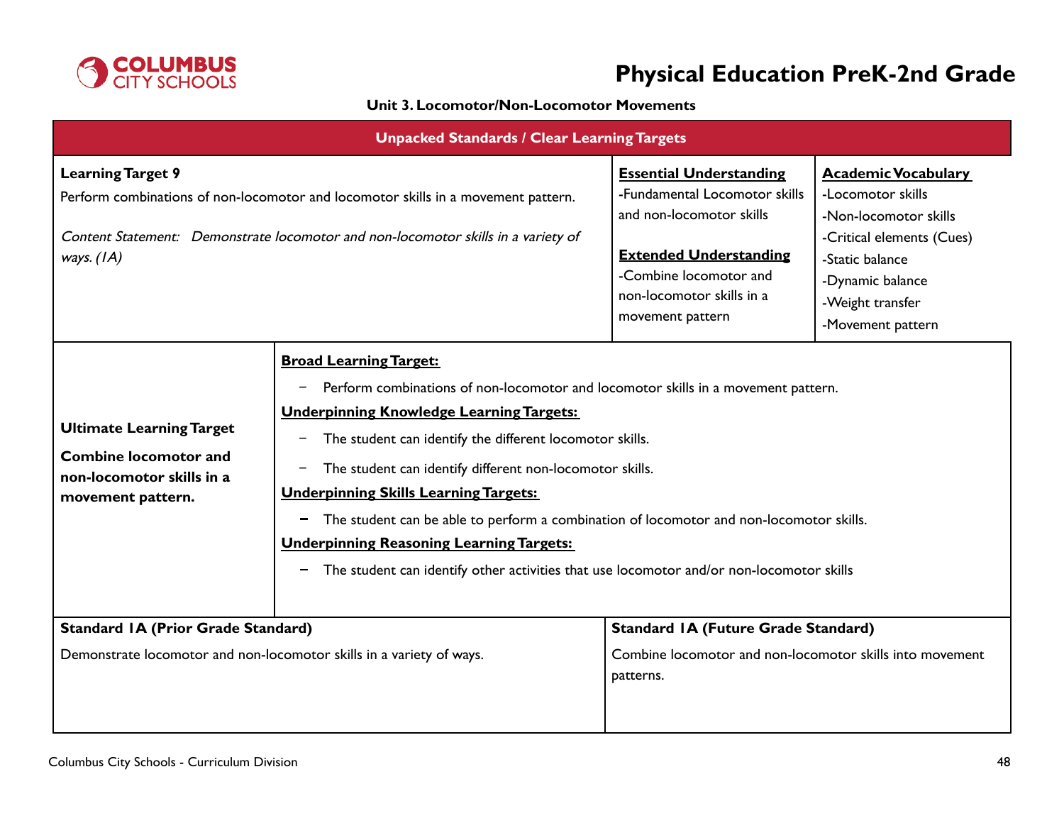# Physical Education PreK-2nd Grade

**Unit 3. Locomotor/Non-Locomotor Movements**

## Unpacked Standards / Clear Learning Targets

| **Learning Target 9**<br>Perform combinations of non-locomotor and locomotor skills in a movement pattern.<br><br>*Content Statement: Demonstrate locomotor and non-locomotor skills in a variety of ways. (1A)* | **Essential Understanding**<br>-Fundamental Locomotor skills and non-locomotor skills<br><br>**Extended Understanding**<br>-Combine locomotor and non-locomotor skills in a movement pattern | **Academic Vocabulary**<br>-Locomotor skills<br>-Non-locomotor skills<br>-Critical elements (Cues)<br>-Static balance<br>-Dynamic balance<br>-Weight transfer<br>-Movement pattern |
|---|---|---|

| **Ultimate Learning Target**<br>**Combine locomotor and non-locomotor skills in a movement pattern.** | **Broad Learning Target:**<br>- Perform combinations of non-locomotor and locomotor skills in a movement pattern.<br>**Underpinning Knowledge Learning Targets:**<br>- The student can identify the different locomotor skills.<br>- The student can identify different non-locomotor skills.<br>**Underpinning Skills Learning Targets:**<br>- The student can be able to perform a combination of locomotor and non-locomotor skills.<br>**Underpinning Reasoning Learning Targets:**<br>- The student can identify other activities that use locomotor and/or non-locomotor skills |
|---|---|

| **Standard 1A (Prior Grade Standard)** | **Standard 1A (Future Grade Standard)** |
|---|---|
| Demonstrate locomotor and non-locomotor skills in a variety of ways. | Combine locomotor and non-locomotor skills into movement patterns. |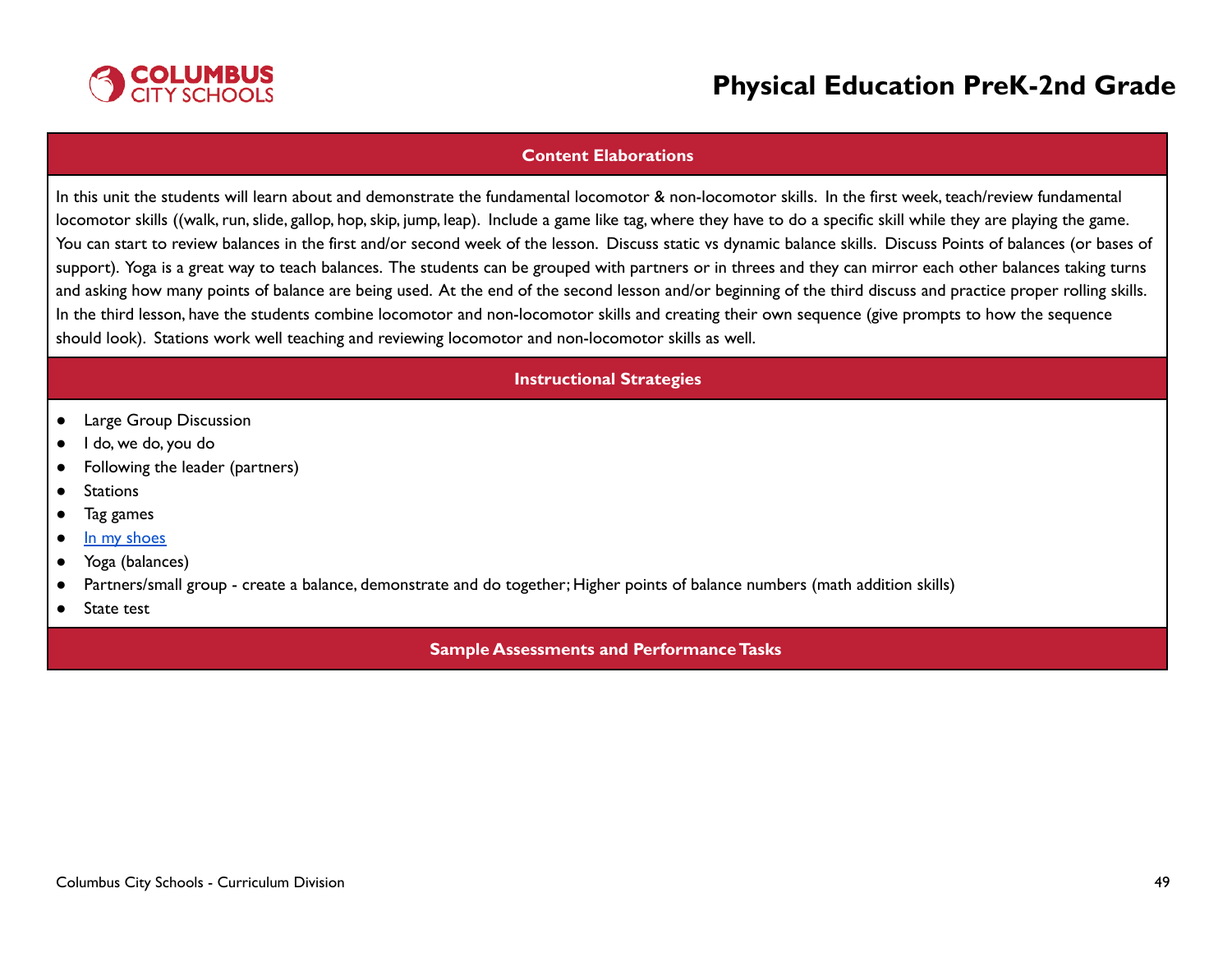## Content Elaborations

In this unit the students will learn about and demonstrate the fundamental locomotor & non-locomotor skills. In the first week, teach/review fundamental locomotor skills ((walk, run, slide, gallop, hop, skip, jump, leap). Include a game like tag, where they have to do a specific skill while they are playing the game. You can start to review balances in the first and/or second week of the lesson. Discuss static vs dynamic balance skills. Discuss Points of balances (or bases of support). Yoga is a great way to teach balances. The students can be grouped with partners or in threes and they can mirror each other balances taking turns and asking how many points of balance are being used. At the end of the second lesson and/or beginning of the third discuss and practice proper rolling skills. In the third lesson, have the students combine locomotor and non-locomotor skills and creating their own sequence (give prompts to how the sequence should look). Stations work well teaching and reviewing locomotor and non-locomotor skills as well.

## Instructional Strategies

- Large Group Discussion
- I do, we do, you do
- Following the leader (partners)
- Stations
- Tag games
- In my shoes
- Yoga (balances)
- Partners/small group - create a balance, demonstrate and do together; Higher points of balance numbers (math addition skills)
- State test

## Sample Assessments and Performance Tasks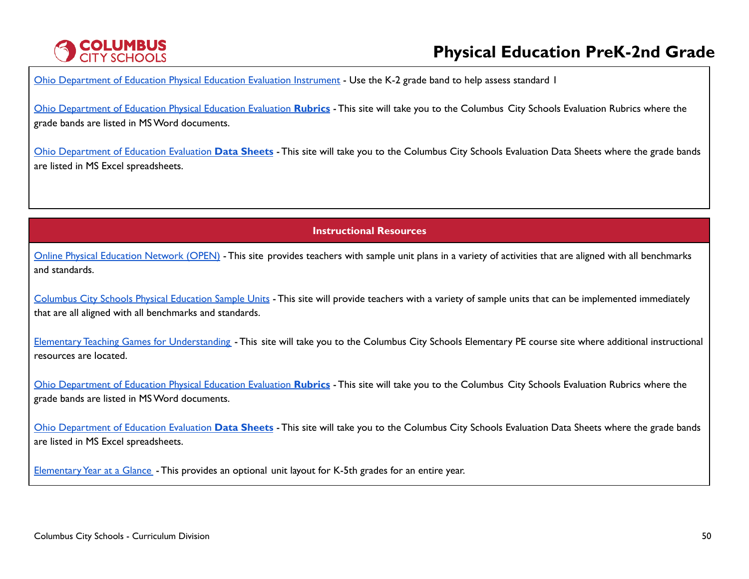Ohio Department of Education Physical Education Evaluation Instrument - Use the K-2 grade band to help assess standard 1

Ohio Department of Education Physical Education Evaluation **Rubrics** - This site will take you to the Columbus City Schools Evaluation Rubrics where the grade bands are listed in MS Word documents.

Ohio Department of Education Evaluation **Data Sheets** - This site will take you to the Columbus City Schools Evaluation Data Sheets where the grade bands are listed in MS Excel spreadsheets.

## Instructional Resources

Online Physical Education Network (OPEN) - This site provides teachers with sample unit plans in a variety of activities that are aligned with all benchmarks and standards.

Columbus City Schools Physical Education Sample Units - This site will provide teachers with a variety of sample units that can be implemented immediately that are all aligned with all benchmarks and standards.

Elementary Teaching Games for Understanding - This site will take you to the Columbus City Schools Elementary PE course site where additional instructional resources are located.

Ohio Department of Education Physical Education Evaluation **Rubrics** - This site will take you to the Columbus City Schools Evaluation Rubrics where the grade bands are listed in MS Word documents.

Ohio Department of Education Evaluation **Data Sheets** - This site will take you to the Columbus City Schools Evaluation Data Sheets where the grade bands are listed in MS Excel spreadsheets.

Elementary Year at a Glance - This provides an optional unit layout for K-5th grades for an entire year.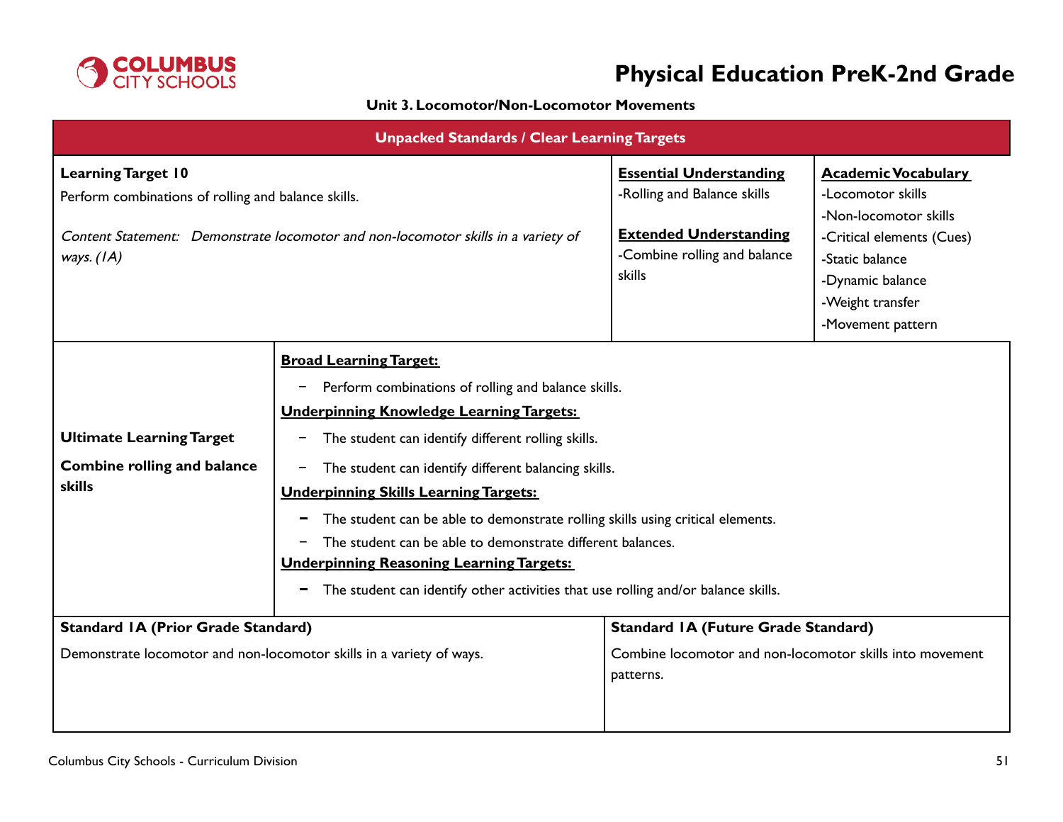# Physical Education PreK-2nd Grade

**Unit 3. Locomotor/Non-Locomotor Movements**

| Unpacked Standards / Clear Learning Targets | | |
|---|---|---|
| **Learning Target 10**<br>Perform combinations of rolling and balance skills.<br><br>*Content Statement: Demonstrate locomotor and non-locomotor skills in a variety of ways. (1A)* | **Essential Understanding**<br>-Rolling and Balance skills<br><br>**Extended Understanding**<br>-Combine rolling and balance skills | **Academic Vocabulary**<br>-Locomotor skills<br>-Non-locomotor skills<br>-Critical elements (Cues)<br>-Static balance<br>-Dynamic balance<br>-Weight transfer<br>-Movement pattern |

| Ultimate Learning Target | |
|---|---|
| **Ultimate Learning Target**<br><br>**Combine rolling and balance skills** | **Broad Learning Target:**<br>- Perform combinations of rolling and balance skills.<br><br>**Underpinning Knowledge Learning Targets:**<br>- The student can identify different rolling skills.<br>- The student can identify different balancing skills.<br><br>**Underpinning Skills Learning Targets:**<br>- The student can be able to demonstrate rolling skills using critical elements.<br>- The student can be able to demonstrate different balances.<br><br>**Underpinning Reasoning Learning Targets:**<br>- The student can identify other activities that use rolling and/or balance skills. |

| Standard 1A (Prior Grade Standard) | Standard 1A (Future Grade Standard) |
|---|---|
| Demonstrate locomotor and non-locomotor skills in a variety of ways. | Combine locomotor and non-locomotor skills into movement patterns. |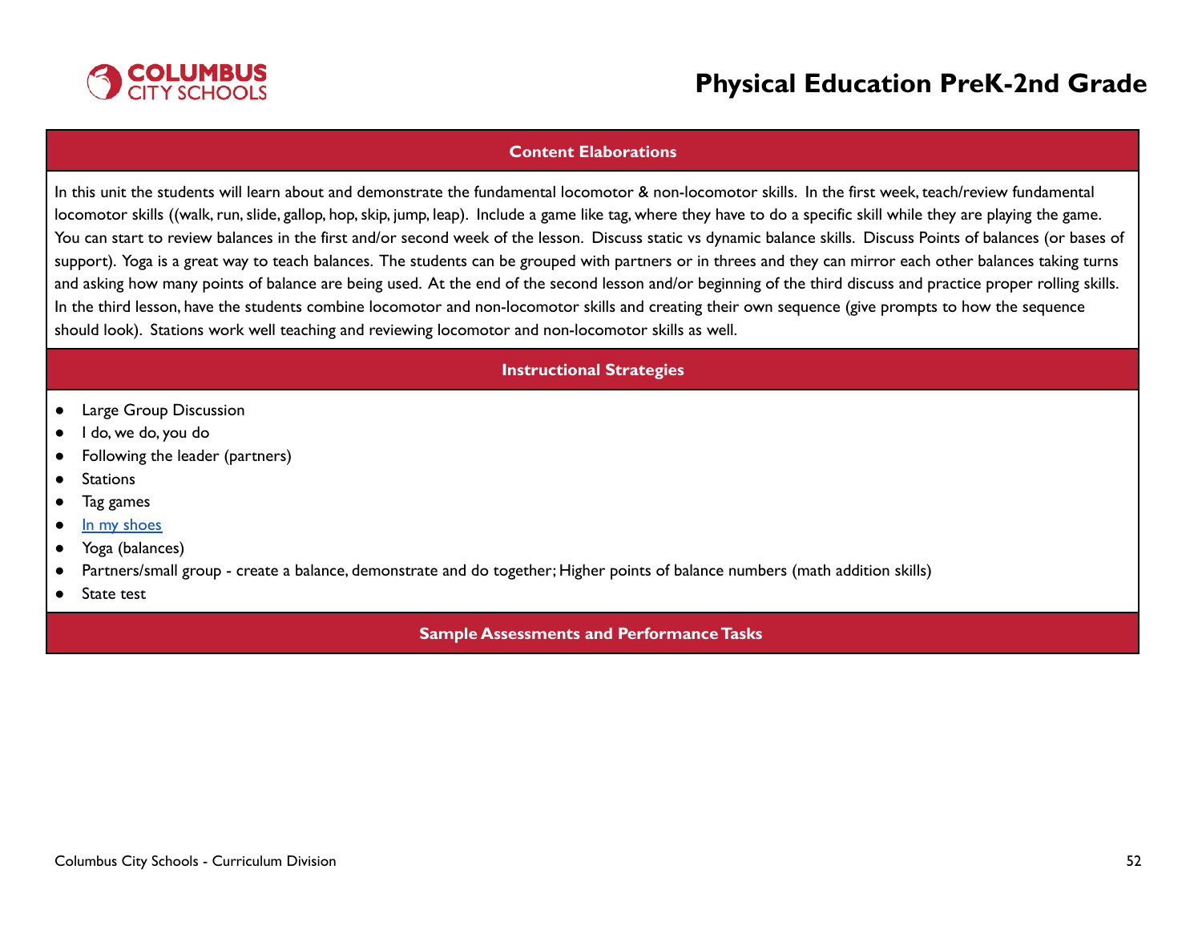## Content Elaborations

In this unit the students will learn about and demonstrate the fundamental locomotor & non-locomotor skills. In the first week, teach/review fundamental locomotor skills ((walk, run, slide, gallop, hop, skip, jump, leap). Include a game like tag, where they have to do a specific skill while they are playing the game. You can start to review balances in the first and/or second week of the lesson. Discuss static vs dynamic balance skills. Discuss Points of balances (or bases of support). Yoga is a great way to teach balances. The students can be grouped with partners or in threes and they can mirror each other balances taking turns and asking how many points of balance are being used. At the end of the second lesson and/or beginning of the third discuss and practice proper rolling skills. In the third lesson, have the students combine locomotor and non-locomotor skills and creating their own sequence (give prompts to how the sequence should look). Stations work well teaching and reviewing locomotor and non-locomotor skills as well.

## Instructional Strategies

- Large Group Discussion
- I do, we do, you do
- Following the leader (partners)
- Stations
- Tag games
- In my shoes
- Yoga (balances)
- Partners/small group - create a balance, demonstrate and do together; Higher points of balance numbers (math addition skills)
- State test

## Sample Assessments and Performance Tasks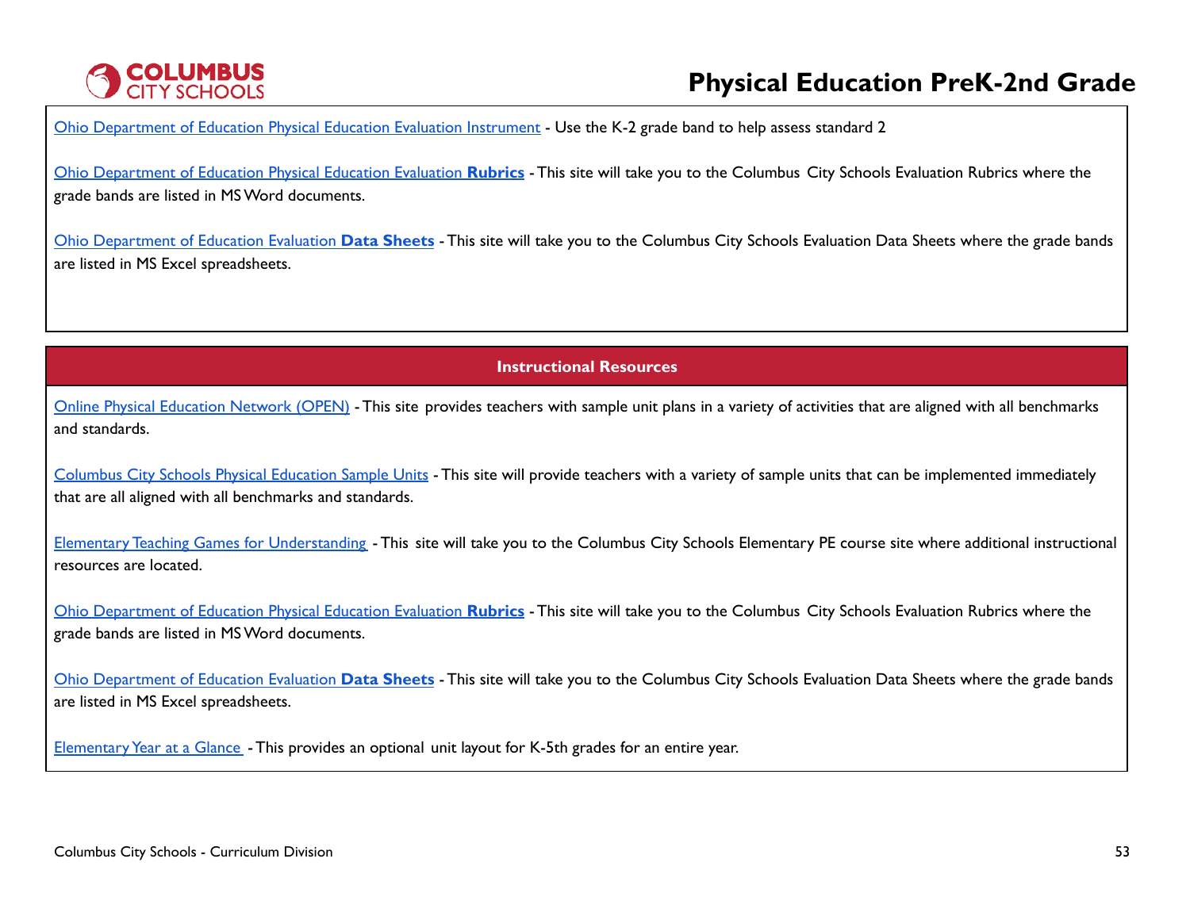Ohio Department of Education Physical Education Evaluation Instrument - Use the K-2 grade band to help assess standard 2

Ohio Department of Education Physical Education Evaluation **Rubrics** - This site will take you to the Columbus City Schools Evaluation Rubrics where the grade bands are listed in MS Word documents.

Ohio Department of Education Evaluation **Data Sheets** - This site will take you to the Columbus City Schools Evaluation Data Sheets where the grade bands are listed in MS Excel spreadsheets.

## Instructional Resources

Online Physical Education Network (OPEN) - This site provides teachers with sample unit plans in a variety of activities that are aligned with all benchmarks and standards.

Columbus City Schools Physical Education Sample Units - This site will provide teachers with a variety of sample units that can be implemented immediately that are all aligned with all benchmarks and standards.

Elementary Teaching Games for Understanding - This site will take you to the Columbus City Schools Elementary PE course site where additional instructional resources are located.

Ohio Department of Education Physical Education Evaluation **Rubrics** - This site will take you to the Columbus City Schools Evaluation Rubrics where the grade bands are listed in MS Word documents.

Ohio Department of Education Evaluation **Data Sheets** - This site will take you to the Columbus City Schools Evaluation Data Sheets where the grade bands are listed in MS Excel spreadsheets.

Elementary Year at a Glance - This provides an optional unit layout for K-5th grades for an entire year.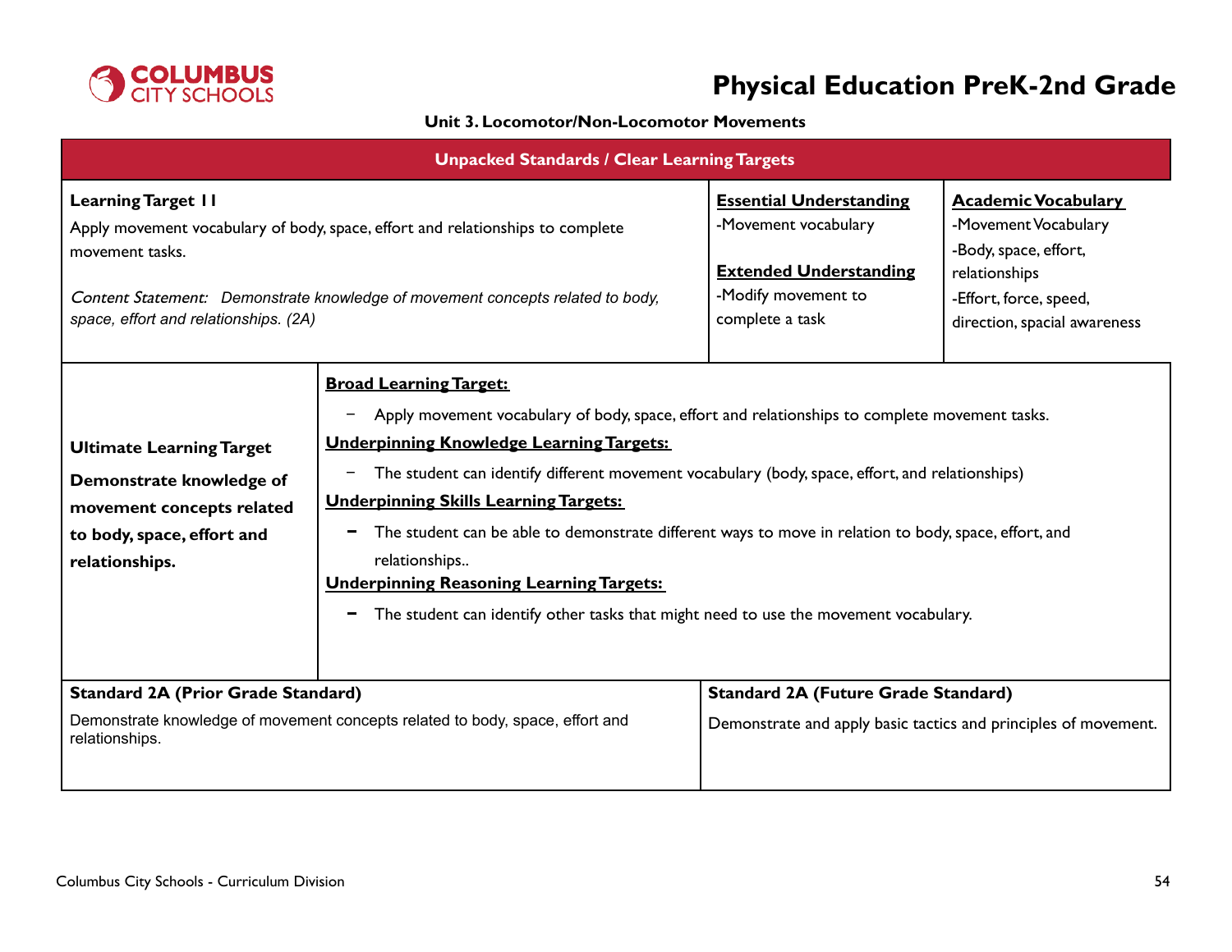# Physical Education PreK-2nd Grade

**Unit 3. Locomotor/Non-Locomotor Movements**

| Unpacked Standards / Clear Learning Targets | | |
|---|---|---|
| **Learning Target 11**<br>Apply movement vocabulary of body, space, effort and relationships to complete movement tasks.<br><br>*Content Statement: Demonstrate knowledge of movement concepts related to body, space, effort and relationships. (2A)* | **Essential Understanding**<br>-Movement vocabulary<br><br>**Extended Understanding**<br>-Modify movement to complete a task | **Academic Vocabulary**<br>-Movement Vocabulary<br>-Body, space, effort, relationships<br>-Effort, force, speed, direction, spacial awareness |

| | |
|---|---|
| **Ultimate Learning Target**<br><br>**Demonstrate knowledge of movement concepts related to body, space, effort and relationships.** | **Broad Learning Target:**<br>- Apply movement vocabulary of body, space, effort and relationships to complete movement tasks.<br>**Underpinning Knowledge Learning Targets:**<br>- The student can identify different movement vocabulary (body, space, effort, and relationships)<br>**Underpinning Skills Learning Targets:**<br>- The student can be able to demonstrate different ways to move in relation to body, space, effort, and relationships..<br>**Underpinning Reasoning Learning Targets:**<br>- The student can identify other tasks that might need to use the movement vocabulary. |

| Standard 2A (Prior Grade Standard) | Standard 2A (Future Grade Standard) |
|---|---|
| Demonstrate knowledge of movement concepts related to body, space, effort and relationships. | Demonstrate and apply basic tactics and principles of movement. |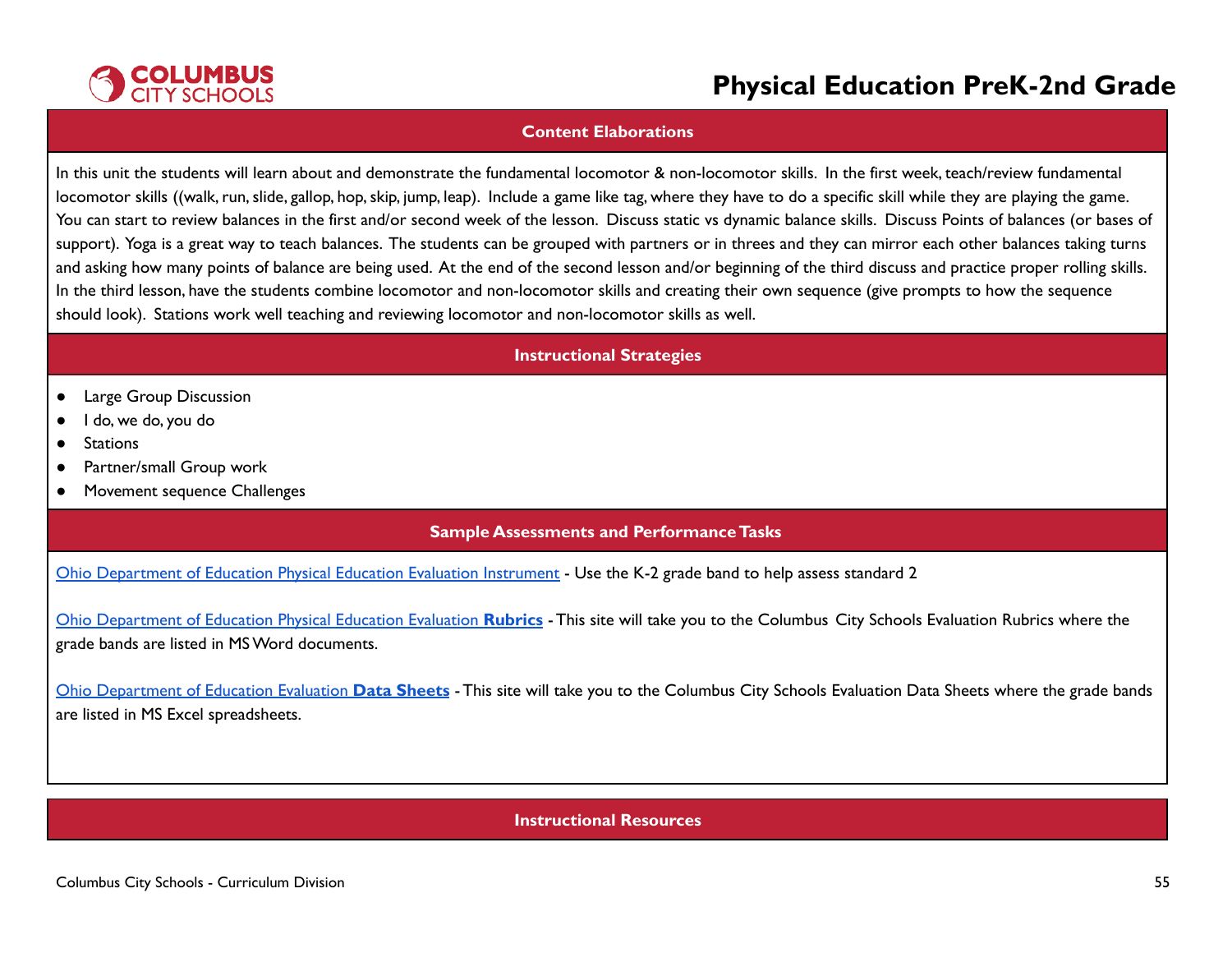## Content Elaborations

In this unit the students will learn about and demonstrate the fundamental locomotor & non-locomotor skills. In the first week, teach/review fundamental locomotor skills ((walk, run, slide, gallop, hop, skip, jump, leap). Include a game like tag, where they have to do a specific skill while they are playing the game. You can start to review balances in the first and/or second week of the lesson. Discuss static vs dynamic balance skills. Discuss Points of balances (or bases of support). Yoga is a great way to teach balances. The students can be grouped with partners or in threes and they can mirror each other balances taking turns and asking how many points of balance are being used. At the end of the second lesson and/or beginning of the third discuss and practice proper rolling skills. In the third lesson, have the students combine locomotor and non-locomotor skills and creating their own sequence (give prompts to how the sequence should look). Stations work well teaching and reviewing locomotor and non-locomotor skills as well.

## Instructional Strategies

- Large Group Discussion
- I do, we do, you do
- Stations
- Partner/small Group work
- Movement sequence Challenges

## Sample Assessments and Performance Tasks

Ohio Department of Education Physical Education Evaluation Instrument - Use the K-2 grade band to help assess standard 2

Ohio Department of Education Physical Education Evaluation **Rubrics** - This site will take you to the Columbus City Schools Evaluation Rubrics where the grade bands are listed in MS Word documents.

Ohio Department of Education Evaluation **Data Sheets** - This site will take you to the Columbus City Schools Evaluation Data Sheets where the grade bands are listed in MS Excel spreadsheets.

## Instructional Resources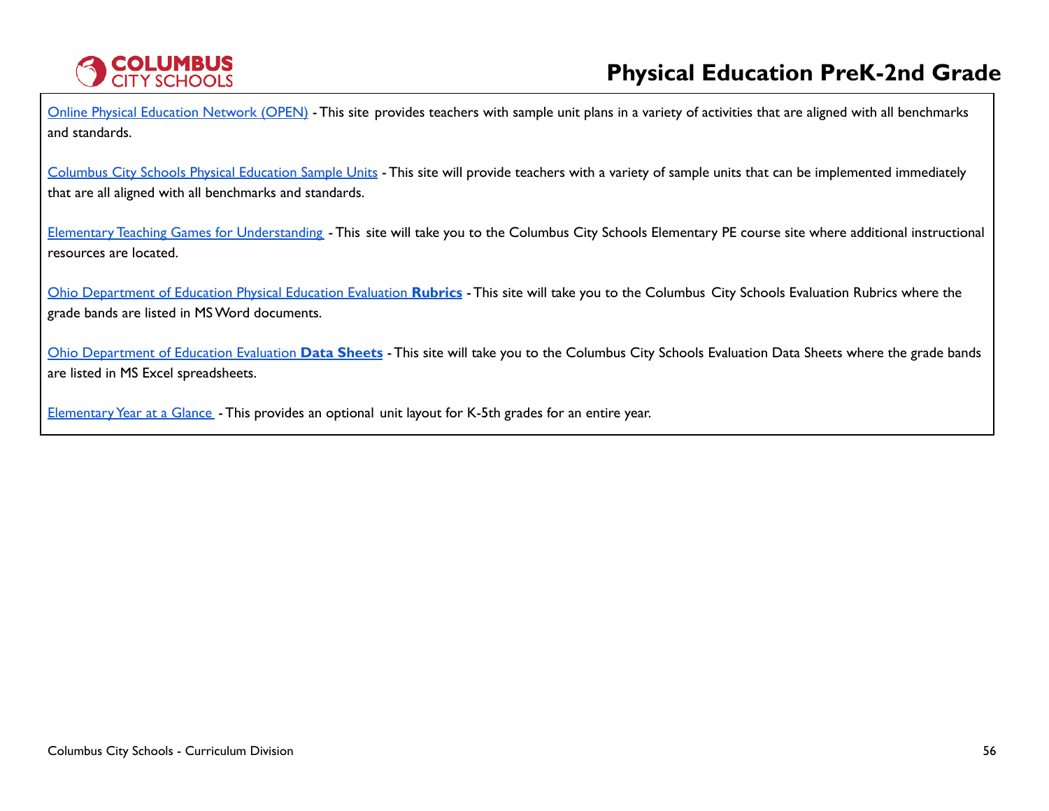Online Physical Education Network (OPEN) - This site provides teachers with sample unit plans in a variety of activities that are aligned with all benchmarks and standards.

Columbus City Schools Physical Education Sample Units - This site will provide teachers with a variety of sample units that can be implemented immediately that are all aligned with all benchmarks and standards.

Elementary Teaching Games for Understanding - This site will take you to the Columbus City Schools Elementary PE course site where additional instructional resources are located.

Ohio Department of Education Physical Education Evaluation **Rubrics** - This site will take you to the Columbus City Schools Evaluation Rubrics where the grade bands are listed in MS Word documents.

Ohio Department of Education Evaluation **Data Sheets** - This site will take you to the Columbus City Schools Evaluation Data Sheets where the grade bands are listed in MS Excel spreadsheets.

Elementary Year at a Glance - This provides an optional unit layout for K-5th grades for an entire year.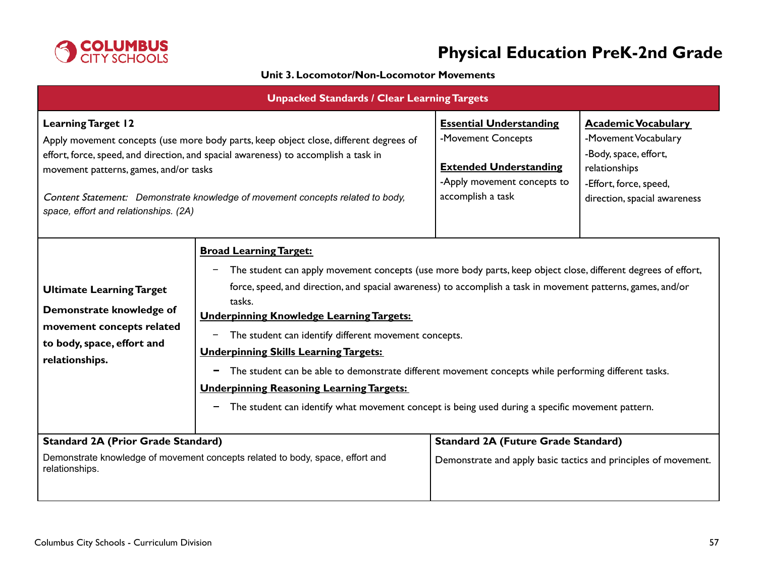# Physical Education PreK-2nd Grade

**Unit 3. Locomotor/Non-Locomotor Movements**

## Unpacked Standards / Clear Learning Targets

**Learning Target 12**

Apply movement concepts (use more body parts, keep object close, different degrees of effort, force, speed, and direction, and spacial awareness) to accomplish a task in movement patterns, games, and/or tasks

*Content Statement: Demonstrate knowledge of movement concepts related to body, space, effort and relationships. (2A)*

**Essential Understanding**

-Movement Concepts

**Extended Understanding**

-Apply movement concepts to accomplish a task

**Academic Vocabulary**

-Movement Vocabulary
-Body, space, effort, relationships
-Effort, force, speed, direction, spacial awareness

**Ultimate Learning Target**

**Demonstrate knowledge of movement concepts related to body, space, effort and relationships.**

**Broad Learning Target:**

- The student can apply movement concepts (use more body parts, keep object close, different degrees of effort, force, speed, and direction, and spacial awareness) to accomplish a task in movement patterns, games, and/or tasks.

**Underpinning Knowledge Learning Targets:**

- The student can identify different movement concepts.

**Underpinning Skills Learning Targets:**

- The student can be able to demonstrate different movement concepts while performing different tasks.

**Underpinning Reasoning Learning Targets:**

- The student can identify what movement concept is being used during a specific movement pattern.

| **Standard 2A (Prior Grade Standard)** | **Standard 2A (Future Grade Standard)** |
|---|---|
| Demonstrate knowledge of movement concepts related to body, space, effort and relationships. | Demonstrate and apply basic tactics and principles of movement. |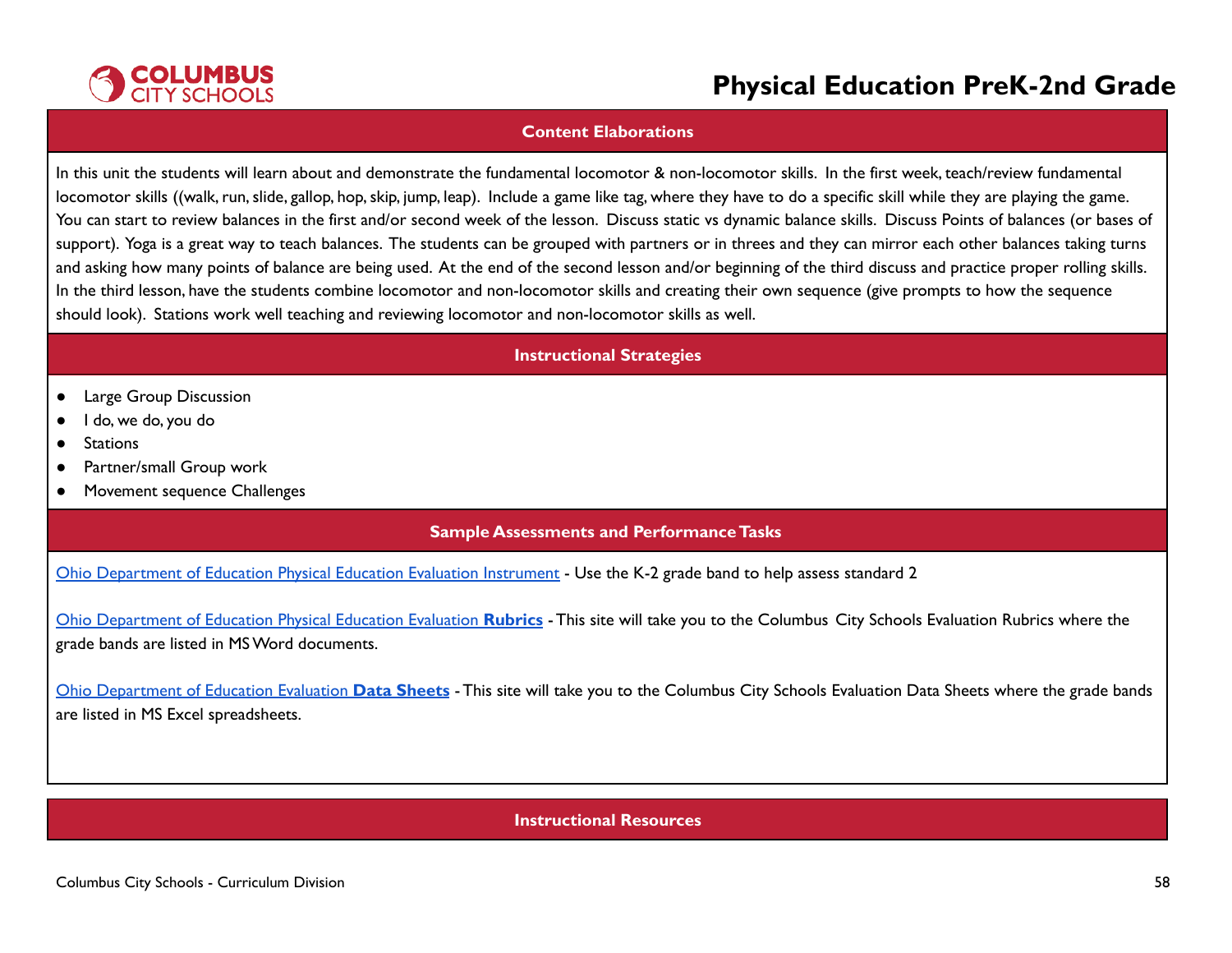## Content Elaborations

In this unit the students will learn about and demonstrate the fundamental locomotor & non-locomotor skills. In the first week, teach/review fundamental locomotor skills ((walk, run, slide, gallop, hop, skip, jump, leap). Include a game like tag, where they have to do a specific skill while they are playing the game. You can start to review balances in the first and/or second week of the lesson. Discuss static vs dynamic balance skills. Discuss Points of balances (or bases of support). Yoga is a great way to teach balances. The students can be grouped with partners or in threes and they can mirror each other balances taking turns and asking how many points of balance are being used. At the end of the second lesson and/or beginning of the third discuss and practice proper rolling skills. In the third lesson, have the students combine locomotor and non-locomotor skills and creating their own sequence (give prompts to how the sequence should look). Stations work well teaching and reviewing locomotor and non-locomotor skills as well.

## Instructional Strategies

- Large Group Discussion
- I do, we do, you do
- Stations
- Partner/small Group work
- Movement sequence Challenges

## Sample Assessments and Performance Tasks

Ohio Department of Education Physical Education Evaluation Instrument - Use the K-2 grade band to help assess standard 2

Ohio Department of Education Physical Education Evaluation **Rubrics** - This site will take you to the Columbus City Schools Evaluation Rubrics where the grade bands are listed in MS Word documents.

Ohio Department of Education Evaluation **Data Sheets** - This site will take you to the Columbus City Schools Evaluation Data Sheets where the grade bands are listed in MS Excel spreadsheets.

## Instructional Resources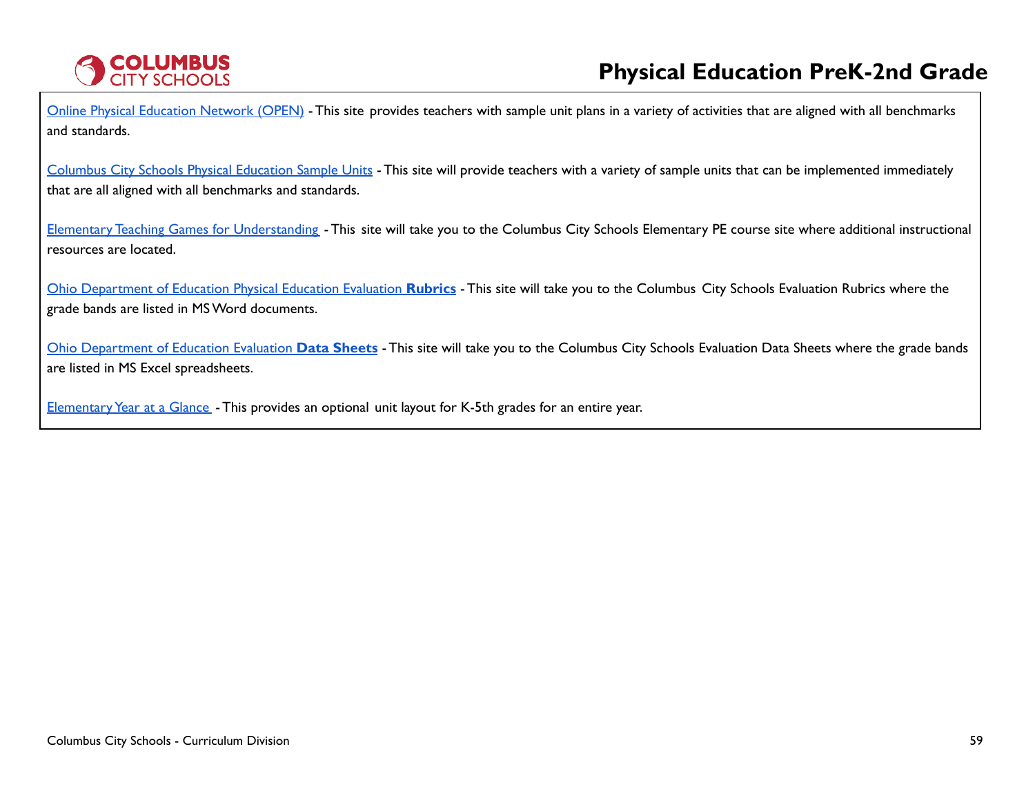[Online Physical Education Network (OPEN)] - This site provides teachers with sample unit plans in a variety of activities that are aligned with all benchmarks and standards.

[Columbus City Schools Physical Education Sample Units] - This site will provide teachers with a variety of sample units that can be implemented immediately that are all aligned with all benchmarks and standards.

[Elementary Teaching Games for Understanding] - This site will take you to the Columbus City Schools Elementary PE course site where additional instructional resources are located.

[Ohio Department of Education Physical Education Evaluation **Rubrics**] - This site will take you to the Columbus City Schools Evaluation Rubrics where the grade bands are listed in MS Word documents.

[Ohio Department of Education Evaluation **Data Sheets**] - This site will take you to the Columbus City Schools Evaluation Data Sheets where the grade bands are listed in MS Excel spreadsheets.

[Elementary Year at a Glance] - This provides an optional unit layout for K-5th grades for an entire year.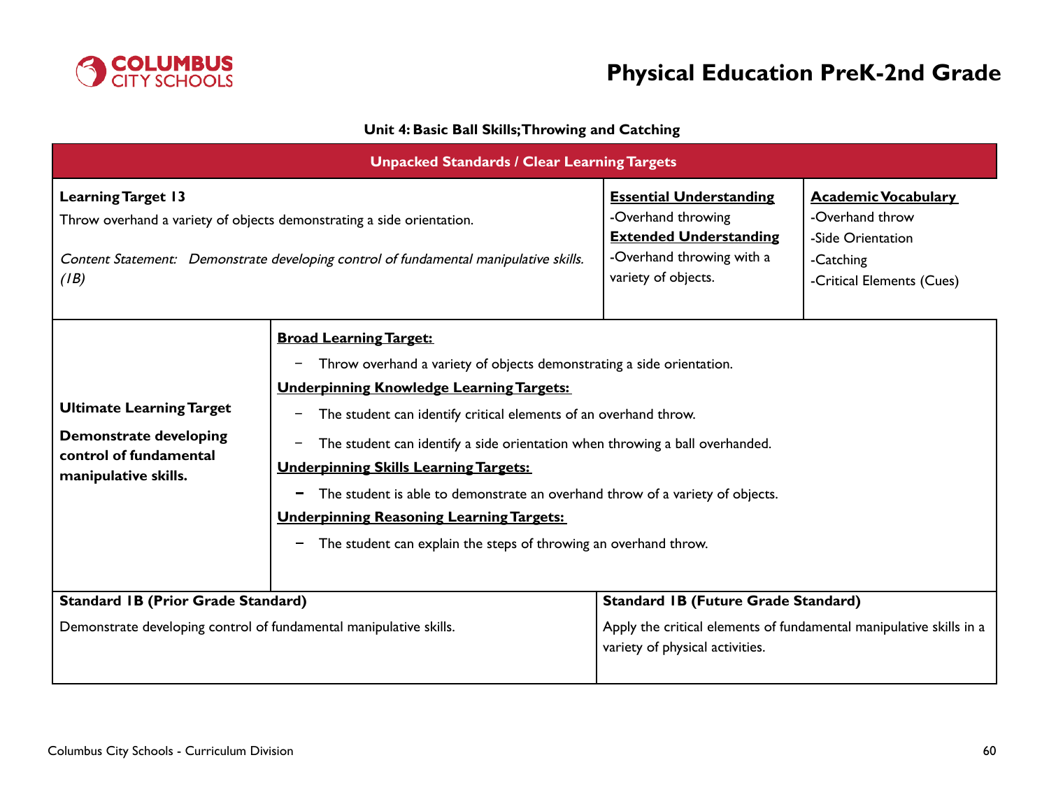# Physical Education PreK-2nd Grade

### Unit 4: Basic Ball Skills; Throwing and Catching

| Unpacked Standards / Clear Learning Targets | | |
|---|---|---|
| **Learning Target 13**<br>Throw overhand a variety of objects demonstrating a side orientation.<br><br>*Content Statement: Demonstrate developing control of fundamental manipulative skills. (1B)* | **Essential Understanding**<br>-Overhand throwing<br>**Extended Understanding**<br>-Overhand throwing with a variety of objects. | **Academic Vocabulary**<br>-Overhand throw<br>-Side Orientation<br>-Catching<br>-Critical Elements (Cues) |

| | |
|---|---|
| **Ultimate Learning Target**<br><br>**Demonstrate developing control of fundamental manipulative skills.** | **Broad Learning Target:**<br>- Throw overhand a variety of objects demonstrating a side orientation.<br>**Underpinning Knowledge Learning Targets:**<br>- The student can identify critical elements of an overhand throw.<br>- The student can identify a side orientation when throwing a ball overhanded.<br>**Underpinning Skills Learning Targets:**<br>- The student is able to demonstrate an overhand throw of a variety of objects.<br>**Underpinning Reasoning Learning Targets:**<br>- The student can explain the steps of throwing an overhand throw. |

| **Standard 1B (Prior Grade Standard)** | **Standard 1B (Future Grade Standard)** |
|---|---|
| Demonstrate developing control of fundamental manipulative skills. | Apply the critical elements of fundamental manipulative skills in a variety of physical activities. |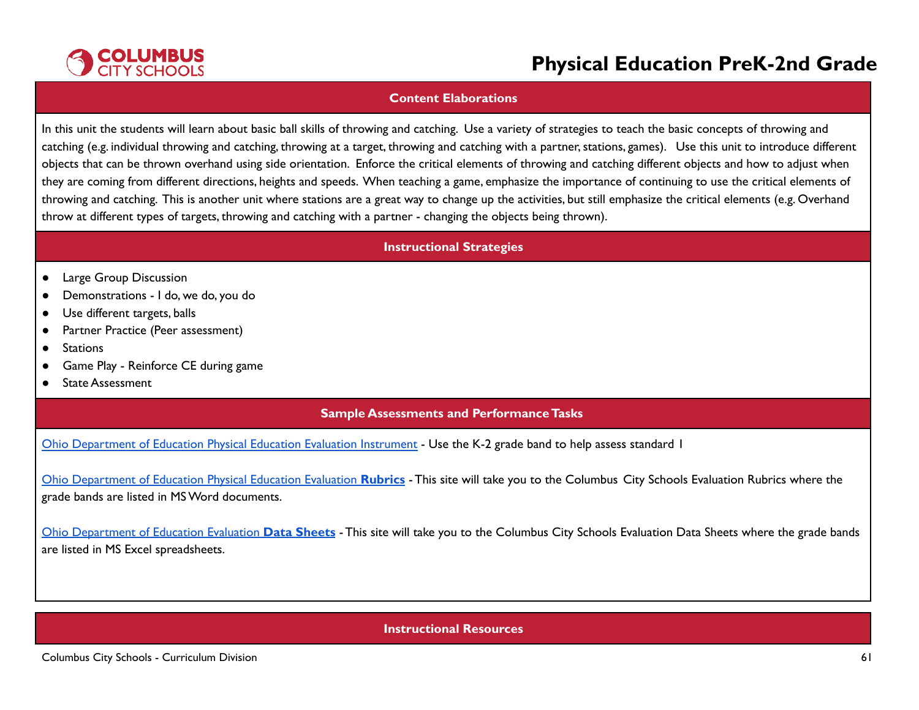## Content Elaborations

In this unit the students will learn about basic ball skills of throwing and catching. Use a variety of strategies to teach the basic concepts of throwing and catching (e.g. individual throwing and catching, throwing at a target, throwing and catching with a partner, stations, games). Use this unit to introduce different objects that can be thrown overhand using side orientation. Enforce the critical elements of throwing and catching different objects and how to adjust when they are coming from different directions, heights and speeds. When teaching a game, emphasize the importance of continuing to use the critical elements of throwing and catching. This is another unit where stations are a great way to change up the activities, but still emphasize the critical elements (e.g. Overhand throw at different types of targets, throwing and catching with a partner - changing the objects being thrown).

## Instructional Strategies

- Large Group Discussion
- Demonstrations - I do, we do, you do
- Use different targets, balls
- Partner Practice (Peer assessment)
- Stations
- Game Play - Reinforce CE during game
- State Assessment

## Sample Assessments and Performance Tasks

Ohio Department of Education Physical Education Evaluation Instrument - Use the K-2 grade band to help assess standard 1

Ohio Department of Education Physical Education Evaluation **Rubrics** - This site will take you to the Columbus City Schools Evaluation Rubrics where the grade bands are listed in MS Word documents.

Ohio Department of Education Evaluation **Data Sheets** - This site will take you to the Columbus City Schools Evaluation Data Sheets where the grade bands are listed in MS Excel spreadsheets.

## Instructional Resources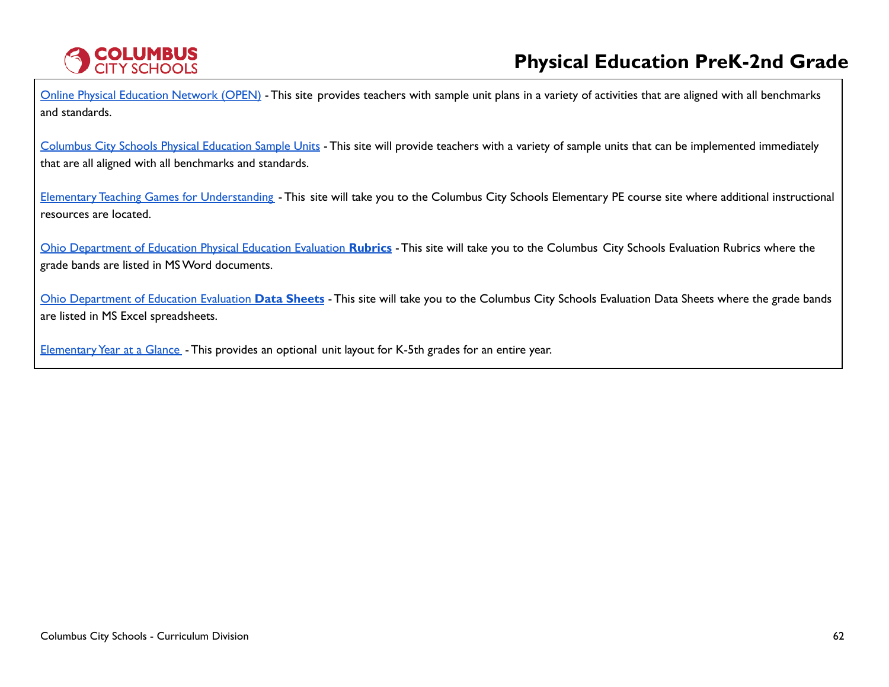Online Physical Education Network (OPEN) - This site provides teachers with sample unit plans in a variety of activities that are aligned with all benchmarks and standards.

Columbus City Schools Physical Education Sample Units - This site will provide teachers with a variety of sample units that can be implemented immediately that are all aligned with all benchmarks and standards.

Elementary Teaching Games for Understanding - This site will take you to the Columbus City Schools Elementary PE course site where additional instructional resources are located.

Ohio Department of Education Physical Education Evaluation **Rubrics** - This site will take you to the Columbus City Schools Evaluation Rubrics where the grade bands are listed in MS Word documents.

Ohio Department of Education Evaluation **Data Sheets** - This site will take you to the Columbus City Schools Evaluation Data Sheets where the grade bands are listed in MS Excel spreadsheets.

Elementary Year at a Glance - This provides an optional unit layout for K-5th grades for an entire year.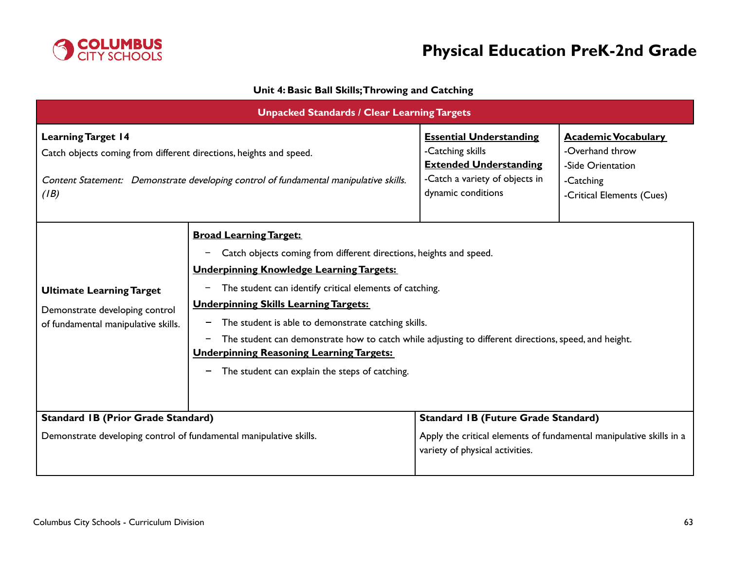# Physical Education PreK-2nd Grade

**Unit 4: Basic Ball Skills; Throwing and Catching**

## Unpacked Standards / Clear Learning Targets

| Learning Target 14 | Essential Understanding | Academic Vocabulary |
|---|---|---|
| Catch objects coming from different directions, heights and speed.<br><br>*Content Statement: Demonstrate developing control of fundamental manipulative skills. (1B)* | -Catching skills<br>**Extended Understanding**<br>-Catch a variety of objects in dynamic conditions | -Overhand throw<br>-Side Orientation<br>-Catching<br>-Critical Elements (Cues) |

| Ultimate Learning Target | |
|---|---|
| Demonstrate developing control of fundamental manipulative skills. | **Broad Learning Target:**<br>− Catch objects coming from different directions, heights and speed.<br>**Underpinning Knowledge Learning Targets:**<br>− The student can identify critical elements of catching.<br>**Underpinning Skills Learning Targets:**<br>− The student is able to demonstrate catching skills.<br>− The student can demonstrate how to catch while adjusting to different directions, speed, and height.<br>**Underpinning Reasoning Learning Targets:**<br>− The student can explain the steps of catching. |

| Standard 1B (Prior Grade Standard) | Standard 1B (Future Grade Standard) |
|---|---|
| Demonstrate developing control of fundamental manipulative skills. | Apply the critical elements of fundamental manipulative skills in a variety of physical activities. |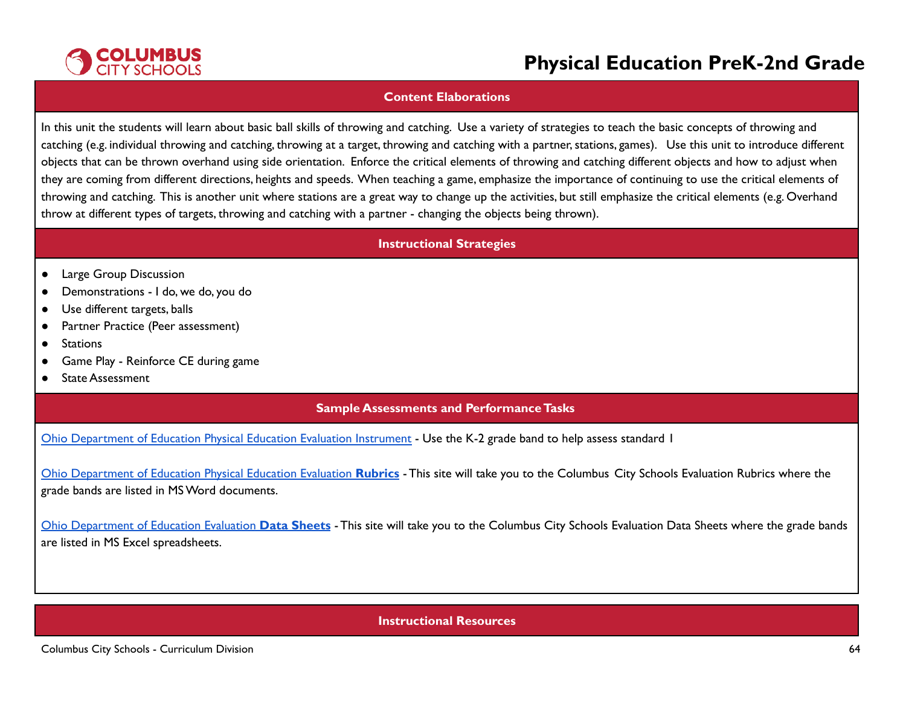## Content Elaborations

In this unit the students will learn about basic ball skills of throwing and catching. Use a variety of strategies to teach the basic concepts of throwing and catching (e.g. individual throwing and catching, throwing at a target, throwing and catching with a partner, stations, games). Use this unit to introduce different objects that can be thrown overhand using side orientation. Enforce the critical elements of throwing and catching different objects and how to adjust when they are coming from different directions, heights and speeds. When teaching a game, emphasize the importance of continuing to use the critical elements of throwing and catching. This is another unit where stations are a great way to change up the activities, but still emphasize the critical elements (e.g. Overhand throw at different types of targets, throwing and catching with a partner - changing the objects being thrown).

## Instructional Strategies

- Large Group Discussion
- Demonstrations - I do, we do, you do
- Use different targets, balls
- Partner Practice (Peer assessment)
- Stations
- Game Play - Reinforce CE during game
- State Assessment

## Sample Assessments and Performance Tasks

Ohio Department of Education Physical Education Evaluation Instrument - Use the K-2 grade band to help assess standard 1

Ohio Department of Education Physical Education Evaluation **Rubrics** - This site will take you to the Columbus City Schools Evaluation Rubrics where the grade bands are listed in MS Word documents.

Ohio Department of Education Evaluation **Data Sheets** - This site will take you to the Columbus City Schools Evaluation Data Sheets where the grade bands are listed in MS Excel spreadsheets.

## Instructional Resources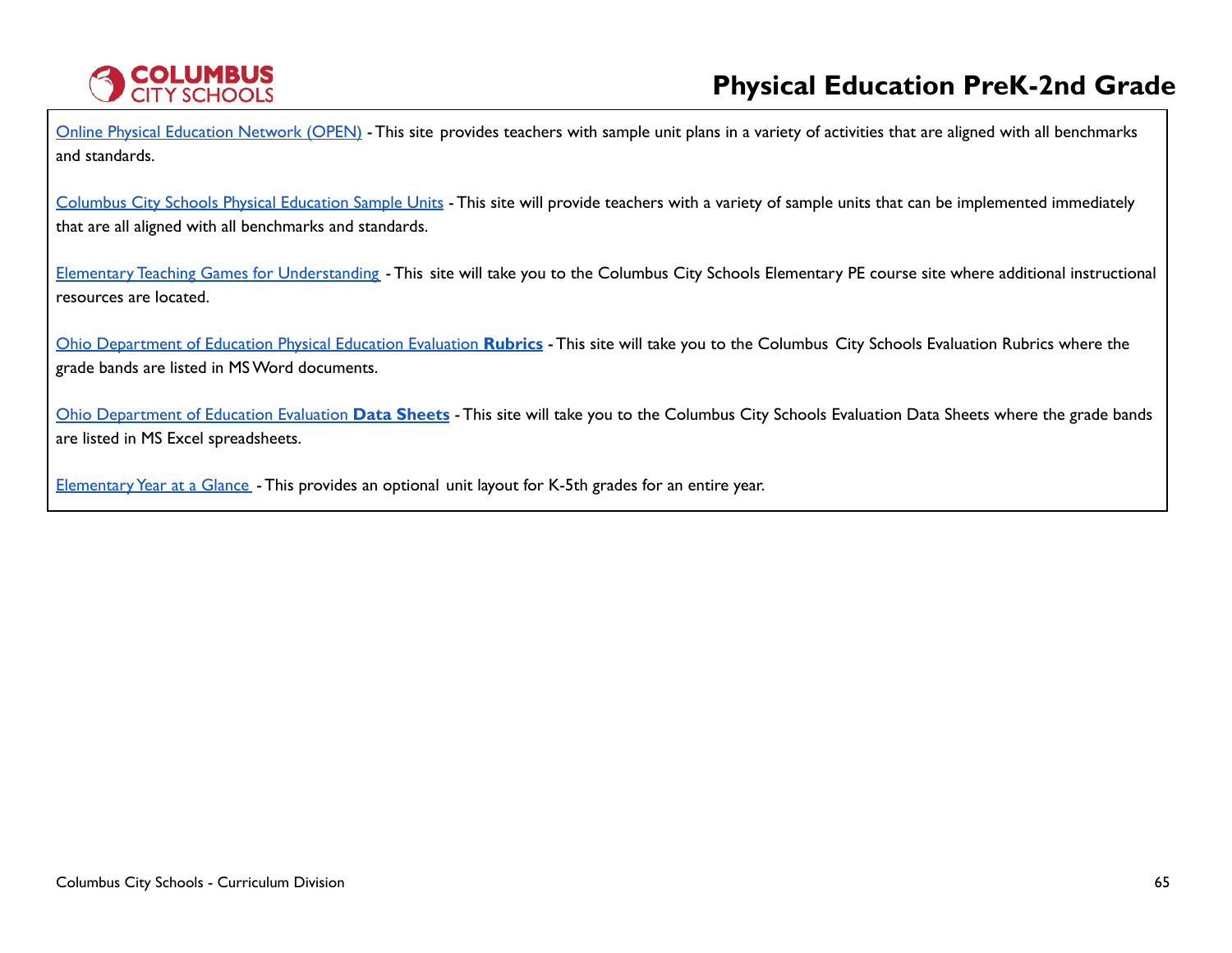[Online Physical Education Network (OPEN)]() - This site provides teachers with sample unit plans in a variety of activities that are aligned with all benchmarks and standards.

[Columbus City Schools Physical Education Sample Units]() - This site will provide teachers with a variety of sample units that can be implemented immediately that are all aligned with all benchmarks and standards.

[Elementary Teaching Games for Understanding]() - This site will take you to the Columbus City Schools Elementary PE course site where additional instructional resources are located.

[Ohio Department of Education Physical Education Evaluation **Rubrics**]() - This site will take you to the Columbus City Schools Evaluation Rubrics where the grade bands are listed in MS Word documents.

[Ohio Department of Education Evaluation **Data Sheets**]() - This site will take you to the Columbus City Schools Evaluation Data Sheets where the grade bands are listed in MS Excel spreadsheets.

[Elementary Year at a Glance]() - This provides an optional unit layout for K-5th grades for an entire year.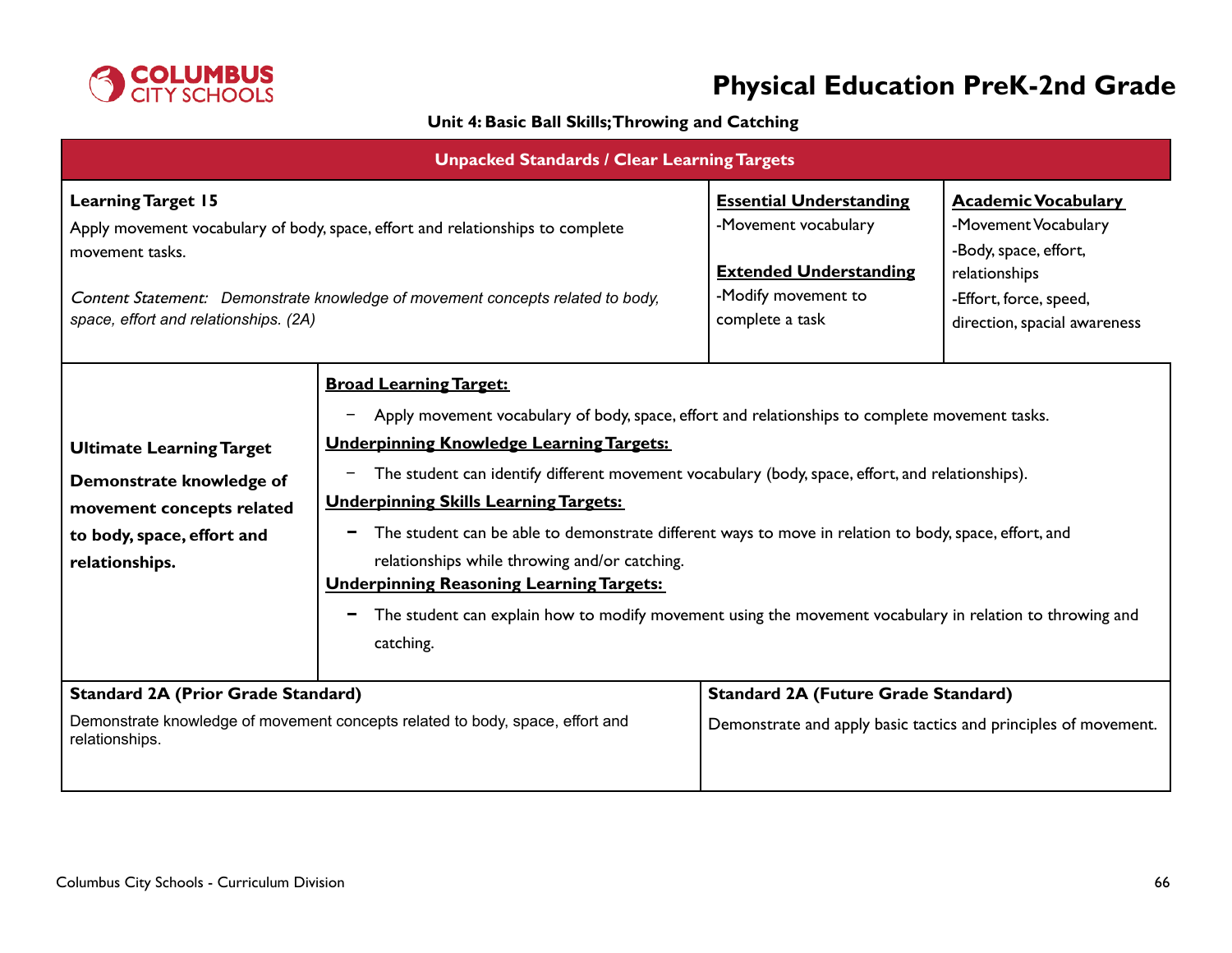# Physical Education PreK-2nd Grade

**Unit 4: Basic Ball Skills; Throwing and Catching**

## Unpacked Standards / Clear Learning Targets

| Learning Target 15 | Essential Understanding | Academic Vocabulary |
|---|---|---|
| Apply movement vocabulary of body, space, effort and relationships to complete movement tasks.<br><br>*Content Statement: Demonstrate knowledge of movement concepts related to body, space, effort and relationships. (2A)* | -Movement vocabulary<br><br>**Extended Understanding**<br>-Modify movement to complete a task | -Movement Vocabulary<br>-Body, space, effort, relationships<br>-Effort, force, speed, direction, spacial awareness |

| Ultimate Learning Target | |
|---|---|
| **Demonstrate knowledge of movement concepts related to body, space, effort and relationships.** | **Broad Learning Target:**<br>– Apply movement vocabulary of body, space, effort and relationships to complete movement tasks.<br>**Underpinning Knowledge Learning Targets:**<br>– The student can identify different movement vocabulary (body, space, effort, and relationships).<br>**Underpinning Skills Learning Targets:**<br>– The student can be able to demonstrate different ways to move in relation to body, space, effort, and relationships while throwing and/or catching.<br>**Underpinning Reasoning Learning Targets:**<br>– The student can explain how to modify movement using the movement vocabulary in relation to throwing and catching. |

| Standard 2A (Prior Grade Standard) | Standard 2A (Future Grade Standard) |
|---|---|
| Demonstrate knowledge of movement concepts related to body, space, effort and relationships. | Demonstrate and apply basic tactics and principles of movement. |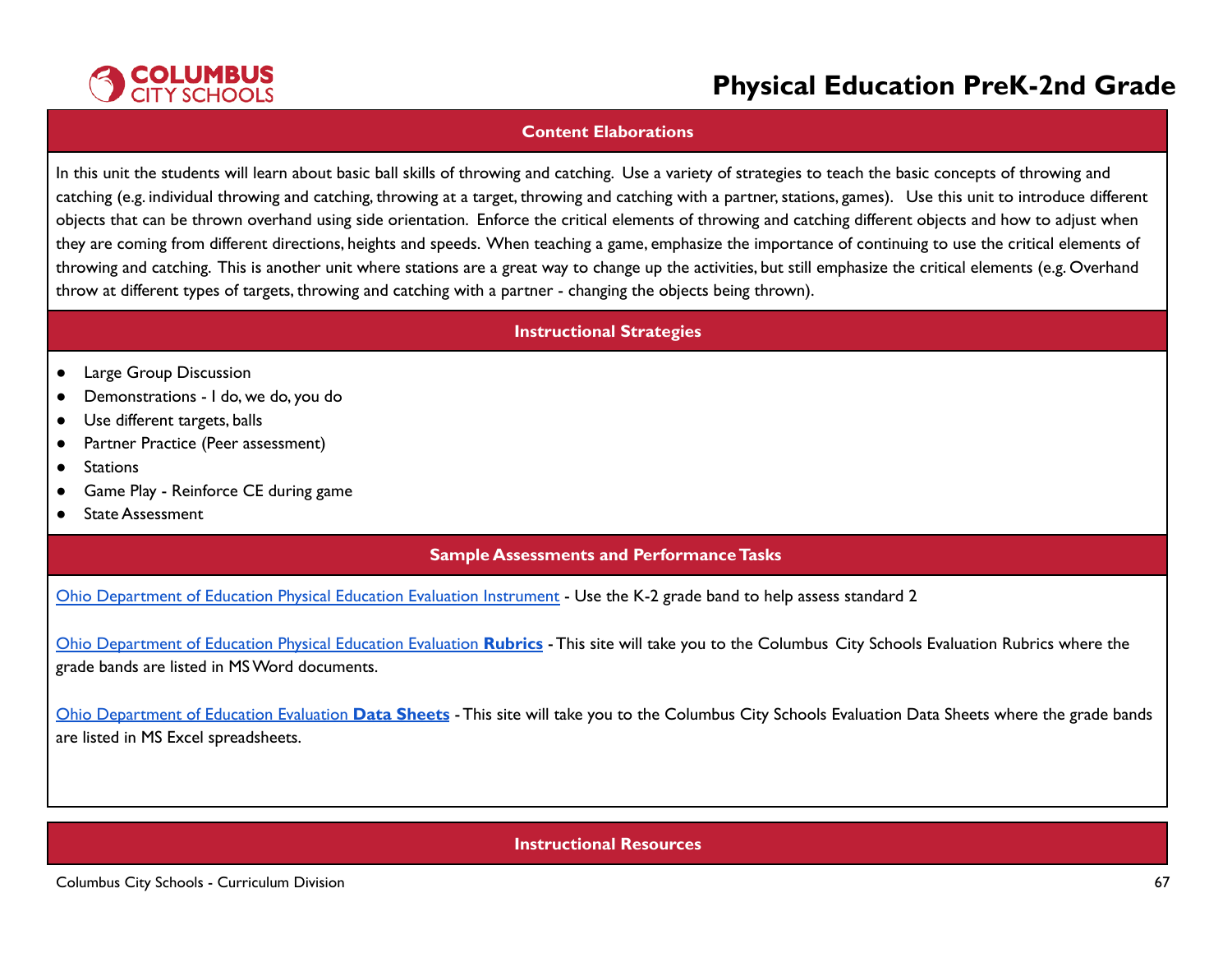## Content Elaborations

In this unit the students will learn about basic ball skills of throwing and catching. Use a variety of strategies to teach the basic concepts of throwing and catching (e.g. individual throwing and catching, throwing at a target, throwing and catching with a partner, stations, games). Use this unit to introduce different objects that can be thrown overhand using side orientation. Enforce the critical elements of throwing and catching different objects and how to adjust when they are coming from different directions, heights and speeds. When teaching a game, emphasize the importance of continuing to use the critical elements of throwing and catching. This is another unit where stations are a great way to change up the activities, but still emphasize the critical elements (e.g. Overhand throw at different types of targets, throwing and catching with a partner - changing the objects being thrown).

## Instructional Strategies

- Large Group Discussion
- Demonstrations - I do, we do, you do
- Use different targets, balls
- Partner Practice (Peer assessment)
- Stations
- Game Play - Reinforce CE during game
- State Assessment

## Sample Assessments and Performance Tasks

Ohio Department of Education Physical Education Evaluation Instrument - Use the K-2 grade band to help assess standard 2

Ohio Department of Education Physical Education Evaluation **Rubrics** - This site will take you to the Columbus City Schools Evaluation Rubrics where the grade bands are listed in MS Word documents.

Ohio Department of Education Evaluation **Data Sheets** - This site will take you to the Columbus City Schools Evaluation Data Sheets where the grade bands are listed in MS Excel spreadsheets.

## Instructional Resources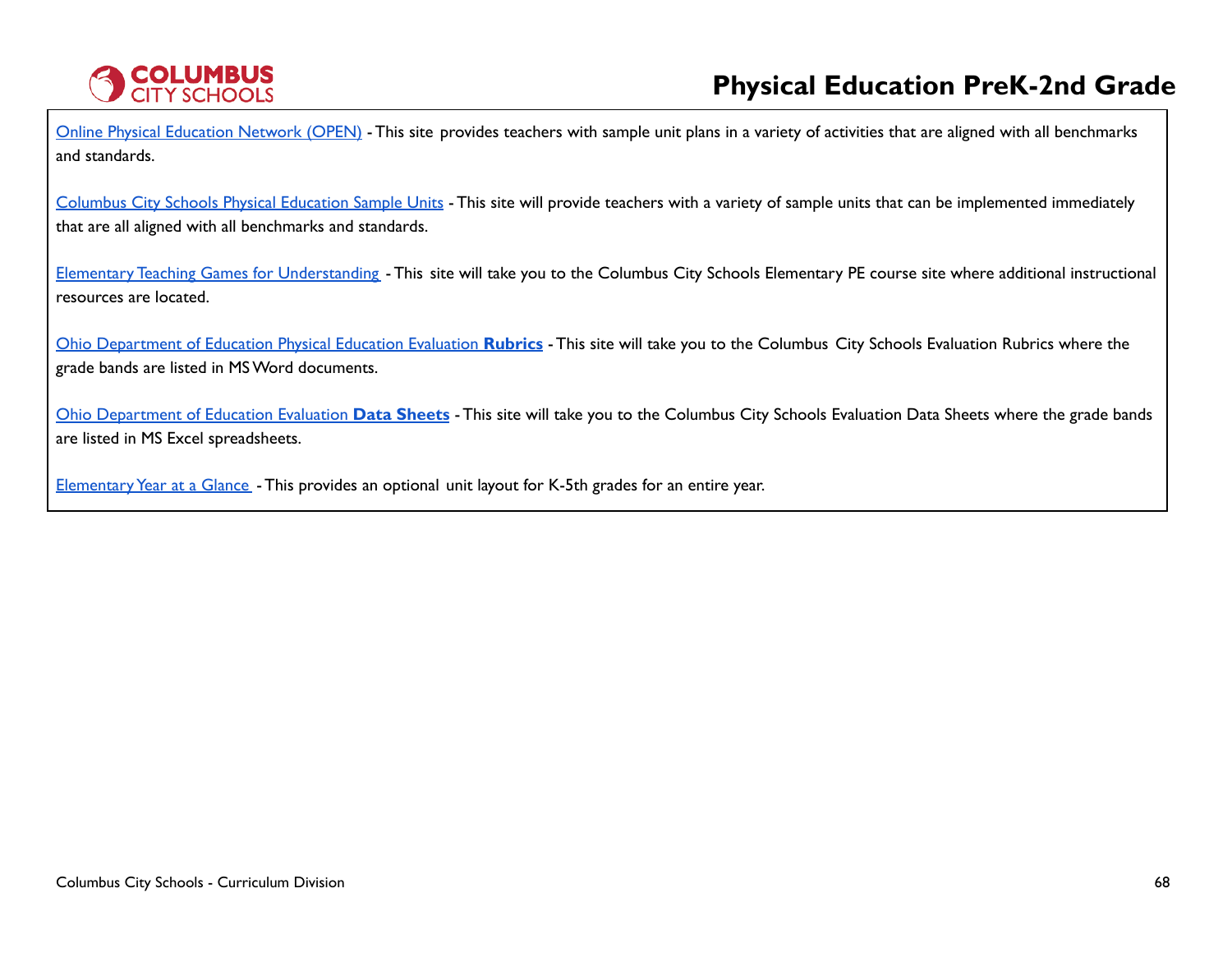Online Physical Education Network (OPEN) - This site provides teachers with sample unit plans in a variety of activities that are aligned with all benchmarks and standards.

Columbus City Schools Physical Education Sample Units - This site will provide teachers with a variety of sample units that can be implemented immediately that are all aligned with all benchmarks and standards.

Elementary Teaching Games for Understanding - This site will take you to the Columbus City Schools Elementary PE course site where additional instructional resources are located.

Ohio Department of Education Physical Education Evaluation **Rubrics** - This site will take you to the Columbus City Schools Evaluation Rubrics where the grade bands are listed in MS Word documents.

Ohio Department of Education Evaluation **Data Sheets** - This site will take you to the Columbus City Schools Evaluation Data Sheets where the grade bands are listed in MS Excel spreadsheets.

Elementary Year at a Glance - This provides an optional unit layout for K-5th grades for an entire year.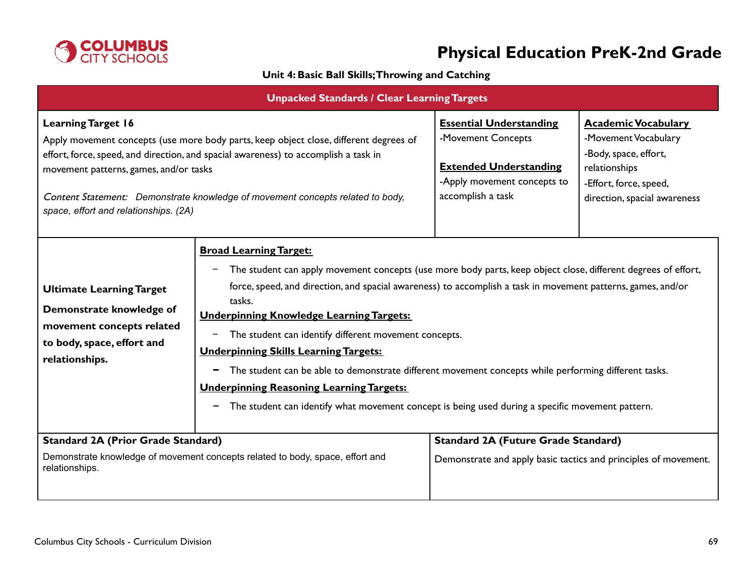# Physical Education PreK-2nd Grade

**Unit 4: Basic Ball Skills; Throwing and Catching**

## Unpacked Standards / Clear Learning Targets

**Learning Target 16**

Apply movement concepts (use more body parts, keep object close, different degrees of effort, force, speed, and direction, and spacial awareness) to accomplish a task in movement patterns, games, and/or tasks

*Content Statement: Demonstrate knowledge of movement concepts related to body, space, effort and relationships. (2A)*

**Essential Understanding**

-Movement Concepts

**Extended Understanding**

-Apply movement concepts to accomplish a task

**Academic Vocabulary**

-Movement Vocabulary
-Body, space, effort, relationships
-Effort, force, speed, direction, spacial awareness

**Ultimate Learning Target**

**Demonstrate knowledge of movement concepts related to body, space, effort and relationships.**

**Broad Learning Target:**

- The student can apply movement concepts (use more body parts, keep object close, different degrees of effort, force, speed, and direction, and spacial awareness) to accomplish a task in movement patterns, games, and/or tasks.

**Underpinning Knowledge Learning Targets:**

- The student can identify different movement concepts.

**Underpinning Skills Learning Targets:**

- The student can be able to demonstrate different movement concepts while performing different tasks.

**Underpinning Reasoning Learning Targets:**

- The student can identify what movement concept is being used during a specific movement pattern.

| Standard 2A (Prior Grade Standard) | Standard 2A (Future Grade Standard) |
|---|---|
| Demonstrate knowledge of movement concepts related to body, space, effort and relationships. | Demonstrate and apply basic tactics and principles of movement. |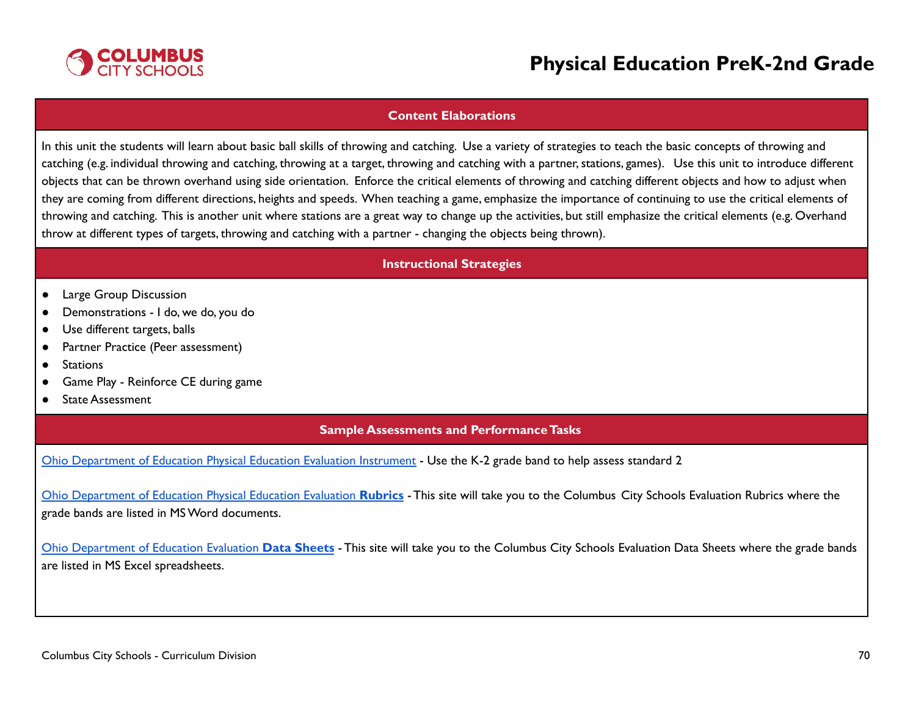## Content Elaborations

In this unit the students will learn about basic ball skills of throwing and catching. Use a variety of strategies to teach the basic concepts of throwing and catching (e.g. individual throwing and catching, throwing at a target, throwing and catching with a partner, stations, games). Use this unit to introduce different objects that can be thrown overhand using side orientation. Enforce the critical elements of throwing and catching different objects and how to adjust when they are coming from different directions, heights and speeds. When teaching a game, emphasize the importance of continuing to use the critical elements of throwing and catching. This is another unit where stations are a great way to change up the activities, but still emphasize the critical elements (e.g. Overhand throw at different types of targets, throwing and catching with a partner - changing the objects being thrown).

## Instructional Strategies

- Large Group Discussion
- Demonstrations - I do, we do, you do
- Use different targets, balls
- Partner Practice (Peer assessment)
- Stations
- Game Play - Reinforce CE during game
- State Assessment

## Sample Assessments and Performance Tasks

Ohio Department of Education Physical Education Evaluation Instrument - Use the K-2 grade band to help assess standard 2

Ohio Department of Education Physical Education Evaluation **Rubrics** - This site will take you to the Columbus City Schools Evaluation Rubrics where the grade bands are listed in MS Word documents.

Ohio Department of Education Evaluation **Data Sheets** - This site will take you to the Columbus City Schools Evaluation Data Sheets where the grade bands are listed in MS Excel spreadsheets.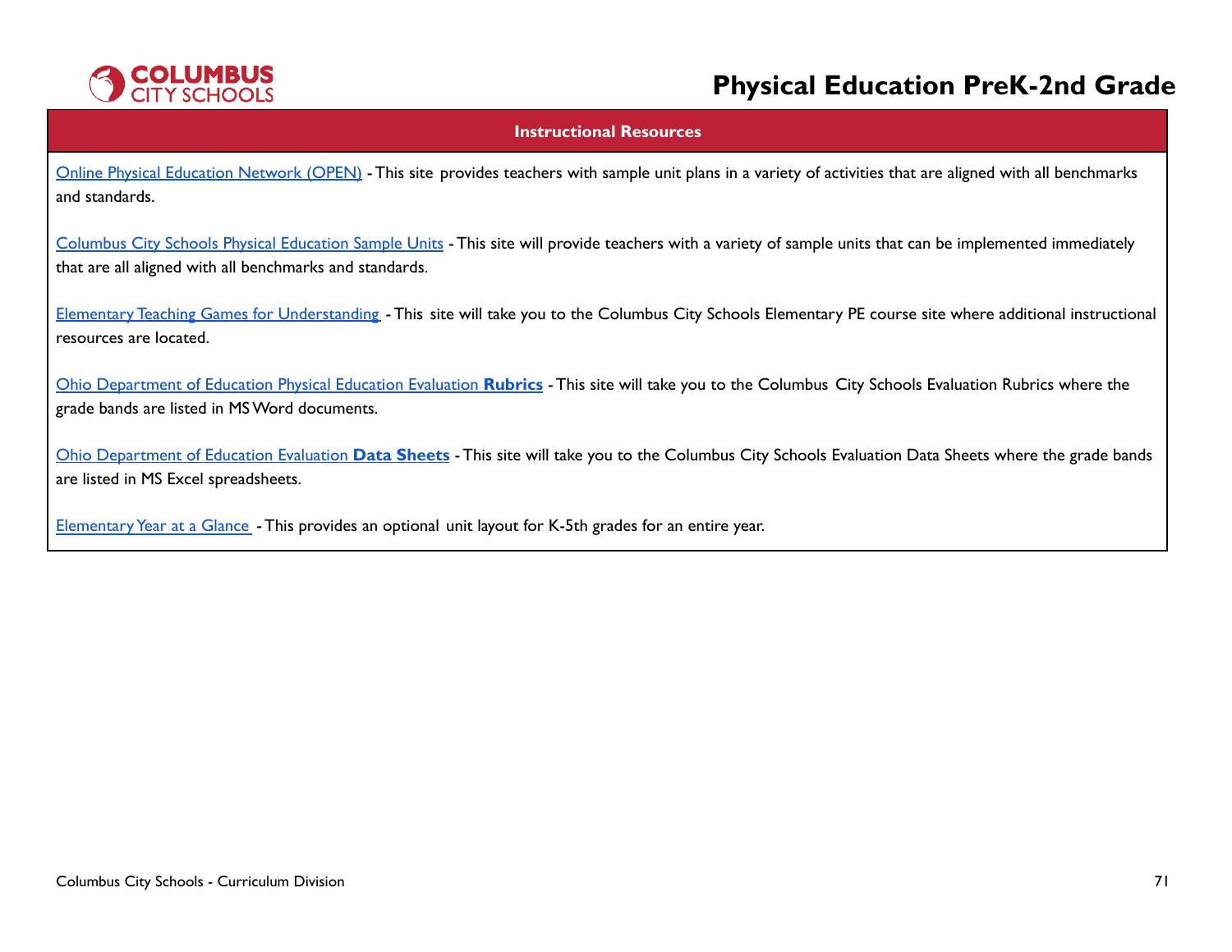# Physical Education PreK-2nd Grade

## Instructional Resources

Online Physical Education Network (OPEN) - This site provides teachers with sample unit plans in a variety of activities that are aligned with all benchmarks and standards.

Columbus City Schools Physical Education Sample Units - This site will provide teachers with a variety of sample units that can be implemented immediately that are all aligned with all benchmarks and standards.

Elementary Teaching Games for Understanding - This site will take you to the Columbus City Schools Elementary PE course site where additional instructional resources are located.

Ohio Department of Education Physical Education Evaluation **Rubrics** - This site will take you to the Columbus City Schools Evaluation Rubrics where the grade bands are listed in MS Word documents.

Ohio Department of Education Evaluation **Data Sheets** - This site will take you to the Columbus City Schools Evaluation Data Sheets where the grade bands are listed in MS Excel spreadsheets.

Elementary Year at a Glance - This provides an optional unit layout for K-5th grades for an entire year.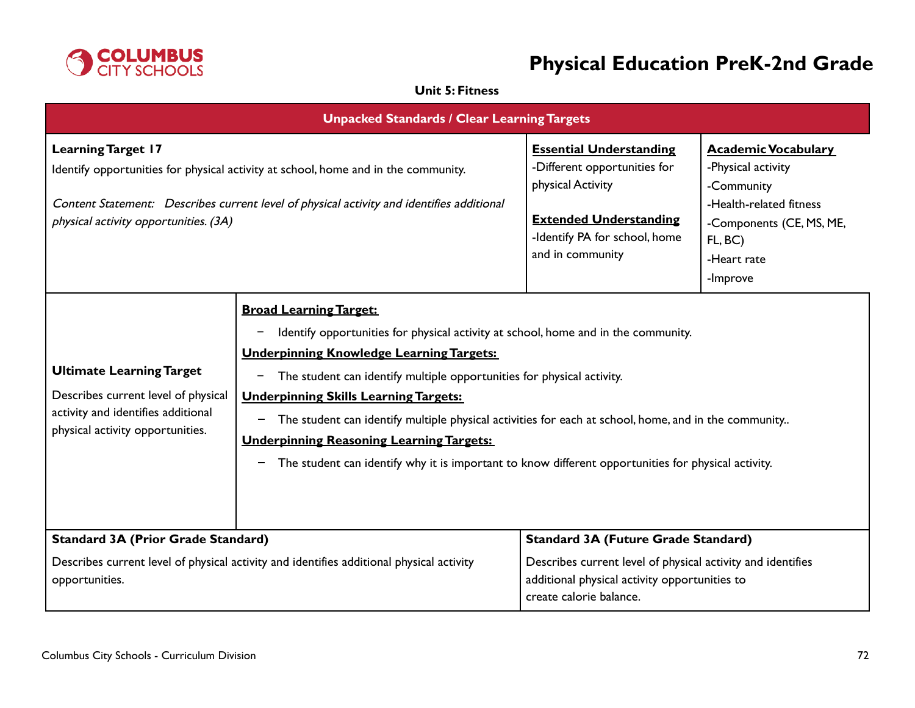# Physical Education PreK-2nd Grade

**Unit 5: Fitness**

| Unpacked Standards / Clear Learning Targets | | |
|---|---|---|
| **Learning Target 17**<br>Identify opportunities for physical activity at school, home and in the community.<br><br>*Content Statement: Describes current level of physical activity and identifies additional physical activity opportunities. (3A)* | **Essential Understanding**<br>-Different opportunities for physical Activity<br><br>**Extended Understanding**<br>-Identify PA for school, home and in community | **Academic Vocabulary**<br>-Physical activity<br>-Community<br>-Health-related fitness<br>-Components (CE, MS, ME, FL, BC)<br>-Heart rate<br>-Improve |

| | |
|---|---|
| **Ultimate Learning Target**<br>Describes current level of physical activity and identifies additional physical activity opportunities. | **Broad Learning Target:**<br>– Identify opportunities for physical activity at school, home and in the community.<br>**Underpinning Knowledge Learning Targets:**<br>– The student can identify multiple opportunities for physical activity.<br>**Underpinning Skills Learning Targets:**<br>– The student can identify multiple physical activities for each at school, home, and in the community..<br>**Underpinning Reasoning Learning Targets:**<br>– The student can identify why it is important to know different opportunities for physical activity. |

| **Standard 3A (Prior Grade Standard)** | **Standard 3A (Future Grade Standard)** |
|---|---|
| Describes current level of physical activity and identifies additional physical activity opportunities. | Describes current level of physical activity and identifies additional physical activity opportunities to create calorie balance. |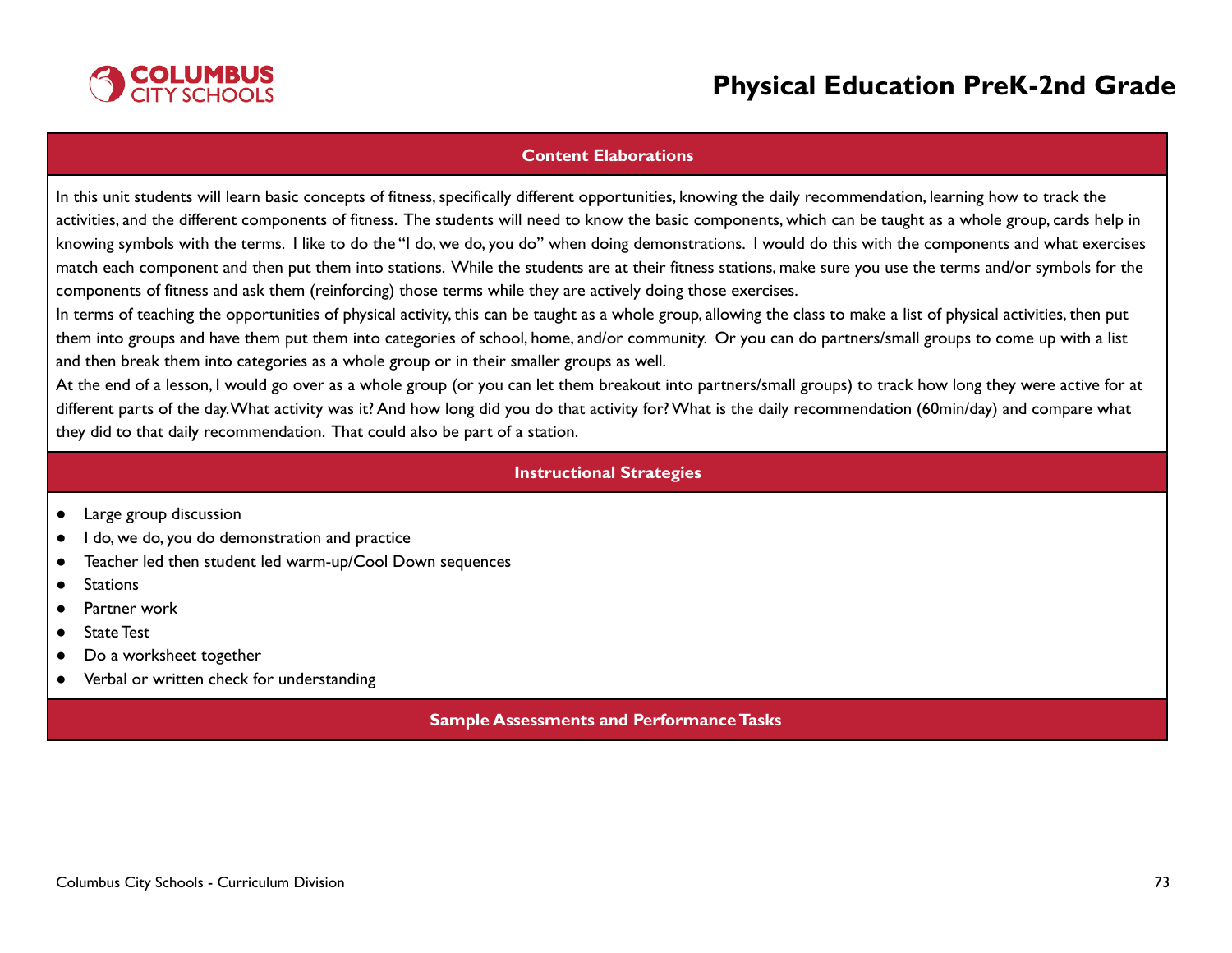## Content Elaborations

In this unit students will learn basic concepts of fitness, specifically different opportunities, knowing the daily recommendation, learning how to track the activities, and the different components of fitness. The students will need to know the basic components, which can be taught as a whole group, cards help in knowing symbols with the terms. I like to do the "I do, we do, you do" when doing demonstrations. I would do this with the components and what exercises match each component and then put them into stations. While the students are at their fitness stations, make sure you use the terms and/or symbols for the components of fitness and ask them (reinforcing) those terms while they are actively doing those exercises.

In terms of teaching the opportunities of physical activity, this can be taught as a whole group, allowing the class to make a list of physical activities, then put them into groups and have them put them into categories of school, home, and/or community. Or you can do partners/small groups to come up with a list and then break them into categories as a whole group or in their smaller groups as well.

At the end of a lesson, I would go over as a whole group (or you can let them breakout into partners/small groups) to track how long they were active for at different parts of the day. What activity was it? And how long did you do that activity for? What is the daily recommendation (60min/day) and compare what they did to that daily recommendation. That could also be part of a station.

## Instructional Strategies

- Large group discussion
- I do, we do, you do demonstration and practice
- Teacher led then student led warm-up/Cool Down sequences
- Stations
- Partner work
- State Test
- Do a worksheet together
- Verbal or written check for understanding

## Sample Assessments and Performance Tasks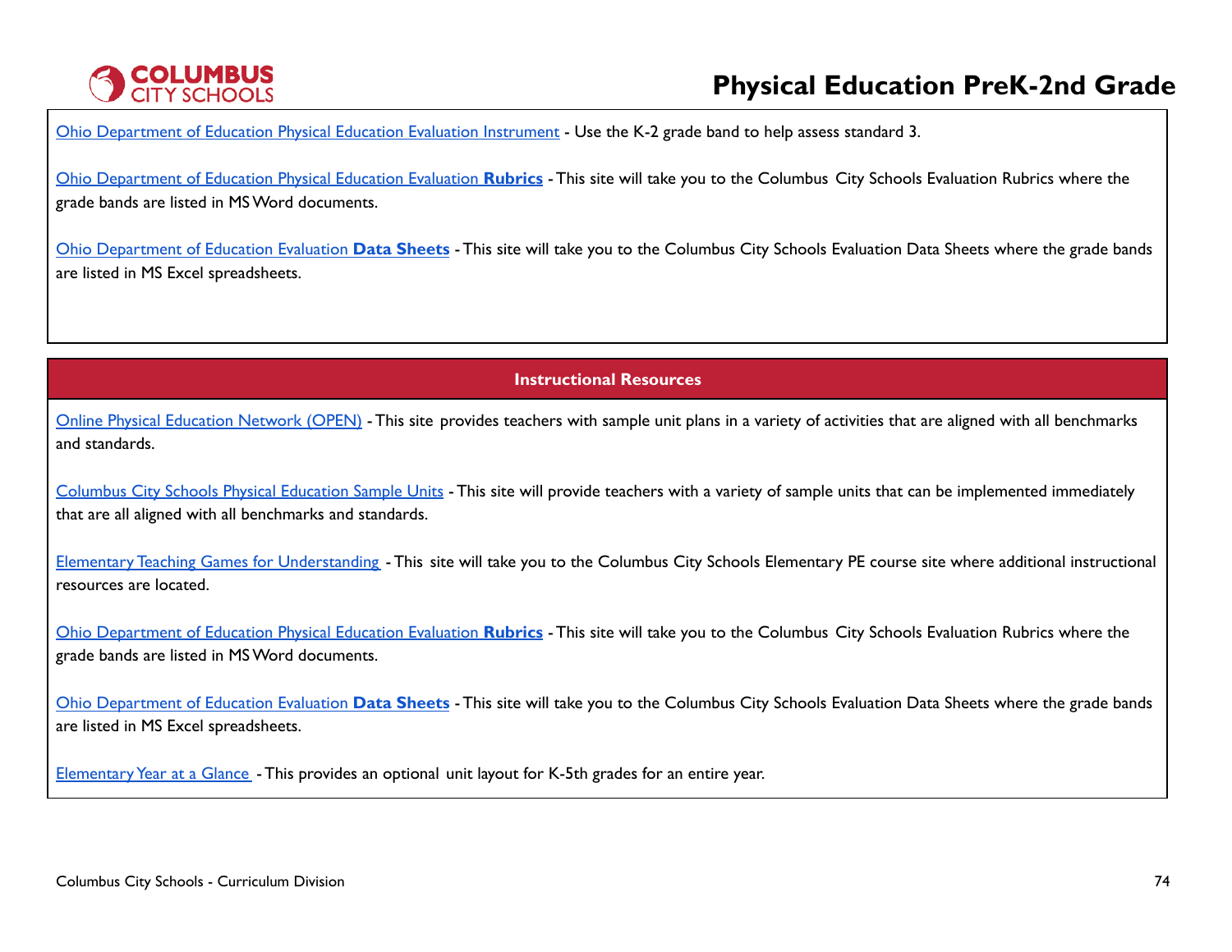Ohio Department of Education Physical Education Evaluation Instrument - Use the K-2 grade band to help assess standard 3.

Ohio Department of Education Physical Education Evaluation **Rubrics** - This site will take you to the Columbus City Schools Evaluation Rubrics where the grade bands are listed in MS Word documents.

Ohio Department of Education Evaluation **Data Sheets** - This site will take you to the Columbus City Schools Evaluation Data Sheets where the grade bands are listed in MS Excel spreadsheets.

## Instructional Resources

Online Physical Education Network (OPEN) - This site provides teachers with sample unit plans in a variety of activities that are aligned with all benchmarks and standards.

Columbus City Schools Physical Education Sample Units - This site will provide teachers with a variety of sample units that can be implemented immediately that are all aligned with all benchmarks and standards.

Elementary Teaching Games for Understanding - This site will take you to the Columbus City Schools Elementary PE course site where additional instructional resources are located.

Ohio Department of Education Physical Education Evaluation **Rubrics** - This site will take you to the Columbus City Schools Evaluation Rubrics where the grade bands are listed in MS Word documents.

Ohio Department of Education Evaluation **Data Sheets** - This site will take you to the Columbus City Schools Evaluation Data Sheets where the grade bands are listed in MS Excel spreadsheets.

Elementary Year at a Glance - This provides an optional unit layout for K-5th grades for an entire year.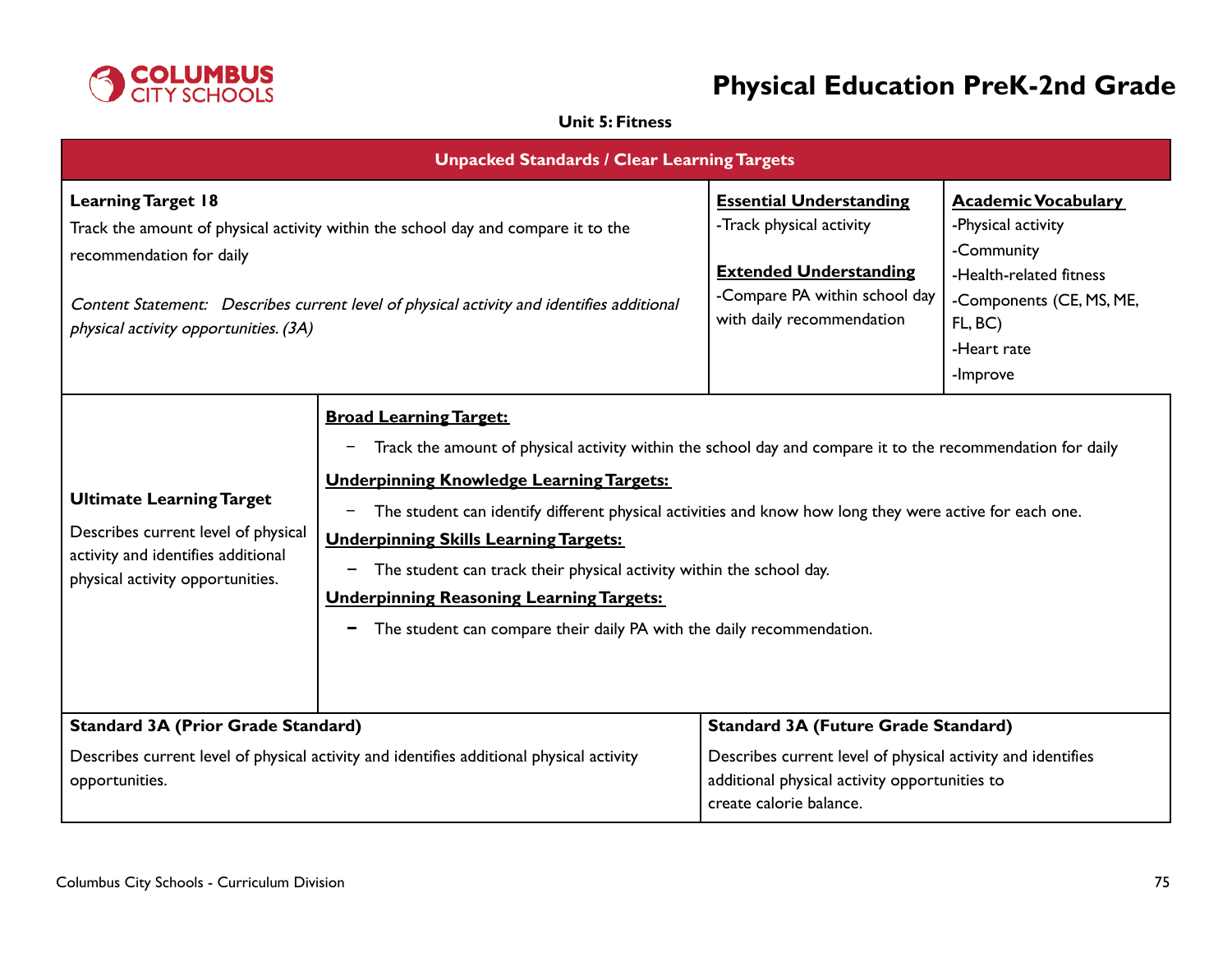# Physical Education PreK-2nd Grade

**Unit 5: Fitness**

## Unpacked Standards / Clear Learning Targets

| Learning Target | Essential Understanding | Academic Vocabulary |
| --- | --- | --- |
| **Learning Target 18**<br>Track the amount of physical activity within the school day and compare it to the recommendation for daily<br><br>*Content Statement: Describes current level of physical activity and identifies additional physical activity opportunities. (3A)* | **Essential Understanding**<br>-Track physical activity<br><br>**Extended Understanding**<br>-Compare PA within school day with daily recommendation | **Academic Vocabulary**<br>-Physical activity<br>-Community<br>-Health-related fitness<br>-Components (CE, MS, ME, FL, BC)<br>-Heart rate<br>-Improve |

| Ultimate Learning Target | Learning Targets |
| --- | --- |
| **Ultimate Learning Target**<br>Describes current level of physical activity and identifies additional physical activity opportunities. | **Broad Learning Target:**<br>– Track the amount of physical activity within the school day and compare it to the recommendation for daily<br>**Underpinning Knowledge Learning Targets:**<br>– The student can identify different physical activities and know how long they were active for each one.<br>**Underpinning Skills Learning Targets:**<br>– The student can track their physical activity within the school day.<br>**Underpinning Reasoning Learning Targets:**<br>– The student can compare their daily PA with the daily recommendation. |

| Standard 3A (Prior Grade Standard) | Standard 3A (Future Grade Standard) |
| --- | --- |
| Describes current level of physical activity and identifies additional physical activity opportunities. | Describes current level of physical activity and identifies additional physical activity opportunities to create calorie balance. |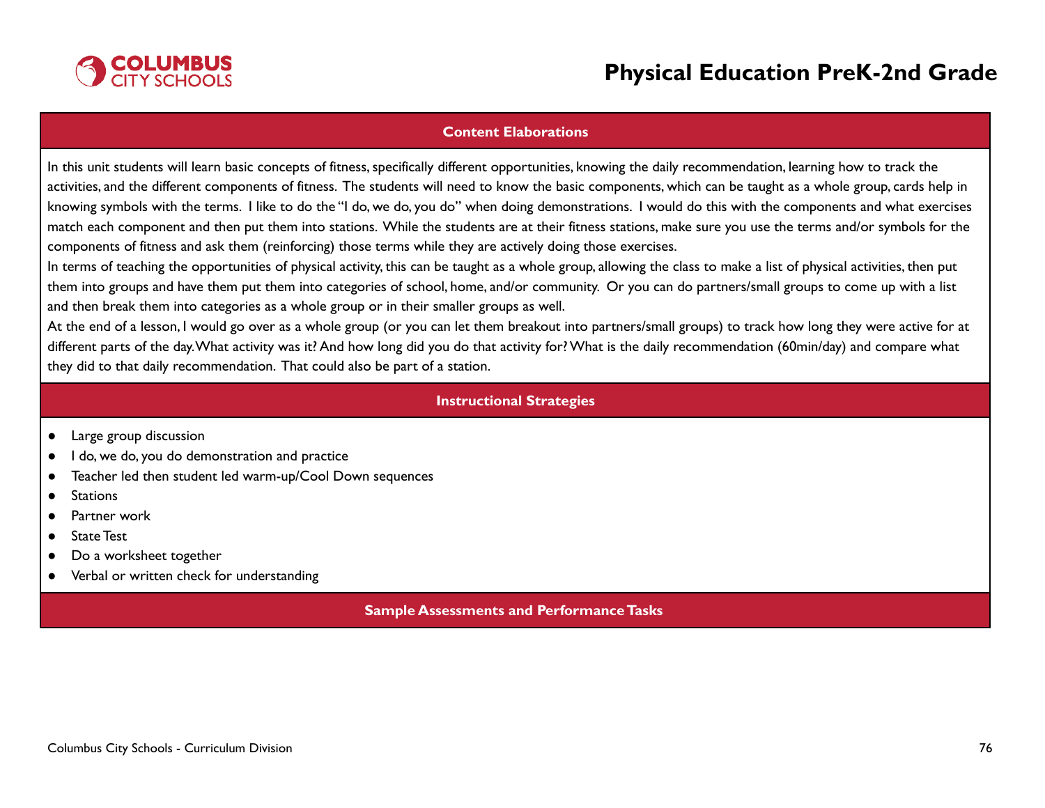## Content Elaborations

In this unit students will learn basic concepts of fitness, specifically different opportunities, knowing the daily recommendation, learning how to track the activities, and the different components of fitness. The students will need to know the basic components, which can be taught as a whole group, cards help in knowing symbols with the terms. I like to do the "I do, we do, you do" when doing demonstrations. I would do this with the components and what exercises match each component and then put them into stations. While the students are at their fitness stations, make sure you use the terms and/or symbols for the components of fitness and ask them (reinforcing) those terms while they are actively doing those exercises.

In terms of teaching the opportunities of physical activity, this can be taught as a whole group, allowing the class to make a list of physical activities, then put them into groups and have them put them into categories of school, home, and/or community. Or you can do partners/small groups to come up with a list and then break them into categories as a whole group or in their smaller groups as well.

At the end of a lesson, I would go over as a whole group (or you can let them breakout into partners/small groups) to track how long they were active for at different parts of the day. What activity was it? And how long did you do that activity for? What is the daily recommendation (60min/day) and compare what they did to that daily recommendation. That could also be part of a station.

## Instructional Strategies

- Large group discussion
- I do, we do, you do demonstration and practice
- Teacher led then student led warm-up/Cool Down sequences
- Stations
- Partner work
- State Test
- Do a worksheet together
- Verbal or written check for understanding

## Sample Assessments and Performance Tasks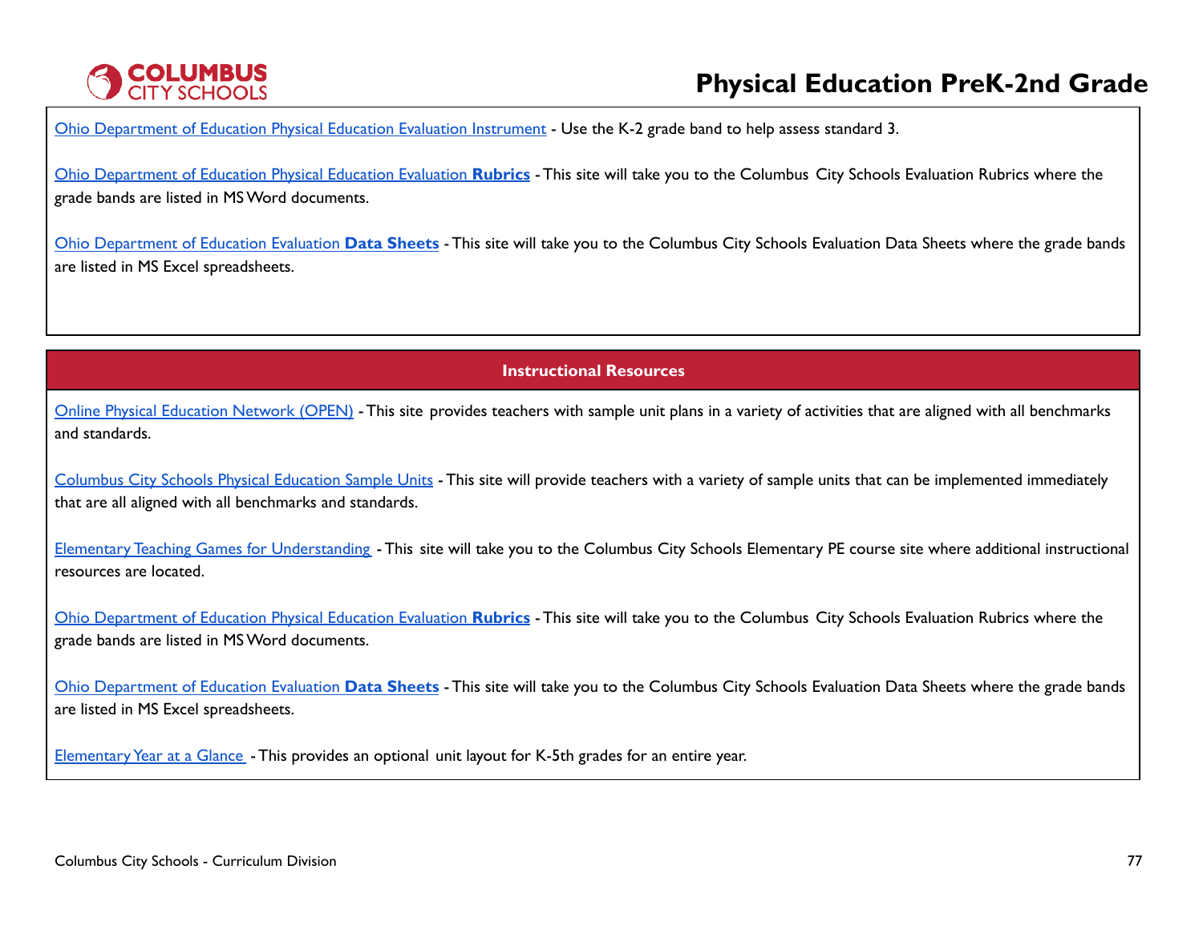Ohio Department of Education Physical Education Evaluation Instrument - Use the K-2 grade band to help assess standard 3.

Ohio Department of Education Physical Education Evaluation **Rubrics** - This site will take you to the Columbus City Schools Evaluation Rubrics where the grade bands are listed in MS Word documents.

Ohio Department of Education Evaluation **Data Sheets** - This site will take you to the Columbus City Schools Evaluation Data Sheets where the grade bands are listed in MS Excel spreadsheets.

## Instructional Resources

Online Physical Education Network (OPEN) - This site provides teachers with sample unit plans in a variety of activities that are aligned with all benchmarks and standards.

Columbus City Schools Physical Education Sample Units - This site will provide teachers with a variety of sample units that can be implemented immediately that are all aligned with all benchmarks and standards.

Elementary Teaching Games for Understanding - This site will take you to the Columbus City Schools Elementary PE course site where additional instructional resources are located.

Ohio Department of Education Physical Education Evaluation **Rubrics** - This site will take you to the Columbus City Schools Evaluation Rubrics where the grade bands are listed in MS Word documents.

Ohio Department of Education Evaluation **Data Sheets** - This site will take you to the Columbus City Schools Evaluation Data Sheets where the grade bands are listed in MS Excel spreadsheets.

Elementary Year at a Glance - This provides an optional unit layout for K-5th grades for an entire year.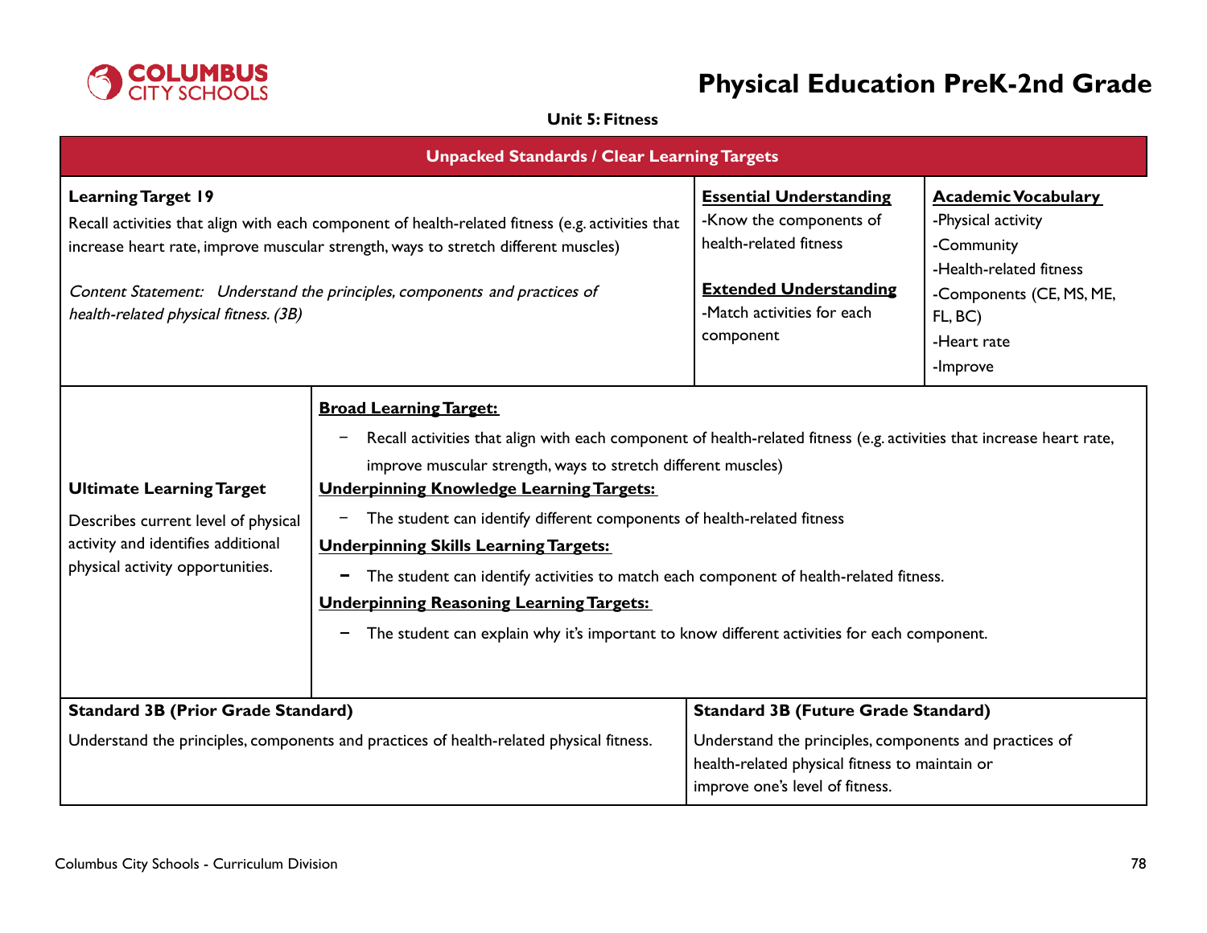# Physical Education PreK-2nd Grade

**Unit 5: Fitness**

| Unpacked Standards / Clear Learning Targets | | |
|---|---|---|
| **Learning Target 19**<br>Recall activities that align with each component of health-related fitness (e.g. activities that increase heart rate, improve muscular strength, ways to stretch different muscles)<br><br>*Content Statement: Understand the principles, components and practices of health-related physical fitness. (3B)* | **Essential Understanding**<br>-Know the components of health-related fitness<br><br>**Extended Understanding**<br>-Match activities for each component | **Academic Vocabulary**<br>-Physical activity<br>-Community<br>-Health-related fitness<br>-Components (CE, MS, ME, FL, BC)<br>-Heart rate<br>-Improve |

| **Ultimate Learning Target** | |
|---|---|
| Describes current level of physical activity and identifies additional physical activity opportunities. | **Broad Learning Target:**<br>- Recall activities that align with each component of health-related fitness (e.g. activities that increase heart rate, improve muscular strength, ways to stretch different muscles)<br>**Underpinning Knowledge Learning Targets:**<br>- The student can identify different components of health-related fitness<br>**Underpinning Skills Learning Targets:**<br>- The student can identify activities to match each component of health-related fitness.<br>**Underpinning Reasoning Learning Targets:**<br>- The student can explain why it's important to know different activities for each component. |

| **Standard 3B (Prior Grade Standard)** | **Standard 3B (Future Grade Standard)** |
|---|---|
| Understand the principles, components and practices of health-related physical fitness. | Understand the principles, components and practices of health-related physical fitness to maintain or improve one's level of fitness. |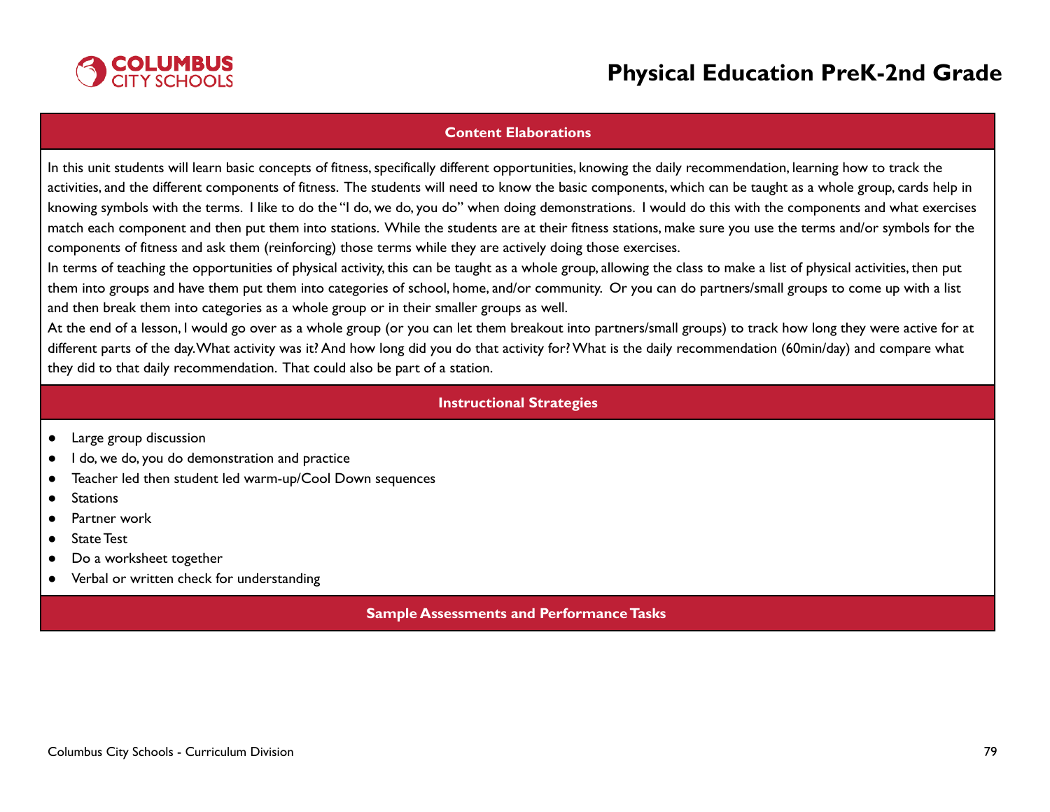# Physical Education PreK-2nd Grade

## Content Elaborations

In this unit students will learn basic concepts of fitness, specifically different opportunities, knowing the daily recommendation, learning how to track the activities, and the different components of fitness. The students will need to know the basic components, which can be taught as a whole group, cards help in knowing symbols with the terms. I like to do the "I do, we do, you do" when doing demonstrations. I would do this with the components and what exercises match each component and then put them into stations. While the students are at their fitness stations, make sure you use the terms and/or symbols for the components of fitness and ask them (reinforcing) those terms while they are actively doing those exercises.

In terms of teaching the opportunities of physical activity, this can be taught as a whole group, allowing the class to make a list of physical activities, then put them into groups and have them put them into categories of school, home, and/or community. Or you can do partners/small groups to come up with a list and then break them into categories as a whole group or in their smaller groups as well.

At the end of a lesson, I would go over as a whole group (or you can let them breakout into partners/small groups) to track how long they were active for at different parts of the day. What activity was it? And how long did you do that activity for? What is the daily recommendation (60min/day) and compare what they did to that daily recommendation. That could also be part of a station.

## Instructional Strategies

- Large group discussion
- I do, we do, you do demonstration and practice
- Teacher led then student led warm-up/Cool Down sequences
- Stations
- Partner work
- State Test
- Do a worksheet together
- Verbal or written check for understanding

## Sample Assessments and Performance Tasks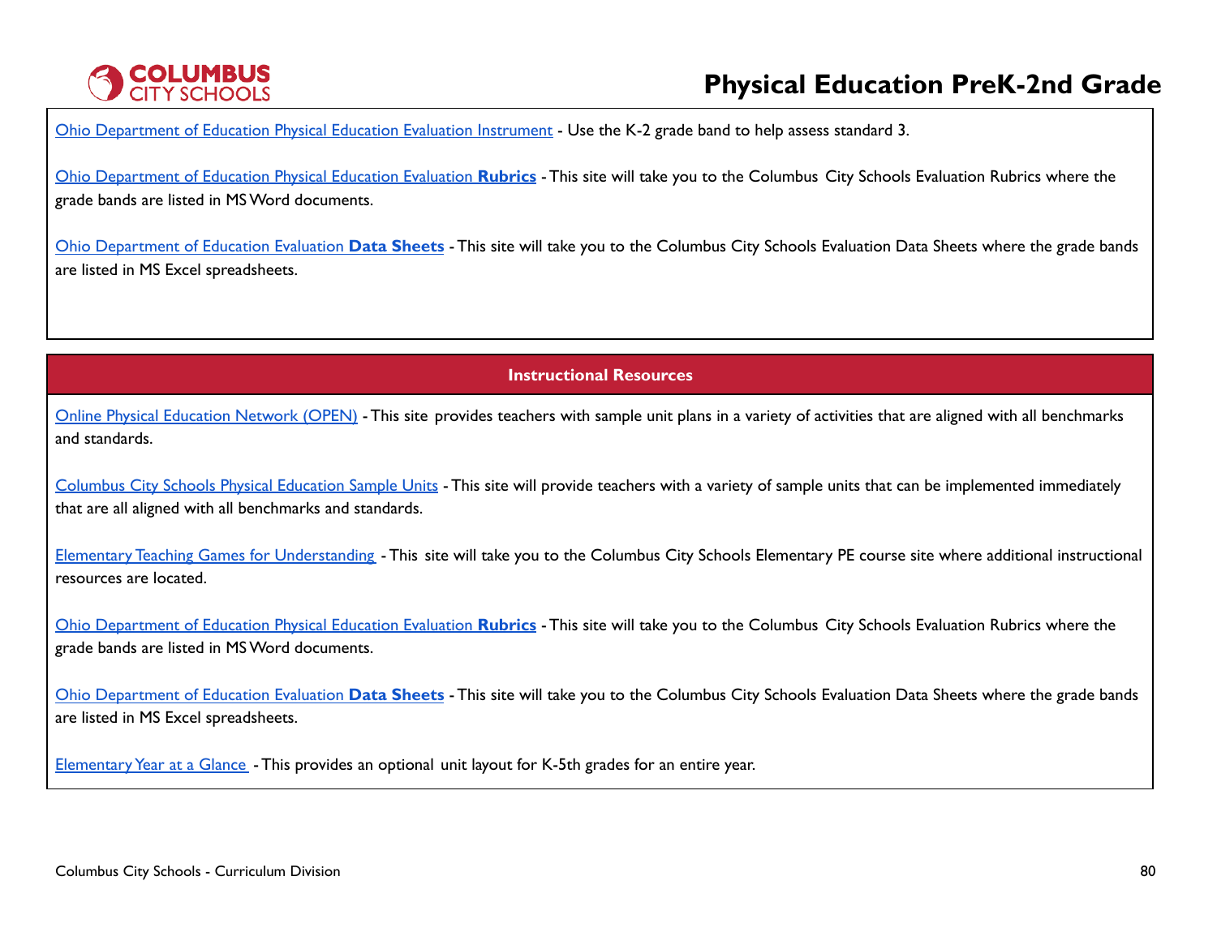Ohio Department of Education Physical Education Evaluation Instrument - Use the K-2 grade band to help assess standard 3.

Ohio Department of Education Physical Education Evaluation **Rubrics** - This site will take you to the Columbus City Schools Evaluation Rubrics where the grade bands are listed in MS Word documents.

Ohio Department of Education Evaluation **Data Sheets** - This site will take you to the Columbus City Schools Evaluation Data Sheets where the grade bands are listed in MS Excel spreadsheets.

## Instructional Resources

Online Physical Education Network (OPEN) - This site provides teachers with sample unit plans in a variety of activities that are aligned with all benchmarks and standards.

Columbus City Schools Physical Education Sample Units - This site will provide teachers with a variety of sample units that can be implemented immediately that are all aligned with all benchmarks and standards.

Elementary Teaching Games for Understanding - This site will take you to the Columbus City Schools Elementary PE course site where additional instructional resources are located.

Ohio Department of Education Physical Education Evaluation **Rubrics** - This site will take you to the Columbus City Schools Evaluation Rubrics where the grade bands are listed in MS Word documents.

Ohio Department of Education Evaluation **Data Sheets** - This site will take you to the Columbus City Schools Evaluation Data Sheets where the grade bands are listed in MS Excel spreadsheets.

Elementary Year at a Glance - This provides an optional unit layout for K-5th grades for an entire year.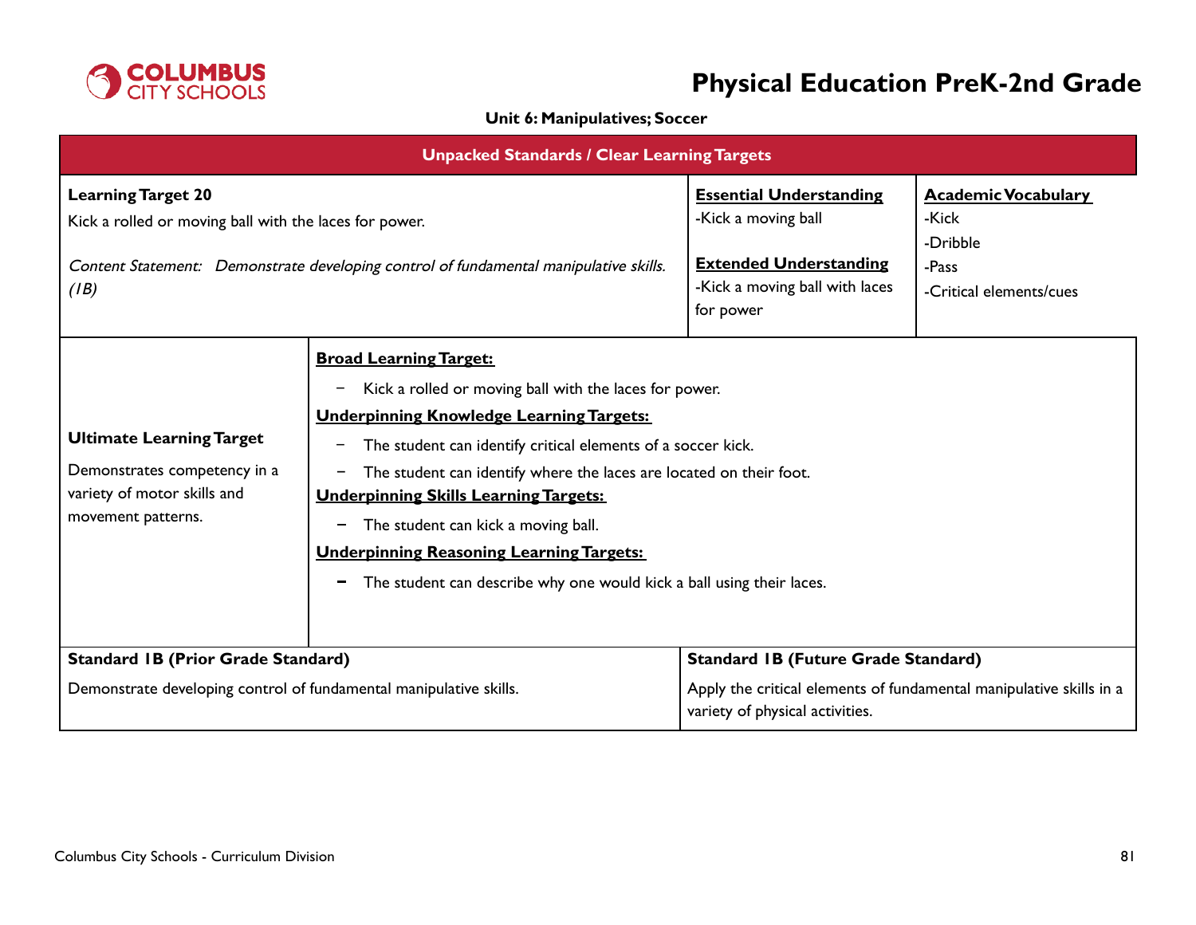# Physical Education PreK-2nd Grade

**Unit 6: Manipulatives; Soccer**

| Unpacked Standards / Clear Learning Targets | | |
|---|---|---|
| **Learning Target 20**<br>Kick a rolled or moving ball with the laces for power.<br><br>*Content Statement: Demonstrate developing control of fundamental manipulative skills. (1B)* | **Essential Understanding**<br>-Kick a moving ball<br><br>**Extended Understanding**<br>-Kick a moving ball with laces for power | **Academic Vocabulary**<br>-Kick<br>-Dribble<br>-Pass<br>-Critical elements/cues |

| **Ultimate Learning Target**<br>Demonstrates competency in a variety of motor skills and movement patterns. | **Broad Learning Target:**<br>- Kick a rolled or moving ball with the laces for power.<br>**Underpinning Knowledge Learning Targets:**<br>- The student can identify critical elements of a soccer kick.<br>- The student can identify where the laces are located on their foot.<br>**Underpinning Skills Learning Targets:**<br>- The student can kick a moving ball.<br>**Underpinning Reasoning Learning Targets:**<br>- The student can describe why one would kick a ball using their laces. |
|---|---|

| **Standard 1B (Prior Grade Standard)** | **Standard 1B (Future Grade Standard)** |
|---|---|
| Demonstrate developing control of fundamental manipulative skills. | Apply the critical elements of fundamental manipulative skills in a variety of physical activities. |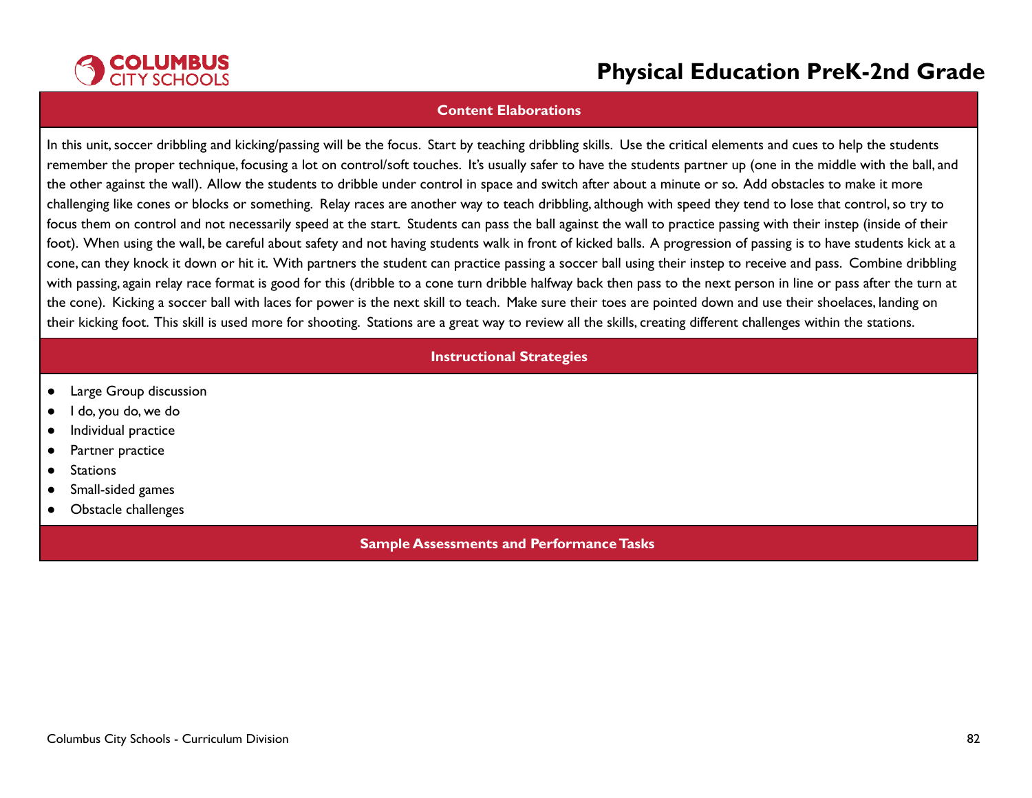## Content Elaborations

In this unit, soccer dribbling and kicking/passing will be the focus. Start by teaching dribbling skills. Use the critical elements and cues to help the students remember the proper technique, focusing a lot on control/soft touches. It's usually safer to have the students partner up (one in the middle with the ball, and the other against the wall). Allow the students to dribble under control in space and switch after about a minute or so. Add obstacles to make it more challenging like cones or blocks or something. Relay races are another way to teach dribbling, although with speed they tend to lose that control, so try to focus them on control and not necessarily speed at the start. Students can pass the ball against the wall to practice passing with their instep (inside of their foot). When using the wall, be careful about safety and not having students walk in front of kicked balls. A progression of passing is to have students kick at a cone, can they knock it down or hit it. With partners the student can practice passing a soccer ball using their instep to receive and pass. Combine dribbling with passing, again relay race format is good for this (dribble to a cone turn dribble halfway back then pass to the next person in line or pass after the turn at the cone). Kicking a soccer ball with laces for power is the next skill to teach. Make sure their toes are pointed down and use their shoelaces, landing on their kicking foot. This skill is used more for shooting. Stations are a great way to review all the skills, creating different challenges within the stations.

## Instructional Strategies

- Large Group discussion
- I do, you do, we do
- Individual practice
- Partner practice
- Stations
- Small-sided games
- Obstacle challenges

## Sample Assessments and Performance Tasks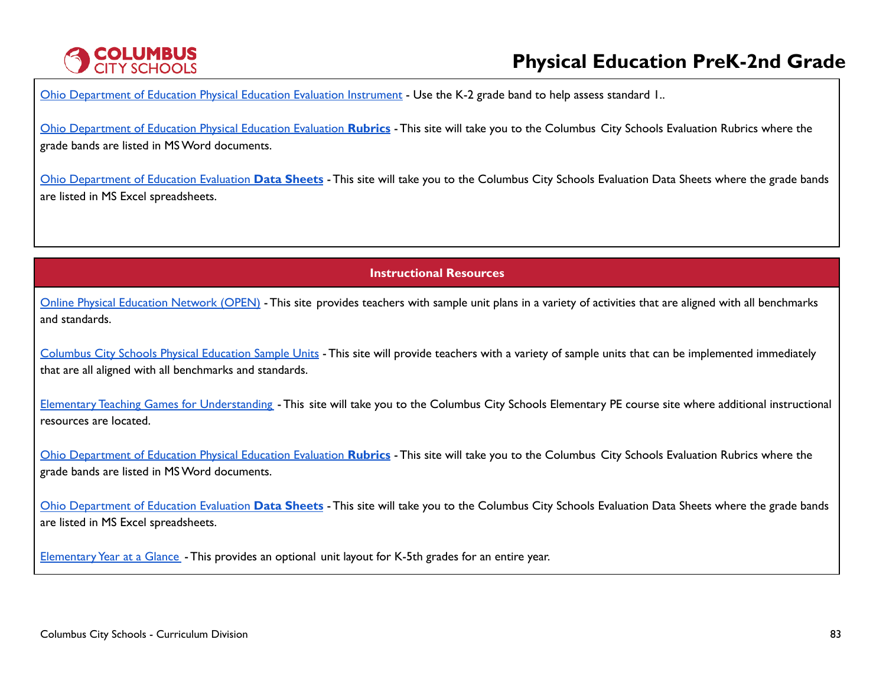Ohio Department of Education Physical Education Evaluation Instrument - Use the K-2 grade band to help assess standard 1..

Ohio Department of Education Physical Education Evaluation **Rubrics** - This site will take you to the Columbus City Schools Evaluation Rubrics where the grade bands are listed in MS Word documents.

Ohio Department of Education Evaluation **Data Sheets** - This site will take you to the Columbus City Schools Evaluation Data Sheets where the grade bands are listed in MS Excel spreadsheets.

## Instructional Resources

Online Physical Education Network (OPEN) - This site provides teachers with sample unit plans in a variety of activities that are aligned with all benchmarks and standards.

Columbus City Schools Physical Education Sample Units - This site will provide teachers with a variety of sample units that can be implemented immediately that are all aligned with all benchmarks and standards.

Elementary Teaching Games for Understanding - This site will take you to the Columbus City Schools Elementary PE course site where additional instructional resources are located.

Ohio Department of Education Physical Education Evaluation **Rubrics** - This site will take you to the Columbus City Schools Evaluation Rubrics where the grade bands are listed in MS Word documents.

Ohio Department of Education Evaluation **Data Sheets** - This site will take you to the Columbus City Schools Evaluation Data Sheets where the grade bands are listed in MS Excel spreadsheets.

Elementary Year at a Glance - This provides an optional unit layout for K-5th grades for an entire year.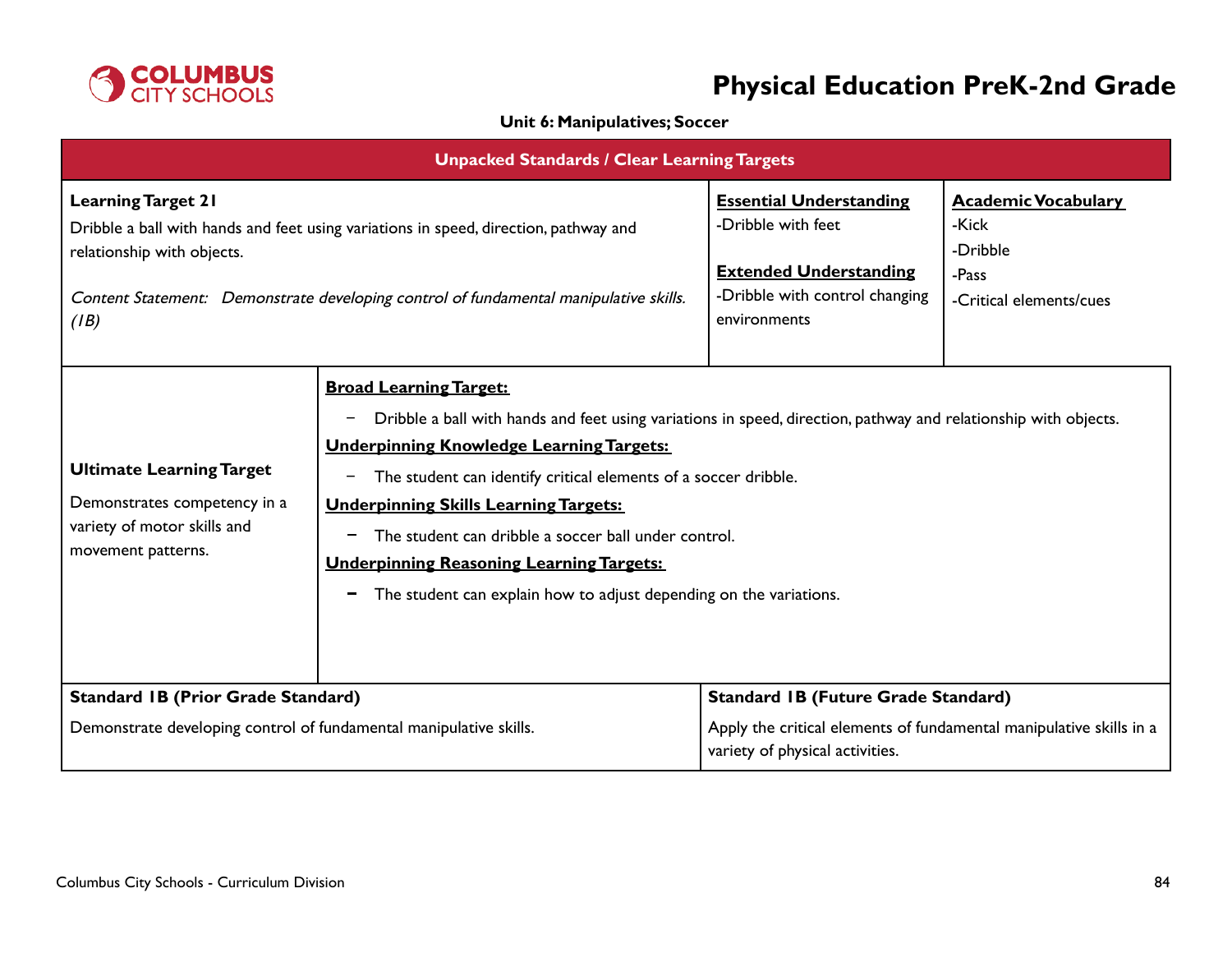# Physical Education PreK-2nd Grade

**Unit 6: Manipulatives; Soccer**

| Unpacked Standards / Clear Learning Targets | | |
|---|---|---|
| **Learning Target 21**<br>Dribble a ball with hands and feet using variations in speed, direction, pathway and relationship with objects.<br><br>*Content Statement: Demonstrate developing control of fundamental manipulative skills. (1B)* | **Essential Understanding**<br>-Dribble with feet<br><br>**Extended Understanding**<br>-Dribble with control changing environments | **Academic Vocabulary**<br>-Kick<br>-Dribble<br>-Pass<br>-Critical elements/cues |

| | |
|---|---|
| **Ultimate Learning Target**<br>Demonstrates competency in a variety of motor skills and movement patterns. | **Broad Learning Target:**<br>− Dribble a ball with hands and feet using variations in speed, direction, pathway and relationship with objects.<br>**Underpinning Knowledge Learning Targets:**<br>− The student can identify critical elements of a soccer dribble.<br>**Underpinning Skills Learning Targets:**<br>− The student can dribble a soccer ball under control.<br>**Underpinning Reasoning Learning Targets:**<br>− The student can explain how to adjust depending on the variations. |

| Standard 1B (Prior Grade Standard) | Standard 1B (Future Grade Standard) |
|---|---|
| Demonstrate developing control of fundamental manipulative skills. | Apply the critical elements of fundamental manipulative skills in a variety of physical activities. |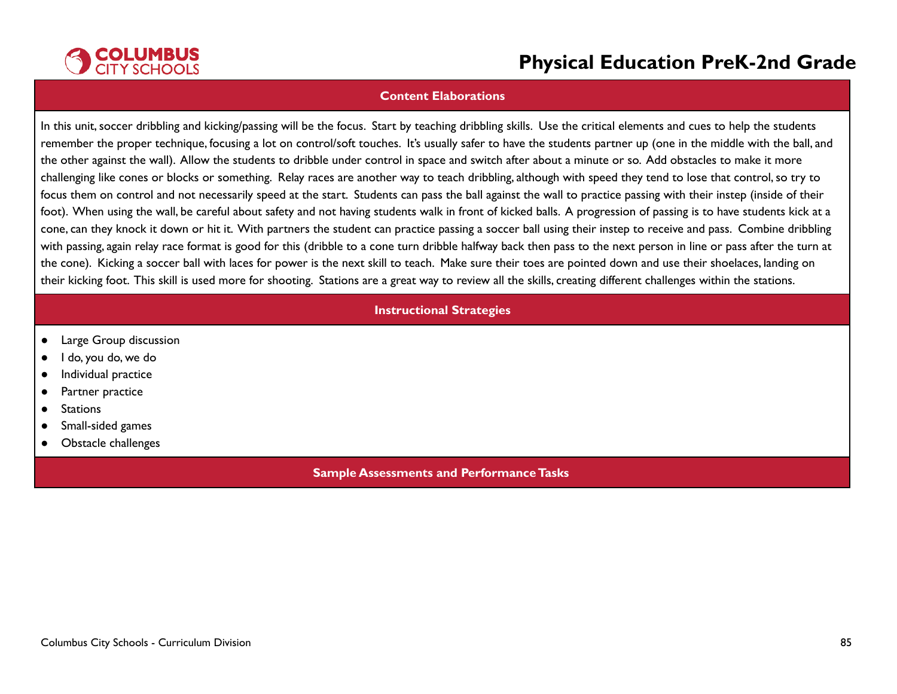## Content Elaborations

In this unit, soccer dribbling and kicking/passing will be the focus. Start by teaching dribbling skills. Use the critical elements and cues to help the students remember the proper technique, focusing a lot on control/soft touches. It's usually safer to have the students partner up (one in the middle with the ball, and the other against the wall). Allow the students to dribble under control in space and switch after about a minute or so. Add obstacles to make it more challenging like cones or blocks or something. Relay races are another way to teach dribbling, although with speed they tend to lose that control, so try to focus them on control and not necessarily speed at the start. Students can pass the ball against the wall to practice passing with their instep (inside of their foot). When using the wall, be careful about safety and not having students walk in front of kicked balls. A progression of passing is to have students kick at a cone, can they knock it down or hit it. With partners the student can practice passing a soccer ball using their instep to receive and pass. Combine dribbling with passing, again relay race format is good for this (dribble to a cone turn dribble halfway back then pass to the next person in line or pass after the turn at the cone). Kicking a soccer ball with laces for power is the next skill to teach. Make sure their toes are pointed down and use their shoelaces, landing on their kicking foot. This skill is used more for shooting. Stations are a great way to review all the skills, creating different challenges within the stations.

## Instructional Strategies

- Large Group discussion
- I do, you do, we do
- Individual practice
- Partner practice
- Stations
- Small-sided games
- Obstacle challenges

## Sample Assessments and Performance Tasks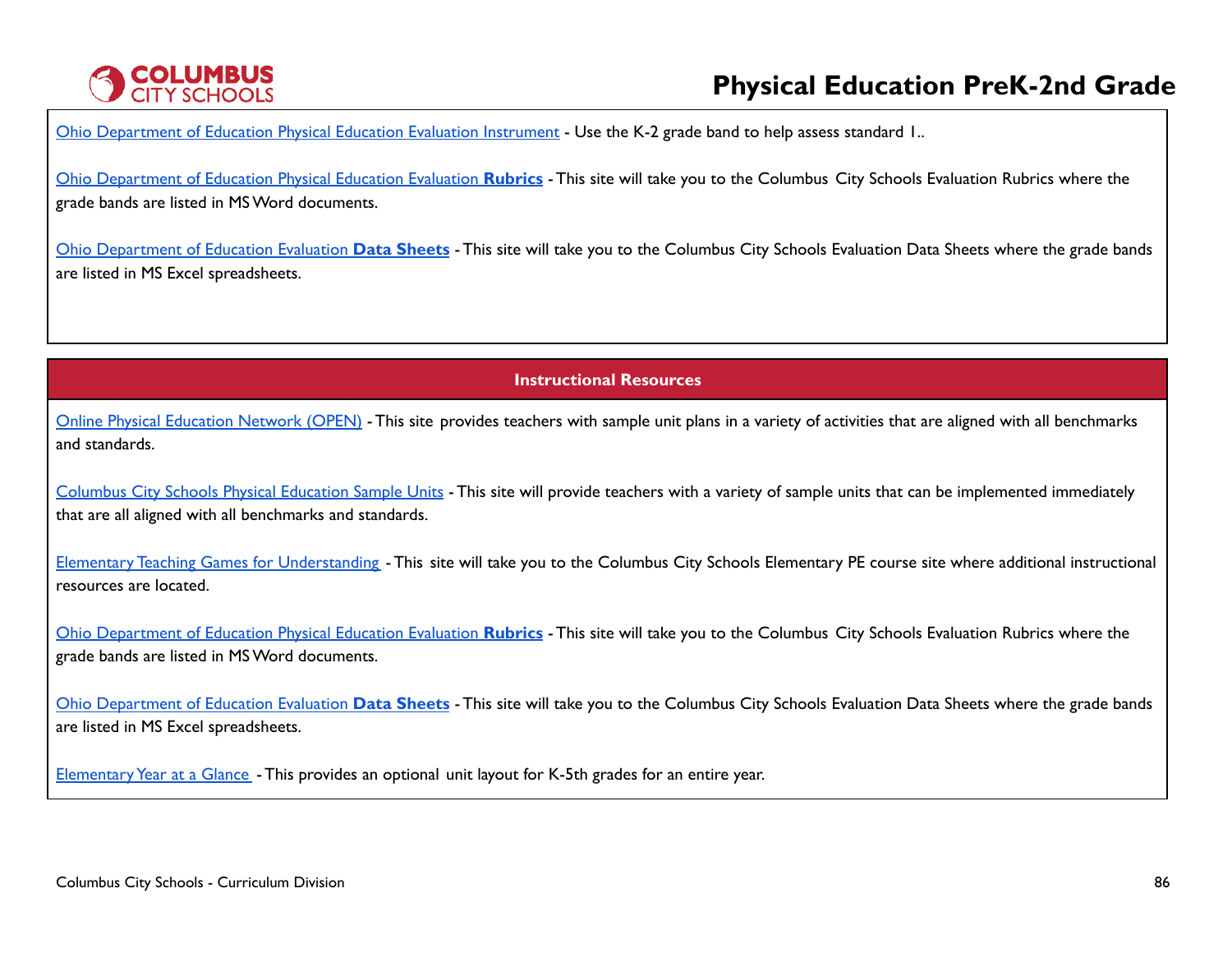Ohio Department of Education Physical Education Evaluation Instrument - Use the K-2 grade band to help assess standard 1..

Ohio Department of Education Physical Education Evaluation **Rubrics** - This site will take you to the Columbus City Schools Evaluation Rubrics where the grade bands are listed in MS Word documents.

Ohio Department of Education Evaluation **Data Sheets** - This site will take you to the Columbus City Schools Evaluation Data Sheets where the grade bands are listed in MS Excel spreadsheets.

## Instructional Resources

Online Physical Education Network (OPEN) - This site provides teachers with sample unit plans in a variety of activities that are aligned with all benchmarks and standards.

Columbus City Schools Physical Education Sample Units - This site will provide teachers with a variety of sample units that can be implemented immediately that are all aligned with all benchmarks and standards.

Elementary Teaching Games for Understanding - This site will take you to the Columbus City Schools Elementary PE course site where additional instructional resources are located.

Ohio Department of Education Physical Education Evaluation **Rubrics** - This site will take you to the Columbus City Schools Evaluation Rubrics where the grade bands are listed in MS Word documents.

Ohio Department of Education Evaluation **Data Sheets** - This site will take you to the Columbus City Schools Evaluation Data Sheets where the grade bands are listed in MS Excel spreadsheets.

Elementary Year at a Glance - This provides an optional unit layout for K-5th grades for an entire year.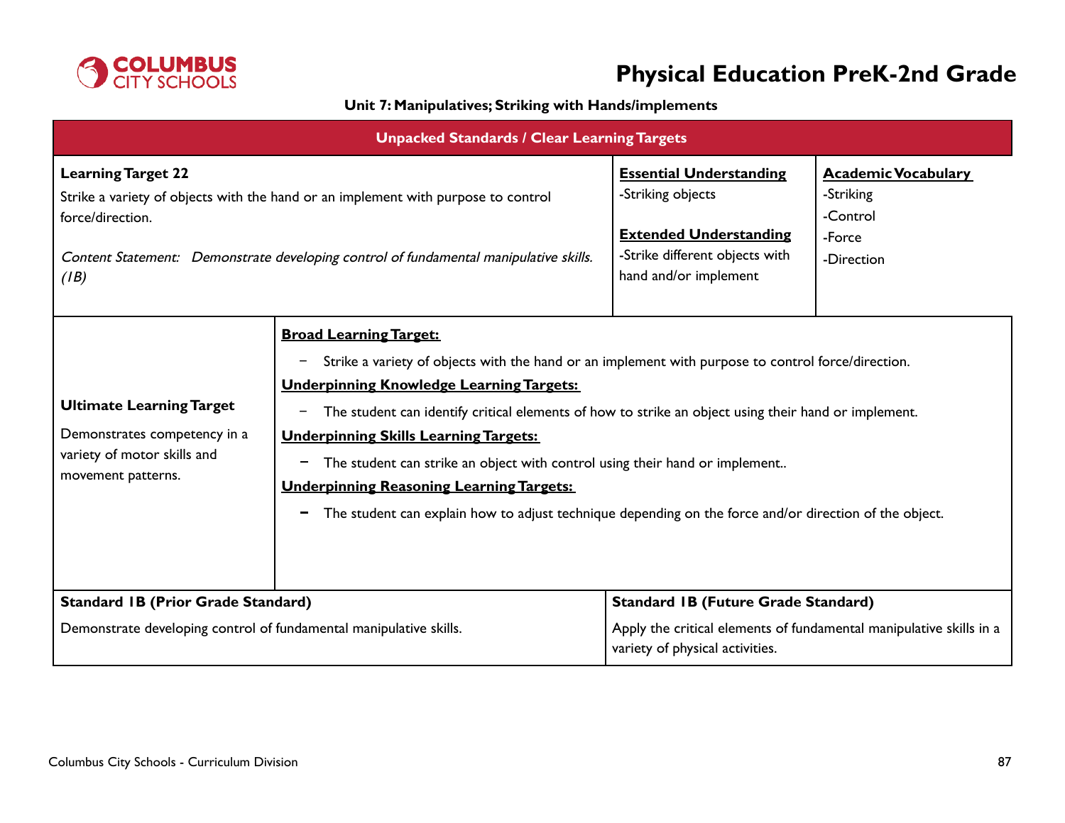# Physical Education PreK-2nd Grade

### Unit 7: Manipulatives; Striking with Hands/implements

## Unpacked Standards / Clear Learning Targets

| **Learning Target 22** | **Essential Understanding** | **Academic Vocabulary** |
|---|---|---|
| Strike a variety of objects with the hand or an implement with purpose to control force/direction.<br><br>*Content Statement: Demonstrate developing control of fundamental manipulative skills. (1B)* | -Striking objects<br><br>**Extended Understanding**<br>-Strike different objects with hand and/or implement | -Striking<br>-Control<br>-Force<br>-Direction |

| **Ultimate Learning Target** | |
|---|---|
| Demonstrates competency in a variety of motor skills and movement patterns. | **Broad Learning Target:**<br>− Strike a variety of objects with the hand or an implement with purpose to control force/direction.<br>**Underpinning Knowledge Learning Targets:**<br>− The student can identify critical elements of how to strike an object using their hand or implement.<br>**Underpinning Skills Learning Targets:**<br>− The student can strike an object with control using their hand or implement..<br>**Underpinning Reasoning Learning Targets:**<br>− The student can explain how to adjust technique depending on the force and/or direction of the object. |

| **Standard 1B (Prior Grade Standard)** | **Standard 1B (Future Grade Standard)** |
|---|---|
| Demonstrate developing control of fundamental manipulative skills. | Apply the critical elements of fundamental manipulative skills in a variety of physical activities. |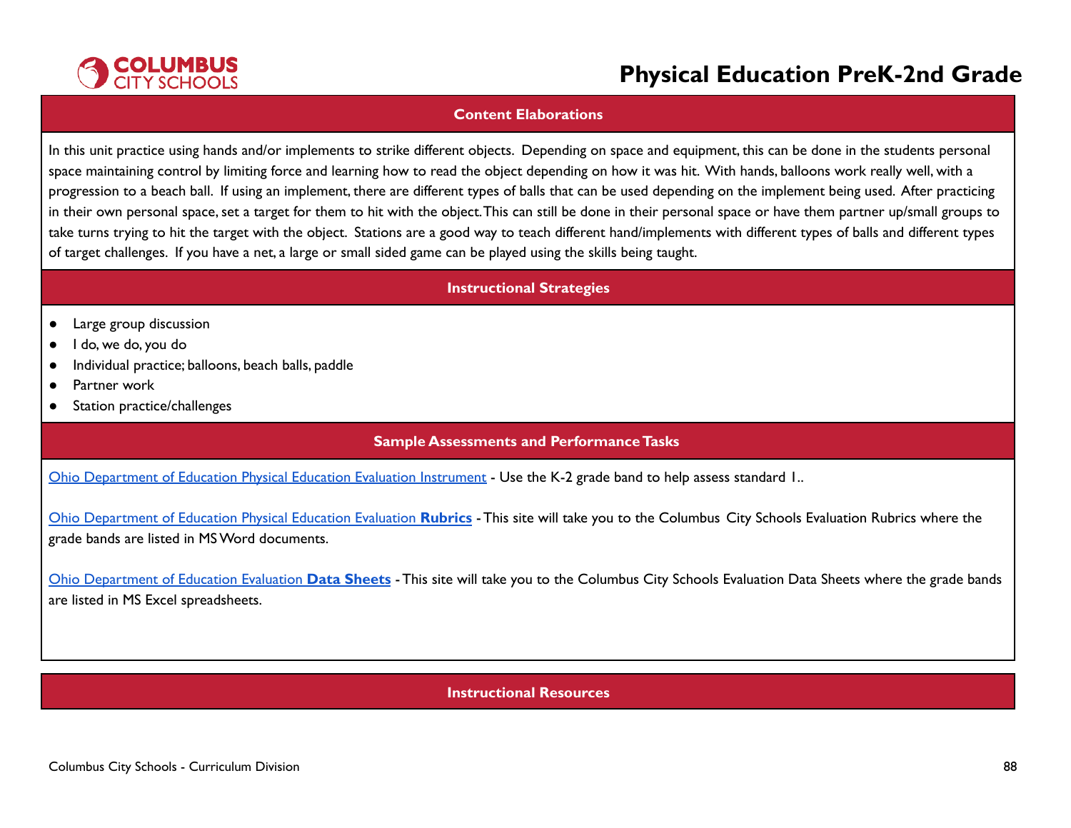## Content Elaborations

In this unit practice using hands and/or implements to strike different objects. Depending on space and equipment, this can be done in the students personal space maintaining control by limiting force and learning how to read the object depending on how it was hit. With hands, balloons work really well, with a progression to a beach ball. If using an implement, there are different types of balls that can be used depending on the implement being used. After practicing in their own personal space, set a target for them to hit with the object. This can still be done in their personal space or have them partner up/small groups to take turns trying to hit the target with the object. Stations are a good way to teach different hand/implements with different types of balls and different types of target challenges. If you have a net, a large or small sided game can be played using the skills being taught.

## Instructional Strategies

- Large group discussion
- I do, we do, you do
- Individual practice; balloons, beach balls, paddle
- Partner work
- Station practice/challenges

## Sample Assessments and Performance Tasks

Ohio Department of Education Physical Education Evaluation Instrument - Use the K-2 grade band to help assess standard 1..

Ohio Department of Education Physical Education Evaluation **Rubrics** - This site will take you to the Columbus City Schools Evaluation Rubrics where the grade bands are listed in MS Word documents.

Ohio Department of Education Evaluation **Data Sheets** - This site will take you to the Columbus City Schools Evaluation Data Sheets where the grade bands are listed in MS Excel spreadsheets.

## Instructional Resources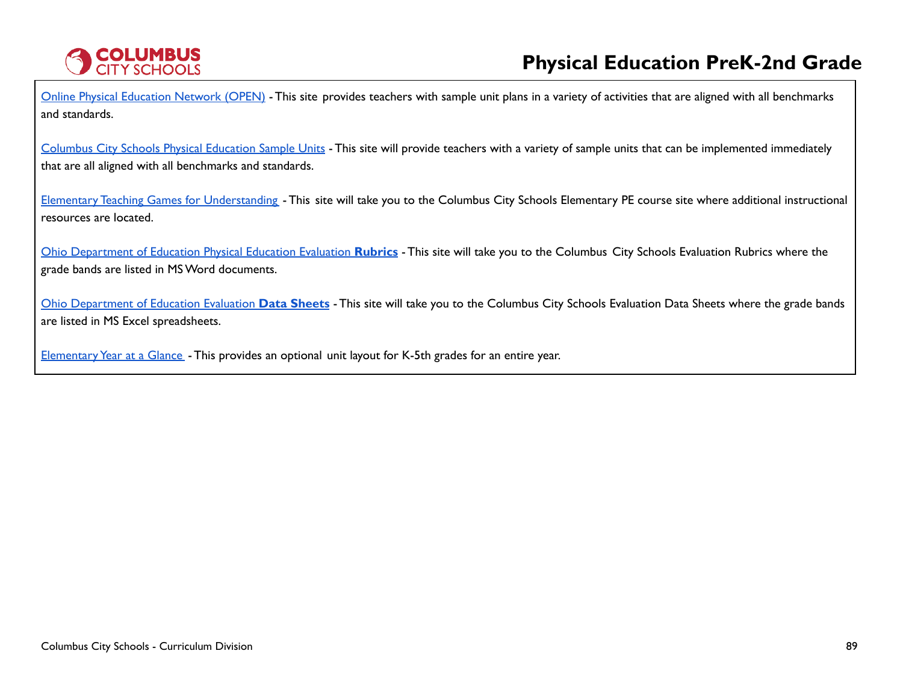Online Physical Education Network (OPEN) - This site provides teachers with sample unit plans in a variety of activities that are aligned with all benchmarks and standards.

Columbus City Schools Physical Education Sample Units - This site will provide teachers with a variety of sample units that can be implemented immediately that are all aligned with all benchmarks and standards.

Elementary Teaching Games for Understanding - This site will take you to the Columbus City Schools Elementary PE course site where additional instructional resources are located.

Ohio Department of Education Physical Education Evaluation **Rubrics** - This site will take you to the Columbus City Schools Evaluation Rubrics where the grade bands are listed in MS Word documents.

Ohio Department of Education Evaluation **Data Sheets** - This site will take you to the Columbus City Schools Evaluation Data Sheets where the grade bands are listed in MS Excel spreadsheets.

Elementary Year at a Glance - This provides an optional unit layout for K-5th grades for an entire year.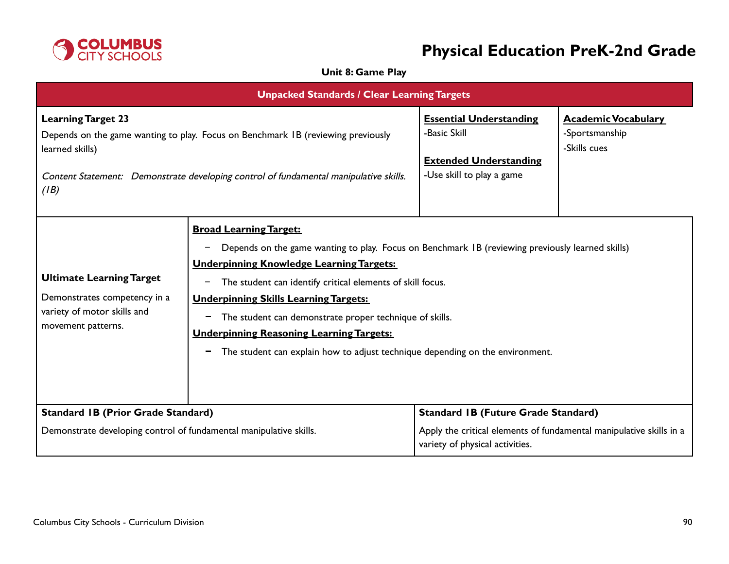# Physical Education PreK-2nd Grade

**Unit 8: Game Play**

| Unpacked Standards / Clear Learning Targets | | |
|---|---|---|
| **Learning Target 23**<br>Depends on the game wanting to play. Focus on Benchmark 1B (reviewing previously learned skills)<br><br>*Content Statement: Demonstrate developing control of fundamental manipulative skills. (1B)* | **Essential Understanding**<br>-Basic Skill<br><br>**Extended Understanding**<br>-Use skill to play a game | **Academic Vocabulary**<br>-Sportsmanship<br>-Skills cues |

| Ultimate Learning Target | |
|---|---|
| **Ultimate Learning Target**<br>Demonstrates competency in a variety of motor skills and movement patterns. | **Broad Learning Target:**<br>- Depends on the game wanting to play. Focus on Benchmark 1B (reviewing previously learned skills)<br>**Underpinning Knowledge Learning Targets:**<br>- The student can identify critical elements of skill focus.<br>**Underpinning Skills Learning Targets:**<br>- The student can demonstrate proper technique of skills.<br>**Underpinning Reasoning Learning Targets:**<br>- The student can explain how to adjust technique depending on the environment. |

| Standard 1B (Prior Grade Standard) | Standard 1B (Future Grade Standard) |
|---|---|
| Demonstrate developing control of fundamental manipulative skills. | Apply the critical elements of fundamental manipulative skills in a variety of physical activities. |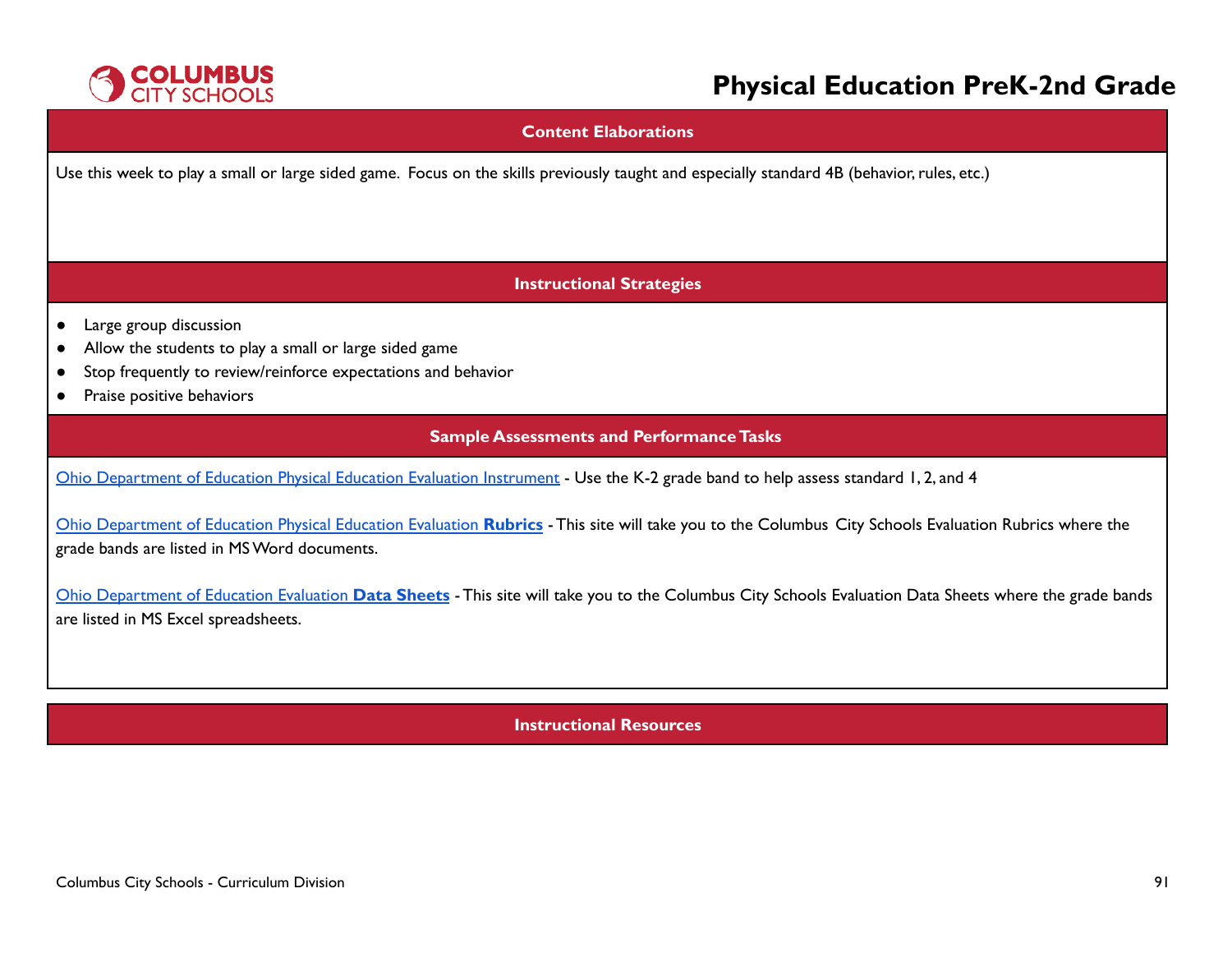## Content Elaborations

Use this week to play a small or large sided game. Focus on the skills previously taught and especially standard 4B (behavior, rules, etc.)

## Instructional Strategies

- Large group discussion
- Allow the students to play a small or large sided game
- Stop frequently to review/reinforce expectations and behavior
- Praise positive behaviors

## Sample Assessments and Performance Tasks

Ohio Department of Education Physical Education Evaluation Instrument - Use the K-2 grade band to help assess standard 1, 2, and 4

Ohio Department of Education Physical Education Evaluation **Rubrics** - This site will take you to the Columbus City Schools Evaluation Rubrics where the grade bands are listed in MS Word documents.

Ohio Department of Education Evaluation **Data Sheets** - This site will take you to the Columbus City Schools Evaluation Data Sheets where the grade bands are listed in MS Excel spreadsheets.

## Instructional Resources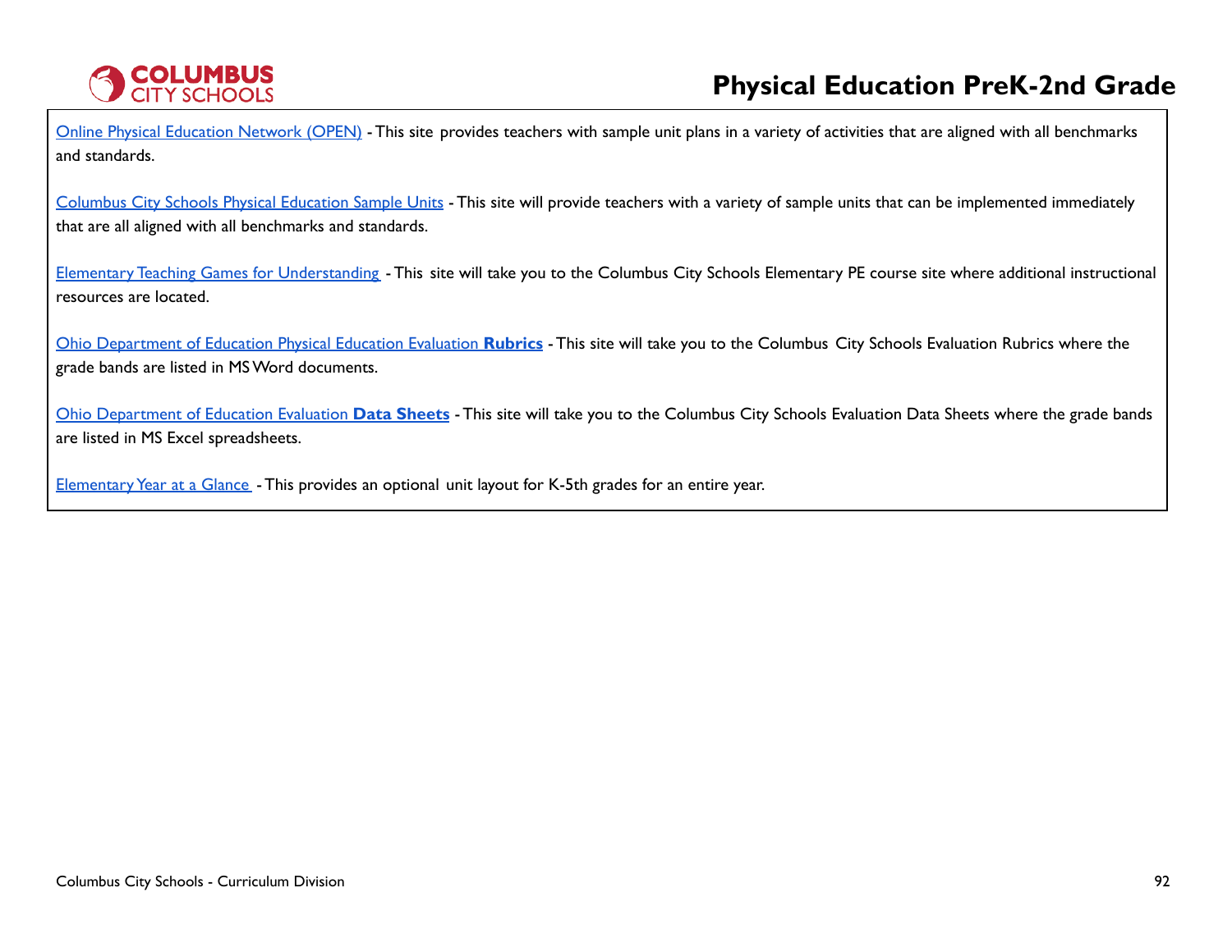Online Physical Education Network (OPEN) - This site provides teachers with sample unit plans in a variety of activities that are aligned with all benchmarks and standards.

Columbus City Schools Physical Education Sample Units - This site will provide teachers with a variety of sample units that can be implemented immediately that are all aligned with all benchmarks and standards.

Elementary Teaching Games for Understanding - This site will take you to the Columbus City Schools Elementary PE course site where additional instructional resources are located.

Ohio Department of Education Physical Education Evaluation **Rubrics** - This site will take you to the Columbus City Schools Evaluation Rubrics where the grade bands are listed in MS Word documents.

Ohio Department of Education Evaluation **Data Sheets** - This site will take you to the Columbus City Schools Evaluation Data Sheets where the grade bands are listed in MS Excel spreadsheets.

Elementary Year at a Glance - This provides an optional unit layout for K-5th grades for an entire year.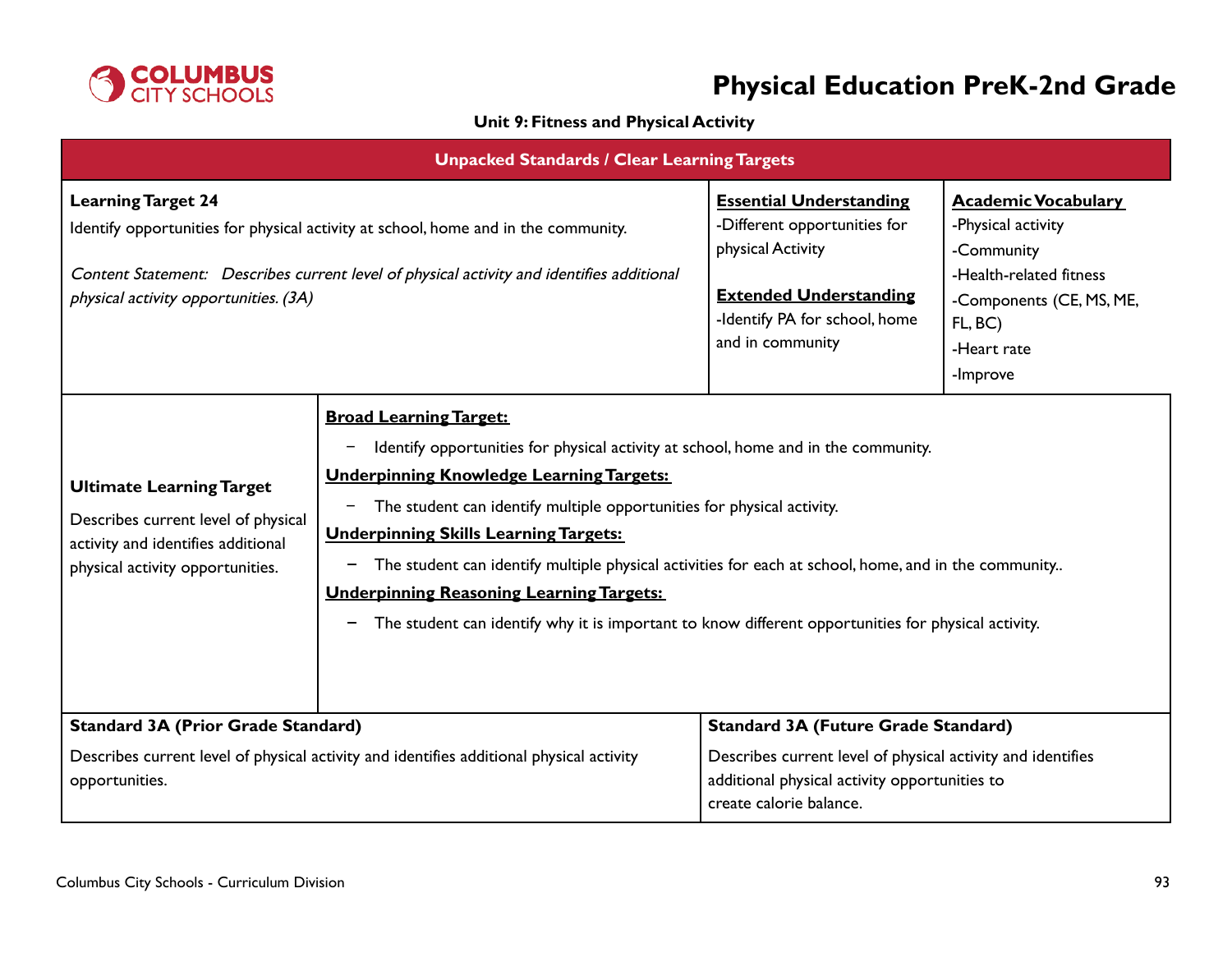# Physical Education PreK-2nd Grade

**Unit 9: Fitness and Physical Activity**

## Unpacked Standards / Clear Learning Targets

**Learning Target 24**

Identify opportunities for physical activity at school, home and in the community.

*Content Statement: Describes current level of physical activity and identifies additional physical activity opportunities. (3A)*

**Essential Understanding**

-Different opportunities for physical Activity

**Extended Understanding**

-Identify PA for school, home and in community

**Academic Vocabulary**

-Physical activity
-Community
-Health-related fitness
-Components (CE, MS, ME, FL, BC)
-Heart rate
-Improve

**Ultimate Learning Target**

Describes current level of physical activity and identifies additional physical activity opportunities.

**Broad Learning Target:**

- Identify opportunities for physical activity at school, home and in the community.

**Underpinning Knowledge Learning Targets:**

- The student can identify multiple opportunities for physical activity.

**Underpinning Skills Learning Targets:**

- The student can identify multiple physical activities for each at school, home, and in the community..

**Underpinning Reasoning Learning Targets:**

- The student can identify why it is important to know different opportunities for physical activity.

| Standard 3A (Prior Grade Standard) | Standard 3A (Future Grade Standard) |
|---|---|
| Describes current level of physical activity and identifies additional physical activity opportunities. | Describes current level of physical activity and identifies additional physical activity opportunities to create calorie balance. |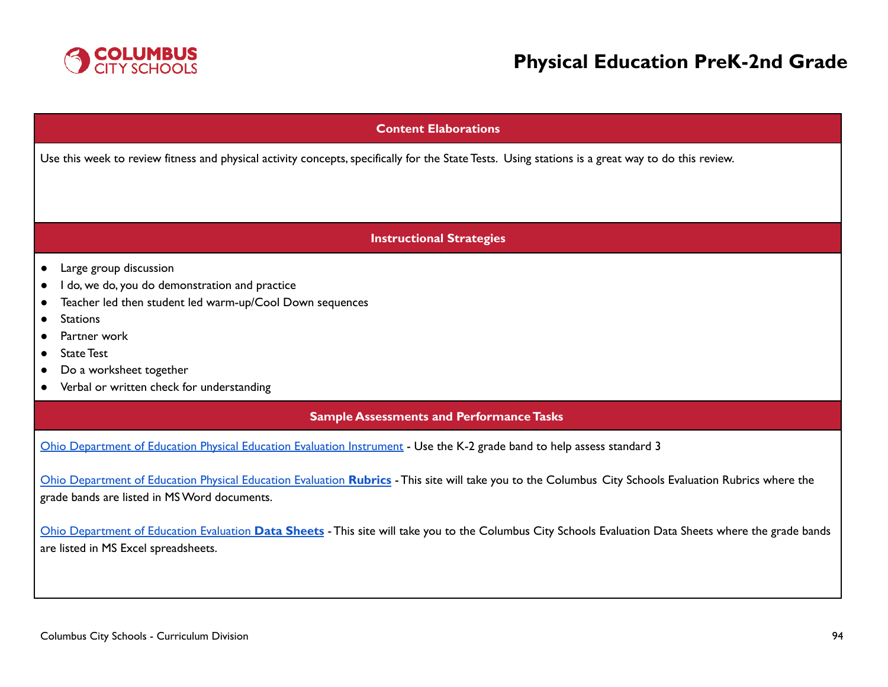## Content Elaborations

Use this week to review fitness and physical activity concepts, specifically for the State Tests. Using stations is a great way to do this review.

## Instructional Strategies

- Large group discussion
- I do, we do, you do demonstration and practice
- Teacher led then student led warm-up/Cool Down sequences
- Stations
- Partner work
- State Test
- Do a worksheet together
- Verbal or written check for understanding

## Sample Assessments and Performance Tasks

Ohio Department of Education Physical Education Evaluation Instrument - Use the K-2 grade band to help assess standard 3

Ohio Department of Education Physical Education Evaluation **Rubrics** - This site will take you to the Columbus City Schools Evaluation Rubrics where the grade bands are listed in MS Word documents.

Ohio Department of Education Evaluation **Data Sheets** - This site will take you to the Columbus City Schools Evaluation Data Sheets where the grade bands are listed in MS Excel spreadsheets.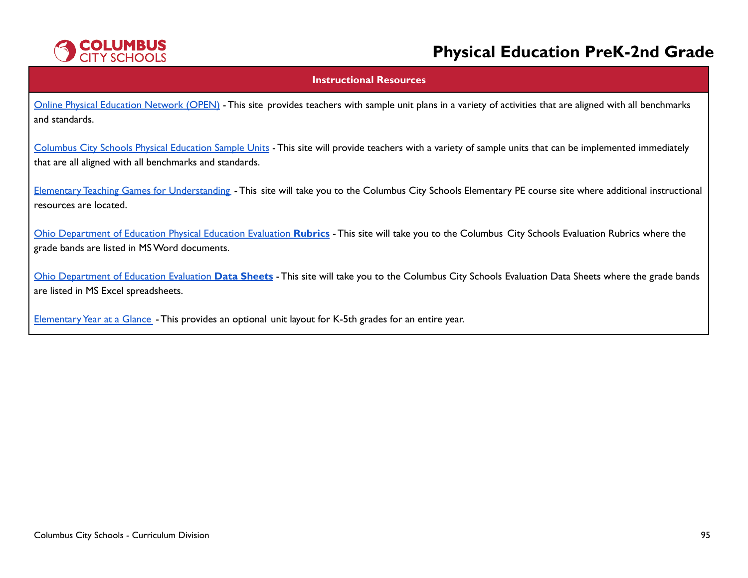# Physical Education PreK-2nd Grade

## Instructional Resources

Online Physical Education Network (OPEN) - This site provides teachers with sample unit plans in a variety of activities that are aligned with all benchmarks and standards.

Columbus City Schools Physical Education Sample Units - This site will provide teachers with a variety of sample units that can be implemented immediately that are all aligned with all benchmarks and standards.

Elementary Teaching Games for Understanding - This site will take you to the Columbus City Schools Elementary PE course site where additional instructional resources are located.

Ohio Department of Education Physical Education Evaluation **Rubrics** - This site will take you to the Columbus City Schools Evaluation Rubrics where the grade bands are listed in MS Word documents.

Ohio Department of Education Evaluation **Data Sheets** - This site will take you to the Columbus City Schools Evaluation Data Sheets where the grade bands are listed in MS Excel spreadsheets.

Elementary Year at a Glance - This provides an optional unit layout for K-5th grades for an entire year.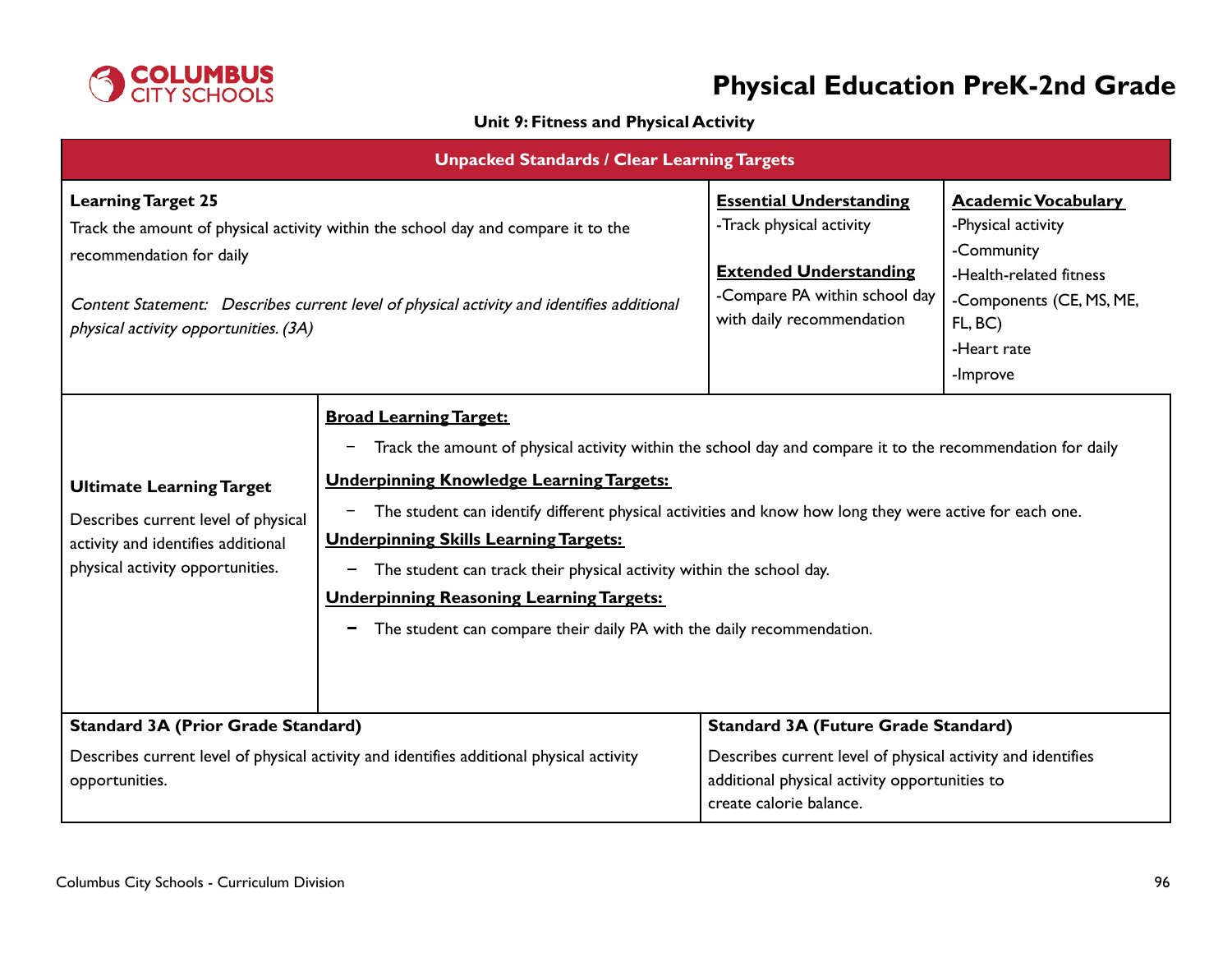# Physical Education PreK-2nd Grade

### Unit 9: Fitness and Physical Activity

| Unpacked Standards / Clear Learning Targets | | |
|---|---|---|
| **Learning Target 25**<br>Track the amount of physical activity within the school day and compare it to the recommendation for daily<br><br>*Content Statement: Describes current level of physical activity and identifies additional physical activity opportunities. (3A)* | **Essential Understanding**<br>-Track physical activity<br><br>**Extended Understanding**<br>-Compare PA within school day with daily recommendation | **Academic Vocabulary**<br>-Physical activity<br>-Community<br>-Health-related fitness<br>-Components (CE, MS, ME, FL, BC)<br>-Heart rate<br>-Improve |

| Ultimate Learning Target | |
|---|---|
| **Ultimate Learning Target**<br>Describes current level of physical activity and identifies additional physical activity opportunities. | **Broad Learning Target:**<br>– Track the amount of physical activity within the school day and compare it to the recommendation for daily<br>**Underpinning Knowledge Learning Targets:**<br>– The student can identify different physical activities and know how long they were active for each one.<br>**Underpinning Skills Learning Targets:**<br>– The student can track their physical activity within the school day.<br>**Underpinning Reasoning Learning Targets:**<br>– The student can compare their daily PA with the daily recommendation. |

| Standard 3A (Prior Grade Standard) | Standard 3A (Future Grade Standard) |
|---|---|
| Describes current level of physical activity and identifies additional physical activity opportunities. | Describes current level of physical activity and identifies additional physical activity opportunities to create calorie balance. |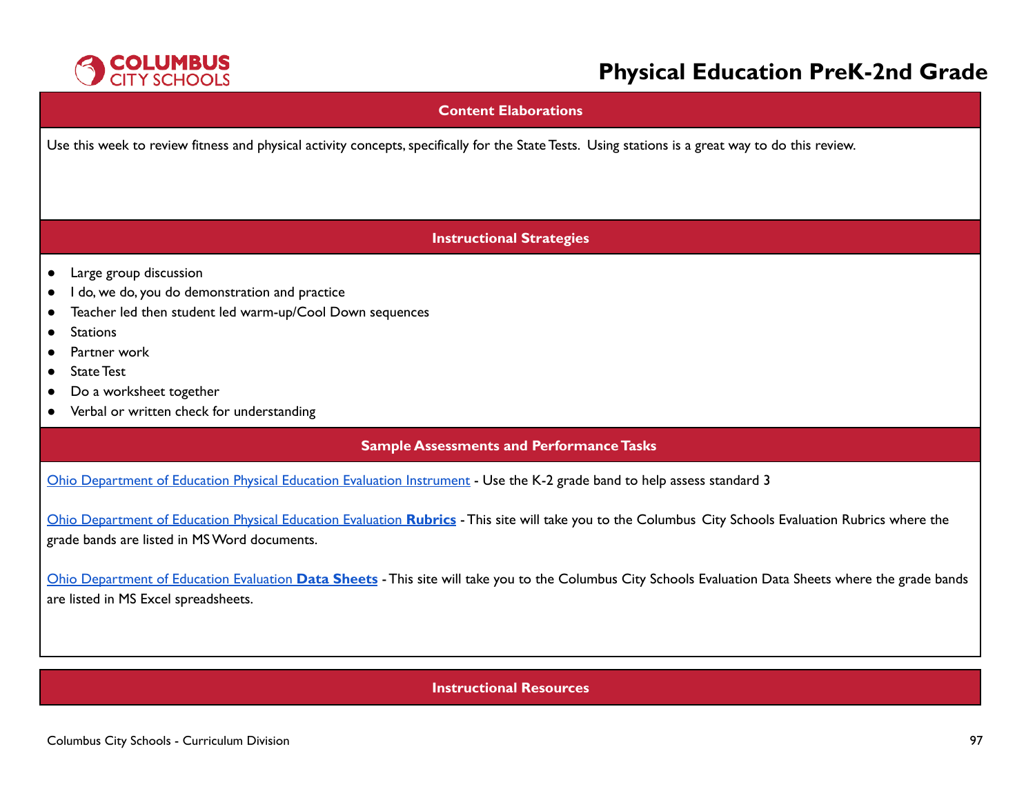# Physical Education PreK-2nd Grade

## Content Elaborations

Use this week to review fitness and physical activity concepts, specifically for the State Tests. Using stations is a great way to do this review.

## Instructional Strategies

- Large group discussion
- I do, we do, you do demonstration and practice
- Teacher led then student led warm-up/Cool Down sequences
- Stations
- Partner work
- State Test
- Do a worksheet together
- Verbal or written check for understanding

## Sample Assessments and Performance Tasks

Ohio Department of Education Physical Education Evaluation Instrument - Use the K-2 grade band to help assess standard 3

Ohio Department of Education Physical Education Evaluation **Rubrics** - This site will take you to the Columbus City Schools Evaluation Rubrics where the grade bands are listed in MS Word documents.

Ohio Department of Education Evaluation **Data Sheets** - This site will take you to the Columbus City Schools Evaluation Data Sheets where the grade bands are listed in MS Excel spreadsheets.

## Instructional Resources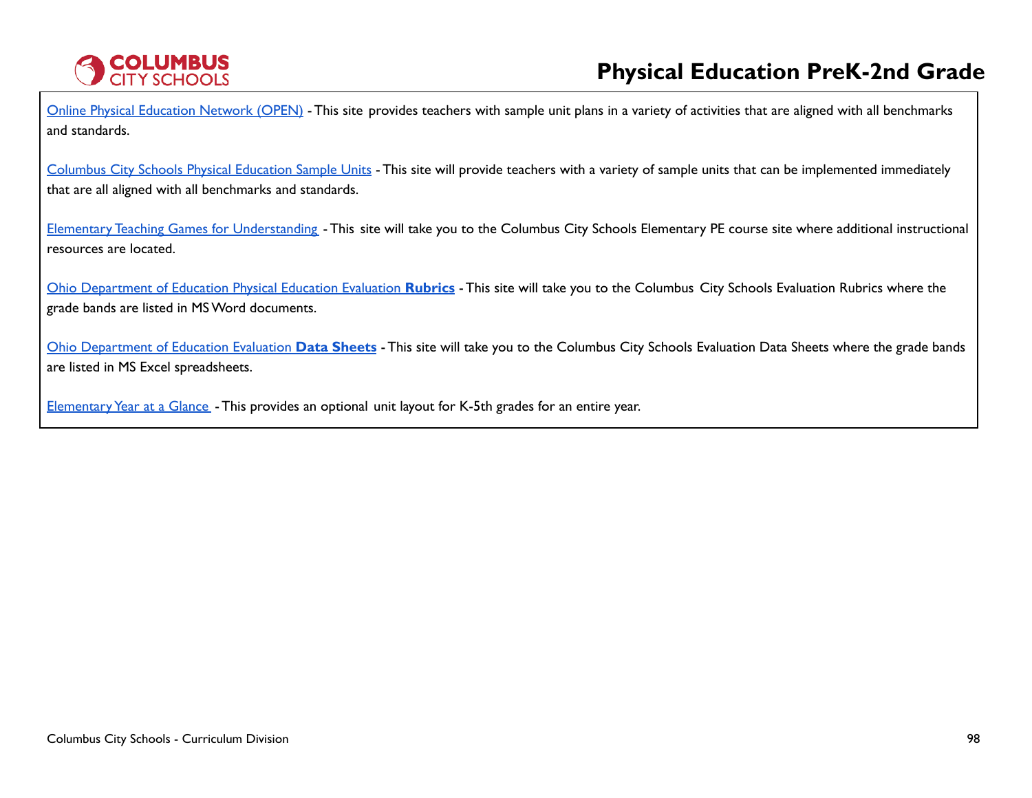Online Physical Education Network (OPEN) - This site provides teachers with sample unit plans in a variety of activities that are aligned with all benchmarks and standards.

Columbus City Schools Physical Education Sample Units - This site will provide teachers with a variety of sample units that can be implemented immediately that are all aligned with all benchmarks and standards.

Elementary Teaching Games for Understanding - This site will take you to the Columbus City Schools Elementary PE course site where additional instructional resources are located.

Ohio Department of Education Physical Education Evaluation **Rubrics** - This site will take you to the Columbus City Schools Evaluation Rubrics where the grade bands are listed in MS Word documents.

Ohio Department of Education Evaluation **Data Sheets** - This site will take you to the Columbus City Schools Evaluation Data Sheets where the grade bands are listed in MS Excel spreadsheets.

Elementary Year at a Glance - This provides an optional unit layout for K-5th grades for an entire year.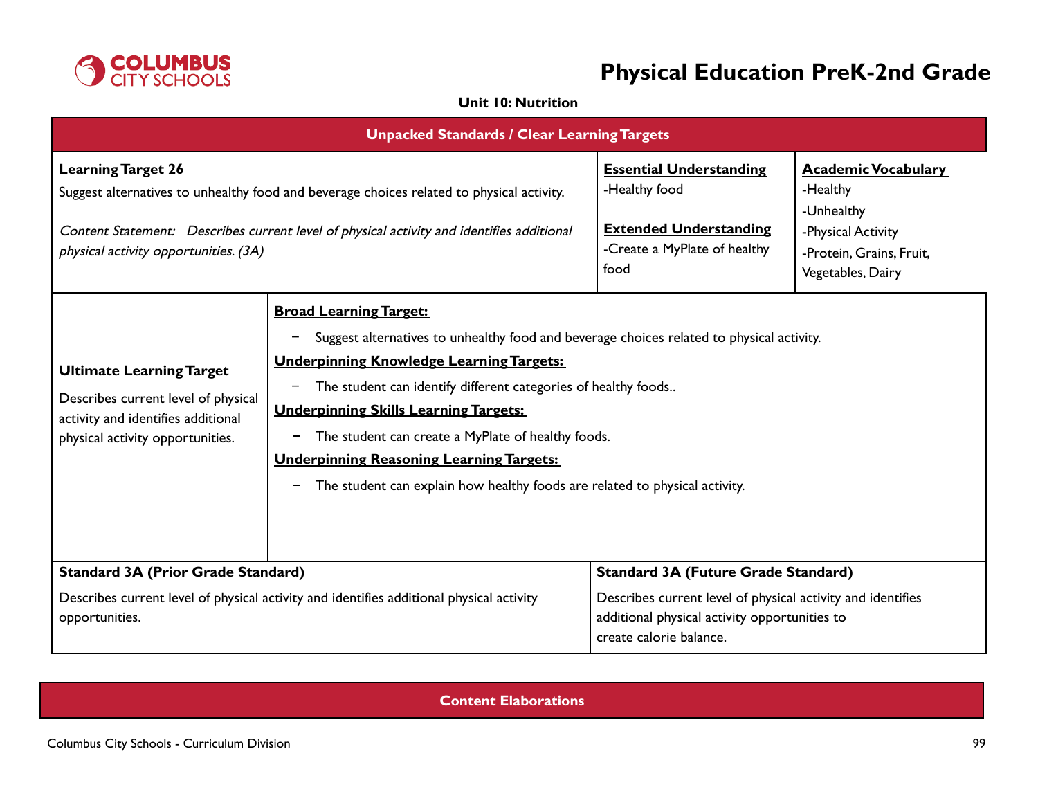# Physical Education PreK-2nd Grade

**Unit 10: Nutrition**

| Unpacked Standards / Clear Learning Targets | | | |
|---|---|---|---|
| **Learning Target 26**<br>Suggest alternatives to unhealthy food and beverage choices related to physical activity.<br><br>*Content Statement: Describes current level of physical activity and identifies additional physical activity opportunities. (3A)* | | **Essential Understanding**<br>-Healthy food<br><br>**Extended Understanding**<br>-Create a MyPlate of healthy food | **Academic Vocabulary**<br>-Healthy<br>-Unhealthy<br>-Physical Activity<br>-Protein, Grains, Fruit, Vegetables, Dairy |
| **Ultimate Learning Target**<br>Describes current level of physical activity and identifies additional physical activity opportunities. | **Broad Learning Target:**<br>– Suggest alternatives to unhealthy food and beverage choices related to physical activity.<br>**Underpinning Knowledge Learning Targets:**<br>– The student can identify different categories of healthy foods..<br>**Underpinning Skills Learning Targets:**<br>– The student can create a MyPlate of healthy foods.<br>**Underpinning Reasoning Learning Targets:**<br>– The student can explain how healthy foods are related to physical activity. | | |
| **Standard 3A (Prior Grade Standard)**<br>Describes current level of physical activity and identifies additional physical activity opportunities. | | **Standard 3A (Future Grade Standard)**<br>Describes current level of physical activity and identifies additional physical activity opportunities to create calorie balance. | |

| Content Elaborations |
|---|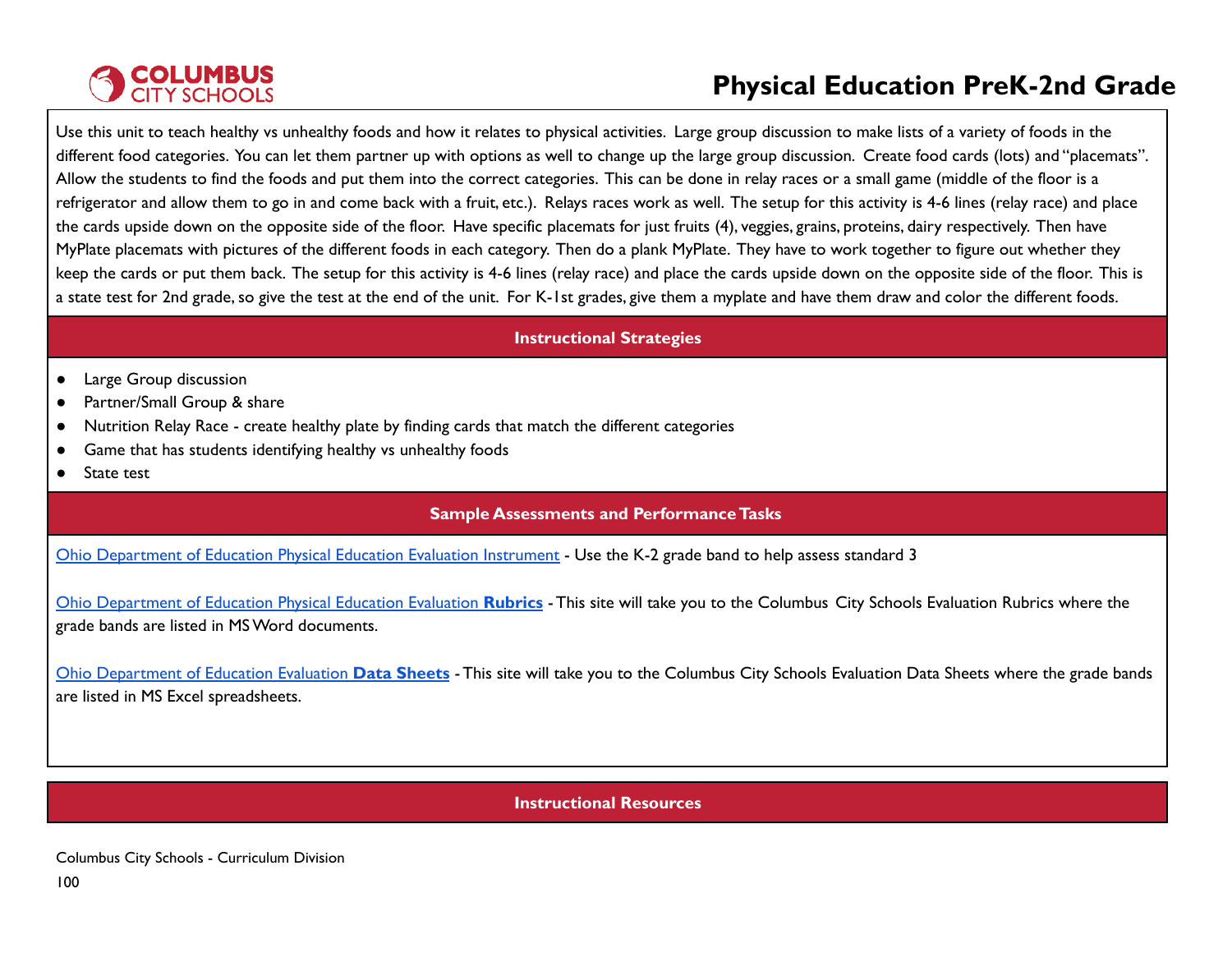Use this unit to teach healthy vs unhealthy foods and how it relates to physical activities. Large group discussion to make lists of a variety of foods in the different food categories. You can let them partner up with options as well to change up the large group discussion. Create food cards (lots) and "placemats". Allow the students to find the foods and put them into the correct categories. This can be done in relay races or a small game (middle of the floor is a refrigerator and allow them to go in and come back with a fruit, etc.). Relays races work as well. The setup for this activity is 4-6 lines (relay race) and place the cards upside down on the opposite side of the floor. Have specific placemats for just fruits (4), veggies, grains, proteins, dairy respectively. Then have MyPlate placemats with pictures of the different foods in each category. Then do a plank MyPlate. They have to work together to figure out whether they keep the cards or put them back. The setup for this activity is 4-6 lines (relay race) and place the cards upside down on the opposite side of the floor. This is a state test for 2nd grade, so give the test at the end of the unit. For K-1st grades, give them a myplate and have them draw and color the different foods.

## Instructional Strategies

- Large Group discussion
- Partner/Small Group & share
- Nutrition Relay Race - create healthy plate by finding cards that match the different categories
- Game that has students identifying healthy vs unhealthy foods
- State test

## Sample Assessments and Performance Tasks

Ohio Department of Education Physical Education Evaluation Instrument - Use the K-2 grade band to help assess standard 3

Ohio Department of Education Physical Education Evaluation **Rubrics** - This site will take you to the Columbus City Schools Evaluation Rubrics where the grade bands are listed in MS Word documents.

Ohio Department of Education Evaluation **Data Sheets** - This site will take you to the Columbus City Schools Evaluation Data Sheets where the grade bands are listed in MS Excel spreadsheets.

## Instructional Resources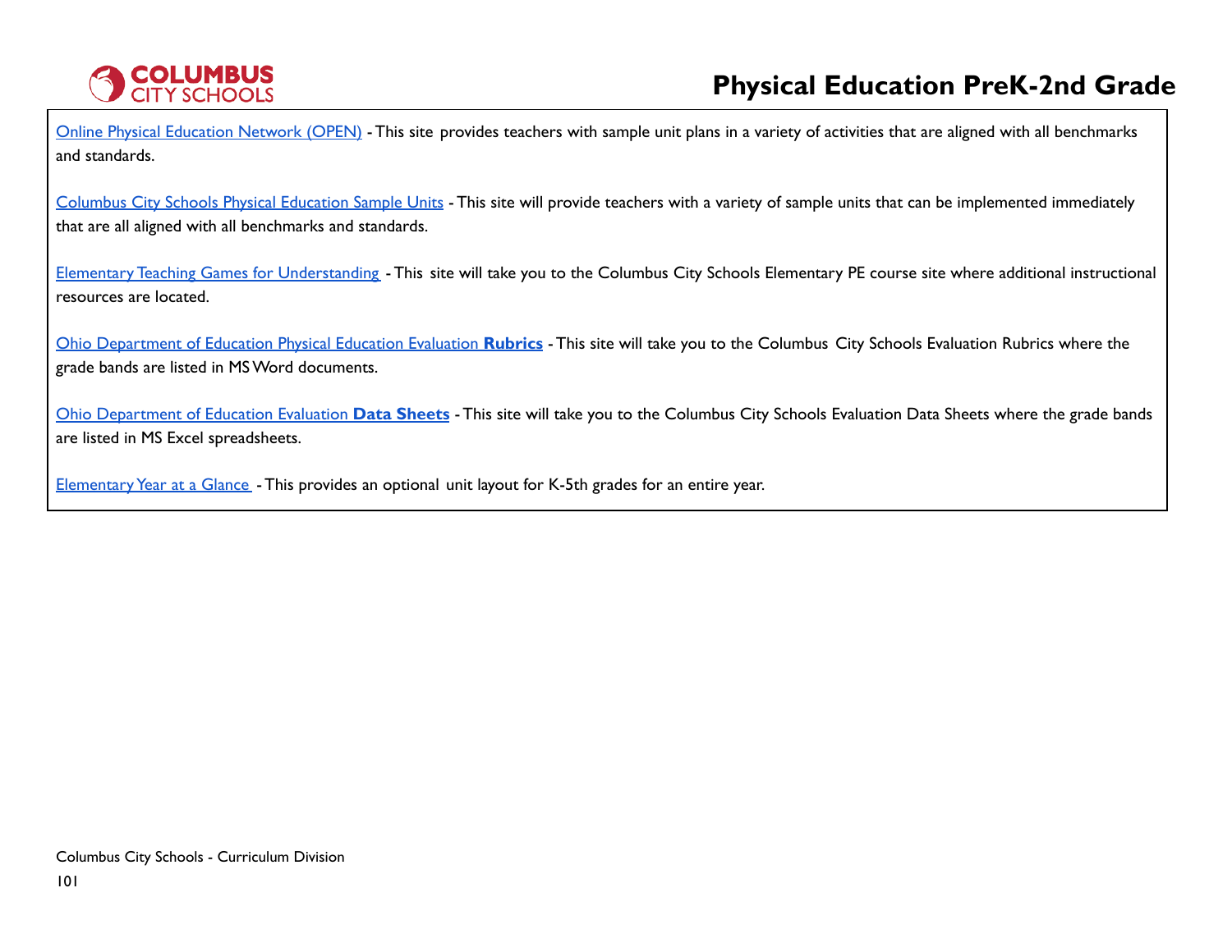Online Physical Education Network (OPEN) - This site provides teachers with sample unit plans in a variety of activities that are aligned with all benchmarks and standards.

Columbus City Schools Physical Education Sample Units - This site will provide teachers with a variety of sample units that can be implemented immediately that are all aligned with all benchmarks and standards.

Elementary Teaching Games for Understanding - This site will take you to the Columbus City Schools Elementary PE course site where additional instructional resources are located.

Ohio Department of Education Physical Education Evaluation **Rubrics** - This site will take you to the Columbus City Schools Evaluation Rubrics where the grade bands are listed in MS Word documents.

Ohio Department of Education Evaluation **Data Sheets** - This site will take you to the Columbus City Schools Evaluation Data Sheets where the grade bands are listed in MS Excel spreadsheets.

Elementary Year at a Glance - This provides an optional unit layout for K-5th grades for an entire year.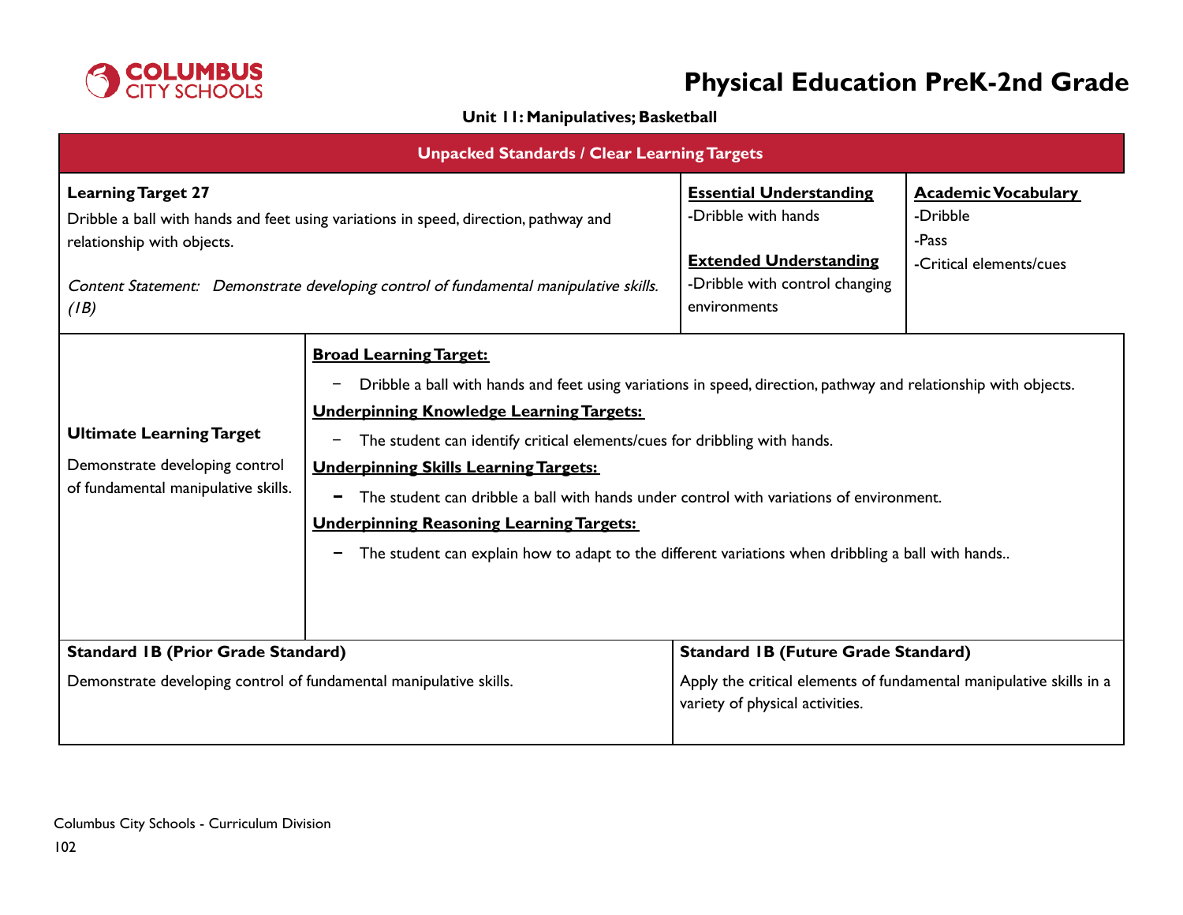# Physical Education PreK-2nd Grade

**Unit 11: Manipulatives; Basketball**

| Unpacked Standards / Clear Learning Targets | | |
|---|---|---|
| **Learning Target 27**<br>Dribble a ball with hands and feet using variations in speed, direction, pathway and relationship with objects.<br><br>*Content Statement: Demonstrate developing control of fundamental manipulative skills. (1B)* | **Essential Understanding**<br>-Dribble with hands<br><br>**Extended Understanding**<br>-Dribble with control changing environments | **Academic Vocabulary**<br>-Dribble<br>-Pass<br>-Critical elements/cues |

| **Ultimate Learning Target** | |
|---|---|
| Demonstrate developing control of fundamental manipulative skills. | **Broad Learning Target:**<br>– Dribble a ball with hands and feet using variations in speed, direction, pathway and relationship with objects.<br>**Underpinning Knowledge Learning Targets:**<br>– The student can identify critical elements/cues for dribbling with hands.<br>**Underpinning Skills Learning Targets:**<br>– The student can dribble a ball with hands under control with variations of environment.<br>**Underpinning Reasoning Learning Targets:**<br>– The student can explain how to adapt to the different variations when dribbling a ball with hands.. |

| **Standard 1B (Prior Grade Standard)** | **Standard 1B (Future Grade Standard)** |
|---|---|
| Demonstrate developing control of fundamental manipulative skills. | Apply the critical elements of fundamental manipulative skills in a variety of physical activities. |

Columbus City Schools - Curriculum Division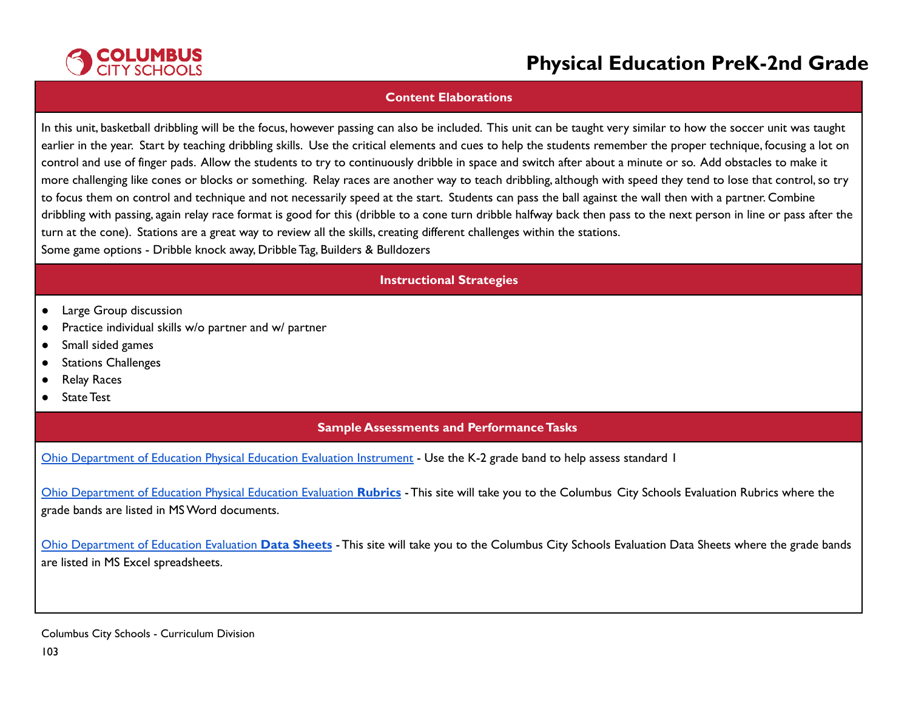## Content Elaborations

In this unit, basketball dribbling will be the focus, however passing can also be included. This unit can be taught very similar to how the soccer unit was taught earlier in the year. Start by teaching dribbling skills. Use the critical elements and cues to help the students remember the proper technique, focusing a lot on control and use of finger pads. Allow the students to try to continuously dribble in space and switch after about a minute or so. Add obstacles to make it more challenging like cones or blocks or something. Relay races are another way to teach dribbling, although with speed they tend to lose that control, so try to focus them on control and technique and not necessarily speed at the start. Students can pass the ball against the wall then with a partner. Combine dribbling with passing, again relay race format is good for this (dribble to a cone turn dribble halfway back then pass to the next person in line or pass after the turn at the cone). Stations are a great way to review all the skills, creating different challenges within the stations.
Some game options - Dribble knock away, Dribble Tag, Builders & Bulldozers

## Instructional Strategies

- Large Group discussion
- Practice individual skills w/o partner and w/ partner
- Small sided games
- Stations Challenges
- Relay Races
- State Test

## Sample Assessments and Performance Tasks

Ohio Department of Education Physical Education Evaluation Instrument - Use the K-2 grade band to help assess standard 1

Ohio Department of Education Physical Education Evaluation **Rubrics** - This site will take you to the Columbus City Schools Evaluation Rubrics where the grade bands are listed in MS Word documents.

Ohio Department of Education Evaluation **Data Sheets** - This site will take you to the Columbus City Schools Evaluation Data Sheets where the grade bands are listed in MS Excel spreadsheets.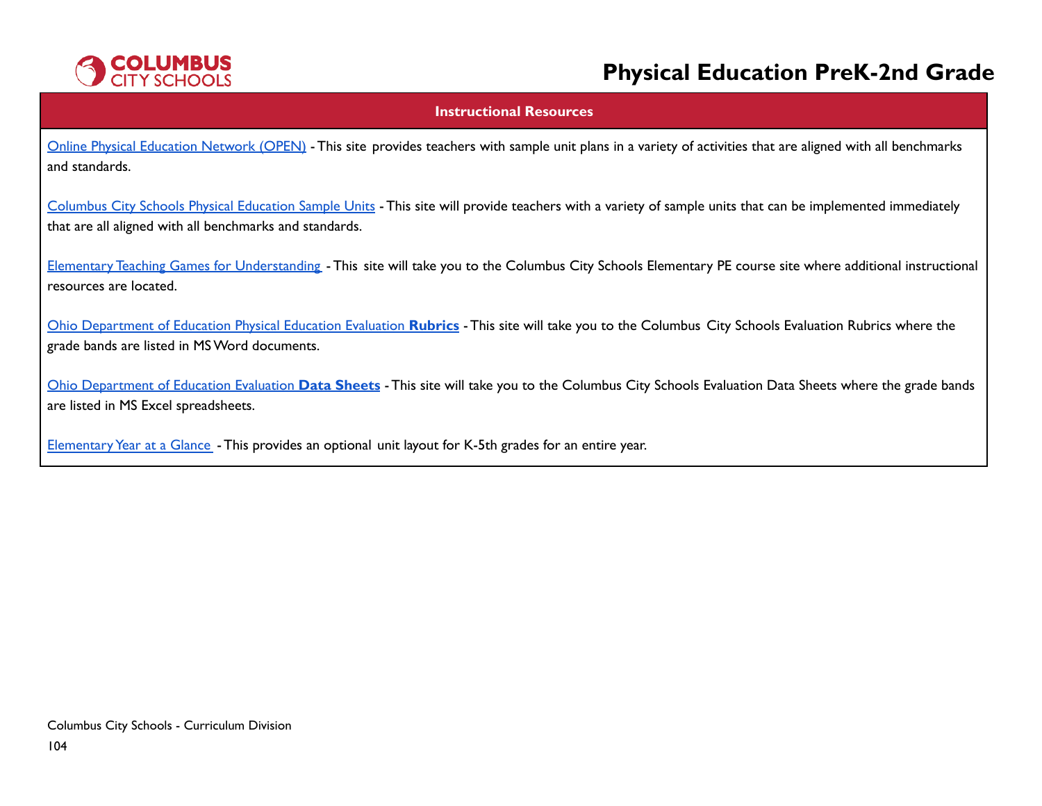## Instructional Resources

Online Physical Education Network (OPEN) - This site provides teachers with sample unit plans in a variety of activities that are aligned with all benchmarks and standards.

Columbus City Schools Physical Education Sample Units - This site will provide teachers with a variety of sample units that can be implemented immediately that are all aligned with all benchmarks and standards.

Elementary Teaching Games for Understanding - This site will take you to the Columbus City Schools Elementary PE course site where additional instructional resources are located.

Ohio Department of Education Physical Education Evaluation **Rubrics** - This site will take you to the Columbus City Schools Evaluation Rubrics where the grade bands are listed in MS Word documents.

Ohio Department of Education Evaluation **Data Sheets** - This site will take you to the Columbus City Schools Evaluation Data Sheets where the grade bands are listed in MS Excel spreadsheets.

Elementary Year at a Glance - This provides an optional unit layout for K-5th grades for an entire year.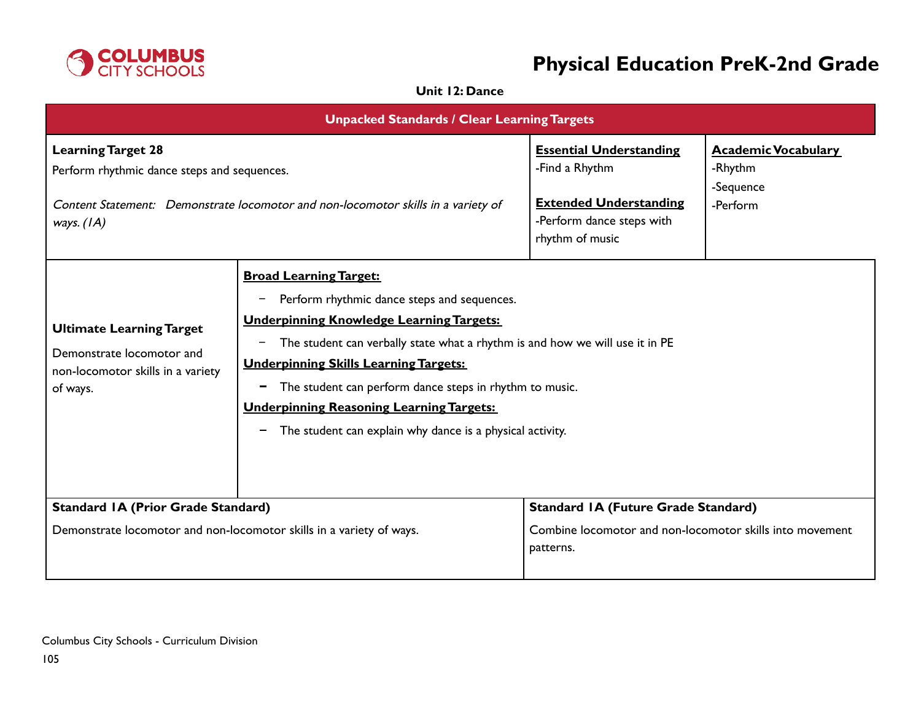# Physical Education PreK-2nd Grade

**Unit 12: Dance**

| Unpacked Standards / Clear Learning Targets | | |
|---|---|---|
| **Learning Target 28**<br>Perform rhythmic dance steps and sequences.<br><br>*Content Statement: Demonstrate locomotor and non-locomotor skills in a variety of ways. (1A)* | **Essential Understanding**<br>-Find a Rhythm<br><br>**Extended Understanding**<br>-Perform dance steps with rhythm of music | **Academic Vocabulary**<br>-Rhythm<br>-Sequence<br>-Perform |

| | |
|---|---|
| **Ultimate Learning Target**<br>Demonstrate locomotor and non-locomotor skills in a variety of ways. | **Broad Learning Target:**<br>− Perform rhythmic dance steps and sequences.<br>**Underpinning Knowledge Learning Targets:**<br>− The student can verbally state what a rhythm is and how we will use it in PE<br>**Underpinning Skills Learning Targets:**<br>− The student can perform dance steps in rhythm to music.<br>**Underpinning Reasoning Learning Targets:**<br>− The student can explain why dance is a physical activity. |

| Standard 1A (Prior Grade Standard) | Standard 1A (Future Grade Standard) |
|---|---|
| Demonstrate locomotor and non-locomotor skills in a variety of ways. | Combine locomotor and non-locomotor skills into movement patterns. |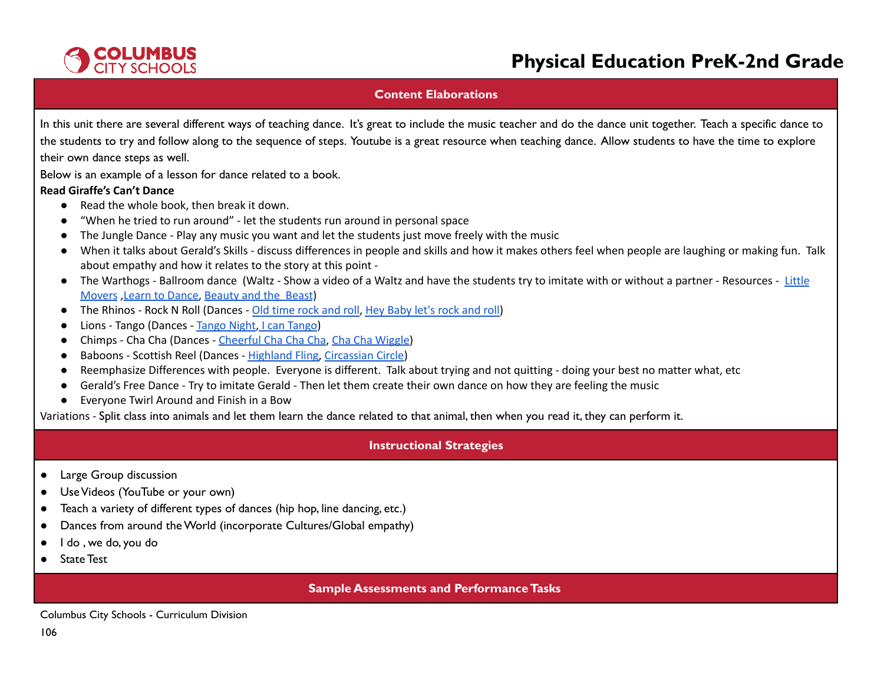## Content Elaborations

In this unit there are several different ways of teaching dance. It's great to include the music teacher and do the dance unit together. Teach a specific dance to the students to try and follow along to the sequence of steps. Youtube is a great resource when teaching dance. Allow students to have the time to explore their own dance steps as well.

Below is an example of a lesson for dance related to a book.

**Read Giraffe's Can't Dance**

- Read the whole book, then break it down.
- "When he tried to run around" - let the students run around in personal space
- The Jungle Dance - Play any music you want and let the students just move freely with the music
- When it talks about Gerald's Skills - discuss differences in people and skills and how it makes others feel when people are laughing or making fun. Talk about empathy and how it relates to the story at this point -
- The Warthogs - Ballroom dance (Waltz - Show a video of a Waltz and have the students try to imitate with or without a partner - Resources - Little Movers ,Learn to Dance, Beauty and the Beast)
- The Rhinos - Rock N Roll (Dances - Old time rock and roll, Hey Baby let's rock and roll)
- Lions - Tango (Dances - Tango Night, I can Tango)
- Chimps - Cha Cha (Dances - Cheerful Cha Cha Cha, Cha Cha Wiggle)
- Baboons - Scottish Reel (Dances - Highland Fling, Circassian Circle)
- Reemphasize Differences with people. Everyone is different. Talk about trying and not quitting - doing your best no matter what, etc
- Gerald's Free Dance - Try to imitate Gerald - Then let them create their own dance on how they are feeling the music
- Everyone Twirl Around and Finish in a Bow

Variations - Split class into animals and let them learn the dance related to that animal, then when you read it, they can perform it.

## Instructional Strategies

- Large Group discussion
- Use Videos (YouTube or your own)
- Teach a variety of different types of dances (hip hop, line dancing, etc.)
- Dances from around the World (incorporate Cultures/Global empathy)
- I do , we do, you do
- State Test

## Sample Assessments and Performance Tasks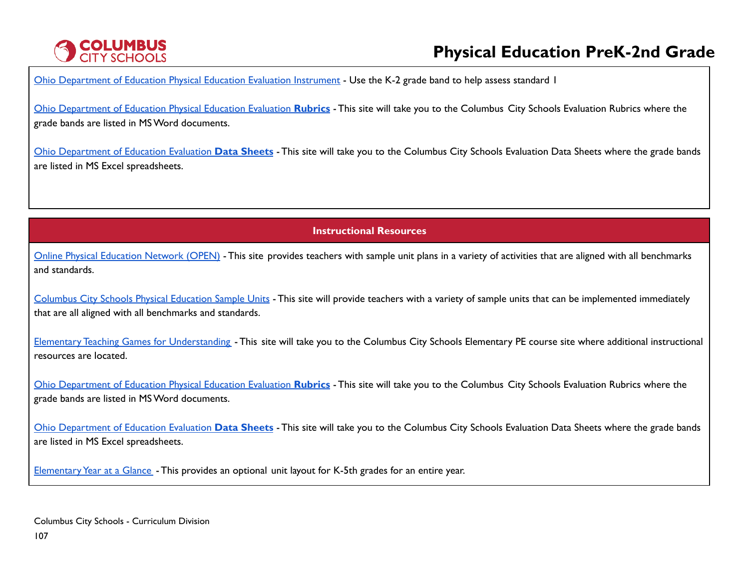Ohio Department of Education Physical Education Evaluation Instrument - Use the K-2 grade band to help assess standard 1

Ohio Department of Education Physical Education Evaluation **Rubrics** - This site will take you to the Columbus City Schools Evaluation Rubrics where the grade bands are listed in MS Word documents.

Ohio Department of Education Evaluation **Data Sheets** - This site will take you to the Columbus City Schools Evaluation Data Sheets where the grade bands are listed in MS Excel spreadsheets.

## Instructional Resources

Online Physical Education Network (OPEN) - This site provides teachers with sample unit plans in a variety of activities that are aligned with all benchmarks and standards.

Columbus City Schools Physical Education Sample Units - This site will provide teachers with a variety of sample units that can be implemented immediately that are all aligned with all benchmarks and standards.

Elementary Teaching Games for Understanding - This site will take you to the Columbus City Schools Elementary PE course site where additional instructional resources are located.

Ohio Department of Education Physical Education Evaluation **Rubrics** - This site will take you to the Columbus City Schools Evaluation Rubrics where the grade bands are listed in MS Word documents.

Ohio Department of Education Evaluation **Data Sheets** - This site will take you to the Columbus City Schools Evaluation Data Sheets where the grade bands are listed in MS Excel spreadsheets.

Elementary Year at a Glance - This provides an optional unit layout for K-5th grades for an entire year.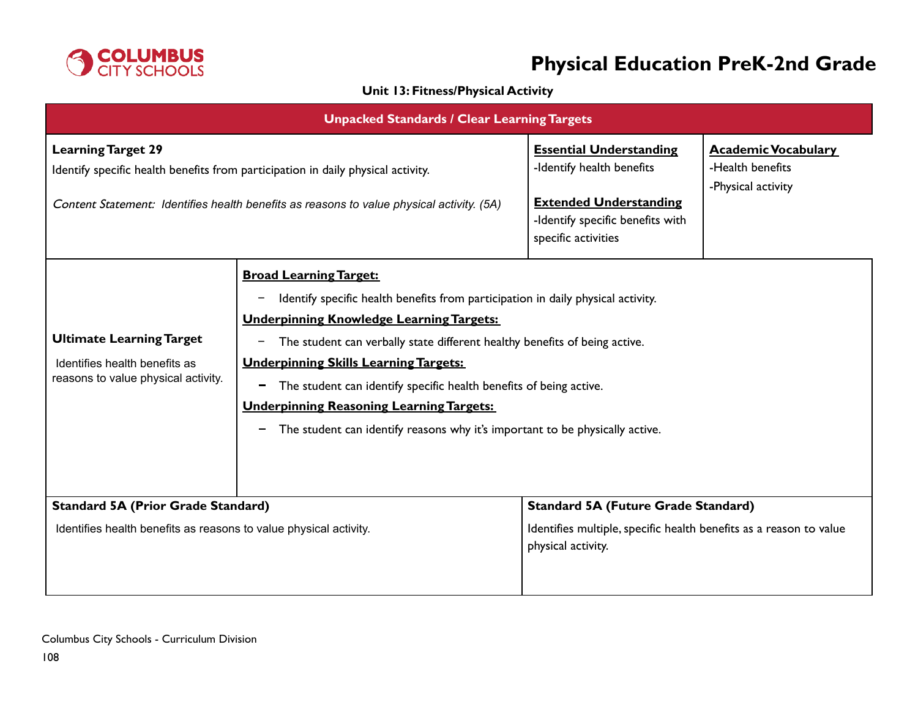# Physical Education PreK-2nd Grade

**Unit 13: Fitness/Physical Activity**

| Unpacked Standards / Clear Learning Targets | | |
|---|---|---|
| **Learning Target 29**<br>Identify specific health benefits from participation in daily physical activity.<br><br>*Content Statement: Identifies health benefits as reasons to value physical activity. (5A)* | **Essential Understanding**<br>-Identify health benefits<br><br>**Extended Understanding**<br>-Identify specific benefits with specific activities | **Academic Vocabulary**<br>-Health benefits<br>-Physical activity |

| **Ultimate Learning Target** | |
|---|---|
| Identifies health benefits as reasons to value physical activity. | **Broad Learning Target:**<br>– Identify specific health benefits from participation in daily physical activity.<br>**Underpinning Knowledge Learning Targets:**<br>– The student can verbally state different healthy benefits of being active.<br>**Underpinning Skills Learning Targets:**<br>– The student can identify specific health benefits of being active.<br>**Underpinning Reasoning Learning Targets:**<br>– The student can identify reasons why it's important to be physically active. |

| **Standard 5A (Prior Grade Standard)** | **Standard 5A (Future Grade Standard)** |
|---|---|
| Identifies health benefits as reasons to value physical activity. | Identifies multiple, specific health benefits as a reason to value physical activity. |

Columbus City Schools - Curriculum Division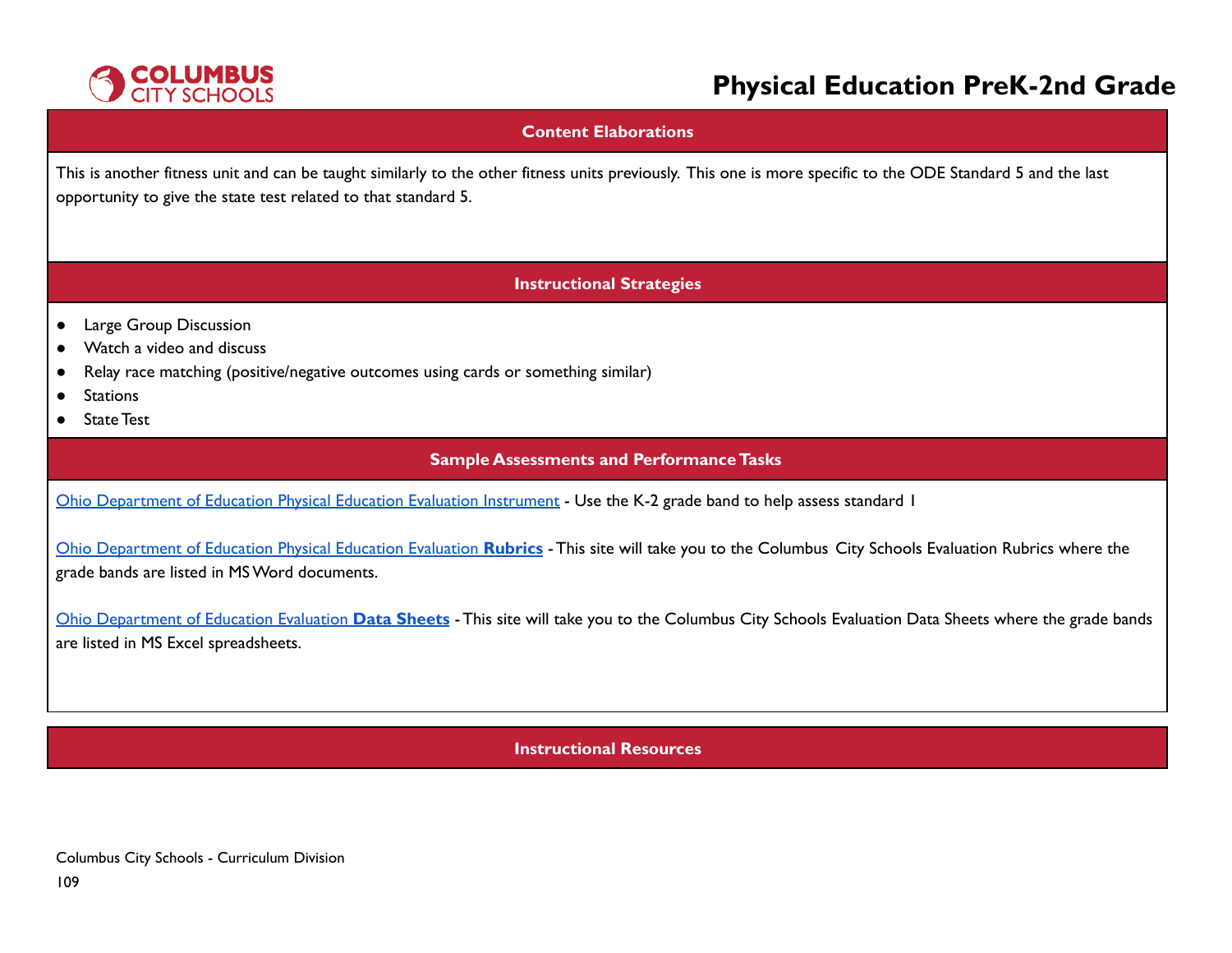# Physical Education PreK-2nd Grade

## Content Elaborations

This is another fitness unit and can be taught similarly to the other fitness units previously. This one is more specific to the ODE Standard 5 and the last opportunity to give the state test related to that standard 5.

## Instructional Strategies

- Large Group Discussion
- Watch a video and discuss
- Relay race matching (positive/negative outcomes using cards or something similar)
- Stations
- State Test

## Sample Assessments and Performance Tasks

Ohio Department of Education Physical Education Evaluation Instrument - Use the K-2 grade band to help assess standard 1

Ohio Department of Education Physical Education Evaluation **Rubrics** - This site will take you to the Columbus City Schools Evaluation Rubrics where the grade bands are listed in MS Word documents.

Ohio Department of Education Evaluation **Data Sheets** - This site will take you to the Columbus City Schools Evaluation Data Sheets where the grade bands are listed in MS Excel spreadsheets.

## Instructional Resources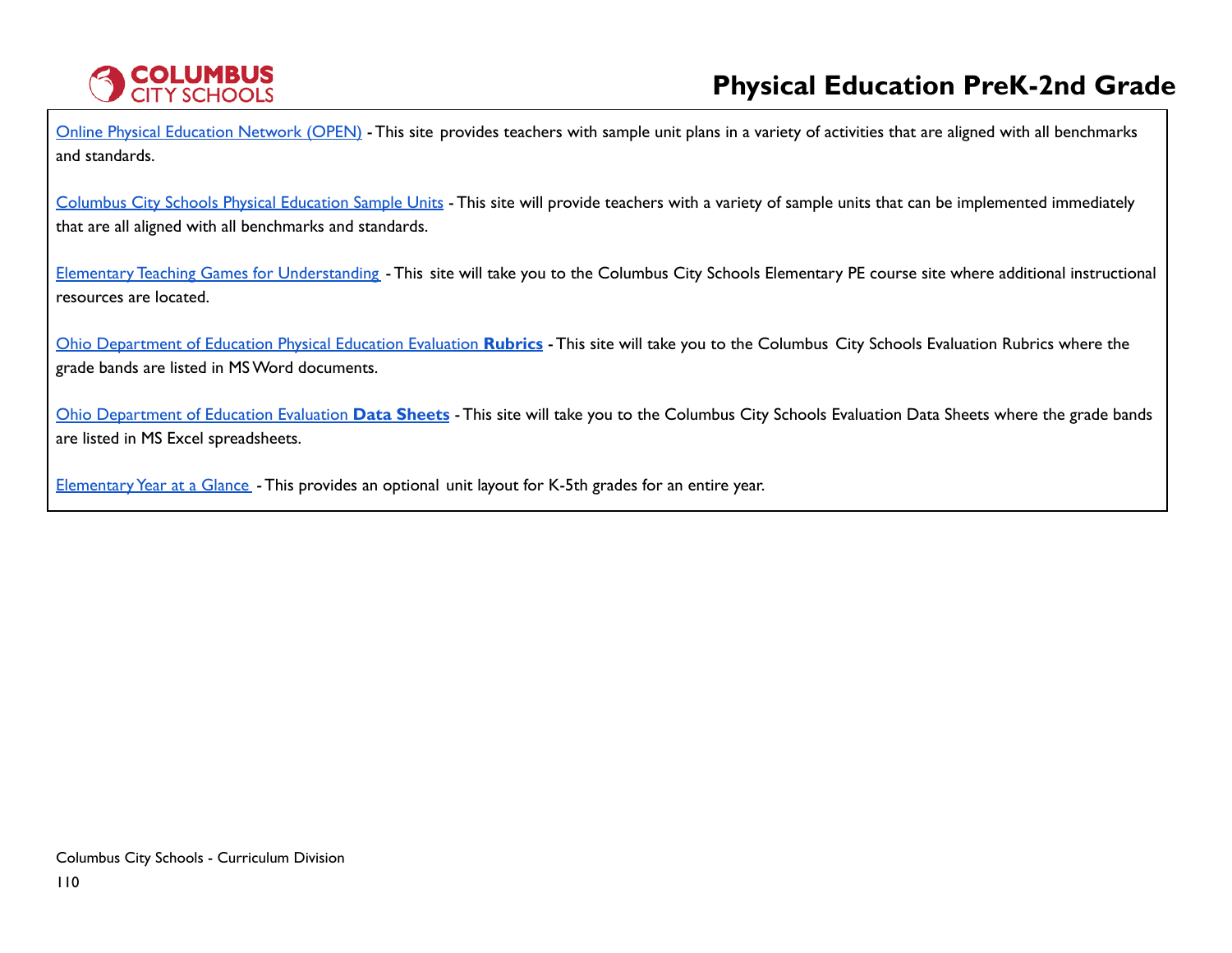Online Physical Education Network (OPEN) - This site provides teachers with sample unit plans in a variety of activities that are aligned with all benchmarks and standards.

Columbus City Schools Physical Education Sample Units - This site will provide teachers with a variety of sample units that can be implemented immediately that are all aligned with all benchmarks and standards.

Elementary Teaching Games for Understanding - This site will take you to the Columbus City Schools Elementary PE course site where additional instructional resources are located.

Ohio Department of Education Physical Education Evaluation **Rubrics** - This site will take you to the Columbus City Schools Evaluation Rubrics where the grade bands are listed in MS Word documents.

Ohio Department of Education Evaluation **Data Sheets** - This site will take you to the Columbus City Schools Evaluation Data Sheets where the grade bands are listed in MS Excel spreadsheets.

Elementary Year at a Glance - This provides an optional unit layout for K-5th grades for an entire year.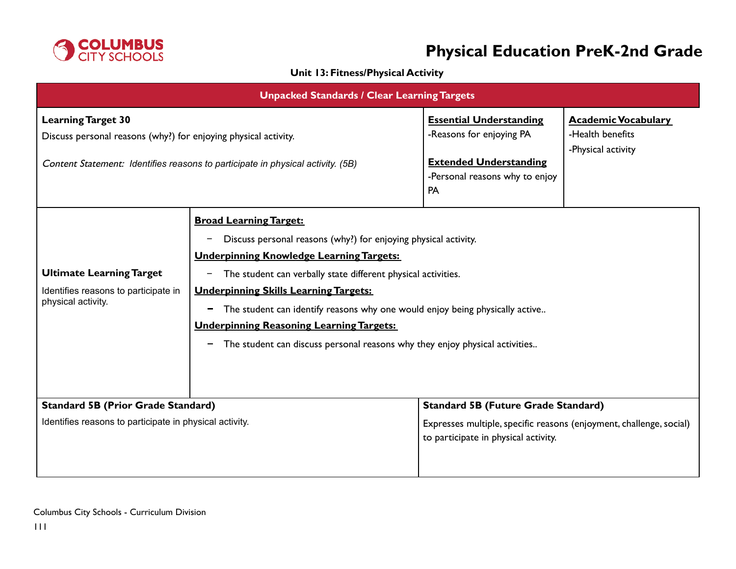# Physical Education PreK-2nd Grade

### Unit 13: Fitness/Physical Activity

## Unpacked Standards / Clear Learning Targets

**Learning Target 30**

Discuss personal reasons (why?) for enjoying physical activity.

*Content Statement: Identifies reasons to participate in physical activity. (5B)*

**Essential Understanding**

-Reasons for enjoying PA

**Extended Understanding**

-Personal reasons why to enjoy PA

**Academic Vocabulary**

-Health benefits

-Physical activity

**Ultimate Learning Target**

Identifies reasons to participate in physical activity.

**Broad Learning Target:**

- Discuss personal reasons (why?) for enjoying physical activity.

**Underpinning Knowledge Learning Targets:**

- The student can verbally state different physical activities.

**Underpinning Skills Learning Targets:**

- The student can identify reasons why one would enjoy being physically active..

**Underpinning Reasoning Learning Targets:**

- The student can discuss personal reasons why they enjoy physical activities..

| Standard 5B (Prior Grade Standard) | Standard 5B (Future Grade Standard) |
|---|---|
| Identifies reasons to participate in physical activity. | Expresses multiple, specific reasons (enjoyment, challenge, social) to participate in physical activity. |

Columbus City Schools - Curriculum Division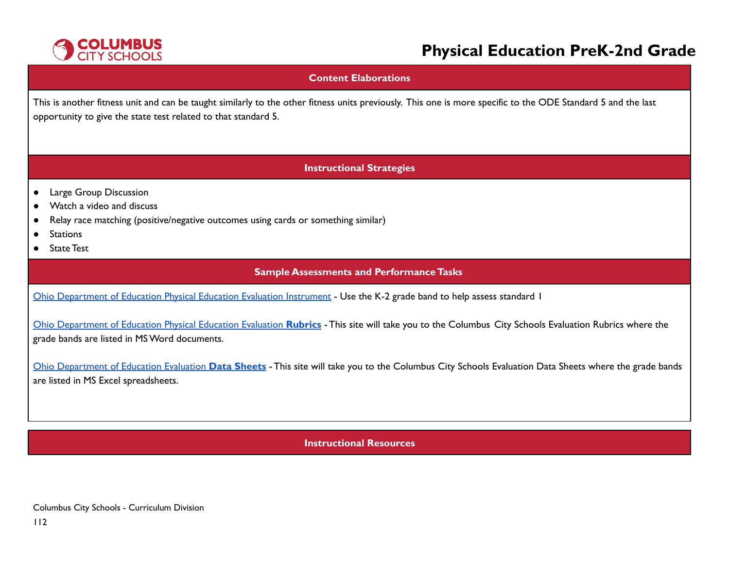## Content Elaborations

This is another fitness unit and can be taught similarly to the other fitness units previously. This one is more specific to the ODE Standard 5 and the last opportunity to give the state test related to that standard 5.

## Instructional Strategies

- Large Group Discussion
- Watch a video and discuss
- Relay race matching (positive/negative outcomes using cards or something similar)
- Stations
- State Test

## Sample Assessments and Performance Tasks

Ohio Department of Education Physical Education Evaluation Instrument - Use the K-2 grade band to help assess standard 1

Ohio Department of Education Physical Education Evaluation **Rubrics** - This site will take you to the Columbus City Schools Evaluation Rubrics where the grade bands are listed in MS Word documents.

Ohio Department of Education Evaluation **Data Sheets** - This site will take you to the Columbus City Schools Evaluation Data Sheets where the grade bands are listed in MS Excel spreadsheets.

## Instructional Resources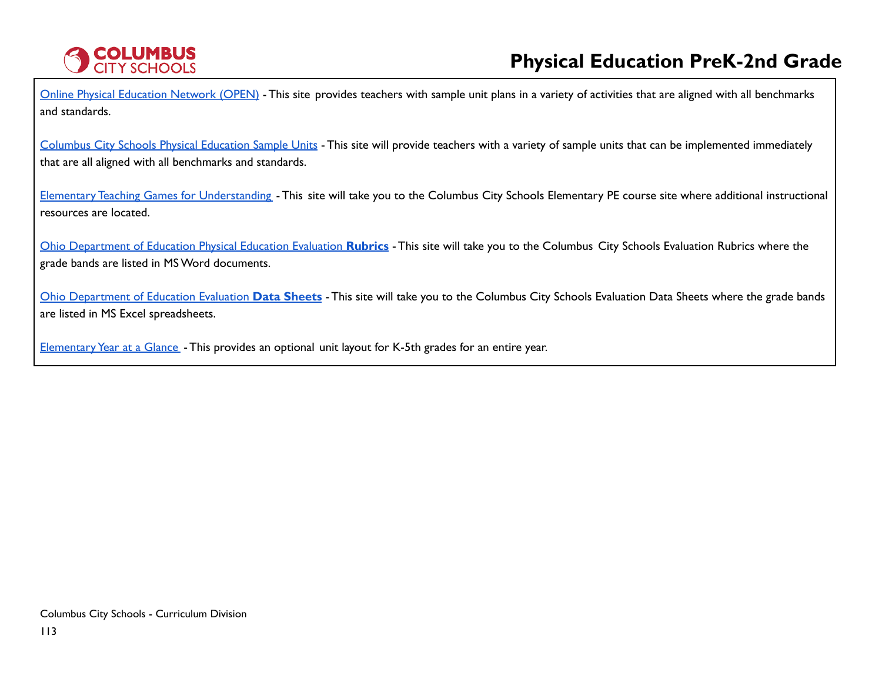Online Physical Education Network (OPEN) - This site provides teachers with sample unit plans in a variety of activities that are aligned with all benchmarks and standards.

Columbus City Schools Physical Education Sample Units - This site will provide teachers with a variety of sample units that can be implemented immediately that are all aligned with all benchmarks and standards.

Elementary Teaching Games for Understanding - This site will take you to the Columbus City Schools Elementary PE course site where additional instructional resources are located.

Ohio Department of Education Physical Education Evaluation **Rubrics** - This site will take you to the Columbus City Schools Evaluation Rubrics where the grade bands are listed in MS Word documents.

Ohio Department of Education Evaluation **Data Sheets** - This site will take you to the Columbus City Schools Evaluation Data Sheets where the grade bands are listed in MS Excel spreadsheets.

Elementary Year at a Glance - This provides an optional unit layout for K-5th grades for an entire year.